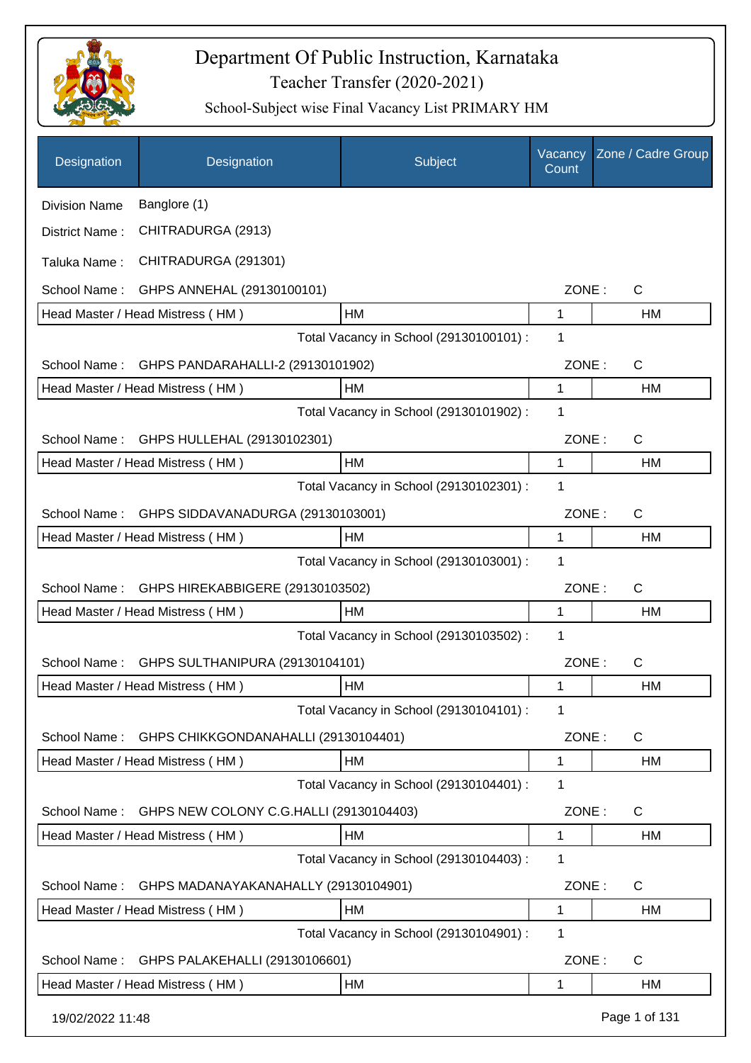# Department Of Public Instruction, Karnataka

## Teacher Transfer (2020-2021)

### School-Subject wise Final Vacancy List PRIMARY HM

| Designation | Designation | Subject | Vacancy Count | Zone / Cadre Group |
|---|---|---|---|---|

Division Name : Banglore (1)

District Name : CHITRADURGA (2913)

Taluka Name : CHITRADURGA (291301)

School Name : GHPS ANNEHAL (29130100101) ZONE : C

| Head Master / Head Mistress ( HM ) | HM | 1 | HM |
|---|---|---|---|
| | Total Vacancy in School (29130100101) : | 1 | |

School Name : GHPS PANDARAHALLI-2 (29130101902) ZONE : C

| Head Master / Head Mistress ( HM ) | HM | 1 | HM |
|---|---|---|---|
| | Total Vacancy in School (29130101902) : | 1 | |

School Name : GHPS HULLEHAL (29130102301) ZONE : C

| Head Master / Head Mistress ( HM ) | HM | 1 | HM |
|---|---|---|---|
| | Total Vacancy in School (29130102301) : | 1 | |

School Name : GHPS SIDDAVANADURGA (29130103001) ZONE : C

| Head Master / Head Mistress ( HM ) | HM | 1 | HM |
|---|---|---|---|
| | Total Vacancy in School (29130103001) : | 1 | |

School Name : GHPS HIREKABBIGERE (29130103502) ZONE : C

| Head Master / Head Mistress ( HM ) | HM | 1 | HM |
|---|---|---|---|
| | Total Vacancy in School (29130103502) : | 1 | |

School Name : GHPS SULTHANIPURA (29130104101) ZONE : C

| Head Master / Head Mistress ( HM ) | HM | 1 | HM |
|---|---|---|---|
| | Total Vacancy in School (29130104101) : | 1 | |

School Name : GHPS CHIKKGONDANAHALLI (29130104401) ZONE : C

| Head Master / Head Mistress ( HM ) | HM | 1 | HM |
|---|---|---|---|
| | Total Vacancy in School (29130104401) : | 1 | |

School Name : GHPS NEW COLONY C.G.HALLI (29130104403) ZONE : C

| Head Master / Head Mistress ( HM ) | HM | 1 | HM |
|---|---|---|---|
| | Total Vacancy in School (29130104403) : | 1 | |

School Name : GHPS MADANAYAKANAHALLY (29130104901) ZONE : C

| Head Master / Head Mistress ( HM ) | HM | 1 | HM |
|---|---|---|---|
| | Total Vacancy in School (29130104901) : | 1 | |

School Name : GHPS PALAKEHALLI (29130106601) ZONE : C

| Head Master / Head Mistress ( HM ) | HM | 1 | HM |
|---|---|---|---|

19/02/2022 11:48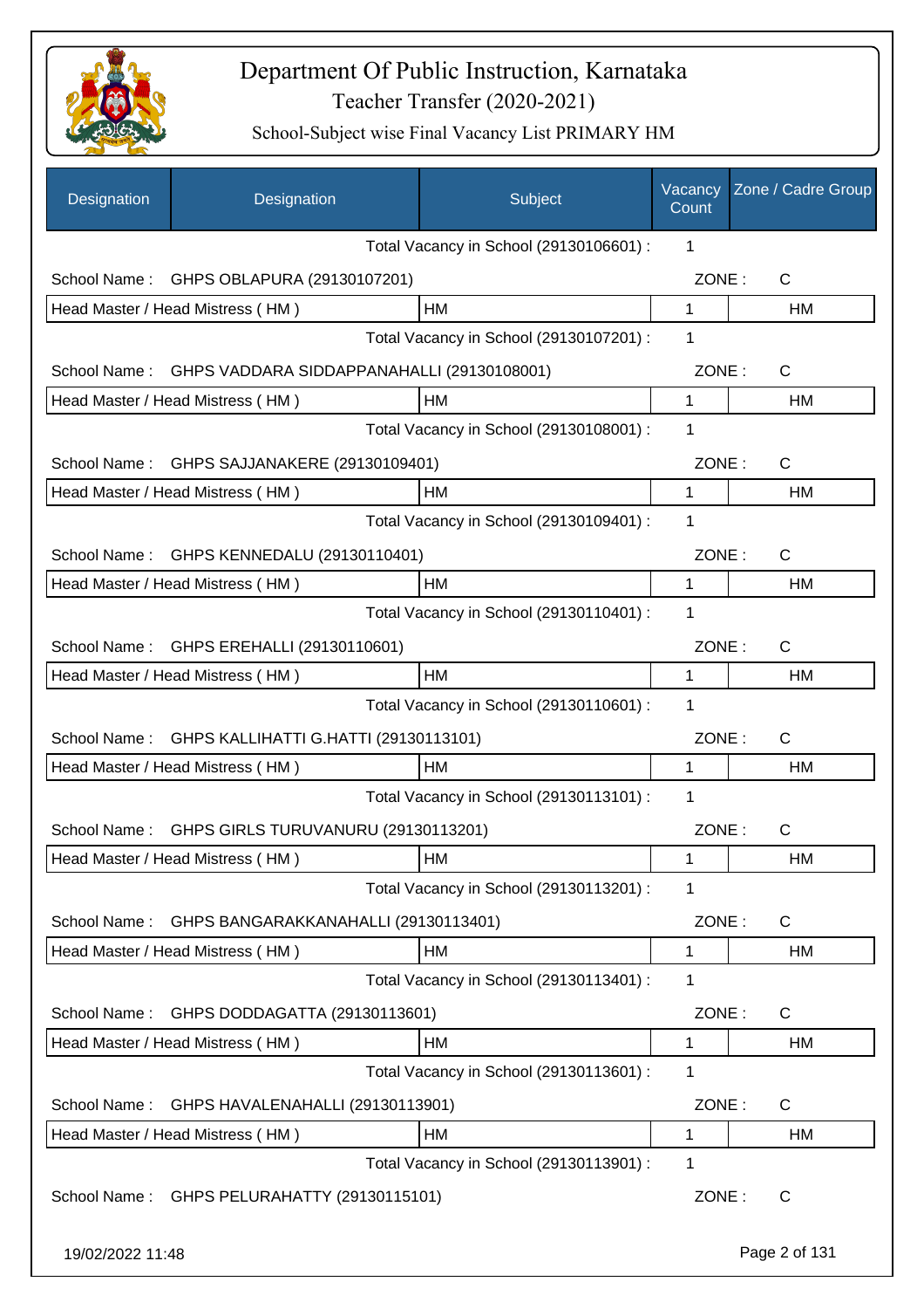# Department Of Public Instruction, Karnataka

## Teacher Transfer (2020-2021)

### School-Subject wise Final Vacancy List PRIMARY HM

| Designation | Designation | Subject | Vacancy Count | Zone / Cadre Group |
|---|---|---|---|---|
| | | Total Vacancy in School (29130106601) : | 1 | |
| School Name : | GHPS OBLAPURA (29130107201) | | ZONE : | C |
| Head Master / Head Mistress ( HM ) | | HM | 1 | HM |
| | | Total Vacancy in School (29130107201) : | 1 | |
| School Name : | GHPS VADDARA SIDDAPPANAHALLI (29130108001) | | ZONE : | C |
| Head Master / Head Mistress ( HM ) | | HM | 1 | HM |
| | | Total Vacancy in School (29130108001) : | 1 | |
| School Name : | GHPS SAJJANAKERE (29130109401) | | ZONE : | C |
| Head Master / Head Mistress ( HM ) | | HM | 1 | HM |
| | | Total Vacancy in School (29130109401) : | 1 | |
| School Name : | GHPS KENNEDALU (29130110401) | | ZONE : | C |
| Head Master / Head Mistress ( HM ) | | HM | 1 | HM |
| | | Total Vacancy in School (29130110401) : | 1 | |
| School Name : | GHPS EREHALLI (29130110601) | | ZONE : | C |
| Head Master / Head Mistress ( HM ) | | HM | 1 | HM |
| | | Total Vacancy in School (29130110601) : | 1 | |
| School Name : | GHPS KALLIHATTI G.HATTI (29130113101) | | ZONE : | C |
| Head Master / Head Mistress ( HM ) | | HM | 1 | HM |
| | | Total Vacancy in School (29130113101) : | 1 | |
| School Name : | GHPS GIRLS TURUVANURU (29130113201) | | ZONE : | C |
| Head Master / Head Mistress ( HM ) | | HM | 1 | HM |
| | | Total Vacancy in School (29130113201) : | 1 | |
| School Name : | GHPS BANGARAKKANAHALLI (29130113401) | | ZONE : | C |
| Head Master / Head Mistress ( HM ) | | HM | 1 | HM |
| | | Total Vacancy in School (29130113401) : | 1 | |
| School Name : | GHPS DODDAGATTA (29130113601) | | ZONE : | C |
| Head Master / Head Mistress ( HM ) | | HM | 1 | HM |
| | | Total Vacancy in School (29130113601) : | 1 | |
| School Name : | GHPS HAVALENAHALLI (29130113901) | | ZONE : | C |
| Head Master / Head Mistress ( HM ) | | HM | 1 | HM |
| | | Total Vacancy in School (29130113901) : | 1 | |
| School Name : | GHPS PELURAHATTY (29130115101) | | ZONE : | C |

19/02/2022 11:48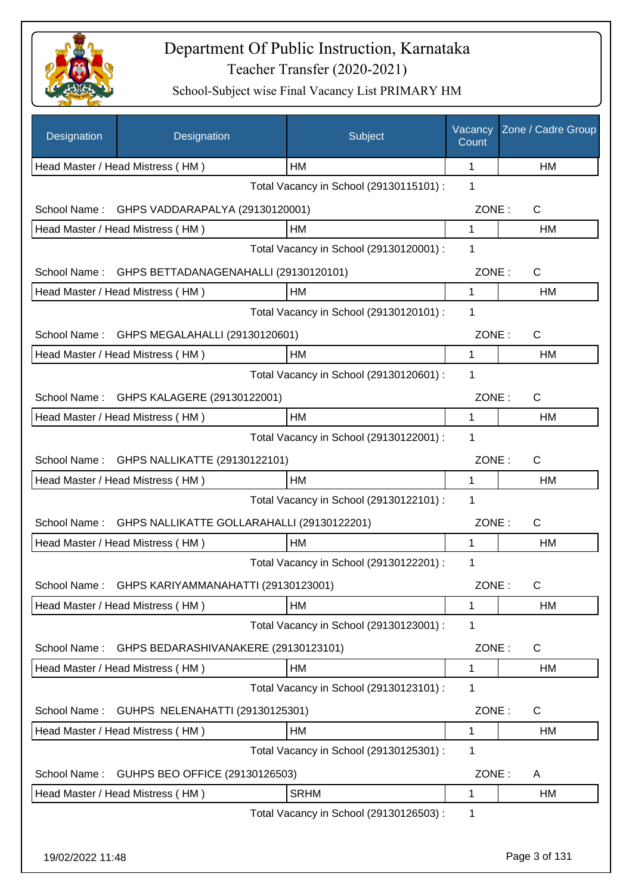# Department Of Public Instruction, Karnataka

## Teacher Transfer (2020-2021)

### School-Subject wise Final Vacancy List PRIMARY HM

| Designation | Designation | Subject | Vacancy Count | Zone / Cadre Group |
|---|---|---|---|---|
| Head Master / Head Mistress ( HM ) | | HM | 1 | HM |
| | | Total Vacancy in School (29130115101) : | 1 | |
| School Name : | GHPS VADDARAPALYA (29130120001) | | ZONE : | C |
| Head Master / Head Mistress ( HM ) | | HM | 1 | HM |
| | | Total Vacancy in School (29130120001) : | 1 | |
| School Name : | GHPS BETTADANAGENAHALLI (29130120101) | | ZONE : | C |
| Head Master / Head Mistress ( HM ) | | HM | 1 | HM |
| | | Total Vacancy in School (29130120101) : | 1 | |
| School Name : | GHPS MEGALAHALLI (29130120601) | | ZONE : | C |
| Head Master / Head Mistress ( HM ) | | HM | 1 | HM |
| | | Total Vacancy in School (29130120601) : | 1 | |
| School Name : | GHPS KALAGERE (29130122001) | | ZONE : | C |
| Head Master / Head Mistress ( HM ) | | HM | 1 | HM |
| | | Total Vacancy in School (29130122001) : | 1 | |
| School Name : | GHPS NALLIKATTE (29130122101) | | ZONE : | C |
| Head Master / Head Mistress ( HM ) | | HM | 1 | HM |
| | | Total Vacancy in School (29130122101) : | 1 | |
| School Name : | GHPS NALLIKATTE GOLLARAHALLI (29130122201) | | ZONE : | C |
| Head Master / Head Mistress ( HM ) | | HM | 1 | HM |
| | | Total Vacancy in School (29130122201) : | 1 | |
| School Name : | GHPS KARIYAMMANAHATTI (29130123001) | | ZONE : | C |
| Head Master / Head Mistress ( HM ) | | HM | 1 | HM |
| | | Total Vacancy in School (29130123001) : | 1 | |
| School Name : | GHPS BEDARASHIVANAKERE (29130123101) | | ZONE : | C |
| Head Master / Head Mistress ( HM ) | | HM | 1 | HM |
| | | Total Vacancy in School (29130123101) : | 1 | |
| School Name : | GUHPS NELENAHATTI (29130125301) | | ZONE : | C |
| Head Master / Head Mistress ( HM ) | | HM | 1 | HM |
| | | Total Vacancy in School (29130125301) : | 1 | |
| School Name : | GUHPS BEO OFFICE (29130126503) | | ZONE : | A |
| Head Master / Head Mistress ( HM ) | | SRHM | 1 | HM |
| | | Total Vacancy in School (29130126503) : | 1 | |

19/02/2022 11:48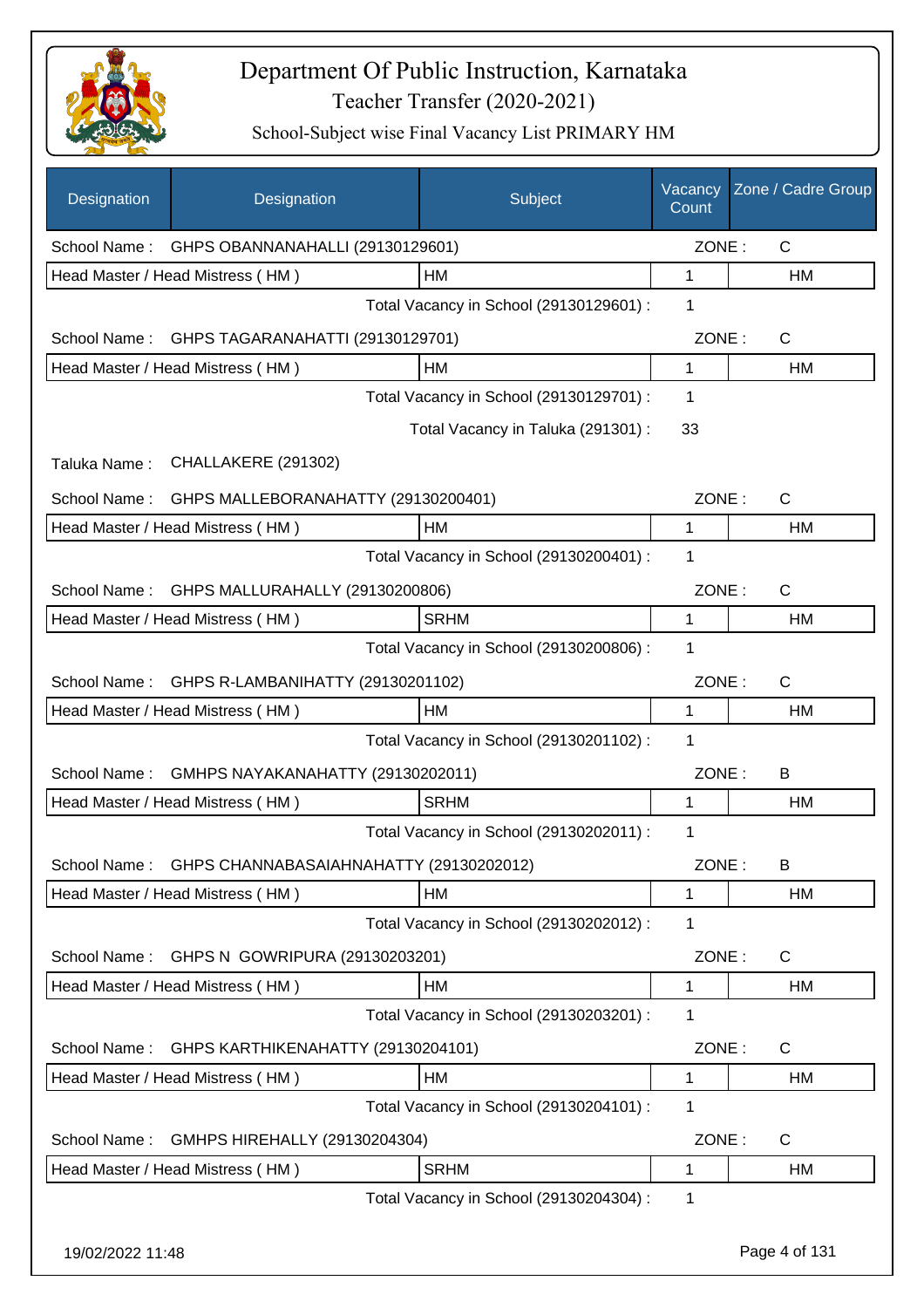# Department Of Public Instruction, Karnataka

## Teacher Transfer (2020-2021)

### School-Subject wise Final Vacancy List PRIMARY HM

| Designation | Designation | Subject | Vacancy Count | Zone / Cadre Group |
|---|---|---|---|---|
| School Name : | GHPS OBANNANAHALLI (29130129601) | | ZONE : | C |
| Head Master / Head Mistress ( HM ) | | HM | 1 | HM |
| | | Total Vacancy in School (29130129601) : | 1 | |
| School Name : | GHPS TAGARANAHATTI (29130129701) | | ZONE : | C |
| Head Master / Head Mistress ( HM ) | | HM | 1 | HM |
| | | Total Vacancy in School (29130129701) : | 1 | |
| | | Total Vacancy in Taluka (291301) : | 33 | |
| Taluka Name : | CHALLAKERE (291302) | | | |
| School Name : | GHPS MALLEBORANAHATTY (29130200401) | | ZONE : | C |
| Head Master / Head Mistress ( HM ) | | HM | 1 | HM |
| | | Total Vacancy in School (29130200401) : | 1 | |
| School Name : | GHPS MALLURAHALLY (29130200806) | | ZONE : | C |
| Head Master / Head Mistress ( HM ) | | SRHM | 1 | HM |
| | | Total Vacancy in School (29130200806) : | 1 | |
| School Name : | GHPS R-LAMBANIHATTY (29130201102) | | ZONE : | C |
| Head Master / Head Mistress ( HM ) | | HM | 1 | HM |
| | | Total Vacancy in School (29130201102) : | 1 | |
| School Name : | GMHPS NAYAKANAHATTY (29130202011) | | ZONE : | B |
| Head Master / Head Mistress ( HM ) | | SRHM | 1 | HM |
| | | Total Vacancy in School (29130202011) : | 1 | |
| School Name : | GHPS CHANNABASAIAHNAHATTY (29130202012) | | ZONE : | B |
| Head Master / Head Mistress ( HM ) | | HM | 1 | HM |
| | | Total Vacancy in School (29130202012) : | 1 | |
| School Name : | GHPS N GOWRIPURA (29130203201) | | ZONE : | C |
| Head Master / Head Mistress ( HM ) | | HM | 1 | HM |
| | | Total Vacancy in School (29130203201) : | 1 | |
| School Name : | GHPS KARTHIKENAHATTY (29130204101) | | ZONE : | C |
| Head Master / Head Mistress ( HM ) | | HM | 1 | HM |
| | | Total Vacancy in School (29130204101) : | 1 | |
| School Name : | GMHPS HIREHALLY (29130204304) | | ZONE : | C |
| Head Master / Head Mistress ( HM ) | | SRHM | 1 | HM |
| | | Total Vacancy in School (29130204304) : | 1 | |

19/02/2022 11:48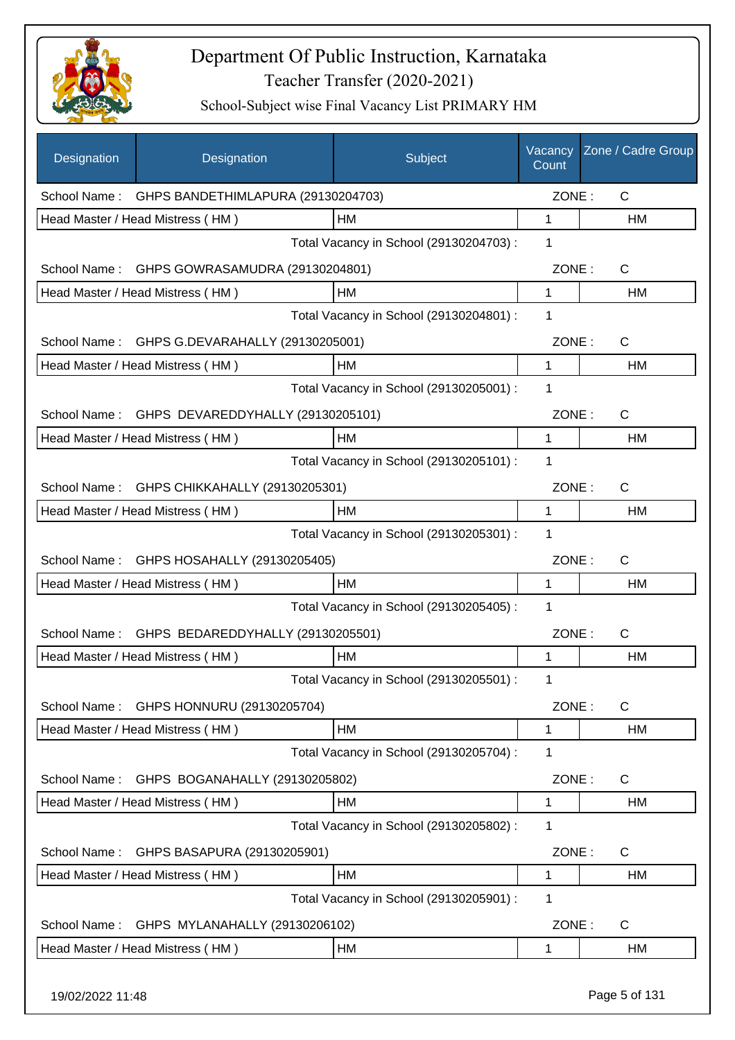# Department Of Public Instruction, Karnataka

## Teacher Transfer (2020-2021)

### School-Subject wise Final Vacancy List PRIMARY HM

| Designation | Designation | Subject | Vacancy Count | Zone / Cadre Group |
|---|---|---|---|---|
| School Name : | GHPS BANDETHIMLAPURA (29130204703) | | ZONE : | C |
| Head Master / Head Mistress ( HM ) | | HM | 1 | HM |
| | | Total Vacancy in School (29130204703) : | 1 | |
| School Name : | GHPS GOWRASAMUDRA (29130204801) | | ZONE : | C |
| Head Master / Head Mistress ( HM ) | | HM | 1 | HM |
| | | Total Vacancy in School (29130204801) : | 1 | |
| School Name : | GHPS G.DEVARAHALLY (29130205001) | | ZONE : | C |
| Head Master / Head Mistress ( HM ) | | HM | 1 | HM |
| | | Total Vacancy in School (29130205001) : | 1 | |
| School Name : | GHPS DEVAREDDYHALLY (29130205101) | | ZONE : | C |
| Head Master / Head Mistress ( HM ) | | HM | 1 | HM |
| | | Total Vacancy in School (29130205101) : | 1 | |
| School Name : | GHPS CHIKKAHALLY (29130205301) | | ZONE : | C |
| Head Master / Head Mistress ( HM ) | | HM | 1 | HM |
| | | Total Vacancy in School (29130205301) : | 1 | |
| School Name : | GHPS HOSAHALLY (29130205405) | | ZONE : | C |
| Head Master / Head Mistress ( HM ) | | HM | 1 | HM |
| | | Total Vacancy in School (29130205405) : | 1 | |
| School Name : | GHPS BEDAREDDYHALLY (29130205501) | | ZONE : | C |
| Head Master / Head Mistress ( HM ) | | HM | 1 | HM |
| | | Total Vacancy in School (29130205501) : | 1 | |
| School Name : | GHPS HONNURU (29130205704) | | ZONE : | C |
| Head Master / Head Mistress ( HM ) | | HM | 1 | HM |
| | | Total Vacancy in School (29130205704) : | 1 | |
| School Name : | GHPS BOGANAHALLY (29130205802) | | ZONE : | C |
| Head Master / Head Mistress ( HM ) | | HM | 1 | HM |
| | | Total Vacancy in School (29130205802) : | 1 | |
| School Name : | GHPS BASAPURA (29130205901) | | ZONE : | C |
| Head Master / Head Mistress ( HM ) | | HM | 1 | HM |
| | | Total Vacancy in School (29130205901) : | 1 | |
| School Name : | GHPS MYLANAHALLY (29130206102) | | ZONE : | C |
| Head Master / Head Mistress ( HM ) | | HM | 1 | HM |

19/02/2022 11:48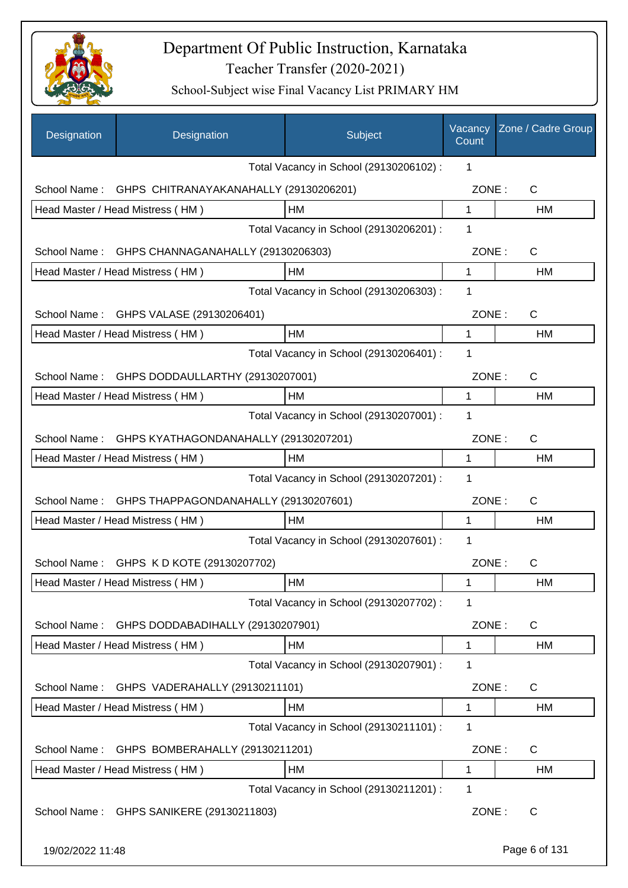# Department Of Public Instruction, Karnataka

## Teacher Transfer (2020-2021)

### School-Subject wise Final Vacancy List PRIMARY HM

| Designation | Designation | Subject | Vacancy Count | Zone / Cadre Group |
|---|---|---|---|---|
| | | Total Vacancy in School (29130206102) : | 1 | |
| School Name : | GHPS CHITRANAYAKANAHALLY (29130206201) | | ZONE : | C |
| Head Master / Head Mistress ( HM ) | | HM | 1 | HM |
| | | Total Vacancy in School (29130206201) : | 1 | |
| School Name : | GHPS CHANNAGANAHALLY (29130206303) | | ZONE : | C |
| Head Master / Head Mistress ( HM ) | | HM | 1 | HM |
| | | Total Vacancy in School (29130206303) : | 1 | |
| School Name : | GHPS VALASE (29130206401) | | ZONE : | C |
| Head Master / Head Mistress ( HM ) | | HM | 1 | HM |
| | | Total Vacancy in School (29130206401) : | 1 | |
| School Name : | GHPS DODDAULLARTHY (29130207001) | | ZONE : | C |
| Head Master / Head Mistress ( HM ) | | HM | 1 | HM |
| | | Total Vacancy in School (29130207001) : | 1 | |
| School Name : | GHPS KYATHAGONDANAHALLY (29130207201) | | ZONE : | C |
| Head Master / Head Mistress ( HM ) | | HM | 1 | HM |
| | | Total Vacancy in School (29130207201) : | 1 | |
| School Name : | GHPS THAPPAGONDANAHALLY (29130207601) | | ZONE : | C |
| Head Master / Head Mistress ( HM ) | | HM | 1 | HM |
| | | Total Vacancy in School (29130207601) : | 1 | |
| School Name : | GHPS K D KOTE (29130207702) | | ZONE : | C |
| Head Master / Head Mistress ( HM ) | | HM | 1 | HM |
| | | Total Vacancy in School (29130207702) : | 1 | |
| School Name : | GHPS DODDABADIHALLY (29130207901) | | ZONE : | C |
| Head Master / Head Mistress ( HM ) | | HM | 1 | HM |
| | | Total Vacancy in School (29130207901) : | 1 | |
| School Name : | GHPS VADERAHALLY (29130211101) | | ZONE : | C |
| Head Master / Head Mistress ( HM ) | | HM | 1 | HM |
| | | Total Vacancy in School (29130211101) : | 1 | |
| School Name : | GHPS BOMBERAHALLY (29130211201) | | ZONE : | C |
| Head Master / Head Mistress ( HM ) | | HM | 1 | HM |
| | | Total Vacancy in School (29130211201) : | 1 | |
| School Name : | GHPS SANIKERE (29130211803) | | ZONE : | C |

19/02/2022 11:48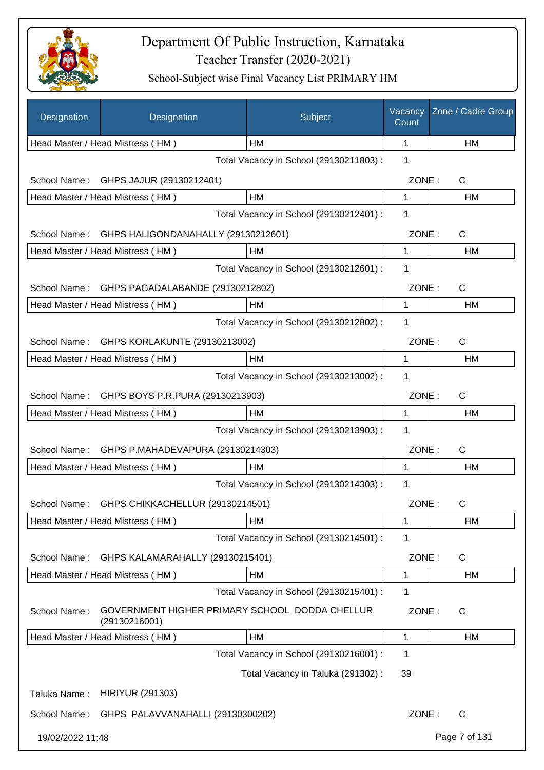# Department Of Public Instruction, Karnataka

Teacher Transfer (2020-2021)

School-Subject wise Final Vacancy List PRIMARY HM

| Designation | Designation | Subject | Vacancy Count | Zone / Cadre Group |
|---|---|---|---|---|
| Head Master / Head Mistress ( HM ) | | HM | 1 | HM |

Total Vacancy in School (29130211803) : 1

School Name : GHPS JAJUR (29130212401) ZONE : C

| Head Master / Head Mistress ( HM ) | HM | 1 | HM |
|---|---|---|---|

Total Vacancy in School (29130212401) : 1

School Name : GHPS HALIGONDANAHALLY (29130212601) ZONE : C

| Head Master / Head Mistress ( HM ) | HM | 1 | HM |
|---|---|---|---|

Total Vacancy in School (29130212601) : 1

School Name : GHPS PAGADALABANDE (29130212802) ZONE : C

| Head Master / Head Mistress ( HM ) | HM | 1 | HM |
|---|---|---|---|

Total Vacancy in School (29130212802) : 1

School Name : GHPS KORLAKUNTE (29130213002) ZONE : C

| Head Master / Head Mistress ( HM ) | HM | 1 | HM |
|---|---|---|---|

Total Vacancy in School (29130213002) : 1

School Name : GHPS BOYS P.R.PURA (29130213903) ZONE : C

| Head Master / Head Mistress ( HM ) | HM | 1 | HM |
|---|---|---|---|

Total Vacancy in School (29130213903) : 1

School Name : GHPS P.MAHADEVAPURA (29130214303) ZONE : C

| Head Master / Head Mistress ( HM ) | HM | 1 | HM |
|---|---|---|---|

Total Vacancy in School (29130214303) : 1

School Name : GHPS CHIKKACHELLUR (29130214501) ZONE : C

| Head Master / Head Mistress ( HM ) | HM | 1 | HM |
|---|---|---|---|

Total Vacancy in School (29130214501) : 1

School Name : GHPS KALAMARAHALLY (29130215401) ZONE : C

| Head Master / Head Mistress ( HM ) | HM | 1 | HM |
|---|---|---|---|

Total Vacancy in School (29130215401) : 1

School Name : GOVERNMENT HIGHER PRIMARY SCHOOL DODDA CHELLUR (29130216001) ZONE : C

| Head Master / Head Mistress ( HM ) | HM | 1 | HM |
|---|---|---|---|

Total Vacancy in School (29130216001) : 1

Total Vacancy in Taluka (291302) : 39

Taluka Name : HIRIYUR (291303)

School Name : GHPS PALAVVANAHALLI (29130300202) ZONE : C

19/02/2022 11:48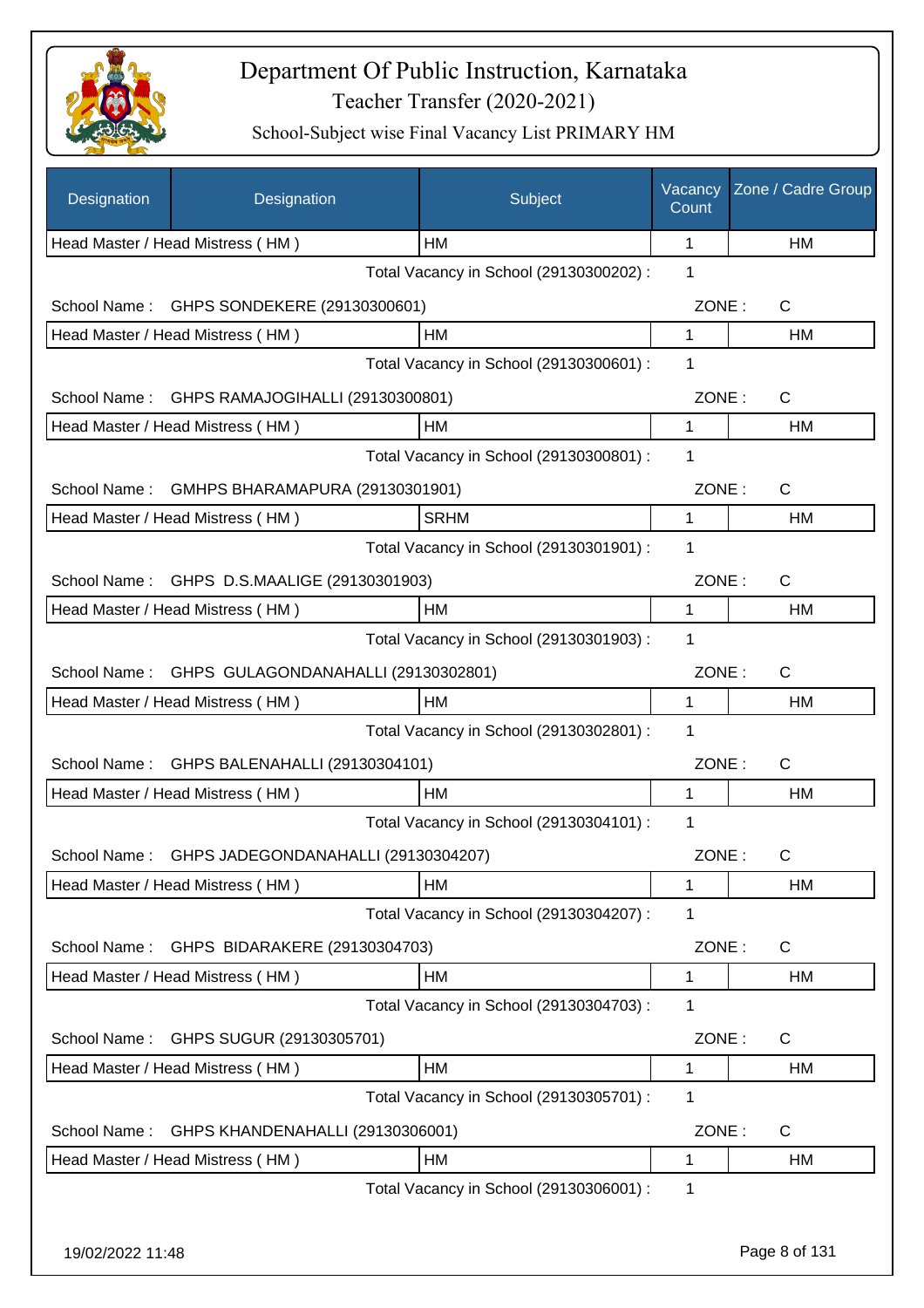# Department Of Public Instruction, Karnataka
## Teacher Transfer (2020-2021)
### School-Subject wise Final Vacancy List PRIMARY HM

| Designation | Designation | Subject | Vacancy Count | Zone / Cadre Group |
|---|---|---|---|---|
| Head Master / Head Mistress ( HM ) | | HM | 1 | HM |

Total Vacancy in School (29130300202) : 1

School Name : GHPS SONDEKERE (29130300601) ZONE : C

| Designation | Subject | Vacancy Count | Zone / Cadre Group |
|---|---|---|---|
| Head Master / Head Mistress ( HM ) | HM | 1 | HM |

Total Vacancy in School (29130300601) : 1

School Name : GHPS RAMAJOGIHALLI (29130300801) ZONE : C

| Designation | Subject | Vacancy Count | Zone / Cadre Group |
|---|---|---|---|
| Head Master / Head Mistress ( HM ) | HM | 1 | HM |

Total Vacancy in School (29130300801) : 1

School Name : GMHPS BHARAMAPURA (29130301901) ZONE : C

| Designation | Subject | Vacancy Count | Zone / Cadre Group |
|---|---|---|---|
| Head Master / Head Mistress ( HM ) | SRHM | 1 | HM |

Total Vacancy in School (29130301901) : 1

School Name : GHPS D.S.MAALIGE (29130301903) ZONE : C

| Designation | Subject | Vacancy Count | Zone / Cadre Group |
|---|---|---|---|
| Head Master / Head Mistress ( HM ) | HM | 1 | HM |

Total Vacancy in School (29130301903) : 1

School Name : GHPS GULAGONDANAHALLI (29130302801) ZONE : C

| Designation | Subject | Vacancy Count | Zone / Cadre Group |
|---|---|---|---|
| Head Master / Head Mistress ( HM ) | HM | 1 | HM |

Total Vacancy in School (29130302801) : 1

School Name : GHPS BALENAHALLI (29130304101) ZONE : C

| Designation | Subject | Vacancy Count | Zone / Cadre Group |
|---|---|---|---|
| Head Master / Head Mistress ( HM ) | HM | 1 | HM |

Total Vacancy in School (29130304101) : 1

School Name : GHPS JADEGONDANAHALLI (29130304207) ZONE : C

| Designation | Subject | Vacancy Count | Zone / Cadre Group |
|---|---|---|---|
| Head Master / Head Mistress ( HM ) | HM | 1 | HM |

Total Vacancy in School (29130304207) : 1

School Name : GHPS BIDARAKERE (29130304703) ZONE : C

| Designation | Subject | Vacancy Count | Zone / Cadre Group |
|---|---|---|---|
| Head Master / Head Mistress ( HM ) | HM | 1 | HM |

Total Vacancy in School (29130304703) : 1

School Name : GHPS SUGUR (29130305701) ZONE : C

| Designation | Subject | Vacancy Count | Zone / Cadre Group |
|---|---|---|---|
| Head Master / Head Mistress ( HM ) | HM | 1 | HM |

Total Vacancy in School (29130305701) : 1

School Name : GHPS KHANDENAHALLI (29130306001) ZONE : C

| Designation | Subject | Vacancy Count | Zone / Cadre Group |
|---|---|---|---|
| Head Master / Head Mistress ( HM ) | HM | 1 | HM |

Total Vacancy in School (29130306001) : 1

19/02/2022 11:48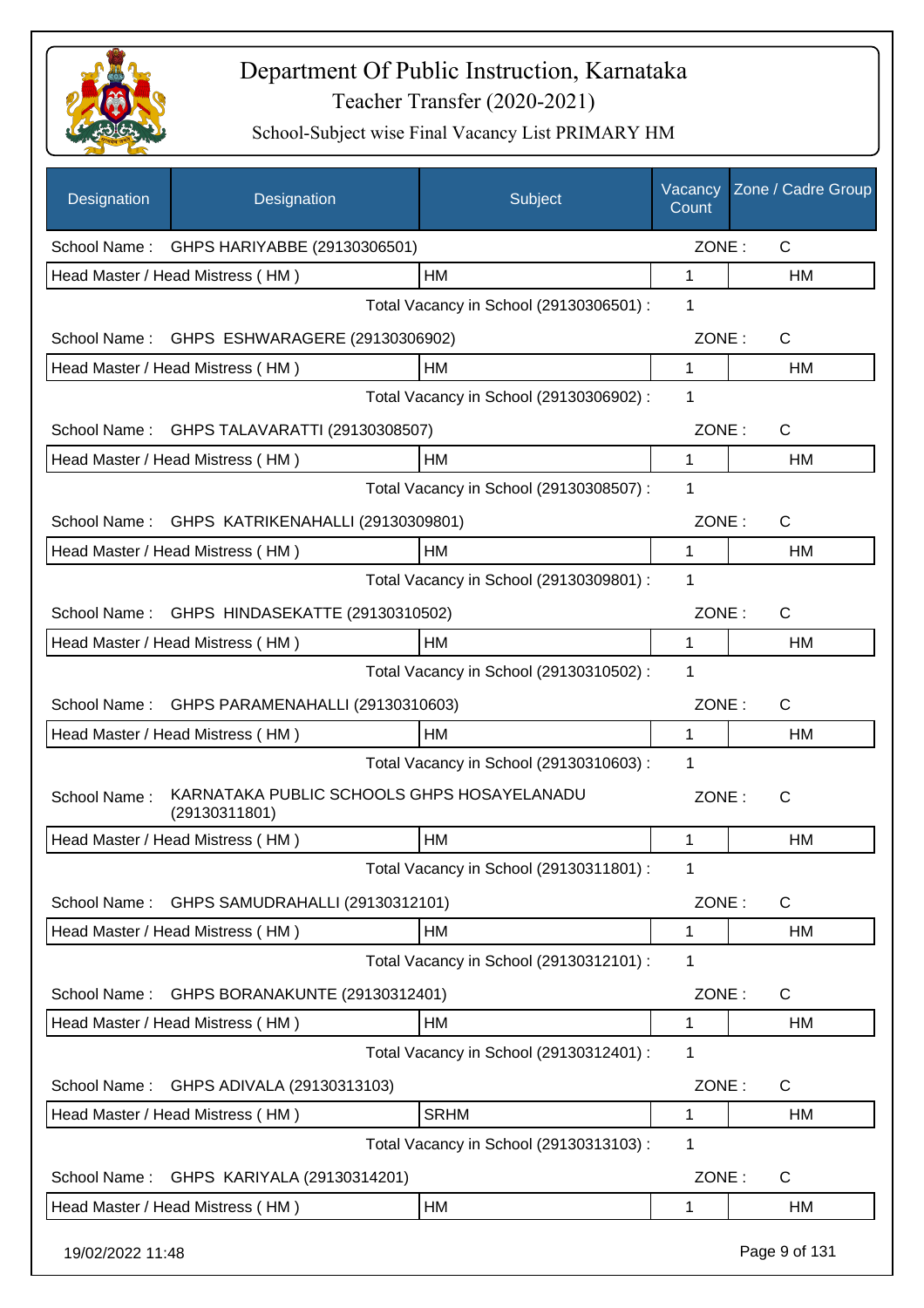# Department Of Public Instruction, Karnataka

## Teacher Transfer (2020-2021)

### School-Subject wise Final Vacancy List PRIMARY HM

| Designation | Designation | Subject | Vacancy Count | Zone / Cadre Group |
|---|---|---|---|---|
| School Name : | GHPS HARIYABBE (29130306501) | | ZONE : | C |
| Head Master / Head Mistress ( HM ) | | HM | 1 | HM |
| | | Total Vacancy in School (29130306501) : | 1 | |
| School Name : | GHPS ESHWARAGERE (29130306902) | | ZONE : | C |
| Head Master / Head Mistress ( HM ) | | HM | 1 | HM |
| | | Total Vacancy in School (29130306902) : | 1 | |
| School Name : | GHPS TALAVARATTI (29130308507) | | ZONE : | C |
| Head Master / Head Mistress ( HM ) | | HM | 1 | HM |
| | | Total Vacancy in School (29130308507) : | 1 | |
| School Name : | GHPS KATRIKENAHALLI (29130309801) | | ZONE : | C |
| Head Master / Head Mistress ( HM ) | | HM | 1 | HM |
| | | Total Vacancy in School (29130309801) : | 1 | |
| School Name : | GHPS HINDASEKATTE (29130310502) | | ZONE : | C |
| Head Master / Head Mistress ( HM ) | | HM | 1 | HM |
| | | Total Vacancy in School (29130310502) : | 1 | |
| School Name : | GHPS PARAMENAHALLI (29130310603) | | ZONE : | C |
| Head Master / Head Mistress ( HM ) | | HM | 1 | HM |
| | | Total Vacancy in School (29130310603) : | 1 | |
| School Name : | KARNATAKA PUBLIC SCHOOLS GHPS HOSAYELANADU (29130311801) | | ZONE : | C |
| Head Master / Head Mistress ( HM ) | | HM | 1 | HM |
| | | Total Vacancy in School (29130311801) : | 1 | |
| School Name : | GHPS SAMUDRAHALLI (29130312101) | | ZONE : | C |
| Head Master / Head Mistress ( HM ) | | HM | 1 | HM |
| | | Total Vacancy in School (29130312101) : | 1 | |
| School Name : | GHPS BORANAKUNTE (29130312401) | | ZONE : | C |
| Head Master / Head Mistress ( HM ) | | HM | 1 | HM |
| | | Total Vacancy in School (29130312401) : | 1 | |
| School Name : | GHPS ADIVALA (29130313103) | | ZONE : | C |
| Head Master / Head Mistress ( HM ) | | SRHM | 1 | HM |
| | | Total Vacancy in School (29130313103) : | 1 | |
| School Name : | GHPS KARIYALA (29130314201) | | ZONE : | C |
| Head Master / Head Mistress ( HM ) | | HM | 1 | HM |

19/02/2022 11:48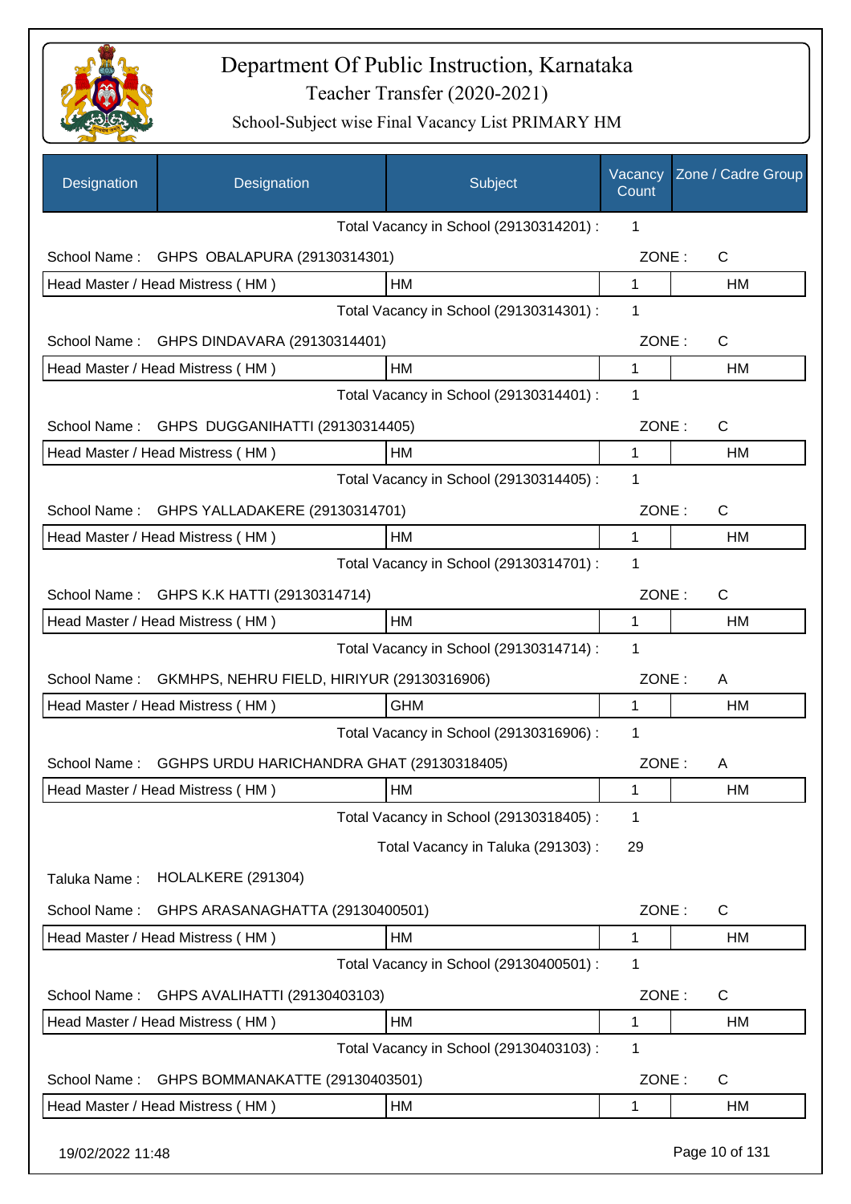# Department Of Public Instruction, Karnataka

## Teacher Transfer (2020-2021)

### School-Subject wise Final Vacancy List PRIMARY HM

| Designation | Designation | Subject | Vacancy Count | Zone / Cadre Group |
|---|---|---|---|---|
| | | Total Vacancy in School (29130314201) : | 1 | |
| School Name : | GHPS OBALAPURA (29130314301) | | ZONE : | C |
| Head Master / Head Mistress ( HM ) | | HM | 1 | HM |
| | | Total Vacancy in School (29130314301) : | 1 | |
| School Name : | GHPS DINDAVARA (29130314401) | | ZONE : | C |
| Head Master / Head Mistress ( HM ) | | HM | 1 | HM |
| | | Total Vacancy in School (29130314401) : | 1 | |
| School Name : | GHPS DUGGANIHATTI (29130314405) | | ZONE : | C |
| Head Master / Head Mistress ( HM ) | | HM | 1 | HM |
| | | Total Vacancy in School (29130314405) : | 1 | |
| School Name : | GHPS YALLADAKERE (29130314701) | | ZONE : | C |
| Head Master / Head Mistress ( HM ) | | HM | 1 | HM |
| | | Total Vacancy in School (29130314701) : | 1 | |
| School Name : | GHPS K.K HATTI (29130314714) | | ZONE : | C |
| Head Master / Head Mistress ( HM ) | | HM | 1 | HM |
| | | Total Vacancy in School (29130314714) : | 1 | |
| School Name : | GKMHPS, NEHRU FIELD, HIRIYUR (29130316906) | | ZONE : | A |
| Head Master / Head Mistress ( HM ) | | GHM | 1 | HM |
| | | Total Vacancy in School (29130316906) : | 1 | |
| School Name : | GGHPS URDU HARICHANDRA GHAT (29130318405) | | ZONE : | A |
| Head Master / Head Mistress ( HM ) | | HM | 1 | HM |
| | | Total Vacancy in School (29130318405) : | 1 | |
| | | Total Vacancy in Taluka (291303) : | 29 | |
| Taluka Name : | HOLALKERE (291304) | | | |
| School Name : | GHPS ARASANAGHATTA (29130400501) | | ZONE : | C |
| Head Master / Head Mistress ( HM ) | | HM | 1 | HM |
| | | Total Vacancy in School (29130400501) : | 1 | |
| School Name : | GHPS AVALIHATTI (29130403103) | | ZONE : | C |
| Head Master / Head Mistress ( HM ) | | HM | 1 | HM |
| | | Total Vacancy in School (29130403103) : | 1 | |
| School Name : | GHPS BOMMANAKATTE (29130403501) | | ZONE : | C |
| Head Master / Head Mistress ( HM ) | | HM | 1 | HM |

19/02/2022 11:48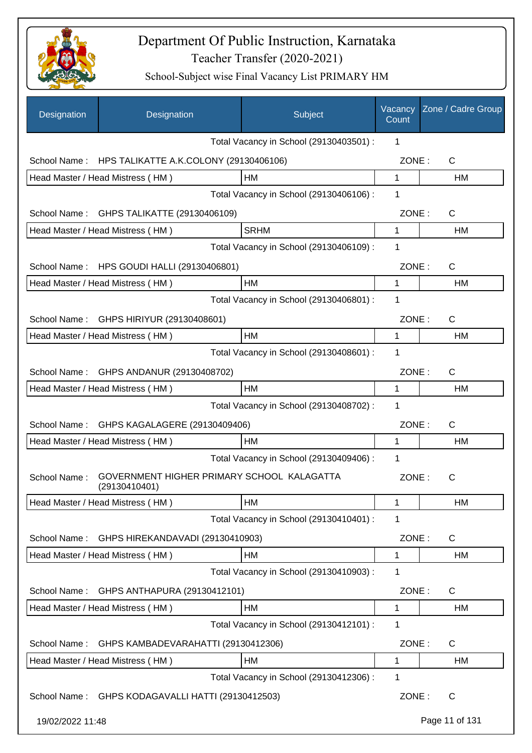# Department Of Public Instruction, Karnataka

Teacher Transfer (2020-2021)

School-Subject wise Final Vacancy List PRIMARY HM

| Designation | Designation | Subject | Vacancy Count | Zone / Cadre Group |
|---|---|---|---|---|
| | | Total Vacancy in School (29130403501) : | 1 | |
| School Name : | HPS TALIKATTE A.K.COLONY (29130406106) | | ZONE : | C |
| Head Master / Head Mistress ( HM ) | | HM | 1 | HM |
| | | Total Vacancy in School (29130406106) : | 1 | |
| School Name : | GHPS TALIKATTE (29130406109) | | ZONE : | C |
| Head Master / Head Mistress ( HM ) | | SRHM | 1 | HM |
| | | Total Vacancy in School (29130406109) : | 1 | |
| School Name : | HPS GOUDI HALLI (29130406801) | | ZONE : | C |
| Head Master / Head Mistress ( HM ) | | HM | 1 | HM |
| | | Total Vacancy in School (29130406801) : | 1 | |
| School Name : | GHPS HIRIYUR (29130408601) | | ZONE : | C |
| Head Master / Head Mistress ( HM ) | | HM | 1 | HM |
| | | Total Vacancy in School (29130408601) : | 1 | |
| School Name : | GHPS ANDANUR (29130408702) | | ZONE : | C |
| Head Master / Head Mistress ( HM ) | | HM | 1 | HM |
| | | Total Vacancy in School (29130408702) : | 1 | |
| School Name : | GHPS KAGALAGERE (29130409406) | | ZONE : | C |
| Head Master / Head Mistress ( HM ) | | HM | 1 | HM |
| | | Total Vacancy in School (29130409406) : | 1 | |
| School Name : | GOVERNMENT HIGHER PRIMARY SCHOOL KALAGATTA (29130410401) | | ZONE : | C |
| Head Master / Head Mistress ( HM ) | | HM | 1 | HM |
| | | Total Vacancy in School (29130410401) : | 1 | |
| School Name : | GHPS HIREKANDAVADI (29130410903) | | ZONE : | C |
| Head Master / Head Mistress ( HM ) | | HM | 1 | HM |
| | | Total Vacancy in School (29130410903) : | 1 | |
| School Name : | GHPS ANTHAPURA (29130412101) | | ZONE : | C |
| Head Master / Head Mistress ( HM ) | | HM | 1 | HM |
| | | Total Vacancy in School (29130412101) : | 1 | |
| School Name : | GHPS KAMBADEVARAHATTI (29130412306) | | ZONE : | C |
| Head Master / Head Mistress ( HM ) | | HM | 1 | HM |
| | | Total Vacancy in School (29130412306) : | 1 | |
| School Name : | GHPS KODAGAVALLI HATTI (29130412503) | | ZONE : | C |

19/02/2022 11:48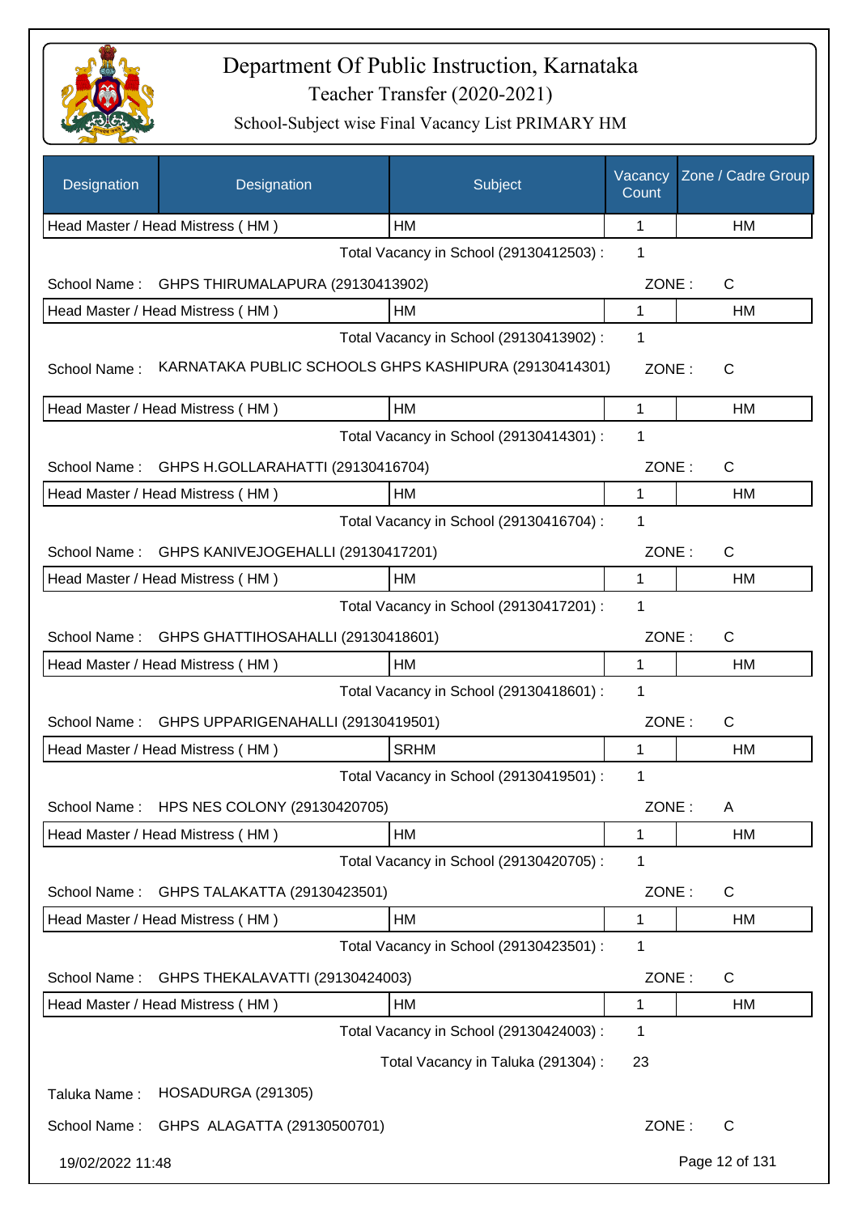# Department Of Public Instruction, Karnataka
## Teacher Transfer (2020-2021)
### School-Subject wise Final Vacancy List PRIMARY HM

| Designation | Designation | Subject | Vacancy Count | Zone / Cadre Group |
|---|---|---|---|---|
| Head Master / Head Mistress ( HM ) | | HM | 1 | HM |

Total Vacancy in School (29130412503) : 1

School Name : GHPS THIRUMALAPURA (29130413902) ZONE : C

| Head Master / Head Mistress ( HM ) | HM | 1 | HM |
|---|---|---|---|

Total Vacancy in School (29130413902) : 1

School Name : KARNATAKA PUBLIC SCHOOLS GHPS KASHIPURA (29130414301) ZONE : C

| Head Master / Head Mistress ( HM ) | HM | 1 | HM |
|---|---|---|---|

Total Vacancy in School (29130414301) : 1

School Name : GHPS H.GOLLARAHATTI (29130416704) ZONE : C

| Head Master / Head Mistress ( HM ) | HM | 1 | HM |
|---|---|---|---|

Total Vacancy in School (29130416704) : 1

School Name : GHPS KANIVEJOGEHALLI (29130417201) ZONE : C

| Head Master / Head Mistress ( HM ) | HM | 1 | HM |
|---|---|---|---|

Total Vacancy in School (29130417201) : 1

School Name : GHPS GHATTIHOSAHALLI (29130418601) ZONE : C

| Head Master / Head Mistress ( HM ) | HM | 1 | HM |
|---|---|---|---|

Total Vacancy in School (29130418601) : 1

School Name : GHPS UPPARIGENAHALLI (29130419501) ZONE : C

| Head Master / Head Mistress ( HM ) | SRHM | 1 | HM |
|---|---|---|---|

Total Vacancy in School (29130419501) : 1

School Name : HPS NES COLONY (29130420705) ZONE : A

| Head Master / Head Mistress ( HM ) | HM | 1 | HM |
|---|---|---|---|

Total Vacancy in School (29130420705) : 1

School Name : GHPS TALAKATTA (29130423501) ZONE : C

| Head Master / Head Mistress ( HM ) | HM | 1 | HM |
|---|---|---|---|

Total Vacancy in School (29130423501) : 1

School Name : GHPS THEKALAVATTI (29130424003) ZONE : C

| Head Master / Head Mistress ( HM ) | HM | 1 | HM |
|---|---|---|---|

Total Vacancy in School (29130424003) : 1

Total Vacancy in Taluka (291304) : 23

Taluka Name : HOSADURGA (291305)

School Name : GHPS ALAGATTA (29130500701) ZONE : C

19/02/2022 11:48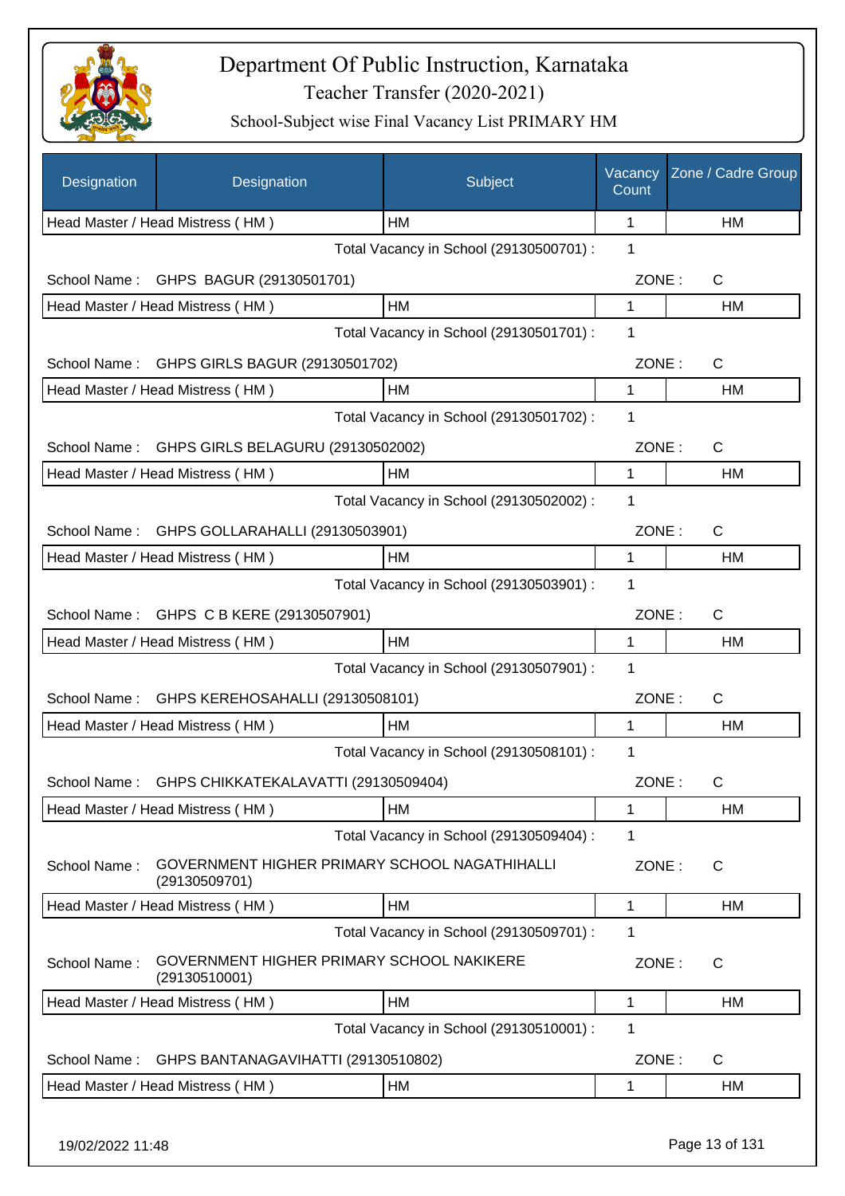# Department Of Public Instruction, Karnataka
## Teacher Transfer (2020-2021)
### School-Subject wise Final Vacancy List PRIMARY HM

| Designation | Designation | Subject | Vacancy Count | Zone / Cadre Group |
|---|---|---|---|---|
| Head Master / Head Mistress ( HM ) | | HM | 1 | HM |
| | | Total Vacancy in School (29130500701) : | 1 | |
| School Name : | GHPS BAGUR (29130501701) | | ZONE : | C |
| Head Master / Head Mistress ( HM ) | | HM | 1 | HM |
| | | Total Vacancy in School (29130501701) : | 1 | |
| School Name : | GHPS GIRLS BAGUR (29130501702) | | ZONE : | C |
| Head Master / Head Mistress ( HM ) | | HM | 1 | HM |
| | | Total Vacancy in School (29130501702) : | 1 | |
| School Name : | GHPS GIRLS BELAGURU (29130502002) | | ZONE : | C |
| Head Master / Head Mistress ( HM ) | | HM | 1 | HM |
| | | Total Vacancy in School (29130502002) : | 1 | |
| School Name : | GHPS GOLLARAHALLI (29130503901) | | ZONE : | C |
| Head Master / Head Mistress ( HM ) | | HM | 1 | HM |
| | | Total Vacancy in School (29130503901) : | 1 | |
| School Name : | GHPS C B KERE (29130507901) | | ZONE : | C |
| Head Master / Head Mistress ( HM ) | | HM | 1 | HM |
| | | Total Vacancy in School (29130507901) : | 1 | |
| School Name : | GHPS KEREHOSAHALLI (29130508101) | | ZONE : | C |
| Head Master / Head Mistress ( HM ) | | HM | 1 | HM |
| | | Total Vacancy in School (29130508101) : | 1 | |
| School Name : | GHPS CHIKKATEKALAVATTI (29130509404) | | ZONE : | C |
| Head Master / Head Mistress ( HM ) | | HM | 1 | HM |
| | | Total Vacancy in School (29130509404) : | 1 | |
| School Name : | GOVERNMENT HIGHER PRIMARY SCHOOL NAGATHIHALLI (29130509701) | | ZONE : | C |
| Head Master / Head Mistress ( HM ) | | HM | 1 | HM |
| | | Total Vacancy in School (29130509701) : | 1 | |
| School Name : | GOVERNMENT HIGHER PRIMARY SCHOOL NAKIKERE (29130510001) | | ZONE : | C |
| Head Master / Head Mistress ( HM ) | | HM | 1 | HM |
| | | Total Vacancy in School (29130510001) : | 1 | |
| School Name : | GHPS BANTANAGAVIHATTI (29130510802) | | ZONE : | C |
| Head Master / Head Mistress ( HM ) | | HM | 1 | HM |

19/02/2022 11:48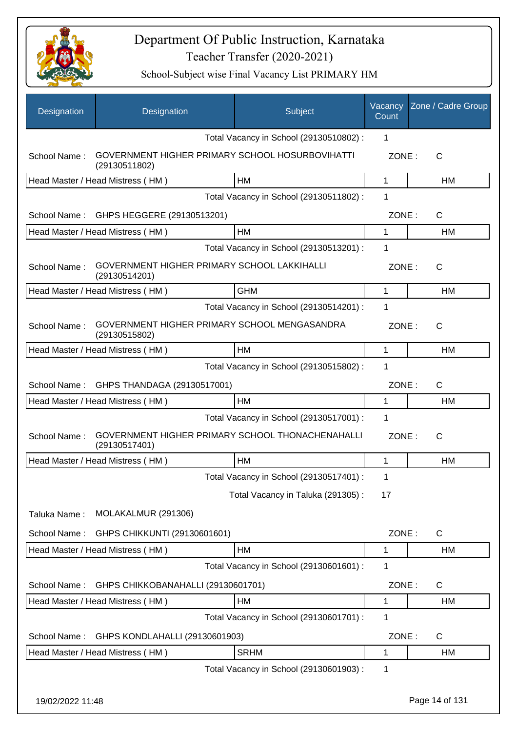# Department Of Public Instruction, Karnataka
Teacher Transfer (2020-2021)
School-Subject wise Final Vacancy List PRIMARY HM

| Designation | Designation | Subject | Vacancy Count | Zone / Cadre Group |
|---|---|---|---|---|
| | | Total Vacancy in School (29130510802) : | 1 | |
| School Name : | GOVERNMENT HIGHER PRIMARY SCHOOL HOSURBOVIHATTI (29130511802) | | ZONE : | C |
| Head Master / Head Mistress ( HM ) | | HM | 1 | HM |
| | | Total Vacancy in School (29130511802) : | 1 | |
| School Name : | GHPS HEGGERE (29130513201) | | ZONE : | C |
| Head Master / Head Mistress ( HM ) | | HM | 1 | HM |
| | | Total Vacancy in School (29130513201) : | 1 | |
| School Name : | GOVERNMENT HIGHER PRIMARY SCHOOL LAKKIHALLI (29130514201) | | ZONE : | C |
| Head Master / Head Mistress ( HM ) | | GHM | 1 | HM |
| | | Total Vacancy in School (29130514201) : | 1 | |
| School Name : | GOVERNMENT HIGHER PRIMARY SCHOOL MENGASANDRA (29130515802) | | ZONE : | C |
| Head Master / Head Mistress ( HM ) | | HM | 1 | HM |
| | | Total Vacancy in School (29130515802) : | 1 | |
| School Name : | GHPS THANDAGA (29130517001) | | ZONE : | C |
| Head Master / Head Mistress ( HM ) | | HM | 1 | HM |
| | | Total Vacancy in School (29130517001) : | 1 | |
| School Name : | GOVERNMENT HIGHER PRIMARY SCHOOL THONACHENAHALLI (29130517401) | | ZONE : | C |
| Head Master / Head Mistress ( HM ) | | HM | 1 | HM |
| | | Total Vacancy in School (29130517401) : | 1 | |
| | | Total Vacancy in Taluka (291305) : | 17 | |
| Taluka Name : | MOLAKALMUR (291306) | | | |
| School Name : | GHPS CHIKKUNTI (29130601601) | | ZONE : | C |
| Head Master / Head Mistress ( HM ) | | HM | 1 | HM |
| | | Total Vacancy in School (29130601601) : | 1 | |
| School Name : | GHPS CHIKKOBANAHALLI (29130601701) | | ZONE : | C |
| Head Master / Head Mistress ( HM ) | | HM | 1 | HM |
| | | Total Vacancy in School (29130601701) : | 1 | |
| School Name : | GHPS KONDLAHALLI (29130601903) | | ZONE : | C |
| Head Master / Head Mistress ( HM ) | | SRHM | 1 | HM |
| | | Total Vacancy in School (29130601903) : | 1 | |

19/02/2022 11:48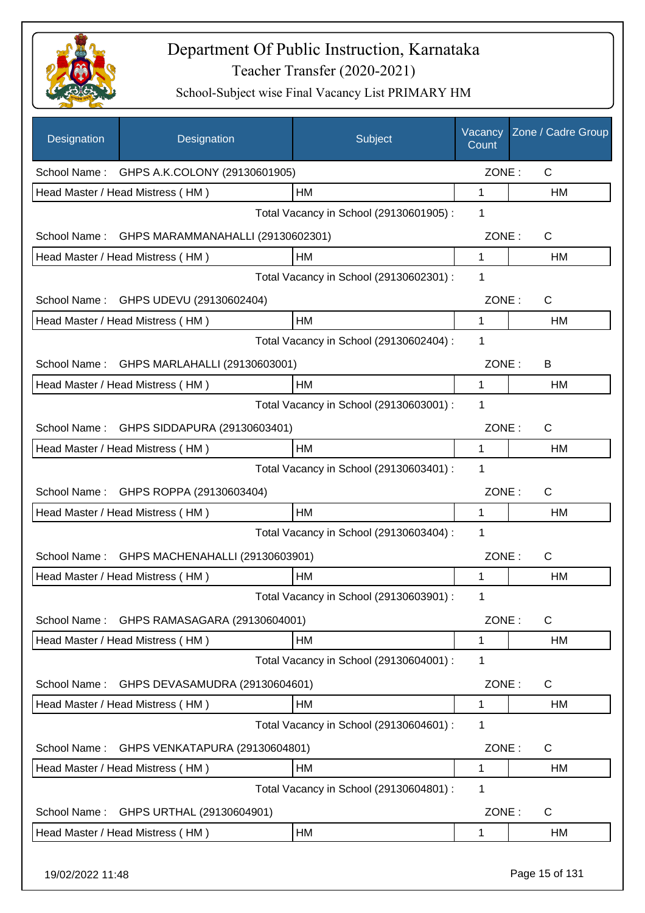# Department Of Public Instruction, Karnataka

## Teacher Transfer (2020-2021)

### School-Subject wise Final Vacancy List PRIMARY HM

| Designation | Designation | Subject | Vacancy Count | Zone / Cadre Group |
|---|---|---|---|---|
| School Name : | GHPS A.K.COLONY (29130601905) | | ZONE : | C |
| Head Master / Head Mistress ( HM ) | | HM | 1 | HM |
| | | Total Vacancy in School (29130601905) : | 1 | |
| School Name : | GHPS MARAMMANAHALLI (29130602301) | | ZONE : | C |
| Head Master / Head Mistress ( HM ) | | HM | 1 | HM |
| | | Total Vacancy in School (29130602301) : | 1 | |
| School Name : | GHPS UDEVU (29130602404) | | ZONE : | C |
| Head Master / Head Mistress ( HM ) | | HM | 1 | HM |
| | | Total Vacancy in School (29130602404) : | 1 | |
| School Name : | GHPS MARLAHALLI (29130603001) | | ZONE : | B |
| Head Master / Head Mistress ( HM ) | | HM | 1 | HM |
| | | Total Vacancy in School (29130603001) : | 1 | |
| School Name : | GHPS SIDDAPURA (29130603401) | | ZONE : | C |
| Head Master / Head Mistress ( HM ) | | HM | 1 | HM |
| | | Total Vacancy in School (29130603401) : | 1 | |
| School Name : | GHPS ROPPA (29130603404) | | ZONE : | C |
| Head Master / Head Mistress ( HM ) | | HM | 1 | HM |
| | | Total Vacancy in School (29130603404) : | 1 | |
| School Name : | GHPS MACHENAHALLI (29130603901) | | ZONE : | C |
| Head Master / Head Mistress ( HM ) | | HM | 1 | HM |
| | | Total Vacancy in School (29130603901) : | 1 | |
| School Name : | GHPS RAMASAGARA (29130604001) | | ZONE : | C |
| Head Master / Head Mistress ( HM ) | | HM | 1 | HM |
| | | Total Vacancy in School (29130604001) : | 1 | |
| School Name : | GHPS DEVASAMUDRA (29130604601) | | ZONE : | C |
| Head Master / Head Mistress ( HM ) | | HM | 1 | HM |
| | | Total Vacancy in School (29130604601) : | 1 | |
| School Name : | GHPS VENKATAPURA (29130604801) | | ZONE : | C |
| Head Master / Head Mistress ( HM ) | | HM | 1 | HM |
| | | Total Vacancy in School (29130604801) : | 1 | |
| School Name : | GHPS URTHAL (29130604901) | | ZONE : | C |
| Head Master / Head Mistress ( HM ) | | HM | 1 | HM |

19/02/2022 11:48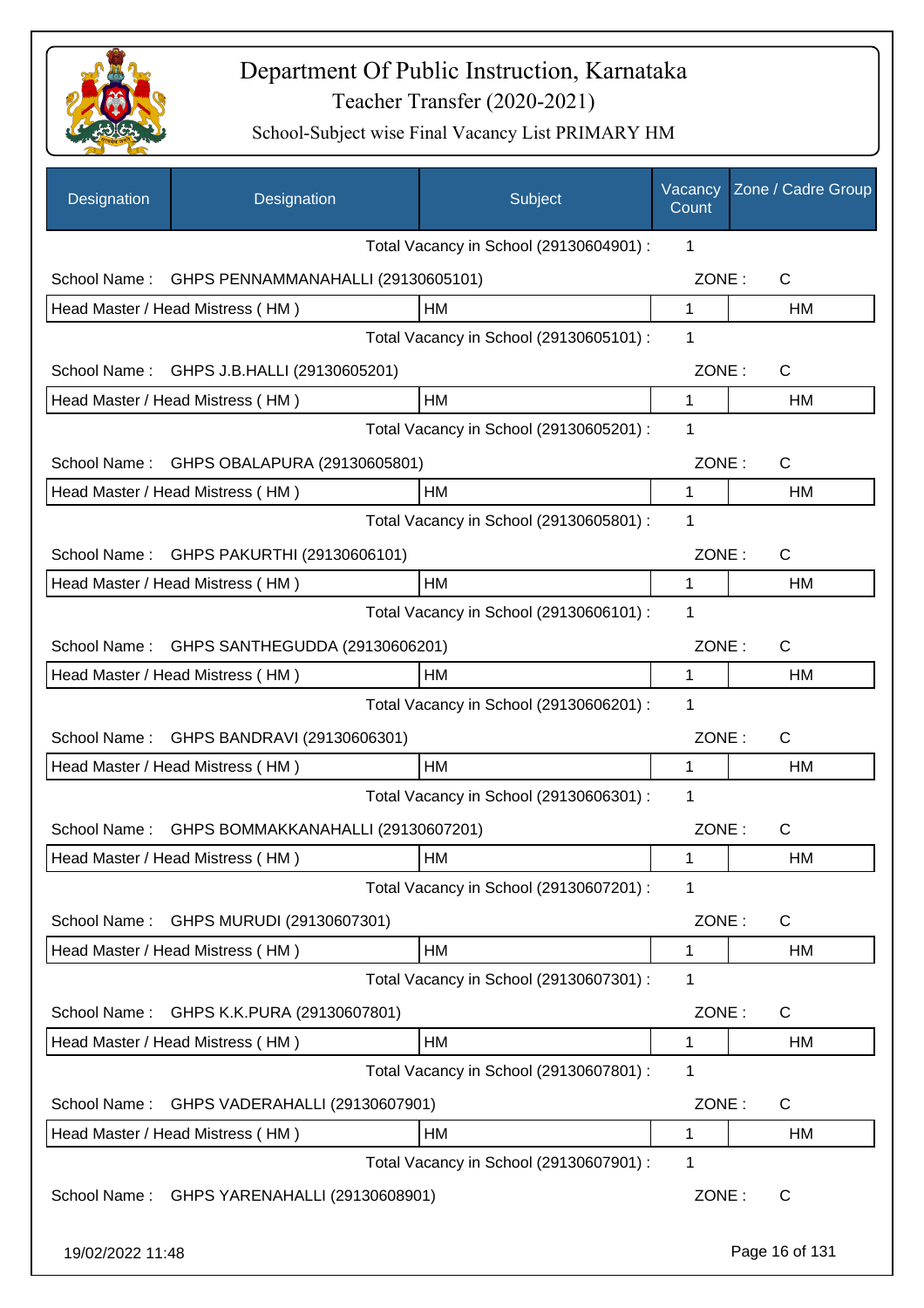# Department Of Public Instruction, Karnataka
## Teacher Transfer (2020-2021)
### School-Subject wise Final Vacancy List PRIMARY HM

| Designation | Designation | Subject | Vacancy Count | Zone / Cadre Group |
|---|---|---|---|---|
| | | Total Vacancy in School (29130604901) : | 1 | |
| School Name : | GHPS PENNAMMANAHALLI (29130605101) | | ZONE : | C |
| Head Master / Head Mistress ( HM ) | | HM | 1 | HM |
| | | Total Vacancy in School (29130605101) : | 1 | |
| School Name : | GHPS J.B.HALLI (29130605201) | | ZONE : | C |
| Head Master / Head Mistress ( HM ) | | HM | 1 | HM |
| | | Total Vacancy in School (29130605201) : | 1 | |
| School Name : | GHPS OBALAPURA (29130605801) | | ZONE : | C |
| Head Master / Head Mistress ( HM ) | | HM | 1 | HM |
| | | Total Vacancy in School (29130605801) : | 1 | |
| School Name : | GHPS PAKURTHI (29130606101) | | ZONE : | C |
| Head Master / Head Mistress ( HM ) | | HM | 1 | HM |
| | | Total Vacancy in School (29130606101) : | 1 | |
| School Name : | GHPS SANTHEGUDDA (29130606201) | | ZONE : | C |
| Head Master / Head Mistress ( HM ) | | HM | 1 | HM |
| | | Total Vacancy in School (29130606201) : | 1 | |
| School Name : | GHPS BANDRAVI (29130606301) | | ZONE : | C |
| Head Master / Head Mistress ( HM ) | | HM | 1 | HM |
| | | Total Vacancy in School (29130606301) : | 1 | |
| School Name : | GHPS BOMMAKKANAHALLI (29130607201) | | ZONE : | C |
| Head Master / Head Mistress ( HM ) | | HM | 1 | HM |
| | | Total Vacancy in School (29130607201) : | 1 | |
| School Name : | GHPS MURUDI (29130607301) | | ZONE : | C |
| Head Master / Head Mistress ( HM ) | | HM | 1 | HM |
| | | Total Vacancy in School (29130607301) : | 1 | |
| School Name : | GHPS K.K.PURA (29130607801) | | ZONE : | C |
| Head Master / Head Mistress ( HM ) | | HM | 1 | HM |
| | | Total Vacancy in School (29130607801) : | 1 | |
| School Name : | GHPS VADERAHALLI (29130607901) | | ZONE : | C |
| Head Master / Head Mistress ( HM ) | | HM | 1 | HM |
| | | Total Vacancy in School (29130607901) : | 1 | |
| School Name : | GHPS YARENAHALLI (29130608901) | | ZONE : | C |

19/02/2022 11:48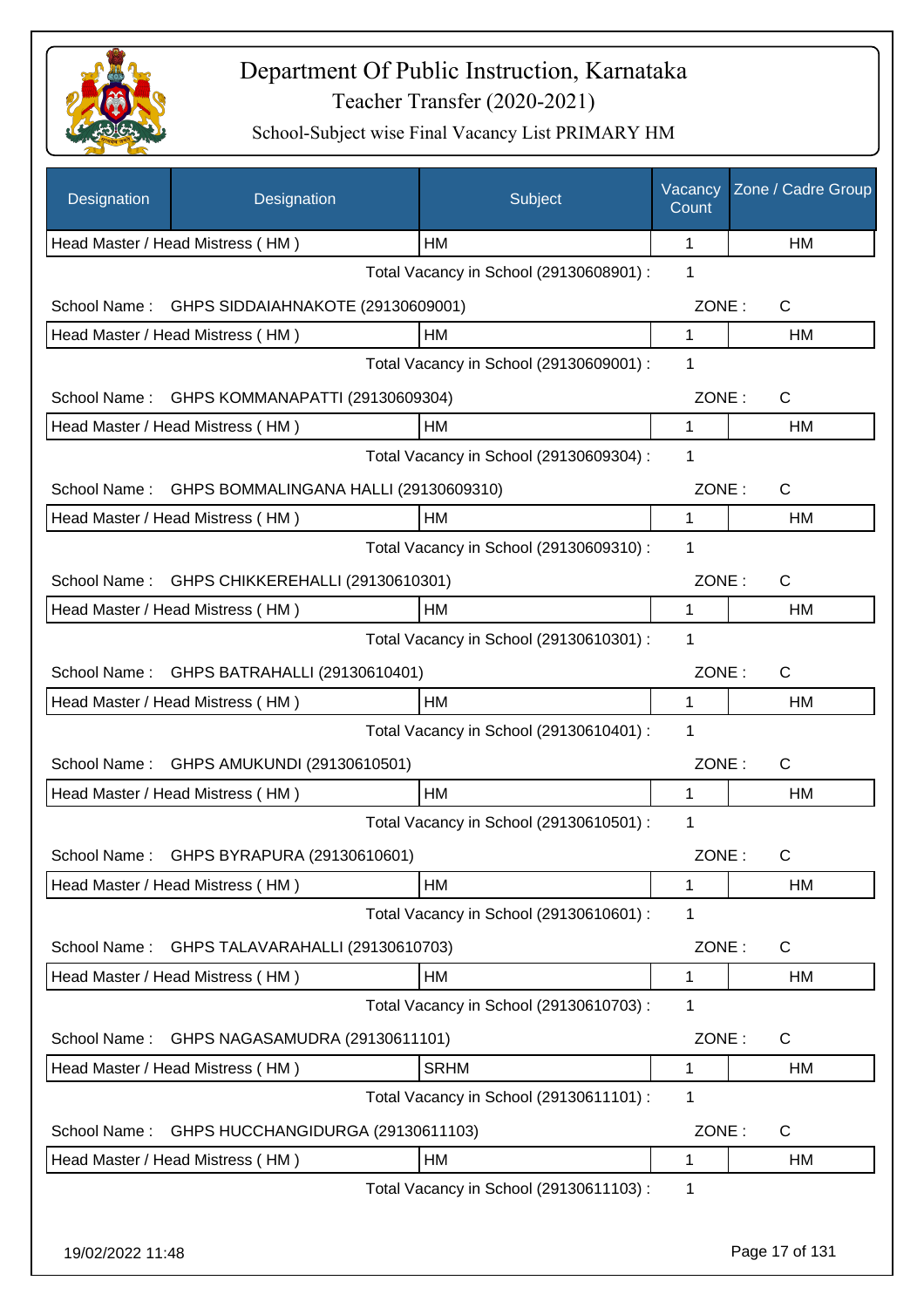# Department Of Public Instruction, Karnataka

## Teacher Transfer (2020-2021)

### School-Subject wise Final Vacancy List PRIMARY HM

| Designation | Designation | Subject | Vacancy Count | Zone / Cadre Group |
|---|---|---|---|---|
| Head Master / Head Mistress ( HM ) | | HM | 1 | HM |
| | | Total Vacancy in School (29130608901) : | 1 | |
| School Name : | GHPS SIDDAIAHNAKOTE (29130609001) | | ZONE : | C |
| Head Master / Head Mistress ( HM ) | | HM | 1 | HM |
| | | Total Vacancy in School (29130609001) : | 1 | |
| School Name : | GHPS KOMMANAPATTI (29130609304) | | ZONE : | C |
| Head Master / Head Mistress ( HM ) | | HM | 1 | HM |
| | | Total Vacancy in School (29130609304) : | 1 | |
| School Name : | GHPS BOMMALINGANA HALLI (29130609310) | | ZONE : | C |
| Head Master / Head Mistress ( HM ) | | HM | 1 | HM |
| | | Total Vacancy in School (29130609310) : | 1 | |
| School Name : | GHPS CHIKKEREHALLI (29130610301) | | ZONE : | C |
| Head Master / Head Mistress ( HM ) | | HM | 1 | HM |
| | | Total Vacancy in School (29130610301) : | 1 | |
| School Name : | GHPS BATRAHALLI (29130610401) | | ZONE : | C |
| Head Master / Head Mistress ( HM ) | | HM | 1 | HM |
| | | Total Vacancy in School (29130610401) : | 1 | |
| School Name : | GHPS AMUKUNDI (29130610501) | | ZONE : | C |
| Head Master / Head Mistress ( HM ) | | HM | 1 | HM |
| | | Total Vacancy in School (29130610501) : | 1 | |
| School Name : | GHPS BYRAPURA (29130610601) | | ZONE : | C |
| Head Master / Head Mistress ( HM ) | | HM | 1 | HM |
| | | Total Vacancy in School (29130610601) : | 1 | |
| School Name : | GHPS TALAVARAHALLI (29130610703) | | ZONE : | C |
| Head Master / Head Mistress ( HM ) | | HM | 1 | HM |
| | | Total Vacancy in School (29130610703) : | 1 | |
| School Name : | GHPS NAGASAMUDRA (29130611101) | | ZONE : | C |
| Head Master / Head Mistress ( HM ) | | SRHM | 1 | HM |
| | | Total Vacancy in School (29130611101) : | 1 | |
| School Name : | GHPS HUCCHANGIDURGA (29130611103) | | ZONE : | C |
| Head Master / Head Mistress ( HM ) | | HM | 1 | HM |
| | | Total Vacancy in School (29130611103) : | 1 | |

19/02/2022 11:48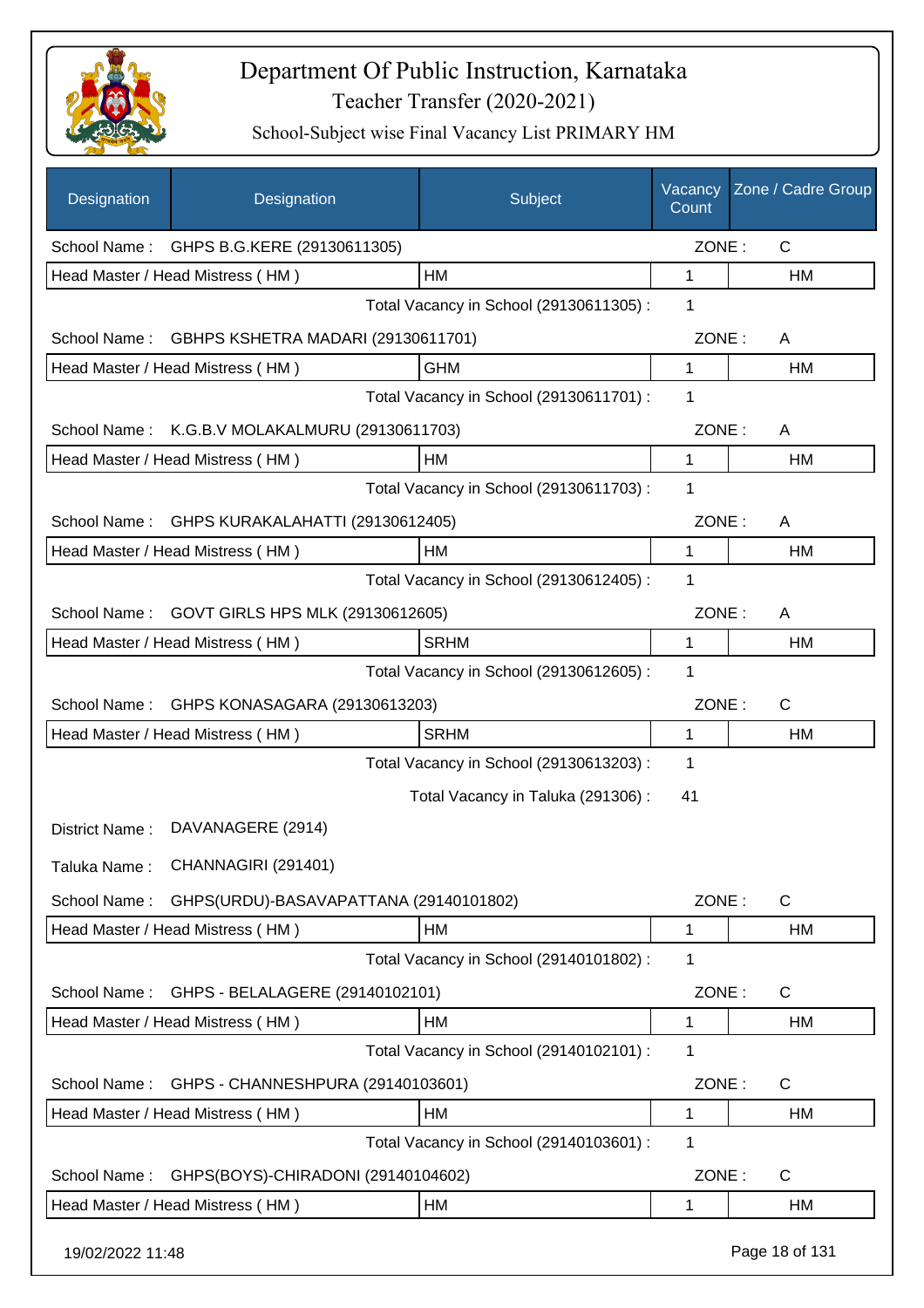# Department Of Public Instruction, Karnataka

## Teacher Transfer (2020-2021)

### School-Subject wise Final Vacancy List PRIMARY HM

| Designation | Designation | Subject | Vacancy Count | Zone / Cadre Group |
|---|---|---|---|---|
| School Name : | GHPS B.G.KERE (29130611305) | | ZONE : | C |
| Head Master / Head Mistress ( HM ) | | HM | 1 | HM |
| | | Total Vacancy in School (29130611305) : | 1 | |
| School Name : | GBHPS KSHETRA MADARI (29130611701) | | ZONE : | A |
| Head Master / Head Mistress ( HM ) | | GHM | 1 | HM |
| | | Total Vacancy in School (29130611701) : | 1 | |
| School Name : | K.G.B.V MOLAKALMURU (29130611703) | | ZONE : | A |
| Head Master / Head Mistress ( HM ) | | HM | 1 | HM |
| | | Total Vacancy in School (29130611703) : | 1 | |
| School Name : | GHPS KURAKALAHATTI (29130612405) | | ZONE : | A |
| Head Master / Head Mistress ( HM ) | | HM | 1 | HM |
| | | Total Vacancy in School (29130612405) : | 1 | |
| School Name : | GOVT GIRLS HPS MLK (29130612605) | | ZONE : | A |
| Head Master / Head Mistress ( HM ) | | SRHM | 1 | HM |
| | | Total Vacancy in School (29130612605) : | 1 | |
| School Name : | GHPS KONASAGARA (29130613203) | | ZONE : | C |
| Head Master / Head Mistress ( HM ) | | SRHM | 1 | HM |
| | | Total Vacancy in School (29130613203) : | 1 | |
| | | Total Vacancy in Taluka (291306) : | 41 | |
| District Name : | DAVANAGERE (2914) | | | |
| Taluka Name : | CHANNAGIRI (291401) | | | |
| School Name : | GHPS(URDU)-BASAVAPATTANA (29140101802) | | ZONE : | C |
| Head Master / Head Mistress ( HM ) | | HM | 1 | HM |
| | | Total Vacancy in School (29140101802) : | 1 | |
| School Name : | GHPS - BELALAGERE (29140102101) | | ZONE : | C |
| Head Master / Head Mistress ( HM ) | | HM | 1 | HM |
| | | Total Vacancy in School (29140102101) : | 1 | |
| School Name : | GHPS - CHANNESHPURA (29140103601) | | ZONE : | C |
| Head Master / Head Mistress ( HM ) | | HM | 1 | HM |
| | | Total Vacancy in School (29140103601) : | 1 | |
| School Name : | GHPS(BOYS)-CHIRADONI (29140104602) | | ZONE : | C |
| Head Master / Head Mistress ( HM ) | | HM | 1 | HM |

19/02/2022 11:48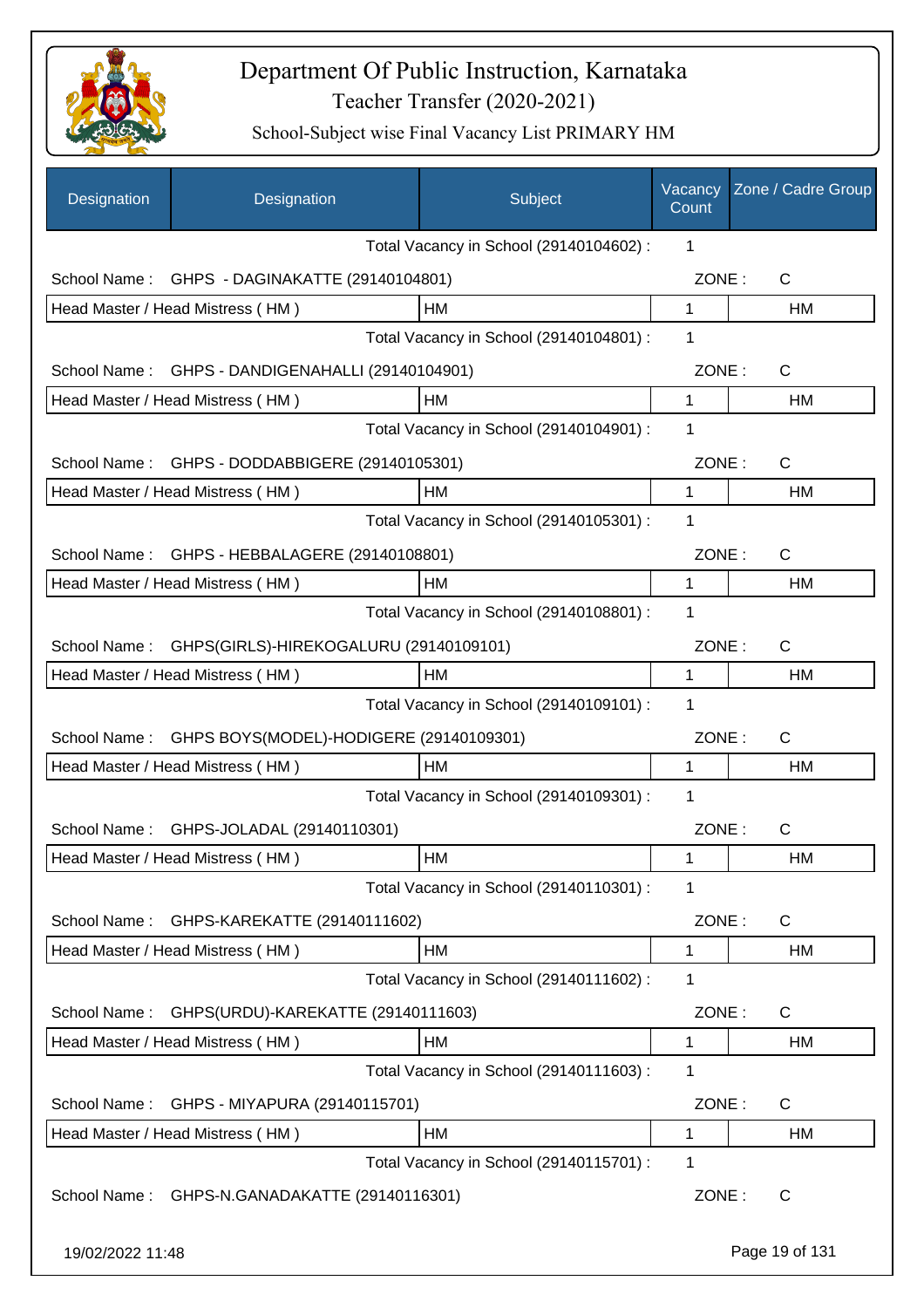# Department Of Public Instruction, Karnataka

Teacher Transfer (2020-2021)

School-Subject wise Final Vacancy List PRIMARY HM

| Designation | Designation | Subject | Vacancy Count | Zone / Cadre Group |
|---|---|---|---|---|
| | | Total Vacancy in School (29140104602) : | 1 | |
| School Name : | GHPS - DAGINAKATTE (29140104801) | | ZONE : | C |
| Head Master / Head Mistress ( HM ) | | HM | 1 | HM |
| | | Total Vacancy in School (29140104801) : | 1 | |
| School Name : | GHPS - DANDIGENAHALLI (29140104901) | | ZONE : | C |
| Head Master / Head Mistress ( HM ) | | HM | 1 | HM |
| | | Total Vacancy in School (29140104901) : | 1 | |
| School Name : | GHPS - DODDABBIGERE (29140105301) | | ZONE : | C |
| Head Master / Head Mistress ( HM ) | | HM | 1 | HM |
| | | Total Vacancy in School (29140105301) : | 1 | |
| School Name : | GHPS - HEBBALAGERE (29140108801) | | ZONE : | C |
| Head Master / Head Mistress ( HM ) | | HM | 1 | HM |
| | | Total Vacancy in School (29140108801) : | 1 | |
| School Name : | GHPS(GIRLS)-HIREKOGALURU (29140109101) | | ZONE : | C |
| Head Master / Head Mistress ( HM ) | | HM | 1 | HM |
| | | Total Vacancy in School (29140109101) : | 1 | |
| School Name : | GHPS BOYS(MODEL)-HODIGERE (29140109301) | | ZONE : | C |
| Head Master / Head Mistress ( HM ) | | HM | 1 | HM |
| | | Total Vacancy in School (29140109301) : | 1 | |
| School Name : | GHPS-JOLADAL (29140110301) | | ZONE : | C |
| Head Master / Head Mistress ( HM ) | | HM | 1 | HM |
| | | Total Vacancy in School (29140110301) : | 1 | |
| School Name : | GHPS-KAREKATTE (29140111602) | | ZONE : | C |
| Head Master / Head Mistress ( HM ) | | HM | 1 | HM |
| | | Total Vacancy in School (29140111602) : | 1 | |
| School Name : | GHPS(URDU)-KAREKATTE (29140111603) | | ZONE : | C |
| Head Master / Head Mistress ( HM ) | | HM | 1 | HM |
| | | Total Vacancy in School (29140111603) : | 1 | |
| School Name : | GHPS - MIYAPURA (29140115701) | | ZONE : | C |
| Head Master / Head Mistress ( HM ) | | HM | 1 | HM |
| | | Total Vacancy in School (29140115701) : | 1 | |
| School Name : | GHPS-N.GANADAKATTE (29140116301) | | ZONE : | C |

19/02/2022 11:48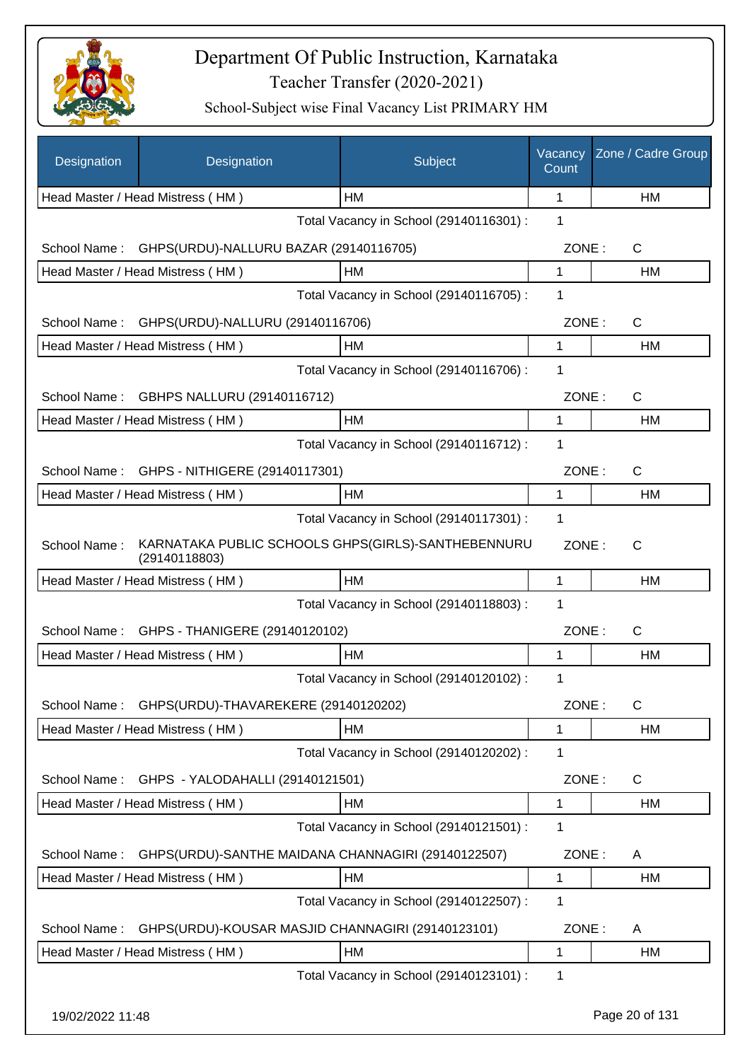# Department Of Public Instruction, Karnataka

## Teacher Transfer (2020-2021)

### School-Subject wise Final Vacancy List PRIMARY HM

| Designation | Designation | Subject | Vacancy Count | Zone / Cadre Group |
|---|---|---|---|---|
| Head Master / Head Mistress ( HM ) | | HM | 1 | HM |

Total Vacancy in School (29140116301) : 1

School Name : GHPS(URDU)-NALLURU BAZAR (29140116705) ZONE : C

| Designation | Subject | Vacancy Count | Zone / Cadre Group |
|---|---|---|---|
| Head Master / Head Mistress ( HM ) | HM | 1 | HM |

Total Vacancy in School (29140116705) : 1

School Name : GHPS(URDU)-NALLURU (29140116706) ZONE : C

| Designation | Subject | Vacancy Count | Zone / Cadre Group |
|---|---|---|---|
| Head Master / Head Mistress ( HM ) | HM | 1 | HM |

Total Vacancy in School (29140116706) : 1

School Name : GBHPS NALLURU (29140116712) ZONE : C

| Designation | Subject | Vacancy Count | Zone / Cadre Group |
|---|---|---|---|
| Head Master / Head Mistress ( HM ) | HM | 1 | HM |

Total Vacancy in School (29140116712) : 1

School Name : GHPS - NITHIGERE (29140117301) ZONE : C

| Designation | Subject | Vacancy Count | Zone / Cadre Group |
|---|---|---|---|
| Head Master / Head Mistress ( HM ) | HM | 1 | HM |

Total Vacancy in School (29140117301) : 1

School Name : KARNATAKA PUBLIC SCHOOLS GHPS(GIRLS)-SANTHEBENNURU (29140118803) ZONE : C

| Designation | Subject | Vacancy Count | Zone / Cadre Group |
|---|---|---|---|
| Head Master / Head Mistress ( HM ) | HM | 1 | HM |

Total Vacancy in School (29140118803) : 1

School Name : GHPS - THANIGERE (29140120102) ZONE : C

| Designation | Subject | Vacancy Count | Zone / Cadre Group |
|---|---|---|---|
| Head Master / Head Mistress ( HM ) | HM | 1 | HM |

Total Vacancy in School (29140120102) : 1

School Name : GHPS(URDU)-THAVAREKERE (29140120202) ZONE : C

| Designation | Subject | Vacancy Count | Zone / Cadre Group |
|---|---|---|---|
| Head Master / Head Mistress ( HM ) | HM | 1 | HM |

Total Vacancy in School (29140120202) : 1

School Name : GHPS - YALODAHALLI (29140121501) ZONE : C

| Designation | Subject | Vacancy Count | Zone / Cadre Group |
|---|---|---|---|
| Head Master / Head Mistress ( HM ) | HM | 1 | HM |

Total Vacancy in School (29140121501) : 1

School Name : GHPS(URDU)-SANTHE MAIDANA CHANNAGIRI (29140122507) ZONE : A

| Designation | Subject | Vacancy Count | Zone / Cadre Group |
|---|---|---|---|
| Head Master / Head Mistress ( HM ) | HM | 1 | HM |

Total Vacancy in School (29140122507) : 1

School Name : GHPS(URDU)-KOUSAR MASJID CHANNAGIRI (29140123101) ZONE : A

| Designation | Subject | Vacancy Count | Zone / Cadre Group |
|---|---|---|---|
| Head Master / Head Mistress ( HM ) | HM | 1 | HM |

Total Vacancy in School (29140123101) : 1

19/02/2022 11:48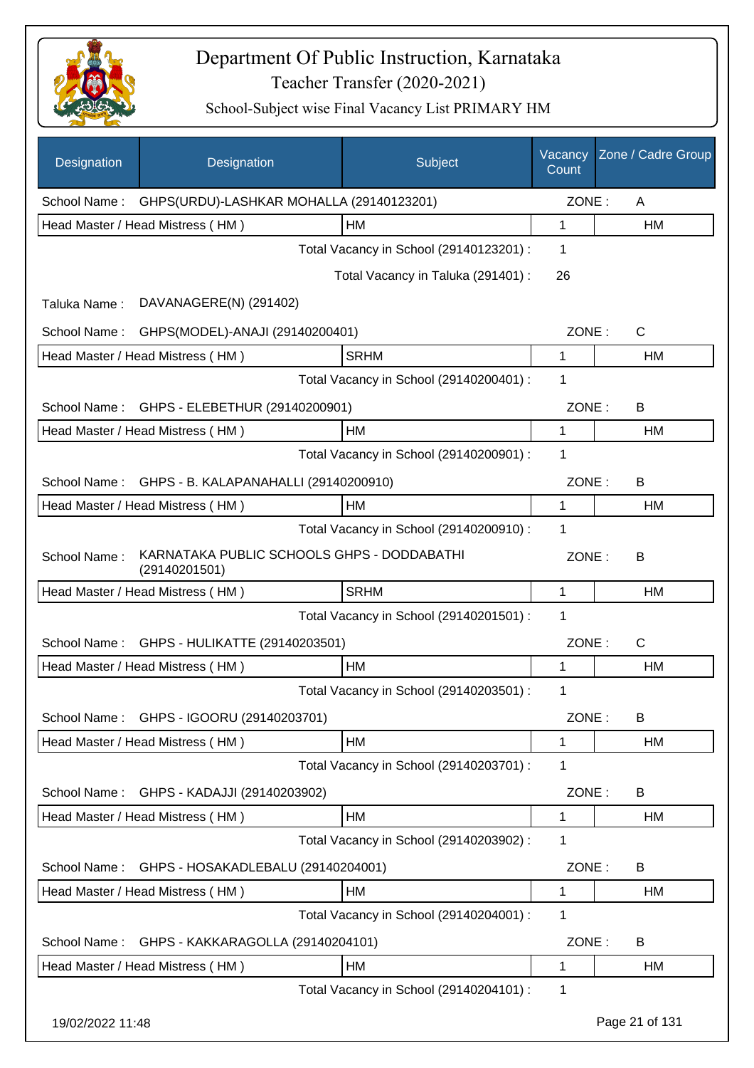# Department Of Public Instruction, Karnataka

## Teacher Transfer (2020-2021)

### School-Subject wise Final Vacancy List PRIMARY HM

| Designation | Designation | Subject | Vacancy Count | Zone / Cadre Group |
|---|---|---|---|---|
| School Name : | GHPS(URDU)-LASHKAR MOHALLA (29140123201) | | ZONE : | A |
| Head Master / Head Mistress ( HM ) | | HM | 1 | HM |
| | | Total Vacancy in School (29140123201) : | 1 | |
| | | Total Vacancy in Taluka (291401) : | 26 | |
| Taluka Name : | DAVANAGERE(N) (291402) | | | |
| School Name : | GHPS(MODEL)-ANAJI (29140200401) | | ZONE : | C |
| Head Master / Head Mistress ( HM ) | | SRHM | 1 | HM |
| | | Total Vacancy in School (29140200401) : | 1 | |
| School Name : | GHPS - ELEBETHUR (29140200901) | | ZONE : | B |
| Head Master / Head Mistress ( HM ) | | HM | 1 | HM |
| | | Total Vacancy in School (29140200901) : | 1 | |
| School Name : | GHPS - B. KALAPANAHALLI (29140200910) | | ZONE : | B |
| Head Master / Head Mistress ( HM ) | | HM | 1 | HM |
| | | Total Vacancy in School (29140200910) : | 1 | |
| School Name : | KARNATAKA PUBLIC SCHOOLS GHPS - DODDABATHI (29140201501) | | ZONE : | B |
| Head Master / Head Mistress ( HM ) | | SRHM | 1 | HM |
| | | Total Vacancy in School (29140201501) : | 1 | |
| School Name : | GHPS - HULIKATTE (29140203501) | | ZONE : | C |
| Head Master / Head Mistress ( HM ) | | HM | 1 | HM |
| | | Total Vacancy in School (29140203501) : | 1 | |
| School Name : | GHPS - IGOORU (29140203701) | | ZONE : | B |
| Head Master / Head Mistress ( HM ) | | HM | 1 | HM |
| | | Total Vacancy in School (29140203701) : | 1 | |
| School Name : | GHPS - KADAJJI (29140203902) | | ZONE : | B |
| Head Master / Head Mistress ( HM ) | | HM | 1 | HM |
| | | Total Vacancy in School (29140203902) : | 1 | |
| School Name : | GHPS - HOSAKADLEBALU (29140204001) | | ZONE : | B |
| Head Master / Head Mistress ( HM ) | | HM | 1 | HM |
| | | Total Vacancy in School (29140204001) : | 1 | |
| School Name : | GHPS - KAKKARAGOLLA (29140204101) | | ZONE : | B |
| Head Master / Head Mistress ( HM ) | | HM | 1 | HM |
| | | Total Vacancy in School (29140204101) : | 1 | |

19/02/2022 11:48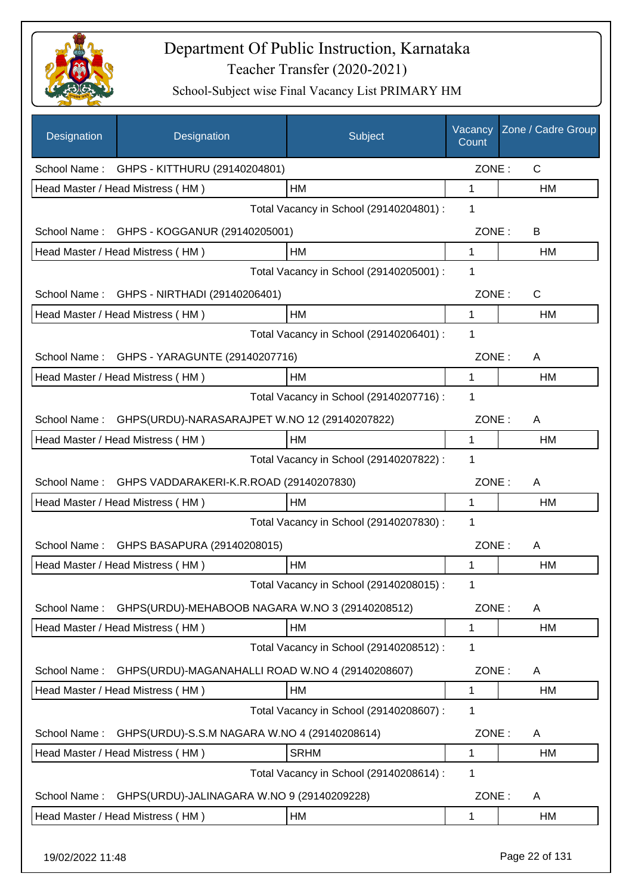# Department Of Public Instruction, Karnataka

Teacher Transfer (2020-2021)

School-Subject wise Final Vacancy List PRIMARY HM

| Designation | Designation | Subject | Vacancy Count | Zone / Cadre Group |
|---|---|---|---|---|
| School Name : | GHPS - KITTHURU (29140204801) | | ZONE : | C |
| Head Master / Head Mistress ( HM ) | | HM | 1 | HM |
| | | Total Vacancy in School (29140204801) : | 1 | |
| School Name : | GHPS - KOGGANUR (29140205001) | | ZONE : | B |
| Head Master / Head Mistress ( HM ) | | HM | 1 | HM |
| | | Total Vacancy in School (29140205001) : | 1 | |
| School Name : | GHPS - NIRTHADI (29140206401) | | ZONE : | C |
| Head Master / Head Mistress ( HM ) | | HM | 1 | HM |
| | | Total Vacancy in School (29140206401) : | 1 | |
| School Name : | GHPS - YARAGUNTE (29140207716) | | ZONE : | A |
| Head Master / Head Mistress ( HM ) | | HM | 1 | HM |
| | | Total Vacancy in School (29140207716) : | 1 | |
| School Name : | GHPS(URDU)-NARASARAJPET W.NO 12 (29140207822) | | ZONE : | A |
| Head Master / Head Mistress ( HM ) | | HM | 1 | HM |
| | | Total Vacancy in School (29140207822) : | 1 | |
| School Name : | GHPS VADDARAKERI-K.R.ROAD (29140207830) | | ZONE : | A |
| Head Master / Head Mistress ( HM ) | | HM | 1 | HM |
| | | Total Vacancy in School (29140207830) : | 1 | |
| School Name : | GHPS BASAPURA (29140208015) | | ZONE : | A |
| Head Master / Head Mistress ( HM ) | | HM | 1 | HM |
| | | Total Vacancy in School (29140208015) : | 1 | |
| School Name : | GHPS(URDU)-MEHABOOB NAGARA W.NO 3 (29140208512) | | ZONE : | A |
| Head Master / Head Mistress ( HM ) | | HM | 1 | HM |
| | | Total Vacancy in School (29140208512) : | 1 | |
| School Name : | GHPS(URDU)-MAGANAHALLI ROAD W.NO 4 (29140208607) | | ZONE : | A |
| Head Master / Head Mistress ( HM ) | | HM | 1 | HM |
| | | Total Vacancy in School (29140208607) : | 1 | |
| School Name : | GHPS(URDU)-S.S.M NAGARA W.NO 4 (29140208614) | | ZONE : | A |
| Head Master / Head Mistress ( HM ) | | SRHM | 1 | HM |
| | | Total Vacancy in School (29140208614) : | 1 | |
| School Name : | GHPS(URDU)-JALINAGARA W.NO 9 (29140209228) | | ZONE : | A |
| Head Master / Head Mistress ( HM ) | | HM | 1 | HM |

19/02/2022 11:48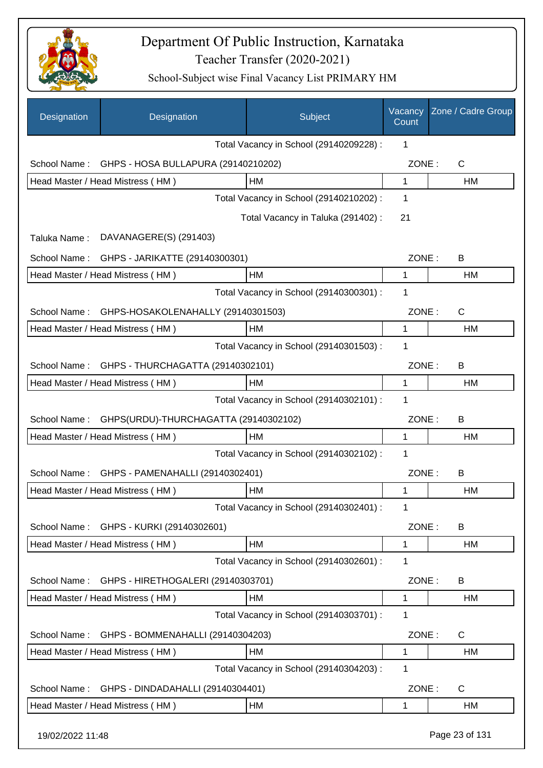# Department Of Public Instruction, Karnataka
## Teacher Transfer (2020-2021)
### School-Subject wise Final Vacancy List PRIMARY HM

| Designation | Designation | Subject | Vacancy Count | Zone / Cadre Group |
|---|---|---|---|---|
| | | Total Vacancy in School (29140209228) : | 1 | |
| School Name : | GHPS - HOSA BULLAPURA (29140210202) | | ZONE : | C |
| Head Master / Head Mistress ( HM ) | | HM | 1 | HM |
| | | Total Vacancy in School (29140210202) : | 1 | |
| | | Total Vacancy in Taluka (291402) : | 21 | |
| Taluka Name : | DAVANAGERE(S) (291403) | | | |
| School Name : | GHPS - JARIKATTE (29140300301) | | ZONE : | B |
| Head Master / Head Mistress ( HM ) | | HM | 1 | HM |
| | | Total Vacancy in School (29140300301) : | 1 | |
| School Name : | GHPS-HOSAKOLENAHALLY (29140301503) | | ZONE : | C |
| Head Master / Head Mistress ( HM ) | | HM | 1 | HM |
| | | Total Vacancy in School (29140301503) : | 1 | |
| School Name : | GHPS - THURCHAGATTA (29140302101) | | ZONE : | B |
| Head Master / Head Mistress ( HM ) | | HM | 1 | HM |
| | | Total Vacancy in School (29140302101) : | 1 | |
| School Name : | GHPS(URDU)-THURCHAGATTA (29140302102) | | ZONE : | B |
| Head Master / Head Mistress ( HM ) | | HM | 1 | HM |
| | | Total Vacancy in School (29140302102) : | 1 | |
| School Name : | GHPS - PAMENAHALLI (29140302401) | | ZONE : | B |
| Head Master / Head Mistress ( HM ) | | HM | 1 | HM |
| | | Total Vacancy in School (29140302401) : | 1 | |
| School Name : | GHPS - KURKI (29140302601) | | ZONE : | B |
| Head Master / Head Mistress ( HM ) | | HM | 1 | HM |
| | | Total Vacancy in School (29140302601) : | 1 | |
| School Name : | GHPS - HIRETHOGALERI (29140303701) | | ZONE : | B |
| Head Master / Head Mistress ( HM ) | | HM | 1 | HM |
| | | Total Vacancy in School (29140303701) : | 1 | |
| School Name : | GHPS - BOMMENAHALLI (29140304203) | | ZONE : | C |
| Head Master / Head Mistress ( HM ) | | HM | 1 | HM |
| | | Total Vacancy in School (29140304203) : | 1 | |
| School Name : | GHPS - DINDADAHALLI (29140304401) | | ZONE : | C |
| Head Master / Head Mistress ( HM ) | | HM | 1 | HM |

19/02/2022 11:48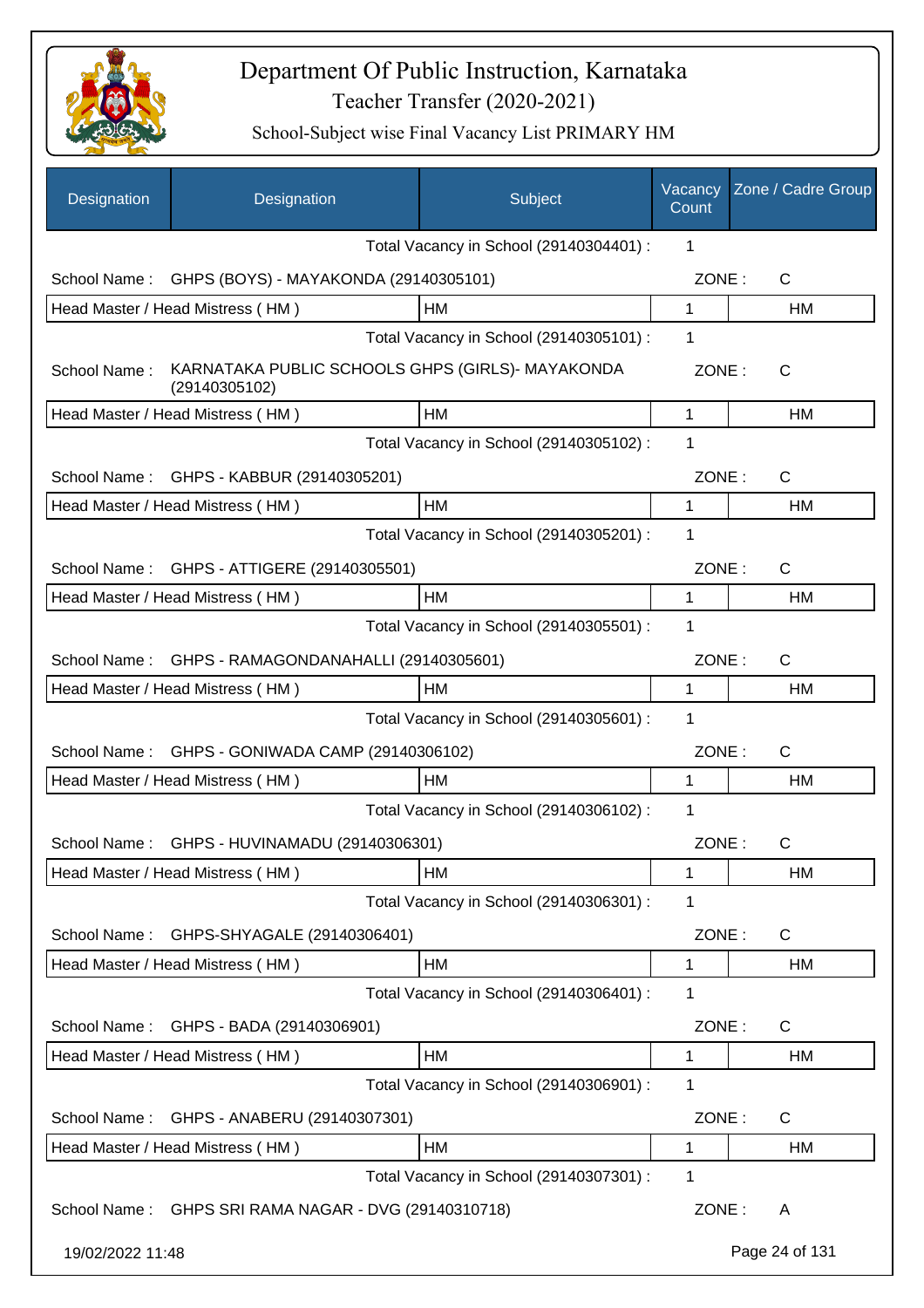# Department Of Public Instruction, Karnataka

Teacher Transfer (2020-2021)

School-Subject wise Final Vacancy List PRIMARY HM

| Designation | Designation | Subject | Vacancy Count | Zone / Cadre Group |
|---|---|---|---|---|
| | | Total Vacancy in School (29140304401) : | 1 | |
| School Name : | GHPS (BOYS) - MAYAKONDA (29140305101) | | ZONE : | C |
| Head Master / Head Mistress ( HM ) | | HM | 1 | HM |
| | | Total Vacancy in School (29140305101) : | 1 | |
| School Name : | KARNATAKA PUBLIC SCHOOLS GHPS (GIRLS)- MAYAKONDA (29140305102) | | ZONE : | C |
| Head Master / Head Mistress ( HM ) | | HM | 1 | HM |
| | | Total Vacancy in School (29140305102) : | 1 | |
| School Name : | GHPS - KABBUR (29140305201) | | ZONE : | C |
| Head Master / Head Mistress ( HM ) | | HM | 1 | HM |
| | | Total Vacancy in School (29140305201) : | 1 | |
| School Name : | GHPS - ATTIGERE (29140305501) | | ZONE : | C |
| Head Master / Head Mistress ( HM ) | | HM | 1 | HM |
| | | Total Vacancy in School (29140305501) : | 1 | |
| School Name : | GHPS - RAMAGONDANAHALLI (29140305601) | | ZONE : | C |
| Head Master / Head Mistress ( HM ) | | HM | 1 | HM |
| | | Total Vacancy in School (29140305601) : | 1 | |
| School Name : | GHPS - GONIWADA CAMP (29140306102) | | ZONE : | C |
| Head Master / Head Mistress ( HM ) | | HM | 1 | HM |
| | | Total Vacancy in School (29140306102) : | 1 | |
| School Name : | GHPS - HUVINAMADU (29140306301) | | ZONE : | C |
| Head Master / Head Mistress ( HM ) | | HM | 1 | HM |
| | | Total Vacancy in School (29140306301) : | 1 | |
| School Name : | GHPS-SHYAGALE (29140306401) | | ZONE : | C |
| Head Master / Head Mistress ( HM ) | | HM | 1 | HM |
| | | Total Vacancy in School (29140306401) : | 1 | |
| School Name : | GHPS - BADA (29140306901) | | ZONE : | C |
| Head Master / Head Mistress ( HM ) | | HM | 1 | HM |
| | | Total Vacancy in School (29140306901) : | 1 | |
| School Name : | GHPS - ANABERU (29140307301) | | ZONE : | C |
| Head Master / Head Mistress ( HM ) | | HM | 1 | HM |
| | | Total Vacancy in School (29140307301) : | 1 | |
| School Name : | GHPS SRI RAMA NAGAR - DVG (29140310718) | | ZONE : | A |

19/02/2022 11:48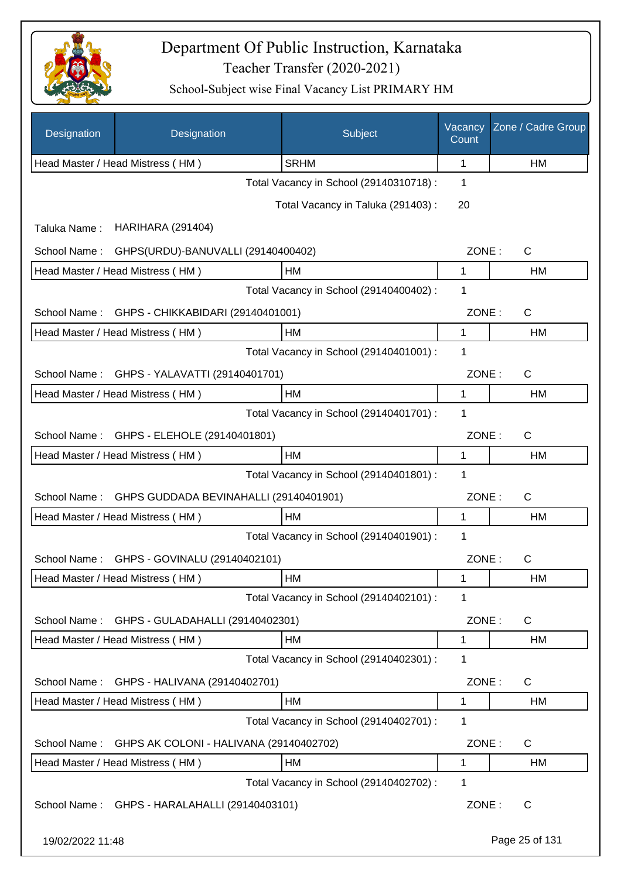# Department Of Public Instruction, Karnataka

Teacher Transfer (2020-2021)

School-Subject wise Final Vacancy List PRIMARY HM

| Designation | Designation | Subject | Vacancy Count | Zone / Cadre Group |
|---|---|---|---|---|
| Head Master / Head Mistress ( HM ) | | SRHM | 1 | HM |

Total Vacancy in School (29140310718) : 1

Total Vacancy in Taluka (291403) : 20

Taluka Name : HARIHARA (291404)

School Name : GHPS(URDU)-BANUVALLI (29140400402) ZONE : C

| Head Master / Head Mistress ( HM ) | HM | 1 | HM |
|---|---|---|---|

Total Vacancy in School (29140400402) : 1

School Name : GHPS - CHIKKABIDARI (29140401001) ZONE : C

| Head Master / Head Mistress ( HM ) | HM | 1 | HM |
|---|---|---|---|

Total Vacancy in School (29140401001) : 1

School Name : GHPS - YALAVATTI (29140401701) ZONE : C

| Head Master / Head Mistress ( HM ) | HM | 1 | HM |
|---|---|---|---|

Total Vacancy in School (29140401701) : 1

School Name : GHPS - ELEHOLE (29140401801) ZONE : C

| Head Master / Head Mistress ( HM ) | HM | 1 | HM |
|---|---|---|---|

Total Vacancy in School (29140401801) : 1

School Name : GHPS GUDDADA BEVINAHALLI (29140401901) ZONE : C

| Head Master / Head Mistress ( HM ) | HM | 1 | HM |
|---|---|---|---|

Total Vacancy in School (29140401901) : 1

School Name : GHPS - GOVINALU (29140402101) ZONE : C

| Head Master / Head Mistress ( HM ) | HM | 1 | HM |
|---|---|---|---|

Total Vacancy in School (29140402101) : 1

School Name : GHPS - GULADAHALLI (29140402301) ZONE : C

| Head Master / Head Mistress ( HM ) | HM | 1 | HM |
|---|---|---|---|

Total Vacancy in School (29140402301) : 1

School Name : GHPS - HALIVANA (29140402701) ZONE : C

| Head Master / Head Mistress ( HM ) | HM | 1 | HM |
|---|---|---|---|

Total Vacancy in School (29140402701) : 1

School Name : GHPS AK COLONI - HALIVANA (29140402702) ZONE : C

| Head Master / Head Mistress ( HM ) | HM | 1 | HM |
|---|---|---|---|

Total Vacancy in School (29140402702) : 1

School Name : GHPS - HARALAHALLI (29140403101) ZONE : C

19/02/2022 11:48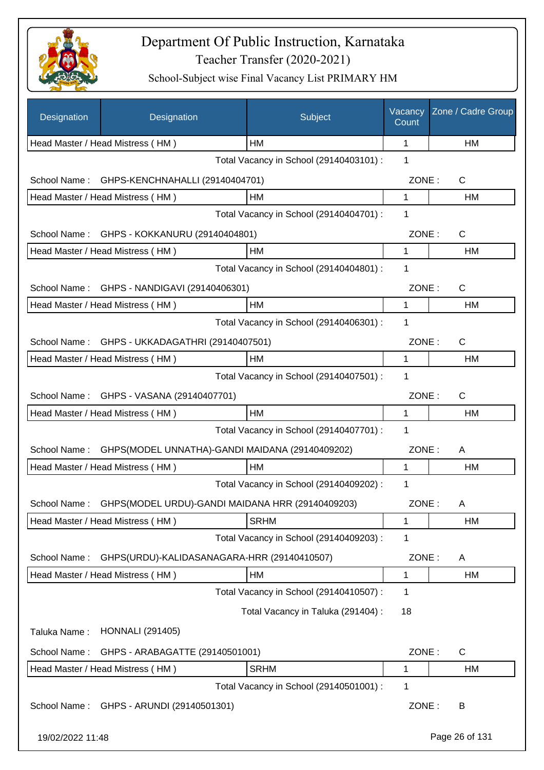# Department Of Public Instruction, Karnataka

Teacher Transfer (2020-2021)

School-Subject wise Final Vacancy List PRIMARY HM

| Designation | Designation | Subject | Vacancy Count | Zone / Cadre Group |
|---|---|---|---|---|
| Head Master / Head Mistress ( HM ) | | HM | 1 | HM |

Total Vacancy in School (29140403101) : 1

School Name : GHPS-KENCHNAHALLI (29140404701) ZONE : C

| Head Master / Head Mistress ( HM ) | HM | 1 | HM |
|---|---|---|---|

Total Vacancy in School (29140404701) : 1

School Name : GHPS - KOKKANURU (29140404801) ZONE : C

| Head Master / Head Mistress ( HM ) | HM | 1 | HM |
|---|---|---|---|

Total Vacancy in School (29140404801) : 1

School Name : GHPS - NANDIGAVI (29140406301) ZONE : C

| Head Master / Head Mistress ( HM ) | HM | 1 | HM |
|---|---|---|---|

Total Vacancy in School (29140406301) : 1

School Name : GHPS - UKKADAGATHRI (29140407501) ZONE : C

| Head Master / Head Mistress ( HM ) | HM | 1 | HM |
|---|---|---|---|

Total Vacancy in School (29140407501) : 1

School Name : GHPS - VASANA (29140407701) ZONE : C

| Head Master / Head Mistress ( HM ) | HM | 1 | HM |
|---|---|---|---|

Total Vacancy in School (29140407701) : 1

School Name : GHPS(MODEL UNNATHA)-GANDI MAIDANA (29140409202) ZONE : A

| Head Master / Head Mistress ( HM ) | HM | 1 | HM |
|---|---|---|---|

Total Vacancy in School (29140409202) : 1

School Name : GHPS(MODEL URDU)-GANDI MAIDANA HRR (29140409203) ZONE : A

| Head Master / Head Mistress ( HM ) | SRHM | 1 | HM |
|---|---|---|---|

Total Vacancy in School (29140409203) : 1

School Name : GHPS(URDU)-KALIDASANAGARA-HRR (29140410507) ZONE : A

| Head Master / Head Mistress ( HM ) | HM | 1 | HM |
|---|---|---|---|

Total Vacancy in School (29140410507) : 1

Total Vacancy in Taluka (291404) : 18

Taluka Name : HONNALI (291405)

School Name : GHPS - ARABAGATTE (29140501001) ZONE : C

| Head Master / Head Mistress ( HM ) | SRHM | 1 | HM |
|---|---|---|---|

Total Vacancy in School (29140501001) : 1

School Name : GHPS - ARUNDI (29140501301) ZONE : B

19/02/2022 11:48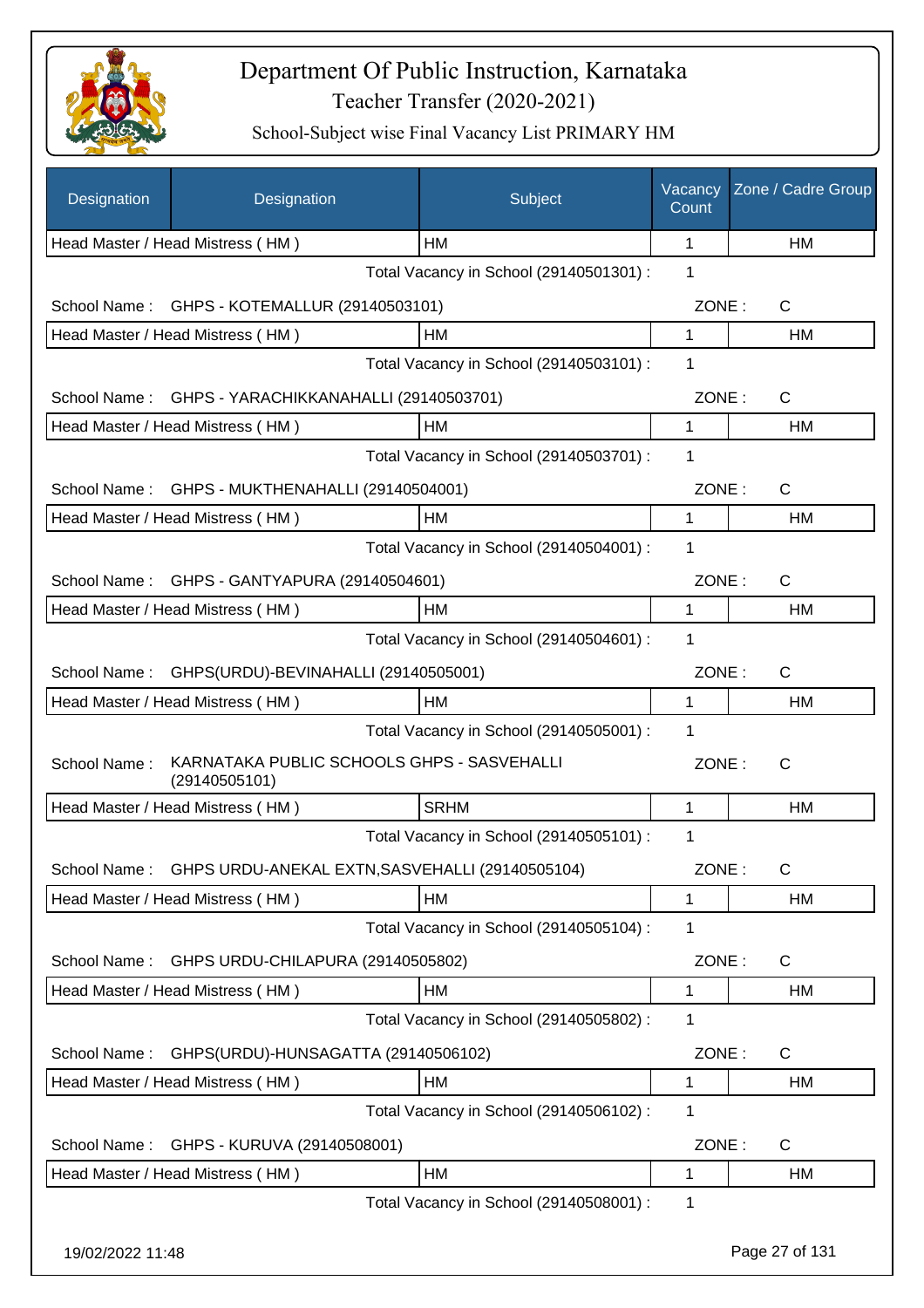# Department Of Public Instruction, Karnataka

Teacher Transfer (2020-2021)

School-Subject wise Final Vacancy List PRIMARY HM

| Designation | Designation | Subject | Vacancy Count | Zone / Cadre Group |
|---|---|---|---|---|
| Head Master / Head Mistress ( HM ) | | HM | 1 | HM |
| | | Total Vacancy in School (29140501301) : | 1 | |
| School Name : | GHPS - KOTEMALLUR (29140503101) | | ZONE : | C |
| Head Master / Head Mistress ( HM ) | | HM | 1 | HM |
| | | Total Vacancy in School (29140503101) : | 1 | |
| School Name : | GHPS - YARACHIKKANAHALLI (29140503701) | | ZONE : | C |
| Head Master / Head Mistress ( HM ) | | HM | 1 | HM |
| | | Total Vacancy in School (29140503701) : | 1 | |
| School Name : | GHPS - MUKTHENAHALLI (29140504001) | | ZONE : | C |
| Head Master / Head Mistress ( HM ) | | HM | 1 | HM |
| | | Total Vacancy in School (29140504001) : | 1 | |
| School Name : | GHPS - GANTYAPURA (29140504601) | | ZONE : | C |
| Head Master / Head Mistress ( HM ) | | HM | 1 | HM |
| | | Total Vacancy in School (29140504601) : | 1 | |
| School Name : | GHPS(URDU)-BEVINAHALLI (29140505001) | | ZONE : | C |
| Head Master / Head Mistress ( HM ) | | HM | 1 | HM |
| | | Total Vacancy in School (29140505001) : | 1 | |
| School Name : | KARNATAKA PUBLIC SCHOOLS GHPS - SASVEHALLI (29140505101) | | ZONE : | C |
| Head Master / Head Mistress ( HM ) | | SRHM | 1 | HM |
| | | Total Vacancy in School (29140505101) : | 1 | |
| School Name : | GHPS URDU-ANEKAL EXTN,SASVEHALLI (29140505104) | | ZONE : | C |
| Head Master / Head Mistress ( HM ) | | HM | 1 | HM |
| | | Total Vacancy in School (29140505104) : | 1 | |
| School Name : | GHPS URDU-CHILAPURA (29140505802) | | ZONE : | C |
| Head Master / Head Mistress ( HM ) | | HM | 1 | HM |
| | | Total Vacancy in School (29140505802) : | 1 | |
| School Name : | GHPS(URDU)-HUNSAGATTA (29140506102) | | ZONE : | C |
| Head Master / Head Mistress ( HM ) | | HM | 1 | HM |
| | | Total Vacancy in School (29140506102) : | 1 | |
| School Name : | GHPS - KURUVA (29140508001) | | ZONE : | C |
| Head Master / Head Mistress ( HM ) | | HM | 1 | HM |
| | | Total Vacancy in School (29140508001) : | 1 | |

19/02/2022 11:48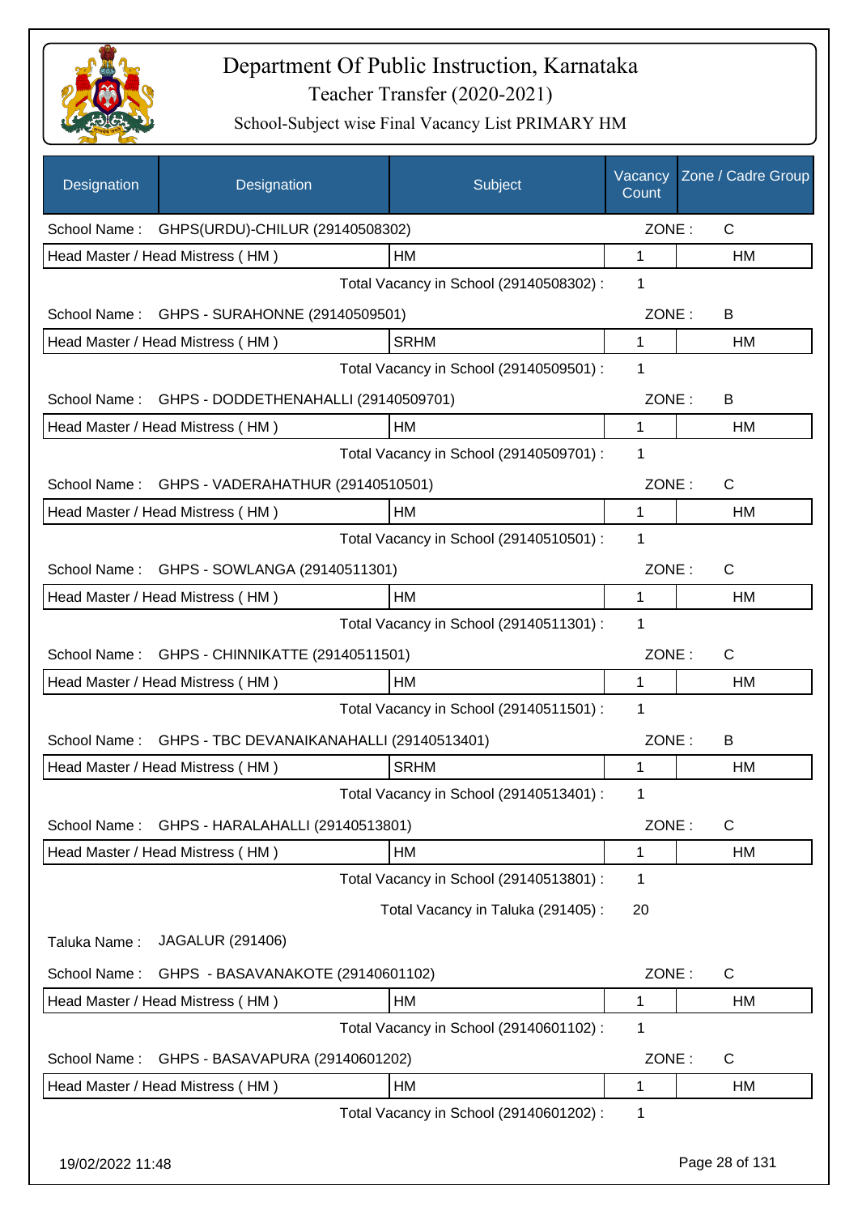# Department Of Public Instruction, Karnataka

## Teacher Transfer (2020-2021)

### School-Subject wise Final Vacancy List PRIMARY HM

| Designation | Designation | Subject | Vacancy Count | Zone / Cadre Group |
|---|---|---|---|---|
| School Name : | GHPS(URDU)-CHILUR (29140508302) | | ZONE : | C |
| Head Master / Head Mistress ( HM ) | | HM | 1 | HM |
| | | Total Vacancy in School (29140508302) : | 1 | |
| School Name : | GHPS - SURAHONNE (29140509501) | | ZONE : | B |
| Head Master / Head Mistress ( HM ) | | SRHM | 1 | HM |
| | | Total Vacancy in School (29140509501) : | 1 | |
| School Name : | GHPS - DODDETHENAHALLI (29140509701) | | ZONE : | B |
| Head Master / Head Mistress ( HM ) | | HM | 1 | HM |
| | | Total Vacancy in School (29140509701) : | 1 | |
| School Name : | GHPS - VADERAHATHUR (29140510501) | | ZONE : | C |
| Head Master / Head Mistress ( HM ) | | HM | 1 | HM |
| | | Total Vacancy in School (29140510501) : | 1 | |
| School Name : | GHPS - SOWLANGA (29140511301) | | ZONE : | C |
| Head Master / Head Mistress ( HM ) | | HM | 1 | HM |
| | | Total Vacancy in School (29140511301) : | 1 | |
| School Name : | GHPS - CHINNIKATTE (29140511501) | | ZONE : | C |
| Head Master / Head Mistress ( HM ) | | HM | 1 | HM |
| | | Total Vacancy in School (29140511501) : | 1 | |
| School Name : | GHPS - TBC DEVANAIKANAHALLI (29140513401) | | ZONE : | B |
| Head Master / Head Mistress ( HM ) | | SRHM | 1 | HM |
| | | Total Vacancy in School (29140513401) : | 1 | |
| School Name : | GHPS - HARALAHALLI (29140513801) | | ZONE : | C |
| Head Master / Head Mistress ( HM ) | | HM | 1 | HM |
| | | Total Vacancy in School (29140513801) : | 1 | |
| | | Total Vacancy in Taluka (291405) : | 20 | |
| Taluka Name : | JAGALUR (291406) | | | |
| School Name : | GHPS - BASAVANAKOTE (29140601102) | | ZONE : | C |
| Head Master / Head Mistress ( HM ) | | HM | 1 | HM |
| | | Total Vacancy in School (29140601102) : | 1 | |
| School Name : | GHPS - BASAVAPURA (29140601202) | | ZONE : | C |
| Head Master / Head Mistress ( HM ) | | HM | 1 | HM |
| | | Total Vacancy in School (29140601202) : | 1 | |

19/02/2022 11:48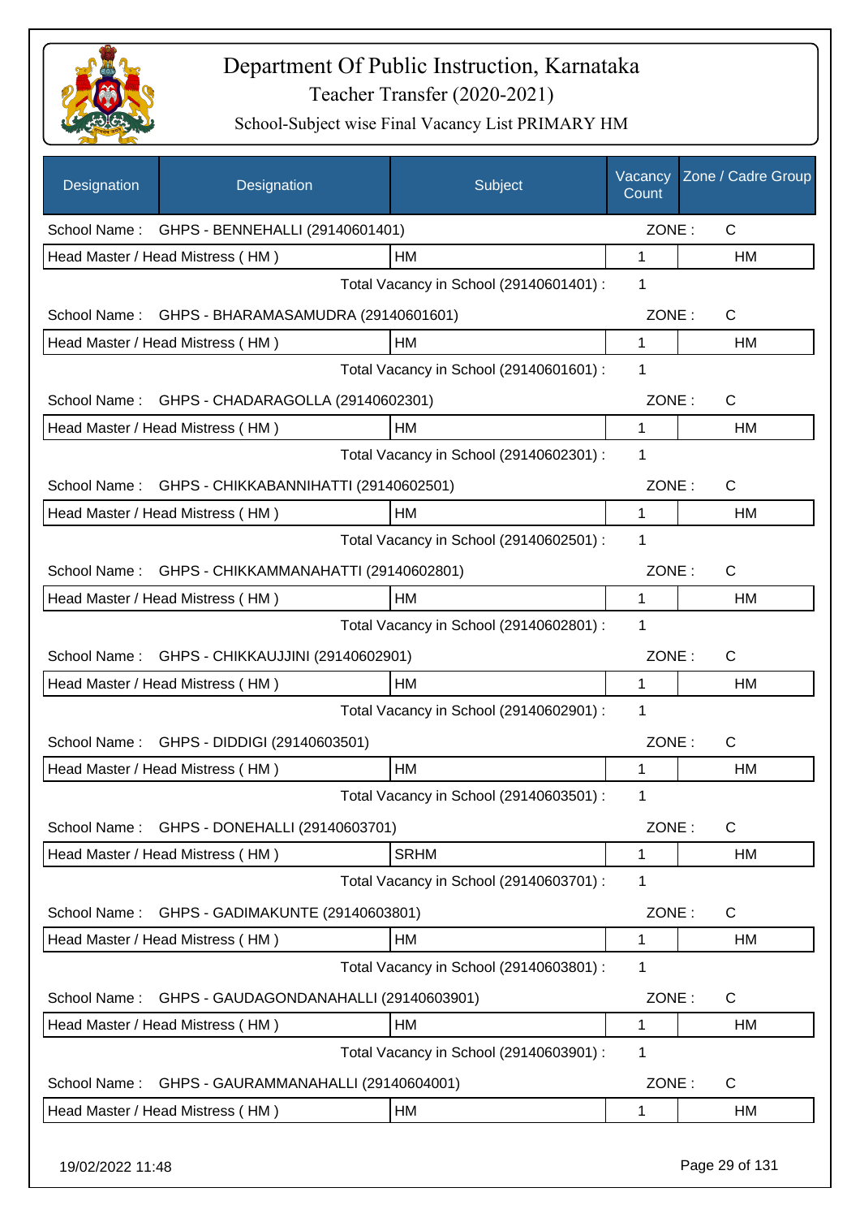# Department Of Public Instruction, Karnataka

## Teacher Transfer (2020-2021)

### School-Subject wise Final Vacancy List PRIMARY HM

| Designation | Designation | Subject | Vacancy Count | Zone / Cadre Group |
|---|---|---|---|---|
| School Name : | GHPS - BENNEHALLI (29140601401) | | ZONE : | C |
| Head Master / Head Mistress ( HM ) | | HM | 1 | HM |
| | | Total Vacancy in School (29140601401) : | 1 | |
| School Name : | GHPS - BHARAMASAMUDRA (29140601601) | | ZONE : | C |
| Head Master / Head Mistress ( HM ) | | HM | 1 | HM |
| | | Total Vacancy in School (29140601601) : | 1 | |
| School Name : | GHPS - CHADARAGOLLA (29140602301) | | ZONE : | C |
| Head Master / Head Mistress ( HM ) | | HM | 1 | HM |
| | | Total Vacancy in School (29140602301) : | 1 | |
| School Name : | GHPS - CHIKKABANNIHATTI (29140602501) | | ZONE : | C |
| Head Master / Head Mistress ( HM ) | | HM | 1 | HM |
| | | Total Vacancy in School (29140602501) : | 1 | |
| School Name : | GHPS - CHIKKAMMANAHATTI (29140602801) | | ZONE : | C |
| Head Master / Head Mistress ( HM ) | | HM | 1 | HM |
| | | Total Vacancy in School (29140602801) : | 1 | |
| School Name : | GHPS - CHIKKAUJJINI (29140602901) | | ZONE : | C |
| Head Master / Head Mistress ( HM ) | | HM | 1 | HM |
| | | Total Vacancy in School (29140602901) : | 1 | |
| School Name : | GHPS - DIDDIGI (29140603501) | | ZONE : | C |
| Head Master / Head Mistress ( HM ) | | HM | 1 | HM |
| | | Total Vacancy in School (29140603501) : | 1 | |
| School Name : | GHPS - DONEHALLI (29140603701) | | ZONE : | C |
| Head Master / Head Mistress ( HM ) | | SRHM | 1 | HM |
| | | Total Vacancy in School (29140603701) : | 1 | |
| School Name : | GHPS - GADIMAKUNTE (29140603801) | | ZONE : | C |
| Head Master / Head Mistress ( HM ) | | HM | 1 | HM |
| | | Total Vacancy in School (29140603801) : | 1 | |
| School Name : | GHPS - GAUDAGONDANAHALLI (29140603901) | | ZONE : | C |
| Head Master / Head Mistress ( HM ) | | HM | 1 | HM |
| | | Total Vacancy in School (29140603901) : | 1 | |
| School Name : | GHPS - GAURAMMANAHALLI (29140604001) | | ZONE : | C |
| Head Master / Head Mistress ( HM ) | | HM | 1 | HM |

19/02/2022 11:48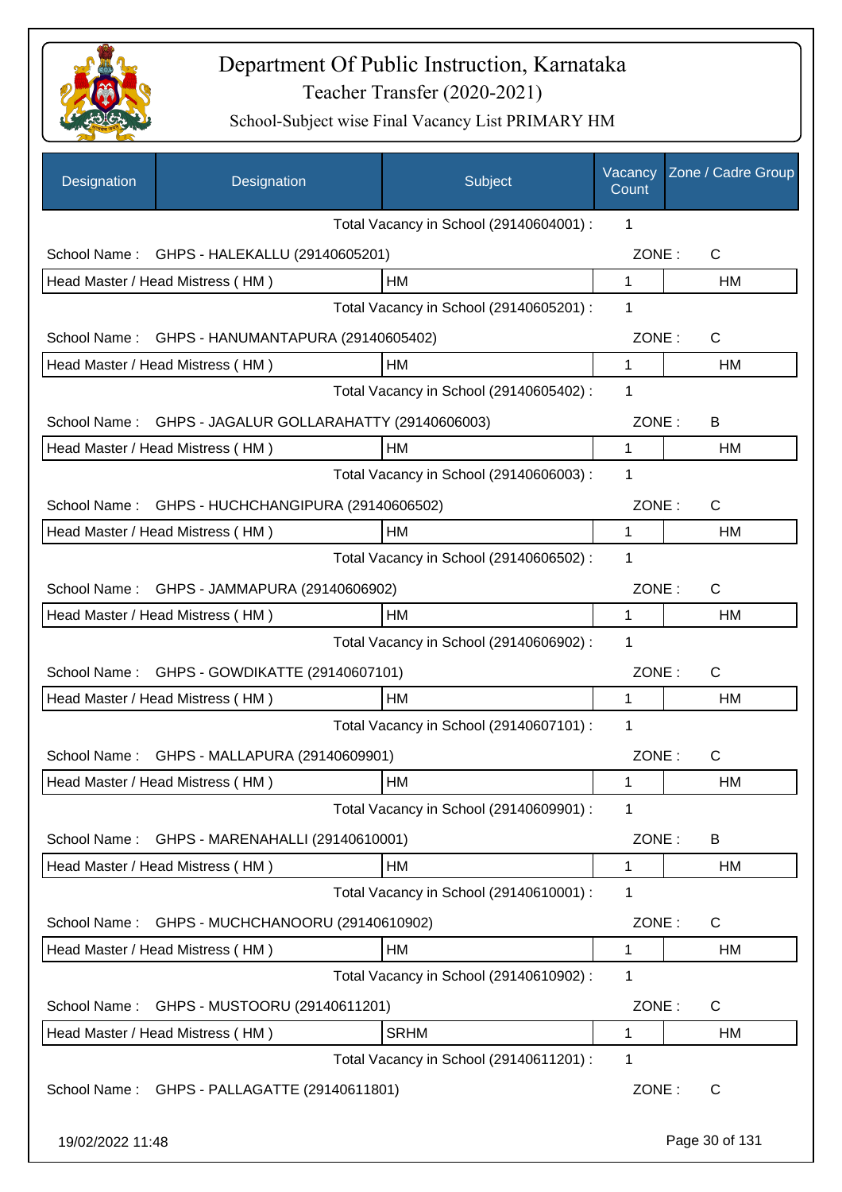# Department Of Public Instruction, Karnataka

Teacher Transfer (2020-2021)

School-Subject wise Final Vacancy List PRIMARY HM

| Designation | Designation | Subject | Vacancy Count | Zone / Cadre Group |
|---|---|---|---|---|
| | | Total Vacancy in School (29140604001) : | 1 | |
| School Name : | GHPS - HALEKALLU (29140605201) | | ZONE : | C |
| Head Master / Head Mistress ( HM ) | | HM | 1 | HM |
| | | Total Vacancy in School (29140605201) : | 1 | |
| School Name : | GHPS - HANUMANTAPURA (29140605402) | | ZONE : | C |
| Head Master / Head Mistress ( HM ) | | HM | 1 | HM |
| | | Total Vacancy in School (29140605402) : | 1 | |
| School Name : | GHPS - JAGALUR GOLLARAHATTY (29140606003) | | ZONE : | B |
| Head Master / Head Mistress ( HM ) | | HM | 1 | HM |
| | | Total Vacancy in School (29140606003) : | 1 | |
| School Name : | GHPS - HUCHCHANGIPURA (29140606502) | | ZONE : | C |
| Head Master / Head Mistress ( HM ) | | HM | 1 | HM |
| | | Total Vacancy in School (29140606502) : | 1 | |
| School Name : | GHPS - JAMMAPURA (29140606902) | | ZONE : | C |
| Head Master / Head Mistress ( HM ) | | HM | 1 | HM |
| | | Total Vacancy in School (29140606902) : | 1 | |
| School Name : | GHPS - GOWDIKATTE (29140607101) | | ZONE : | C |
| Head Master / Head Mistress ( HM ) | | HM | 1 | HM |
| | | Total Vacancy in School (29140607101) : | 1 | |
| School Name : | GHPS - MALLAPURA (29140609901) | | ZONE : | C |
| Head Master / Head Mistress ( HM ) | | HM | 1 | HM |
| | | Total Vacancy in School (29140609901) : | 1 | |
| School Name : | GHPS - MARENAHALLI (29140610001) | | ZONE : | B |
| Head Master / Head Mistress ( HM ) | | HM | 1 | HM |
| | | Total Vacancy in School (29140610001) : | 1 | |
| School Name : | GHPS - MUCHCHANOORU (29140610902) | | ZONE : | C |
| Head Master / Head Mistress ( HM ) | | HM | 1 | HM |
| | | Total Vacancy in School (29140610902) : | 1 | |
| School Name : | GHPS - MUSTOORU (29140611201) | | ZONE : | C |
| Head Master / Head Mistress ( HM ) | | SRHM | 1 | HM |
| | | Total Vacancy in School (29140611201) : | 1 | |
| School Name : | GHPS - PALLAGATTE (29140611801) | | ZONE : | C |

19/02/2022 11:48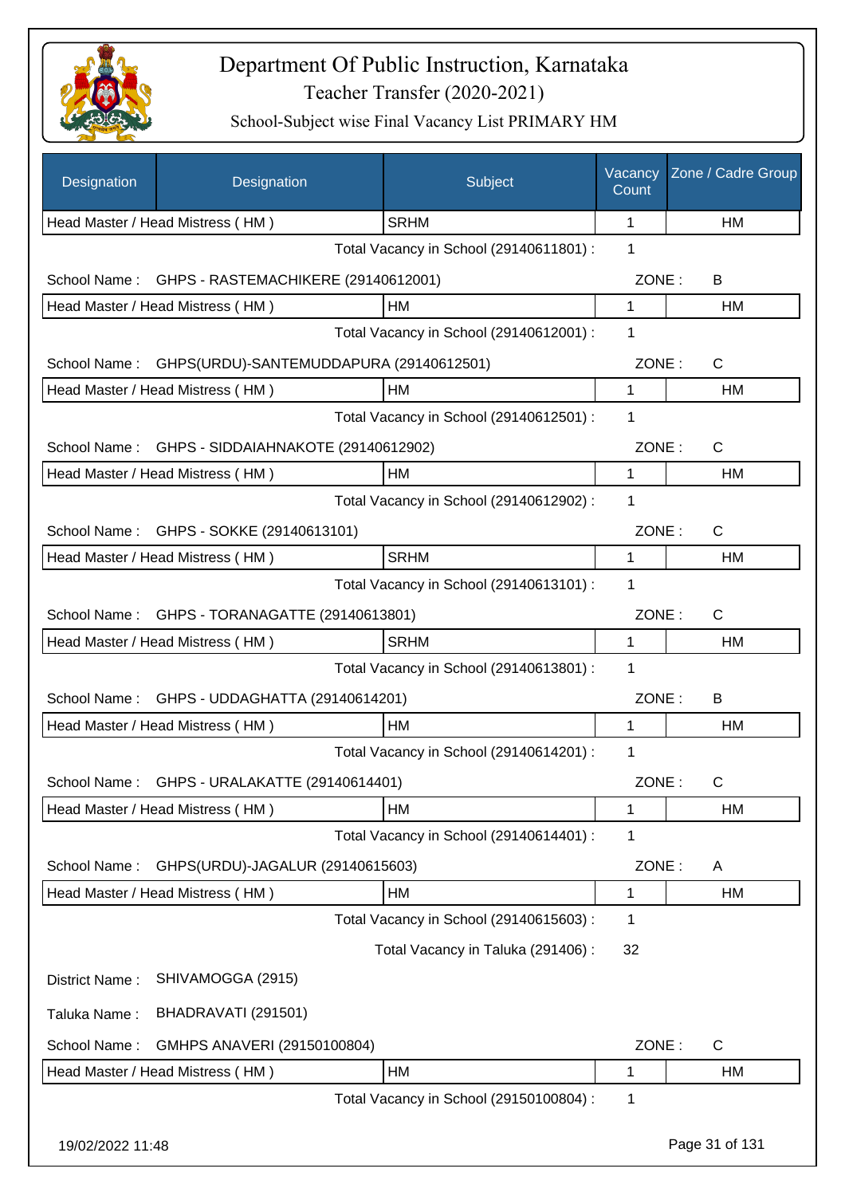# Department Of Public Instruction, Karnataka
## Teacher Transfer (2020-2021)
### School-Subject wise Final Vacancy List PRIMARY HM

| Designation | Designation | Subject | Vacancy Count | Zone / Cadre Group |
|---|---|---|---|---|
| Head Master / Head Mistress ( HM ) | | SRHM | 1 | HM |

Total Vacancy in School (29140611801) : 1

School Name : GHPS - RASTEMACHIKERE (29140612001) ZONE : B

| Designation | Subject | Vacancy Count | Zone / Cadre Group |
|---|---|---|---|
| Head Master / Head Mistress ( HM ) | HM | 1 | HM |

Total Vacancy in School (29140612001) : 1

School Name : GHPS(URDU)-SANTEMUDDAPURA (29140612501) ZONE : C

| Designation | Subject | Vacancy Count | Zone / Cadre Group |
|---|---|---|---|
| Head Master / Head Mistress ( HM ) | HM | 1 | HM |

Total Vacancy in School (29140612501) : 1

School Name : GHPS - SIDDAIAHNAKOTE (29140612902) ZONE : C

| Designation | Subject | Vacancy Count | Zone / Cadre Group |
|---|---|---|---|
| Head Master / Head Mistress ( HM ) | HM | 1 | HM |

Total Vacancy in School (29140612902) : 1

School Name : GHPS - SOKKE (29140613101) ZONE : C

| Designation | Subject | Vacancy Count | Zone / Cadre Group |
|---|---|---|---|
| Head Master / Head Mistress ( HM ) | SRHM | 1 | HM |

Total Vacancy in School (29140613101) : 1

School Name : GHPS - TORANAGATTE (29140613801) ZONE : C

| Designation | Subject | Vacancy Count | Zone / Cadre Group |
|---|---|---|---|
| Head Master / Head Mistress ( HM ) | SRHM | 1 | HM |

Total Vacancy in School (29140613801) : 1

School Name : GHPS - UDDAGHATTA (29140614201) ZONE : B

| Designation | Subject | Vacancy Count | Zone / Cadre Group |
|---|---|---|---|
| Head Master / Head Mistress ( HM ) | HM | 1 | HM |

Total Vacancy in School (29140614201) : 1

School Name : GHPS - URALAKATTE (29140614401) ZONE : C

| Designation | Subject | Vacancy Count | Zone / Cadre Group |
|---|---|---|---|
| Head Master / Head Mistress ( HM ) | HM | 1 | HM |

Total Vacancy in School (29140614401) : 1

School Name : GHPS(URDU)-JAGALUR (29140615603) ZONE : A

| Designation | Subject | Vacancy Count | Zone / Cadre Group |
|---|---|---|---|
| Head Master / Head Mistress ( HM ) | HM | 1 | HM |

Total Vacancy in School (29140615603) : 1

Total Vacancy in Taluka (291406) : 32

District Name : SHIVAMOGGA (2915)

Taluka Name : BHADRAVATI (291501)

School Name : GMHPS ANAVERI (29150100804) ZONE : C

| Designation | Subject | Vacancy Count | Zone / Cadre Group |
|---|---|---|---|
| Head Master / Head Mistress ( HM ) | HM | 1 | HM |

Total Vacancy in School (29150100804) : 1

19/02/2022 11:48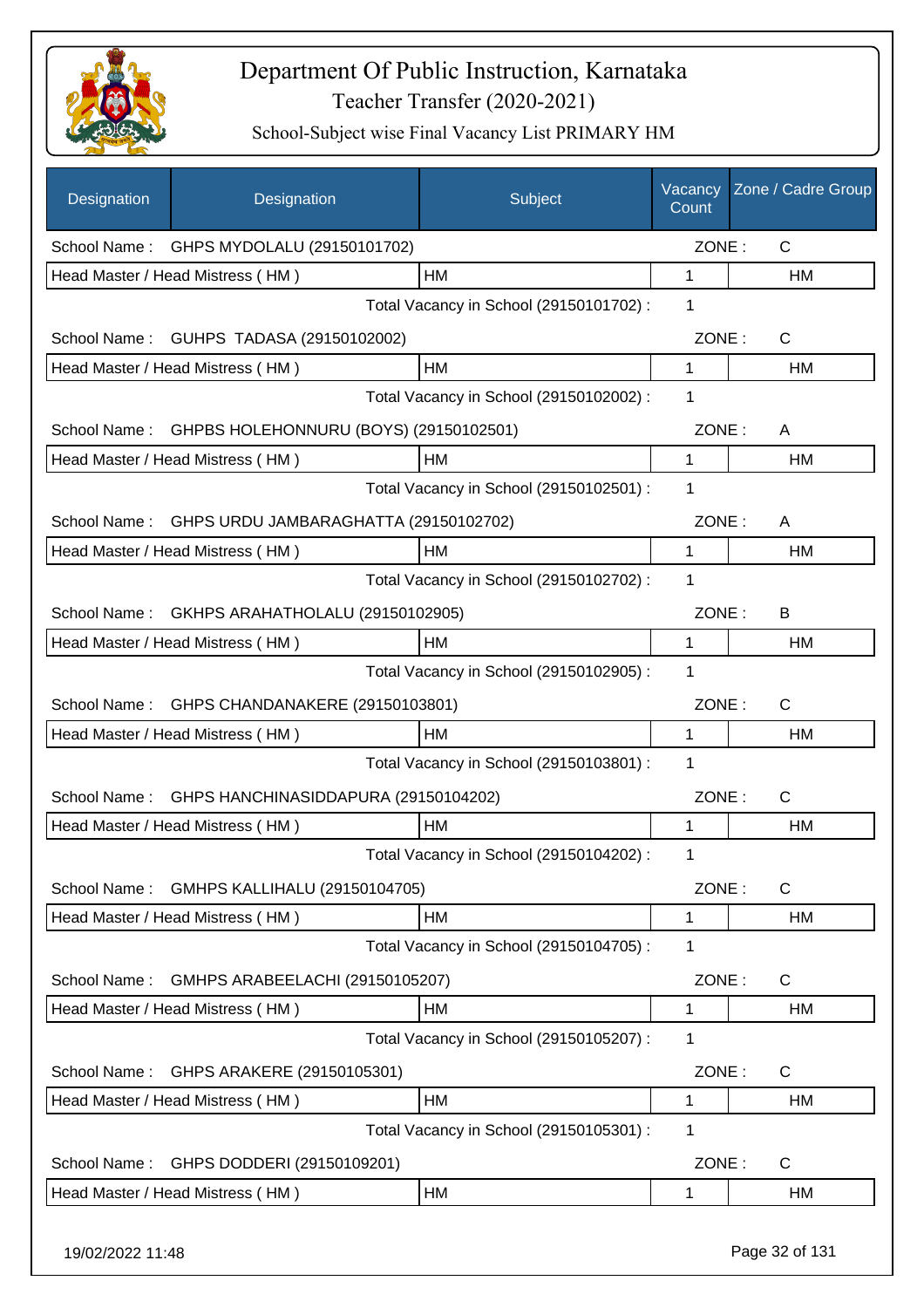# Department Of Public Instruction, Karnataka

## Teacher Transfer (2020-2021)

### School-Subject wise Final Vacancy List PRIMARY HM

| Designation | Designation | Subject | Vacancy Count | Zone / Cadre Group |
|---|---|---|---|---|
| School Name : | GHPS MYDOLALU (29150101702) | | ZONE : | C |
| Head Master / Head Mistress ( HM ) | | HM | 1 | HM |
| | | Total Vacancy in School (29150101702) : | 1 | |
| School Name : | GUHPS TADASA (29150102002) | | ZONE : | C |
| Head Master / Head Mistress ( HM ) | | HM | 1 | HM |
| | | Total Vacancy in School (29150102002) : | 1 | |
| School Name : | GHPBS HOLEHONNURU (BOYS) (29150102501) | | ZONE : | A |
| Head Master / Head Mistress ( HM ) | | HM | 1 | HM |
| | | Total Vacancy in School (29150102501) : | 1 | |
| School Name : | GHPS URDU JAMBARAGHATTA (29150102702) | | ZONE : | A |
| Head Master / Head Mistress ( HM ) | | HM | 1 | HM |
| | | Total Vacancy in School (29150102702) : | 1 | |
| School Name : | GKHPS ARAHATHOLALU (29150102905) | | ZONE : | B |
| Head Master / Head Mistress ( HM ) | | HM | 1 | HM |
| | | Total Vacancy in School (29150102905) : | 1 | |
| School Name : | GHPS CHANDANAKERE (29150103801) | | ZONE : | C |
| Head Master / Head Mistress ( HM ) | | HM | 1 | HM |
| | | Total Vacancy in School (29150103801) : | 1 | |
| School Name : | GHPS HANCHINASIDDAPURA (29150104202) | | ZONE : | C |
| Head Master / Head Mistress ( HM ) | | HM | 1 | HM |
| | | Total Vacancy in School (29150104202) : | 1 | |
| School Name : | GMHPS KALLIHALU (29150104705) | | ZONE : | C |
| Head Master / Head Mistress ( HM ) | | HM | 1 | HM |
| | | Total Vacancy in School (29150104705) : | 1 | |
| School Name : | GMHPS ARABEELACHI (29150105207) | | ZONE : | C |
| Head Master / Head Mistress ( HM ) | | HM | 1 | HM |
| | | Total Vacancy in School (29150105207) : | 1 | |
| School Name : | GHPS ARAKERE (29150105301) | | ZONE : | C |
| Head Master / Head Mistress ( HM ) | | HM | 1 | HM |
| | | Total Vacancy in School (29150105301) : | 1 | |
| School Name : | GHPS DODDERI (29150109201) | | ZONE : | C |
| Head Master / Head Mistress ( HM ) | | HM | 1 | HM |

19/02/2022 11:48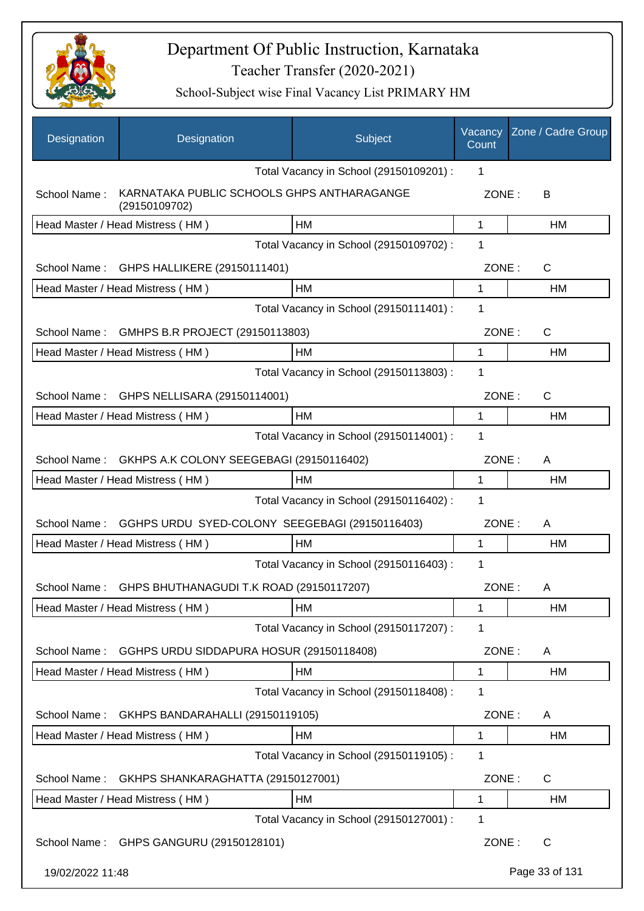# Department Of Public Instruction, Karnataka

Teacher Transfer (2020-2021)

School-Subject wise Final Vacancy List PRIMARY HM

| Designation | Designation | Subject | Vacancy Count | Zone / Cadre Group |
|---|---|---|---|---|
| | | Total Vacancy in School (29150109201) : | 1 | |
| School Name : | KARNATAKA PUBLIC SCHOOLS GHPS ANTHARAGANGE (29150109702) | | ZONE : | B |
| Head Master / Head Mistress ( HM ) | | HM | 1 | HM |
| | | Total Vacancy in School (29150109702) : | 1 | |
| School Name : | GHPS HALLIKERE (29150111401) | | ZONE : | C |
| Head Master / Head Mistress ( HM ) | | HM | 1 | HM |
| | | Total Vacancy in School (29150111401) : | 1 | |
| School Name : | GMHPS B.R PROJECT (29150113803) | | ZONE : | C |
| Head Master / Head Mistress ( HM ) | | HM | 1 | HM |
| | | Total Vacancy in School (29150113803) : | 1 | |
| School Name : | GHPS NELLISARA (29150114001) | | ZONE : | C |
| Head Master / Head Mistress ( HM ) | | HM | 1 | HM |
| | | Total Vacancy in School (29150114001) : | 1 | |
| School Name : | GKHPS A.K COLONY SEEGEBAGI (29150116402) | | ZONE : | A |
| Head Master / Head Mistress ( HM ) | | HM | 1 | HM |
| | | Total Vacancy in School (29150116402) : | 1 | |
| School Name : | GGHPS URDU SYED-COLONY SEEGEBAGI (29150116403) | | ZONE : | A |
| Head Master / Head Mistress ( HM ) | | HM | 1 | HM |
| | | Total Vacancy in School (29150116403) : | 1 | |
| School Name : | GHPS BHUTHANAGUDI T.K ROAD (29150117207) | | ZONE : | A |
| Head Master / Head Mistress ( HM ) | | HM | 1 | HM |
| | | Total Vacancy in School (29150117207) : | 1 | |
| School Name : | GGHPS URDU SIDDAPURA HOSUR (29150118408) | | ZONE : | A |
| Head Master / Head Mistress ( HM ) | | HM | 1 | HM |
| | | Total Vacancy in School (29150118408) : | 1 | |
| School Name : | GKHPS BANDARAHALLI (29150119105) | | ZONE : | A |
| Head Master / Head Mistress ( HM ) | | HM | 1 | HM |
| | | Total Vacancy in School (29150119105) : | 1 | |
| School Name : | GKHPS SHANKARAGHATTA (29150127001) | | ZONE : | C |
| Head Master / Head Mistress ( HM ) | | HM | 1 | HM |
| | | Total Vacancy in School (29150127001) : | 1 | |
| School Name : | GHPS GANGURU (29150128101) | | ZONE : | C |

19/02/2022 11:48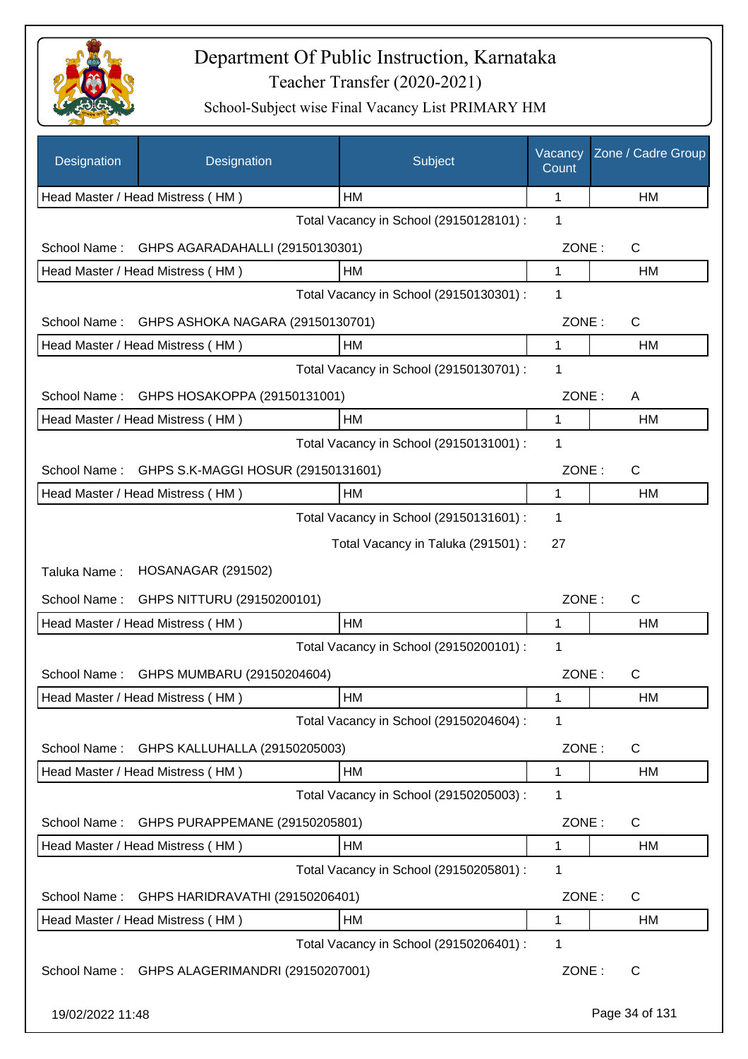# Department Of Public Instruction, Karnataka

## Teacher Transfer (2020-2021)

### School-Subject wise Final Vacancy List PRIMARY HM

| Designation | Designation | Subject | Vacancy Count | Zone / Cadre Group |
|---|---|---|---|---|
| Head Master / Head Mistress ( HM ) | | HM | 1 | HM |
| | | Total Vacancy in School (29150128101) : | 1 | |
| School Name : | GHPS AGARADAHALLI (29150130301) | | ZONE : | C |
| Head Master / Head Mistress ( HM ) | | HM | 1 | HM |
| | | Total Vacancy in School (29150130301) : | 1 | |
| School Name : | GHPS ASHOKA NAGARA (29150130701) | | ZONE : | C |
| Head Master / Head Mistress ( HM ) | | HM | 1 | HM |
| | | Total Vacancy in School (29150130701) : | 1 | |
| School Name : | GHPS HOSAKOPPA (29150131001) | | ZONE : | A |
| Head Master / Head Mistress ( HM ) | | HM | 1 | HM |
| | | Total Vacancy in School (29150131001) : | 1 | |
| School Name : | GHPS S.K-MAGGI HOSUR (29150131601) | | ZONE : | C |
| Head Master / Head Mistress ( HM ) | | HM | 1 | HM |
| | | Total Vacancy in School (29150131601) : | 1 | |
| | | Total Vacancy in Taluka (291501) : | 27 | |
| Taluka Name : | HOSANAGAR (291502) | | | |
| School Name : | GHPS NITTURU (29150200101) | | ZONE : | C |
| Head Master / Head Mistress ( HM ) | | HM | 1 | HM |
| | | Total Vacancy in School (29150200101) : | 1 | |
| School Name : | GHPS MUMBARU (29150204604) | | ZONE : | C |
| Head Master / Head Mistress ( HM ) | | HM | 1 | HM |
| | | Total Vacancy in School (29150204604) : | 1 | |
| School Name : | GHPS KALLUHALLA (29150205003) | | ZONE : | C |
| Head Master / Head Mistress ( HM ) | | HM | 1 | HM |
| | | Total Vacancy in School (29150205003) : | 1 | |
| School Name : | GHPS PURAPPEMANE (29150205801) | | ZONE : | C |
| Head Master / Head Mistress ( HM ) | | HM | 1 | HM |
| | | Total Vacancy in School (29150205801) : | 1 | |
| School Name : | GHPS HARIDRAVATHI (29150206401) | | ZONE : | C |
| Head Master / Head Mistress ( HM ) | | HM | 1 | HM |
| | | Total Vacancy in School (29150206401) : | 1 | |
| School Name : | GHPS ALAGERIMANDRI (29150207001) | | ZONE : | C |

19/02/2022 11:48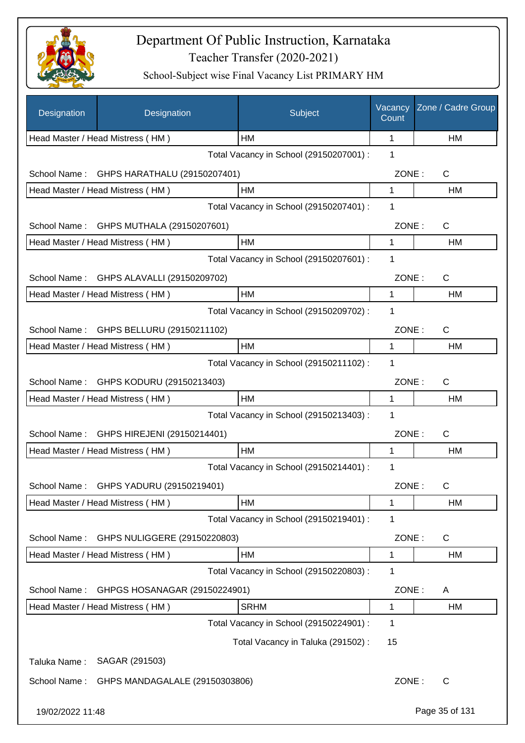# Department Of Public Instruction, Karnataka

Teacher Transfer (2020-2021)

School-Subject wise Final Vacancy List PRIMARY HM

| Designation | Designation | Subject | Vacancy Count | Zone / Cadre Group |
|---|---|---|---|---|
| Head Master / Head Mistress ( HM ) | | HM | 1 | HM |
| | | Total Vacancy in School (29150207001) : | 1 | |
| School Name : | GHPS HARATHALU (29150207401) | | ZONE : | C |
| Head Master / Head Mistress ( HM ) | | HM | 1 | HM |
| | | Total Vacancy in School (29150207401) : | 1 | |
| School Name : | GHPS MUTHALA (29150207601) | | ZONE : | C |
| Head Master / Head Mistress ( HM ) | | HM | 1 | HM |
| | | Total Vacancy in School (29150207601) : | 1 | |
| School Name : | GHPS ALAVALLI (29150209702) | | ZONE : | C |
| Head Master / Head Mistress ( HM ) | | HM | 1 | HM |
| | | Total Vacancy in School (29150209702) : | 1 | |
| School Name : | GHPS BELLURU (29150211102) | | ZONE : | C |
| Head Master / Head Mistress ( HM ) | | HM | 1 | HM |
| | | Total Vacancy in School (29150211102) : | 1 | |
| School Name : | GHPS KODURU (29150213403) | | ZONE : | C |
| Head Master / Head Mistress ( HM ) | | HM | 1 | HM |
| | | Total Vacancy in School (29150213403) : | 1 | |
| School Name : | GHPS HIREJENI (29150214401) | | ZONE : | C |
| Head Master / Head Mistress ( HM ) | | HM | 1 | HM |
| | | Total Vacancy in School (29150214401) : | 1 | |
| School Name : | GHPS YADURU (29150219401) | | ZONE : | C |
| Head Master / Head Mistress ( HM ) | | HM | 1 | HM |
| | | Total Vacancy in School (29150219401) : | 1 | |
| School Name : | GHPS NULIGGERE (29150220803) | | ZONE : | C |
| Head Master / Head Mistress ( HM ) | | HM | 1 | HM |
| | | Total Vacancy in School (29150220803) : | 1 | |
| School Name : | GHPGS HOSANAGAR (29150224901) | | ZONE : | A |
| Head Master / Head Mistress ( HM ) | | SRHM | 1 | HM |
| | | Total Vacancy in School (29150224901) : | 1 | |
| | | Total Vacancy in Taluka (291502) : | 15 | |
| Taluka Name : | SAGAR (291503) | | | |
| School Name : | GHPS MANDAGALALE (29150303806) | | ZONE : | C |

19/02/2022 11:48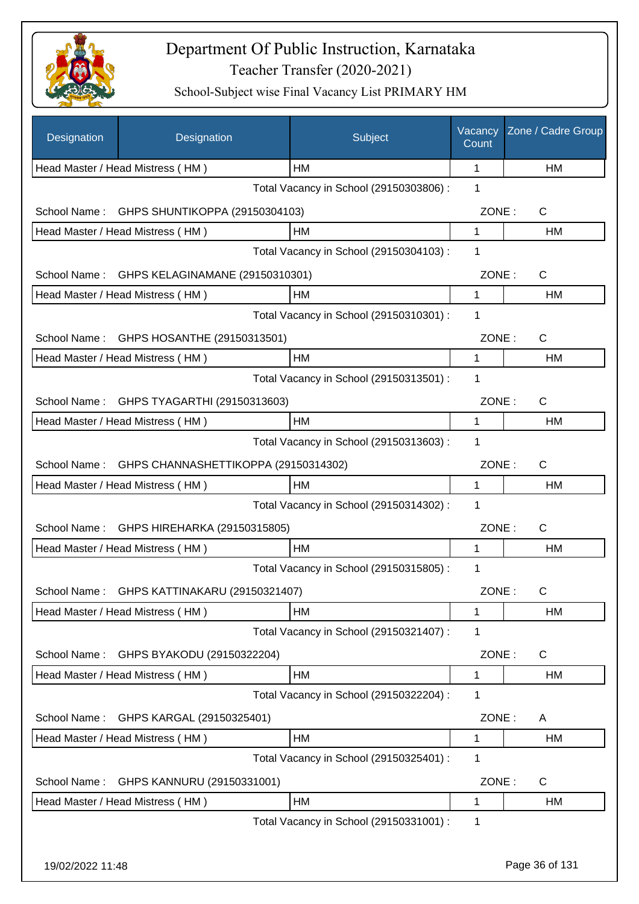# Department Of Public Instruction, Karnataka

## Teacher Transfer (2020-2021)

### School-Subject wise Final Vacancy List PRIMARY HM

| Designation | Designation | Subject | Vacancy Count | Zone / Cadre Group |
|---|---|---|---|---|
| Head Master / Head Mistress ( HM ) | | HM | 1 | HM |
| | | Total Vacancy in School (29150303806) : | 1 | |
| School Name : | GHPS SHUNTIKOPPA (29150304103) | | ZONE : | C |
| Head Master / Head Mistress ( HM ) | | HM | 1 | HM |
| | | Total Vacancy in School (29150304103) : | 1 | |
| School Name : | GHPS KELAGINAMANE (29150310301) | | ZONE : | C |
| Head Master / Head Mistress ( HM ) | | HM | 1 | HM |
| | | Total Vacancy in School (29150310301) : | 1 | |
| School Name : | GHPS HOSANTHE (29150313501) | | ZONE : | C |
| Head Master / Head Mistress ( HM ) | | HM | 1 | HM |
| | | Total Vacancy in School (29150313501) : | 1 | |
| School Name : | GHPS TYAGARTHI (29150313603) | | ZONE : | C |
| Head Master / Head Mistress ( HM ) | | HM | 1 | HM |
| | | Total Vacancy in School (29150313603) : | 1 | |
| School Name : | GHPS CHANNASHETTIKOPPA (29150314302) | | ZONE : | C |
| Head Master / Head Mistress ( HM ) | | HM | 1 | HM |
| | | Total Vacancy in School (29150314302) : | 1 | |
| School Name : | GHPS HIREHARKA (29150315805) | | ZONE : | C |
| Head Master / Head Mistress ( HM ) | | HM | 1 | HM |
| | | Total Vacancy in School (29150315805) : | 1 | |
| School Name : | GHPS KATTINAKARU (29150321407) | | ZONE : | C |
| Head Master / Head Mistress ( HM ) | | HM | 1 | HM |
| | | Total Vacancy in School (29150321407) : | 1 | |
| School Name : | GHPS BYAKODU (29150322204) | | ZONE : | C |
| Head Master / Head Mistress ( HM ) | | HM | 1 | HM |
| | | Total Vacancy in School (29150322204) : | 1 | |
| School Name : | GHPS KARGAL (29150325401) | | ZONE : | A |
| Head Master / Head Mistress ( HM ) | | HM | 1 | HM |
| | | Total Vacancy in School (29150325401) : | 1 | |
| School Name : | GHPS KANNURU (29150331001) | | ZONE : | C |
| Head Master / Head Mistress ( HM ) | | HM | 1 | HM |
| | | Total Vacancy in School (29150331001) : | 1 | |

19/02/2022 11:48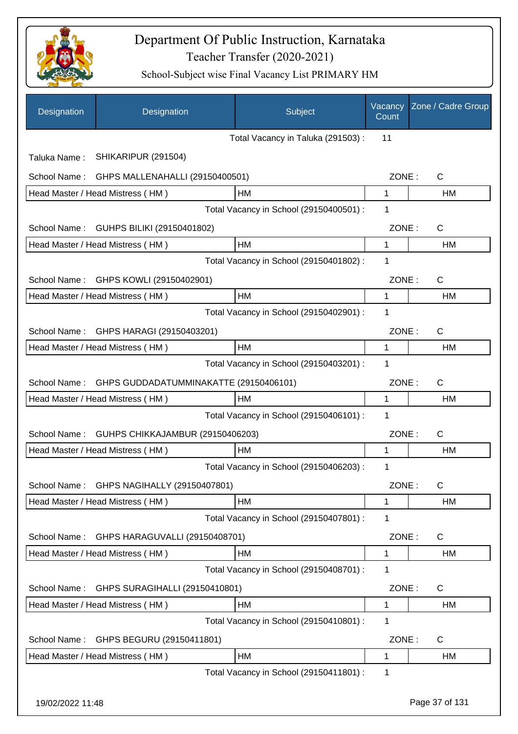# Department Of Public Instruction, Karnataka
## Teacher Transfer (2020-2021)
### School-Subject wise Final Vacancy List PRIMARY HM

| Designation | Designation | Subject | Vacancy Count | Zone / Cadre Group |
|---|---|---|---|---|
| | | Total Vacancy in Taluka (291503) : | 11 | |
| Taluka Name : | SHIKARIPUR (291504) | | | |
| School Name : | GHPS MALLENAHALLI (29150400501) | | ZONE : | C |
| Head Master / Head Mistress ( HM ) | | HM | 1 | HM |
| | | Total Vacancy in School (29150400501) : | 1 | |
| School Name : | GUHPS BILIKI (29150401802) | | ZONE : | C |
| Head Master / Head Mistress ( HM ) | | HM | 1 | HM |
| | | Total Vacancy in School (29150401802) : | 1 | |
| School Name : | GHPS KOWLI (29150402901) | | ZONE : | C |
| Head Master / Head Mistress ( HM ) | | HM | 1 | HM |
| | | Total Vacancy in School (29150402901) : | 1 | |
| School Name : | GHPS HARAGI (29150403201) | | ZONE : | C |
| Head Master / Head Mistress ( HM ) | | HM | 1 | HM |
| | | Total Vacancy in School (29150403201) : | 1 | |
| School Name : | GHPS GUDDADATUMMINAKATTE (29150406101) | | ZONE : | C |
| Head Master / Head Mistress ( HM ) | | HM | 1 | HM |
| | | Total Vacancy in School (29150406101) : | 1 | |
| School Name : | GUHPS CHIKKAJAMBUR (29150406203) | | ZONE : | C |
| Head Master / Head Mistress ( HM ) | | HM | 1 | HM |
| | | Total Vacancy in School (29150406203) : | 1 | |
| School Name : | GHPS NAGIHALLY (29150407801) | | ZONE : | C |
| Head Master / Head Mistress ( HM ) | | HM | 1 | HM |
| | | Total Vacancy in School (29150407801) : | 1 | |
| School Name : | GHPS HARAGUVALLI (29150408701) | | ZONE : | C |
| Head Master / Head Mistress ( HM ) | | HM | 1 | HM |
| | | Total Vacancy in School (29150408701) : | 1 | |
| School Name : | GHPS SURAGIHALLI (29150410801) | | ZONE : | C |
| Head Master / Head Mistress ( HM ) | | HM | 1 | HM |
| | | Total Vacancy in School (29150410801) : | 1 | |
| School Name : | GHPS BEGURU (29150411801) | | ZONE : | C |
| Head Master / Head Mistress ( HM ) | | HM | 1 | HM |
| | | Total Vacancy in School (29150411801) : | 1 | |

19/02/2022 11:48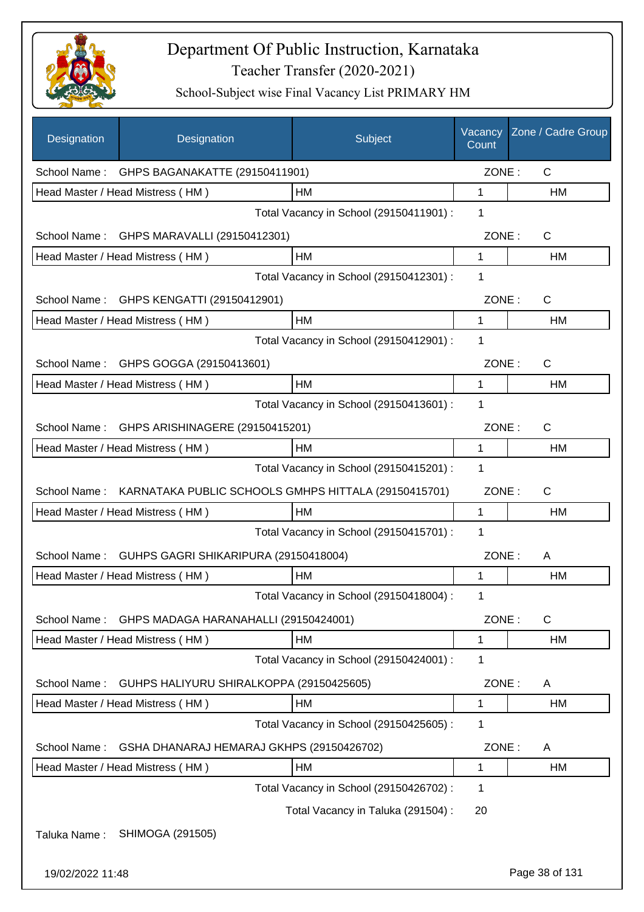# Department Of Public Instruction, Karnataka

## Teacher Transfer (2020-2021)

### School-Subject wise Final Vacancy List PRIMARY HM

| Designation | Designation | Subject | Vacancy Count | Zone / Cadre Group |
|---|---|---|---|---|
| School Name : | GHPS BAGANAKATTE (29150411901) | | ZONE : | C |
| Head Master / Head Mistress ( HM ) | | HM | 1 | HM |
| | | Total Vacancy in School (29150411901) : | 1 | |
| School Name : | GHPS MARAVALLI (29150412301) | | ZONE : | C |
| Head Master / Head Mistress ( HM ) | | HM | 1 | HM |
| | | Total Vacancy in School (29150412301) : | 1 | |
| School Name : | GHPS KENGATTI (29150412901) | | ZONE : | C |
| Head Master / Head Mistress ( HM ) | | HM | 1 | HM |
| | | Total Vacancy in School (29150412901) : | 1 | |
| School Name : | GHPS GOGGA (29150413601) | | ZONE : | C |
| Head Master / Head Mistress ( HM ) | | HM | 1 | HM |
| | | Total Vacancy in School (29150413601) : | 1 | |
| School Name : | GHPS ARISHINAGERE (29150415201) | | ZONE : | C |
| Head Master / Head Mistress ( HM ) | | HM | 1 | HM |
| | | Total Vacancy in School (29150415201) : | 1 | |
| School Name : | KARNATAKA PUBLIC SCHOOLS GMHPS HITTALA (29150415701) | | ZONE : | C |
| Head Master / Head Mistress ( HM ) | | HM | 1 | HM |
| | | Total Vacancy in School (29150415701) : | 1 | |
| School Name : | GUHPS GAGRI SHIKARIPURA (29150418004) | | ZONE : | A |
| Head Master / Head Mistress ( HM ) | | HM | 1 | HM |
| | | Total Vacancy in School (29150418004) : | 1 | |
| School Name : | GHPS MADAGA HARANAHALLI (29150424001) | | ZONE : | C |
| Head Master / Head Mistress ( HM ) | | HM | 1 | HM |
| | | Total Vacancy in School (29150424001) : | 1 | |
| School Name : | GUHPS HALIYURU SHIRALKOPPA (29150425605) | | ZONE : | A |
| Head Master / Head Mistress ( HM ) | | HM | 1 | HM |
| | | Total Vacancy in School (29150425605) : | 1 | |
| School Name : | GSHA DHANARAJ HEMARAJ GKHPS (29150426702) | | ZONE : | A |
| Head Master / Head Mistress ( HM ) | | HM | 1 | HM |
| | | Total Vacancy in School (29150426702) : | 1 | |
| | | Total Vacancy in Taluka (291504) : | 20 | |

Taluka Name : SHIMOGA (291505)

19/02/2022 11:48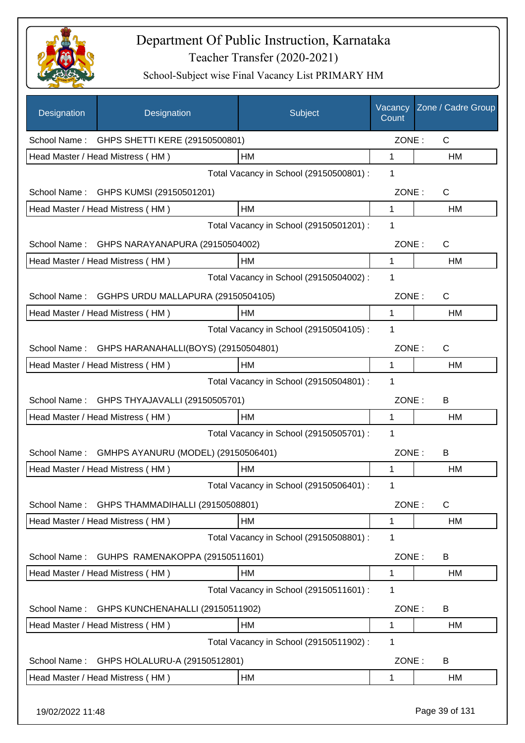# Department Of Public Instruction, Karnataka

Teacher Transfer (2020-2021)

School-Subject wise Final Vacancy List PRIMARY HM

| Designation | Designation | Subject | Vacancy Count | Zone / Cadre Group |
|---|---|---|---|---|
| School Name : | GHPS SHETTI KERE (29150500801) | | ZONE : | C |
| Head Master / Head Mistress ( HM ) | | HM | 1 | HM |
| | | Total Vacancy in School (29150500801) : | 1 | |
| School Name : | GHPS KUMSI (29150501201) | | ZONE : | C |
| Head Master / Head Mistress ( HM ) | | HM | 1 | HM |
| | | Total Vacancy in School (29150501201) : | 1 | |
| School Name : | GHPS NARAYANAPURA (29150504002) | | ZONE : | C |
| Head Master / Head Mistress ( HM ) | | HM | 1 | HM |
| | | Total Vacancy in School (29150504002) : | 1 | |
| School Name : | GGHPS URDU MALLAPURA (29150504105) | | ZONE : | C |
| Head Master / Head Mistress ( HM ) | | HM | 1 | HM |
| | | Total Vacancy in School (29150504105) : | 1 | |
| School Name : | GHPS HARANAHALLI(BOYS) (29150504801) | | ZONE : | C |
| Head Master / Head Mistress ( HM ) | | HM | 1 | HM |
| | | Total Vacancy in School (29150504801) : | 1 | |
| School Name : | GHPS THYAJAVALLI (29150505701) | | ZONE : | B |
| Head Master / Head Mistress ( HM ) | | HM | 1 | HM |
| | | Total Vacancy in School (29150505701) : | 1 | |
| School Name : | GMHPS AYANURU (MODEL) (29150506401) | | ZONE : | B |
| Head Master / Head Mistress ( HM ) | | HM | 1 | HM |
| | | Total Vacancy in School (29150506401) : | 1 | |
| School Name : | GHPS THAMMADIHALLI (29150508801) | | ZONE : | C |
| Head Master / Head Mistress ( HM ) | | HM | 1 | HM |
| | | Total Vacancy in School (29150508801) : | 1 | |
| School Name : | GUHPS RAMENAKOPPA (29150511601) | | ZONE : | B |
| Head Master / Head Mistress ( HM ) | | HM | 1 | HM |
| | | Total Vacancy in School (29150511601) : | 1 | |
| School Name : | GHPS KUNCHENAHALLI (29150511902) | | ZONE : | B |
| Head Master / Head Mistress ( HM ) | | HM | 1 | HM |
| | | Total Vacancy in School (29150511902) : | 1 | |
| School Name : | GHPS HOLALURU-A (29150512801) | | ZONE : | B |
| Head Master / Head Mistress ( HM ) | | HM | 1 | HM |

19/02/2022 11:48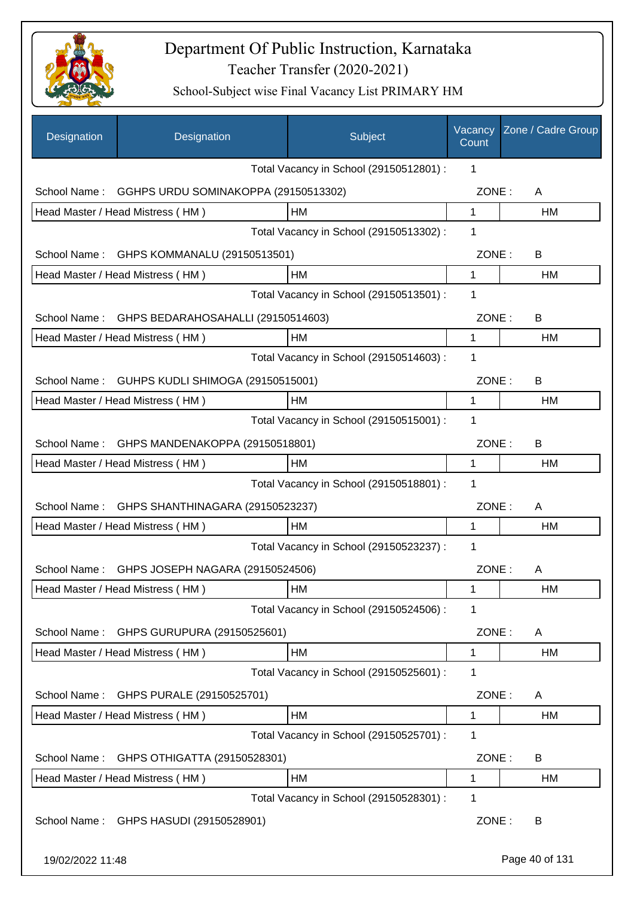# Department Of Public Instruction, Karnataka

## Teacher Transfer (2020-2021)

### School-Subject wise Final Vacancy List PRIMARY HM

| Designation | Designation | Subject | Vacancy Count | Zone / Cadre Group |
|---|---|---|---|---|
| | | Total Vacancy in School (29150512801) : | 1 | |
| School Name : | GGHPS URDU SOMINAKOPPA (29150513302) | | ZONE : | A |
| Head Master / Head Mistress ( HM ) | | HM | 1 | HM |
| | | Total Vacancy in School (29150513302) : | 1 | |
| School Name : | GHPS KOMMANALU (29150513501) | | ZONE : | B |
| Head Master / Head Mistress ( HM ) | | HM | 1 | HM |
| | | Total Vacancy in School (29150513501) : | 1 | |
| School Name : | GHPS BEDARAHOSAHALLI (29150514603) | | ZONE : | B |
| Head Master / Head Mistress ( HM ) | | HM | 1 | HM |
| | | Total Vacancy in School (29150514603) : | 1 | |
| School Name : | GUHPS KUDLI SHIMOGA (29150515001) | | ZONE : | B |
| Head Master / Head Mistress ( HM ) | | HM | 1 | HM |
| | | Total Vacancy in School (29150515001) : | 1 | |
| School Name : | GHPS MANDENAKOPPA (29150518801) | | ZONE : | B |
| Head Master / Head Mistress ( HM ) | | HM | 1 | HM |
| | | Total Vacancy in School (29150518801) : | 1 | |
| School Name : | GHPS SHANTHINAGARA (29150523237) | | ZONE : | A |
| Head Master / Head Mistress ( HM ) | | HM | 1 | HM |
| | | Total Vacancy in School (29150523237) : | 1 | |
| School Name : | GHPS JOSEPH NAGARA (29150524506) | | ZONE : | A |
| Head Master / Head Mistress ( HM ) | | HM | 1 | HM |
| | | Total Vacancy in School (29150524506) : | 1 | |
| School Name : | GHPS GURUPURA (29150525601) | | ZONE : | A |
| Head Master / Head Mistress ( HM ) | | HM | 1 | HM |
| | | Total Vacancy in School (29150525601) : | 1 | |
| School Name : | GHPS PURALE (29150525701) | | ZONE : | A |
| Head Master / Head Mistress ( HM ) | | HM | 1 | HM |
| | | Total Vacancy in School (29150525701) : | 1 | |
| School Name : | GHPS OTHIGATTA (29150528301) | | ZONE : | B |
| Head Master / Head Mistress ( HM ) | | HM | 1 | HM |
| | | Total Vacancy in School (29150528301) : | 1 | |
| School Name : | GHPS HASUDI (29150528901) | | ZONE : | B |

19/02/2022 11:48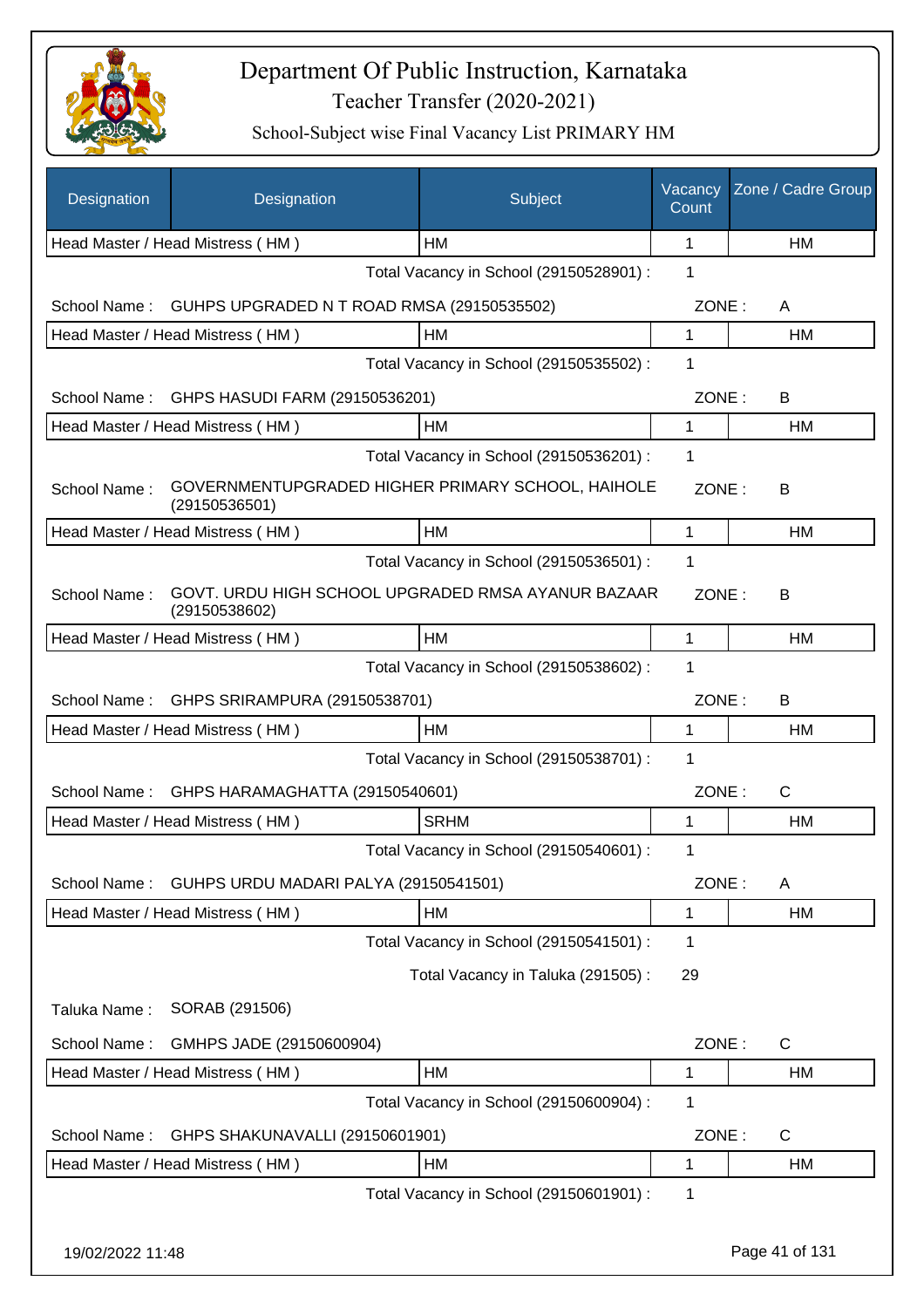# Department Of Public Instruction, Karnataka

Teacher Transfer (2020-2021)

School-Subject wise Final Vacancy List PRIMARY HM

| Designation | Designation | Subject | Vacancy Count | Zone / Cadre Group |
|---|---|---|---|---|
| Head Master / Head Mistress ( HM ) | | HM | 1 | HM |

Total Vacancy in School (29150528901) : 1

School Name : GUHPS UPGRADED N T ROAD RMSA (29150535502) ZONE : A

| Head Master / Head Mistress ( HM ) | HM | 1 | HM |
|---|---|---|---|

Total Vacancy in School (29150535502) : 1

School Name : GHPS HASUDI FARM (29150536201) ZONE : B

| Head Master / Head Mistress ( HM ) | HM | 1 | HM |
|---|---|---|---|

Total Vacancy in School (29150536201) : 1

School Name : GOVERNMENTUPGRADED HIGHER PRIMARY SCHOOL, HAIHOLE (29150536501) ZONE : B

| Head Master / Head Mistress ( HM ) | HM | 1 | HM |
|---|---|---|---|

Total Vacancy in School (29150536501) : 1

School Name : GOVT. URDU HIGH SCHOOL UPGRADED RMSA AYANUR BAZAAR (29150538602) ZONE : B

| Head Master / Head Mistress ( HM ) | HM | 1 | HM |
|---|---|---|---|

Total Vacancy in School (29150538602) : 1

School Name : GHPS SRIRAMPURA (29150538701) ZONE : B

| Head Master / Head Mistress ( HM ) | HM | 1 | HM |
|---|---|---|---|

Total Vacancy in School (29150538701) : 1

School Name : GHPS HARAMAGHATTA (29150540601) ZONE : C

| Head Master / Head Mistress ( HM ) | SRHM | 1 | HM |
|---|---|---|---|

Total Vacancy in School (29150540601) : 1

School Name : GUHPS URDU MADARI PALYA (29150541501) ZONE : A

| Head Master / Head Mistress ( HM ) | HM | 1 | HM |
|---|---|---|---|

Total Vacancy in School (29150541501) : 1

Total Vacancy in Taluka (291505) : 29

Taluka Name : SORAB (291506)

School Name : GMHPS JADE (29150600904) ZONE : C

| Head Master / Head Mistress ( HM ) | HM | 1 | HM |
|---|---|---|---|

Total Vacancy in School (29150600904) : 1

School Name : GHPS SHAKUNAVALLI (29150601901) ZONE : C

| Head Master / Head Mistress ( HM ) | HM | 1 | HM |
|---|---|---|---|

Total Vacancy in School (29150601901) : 1

19/02/2022 11:48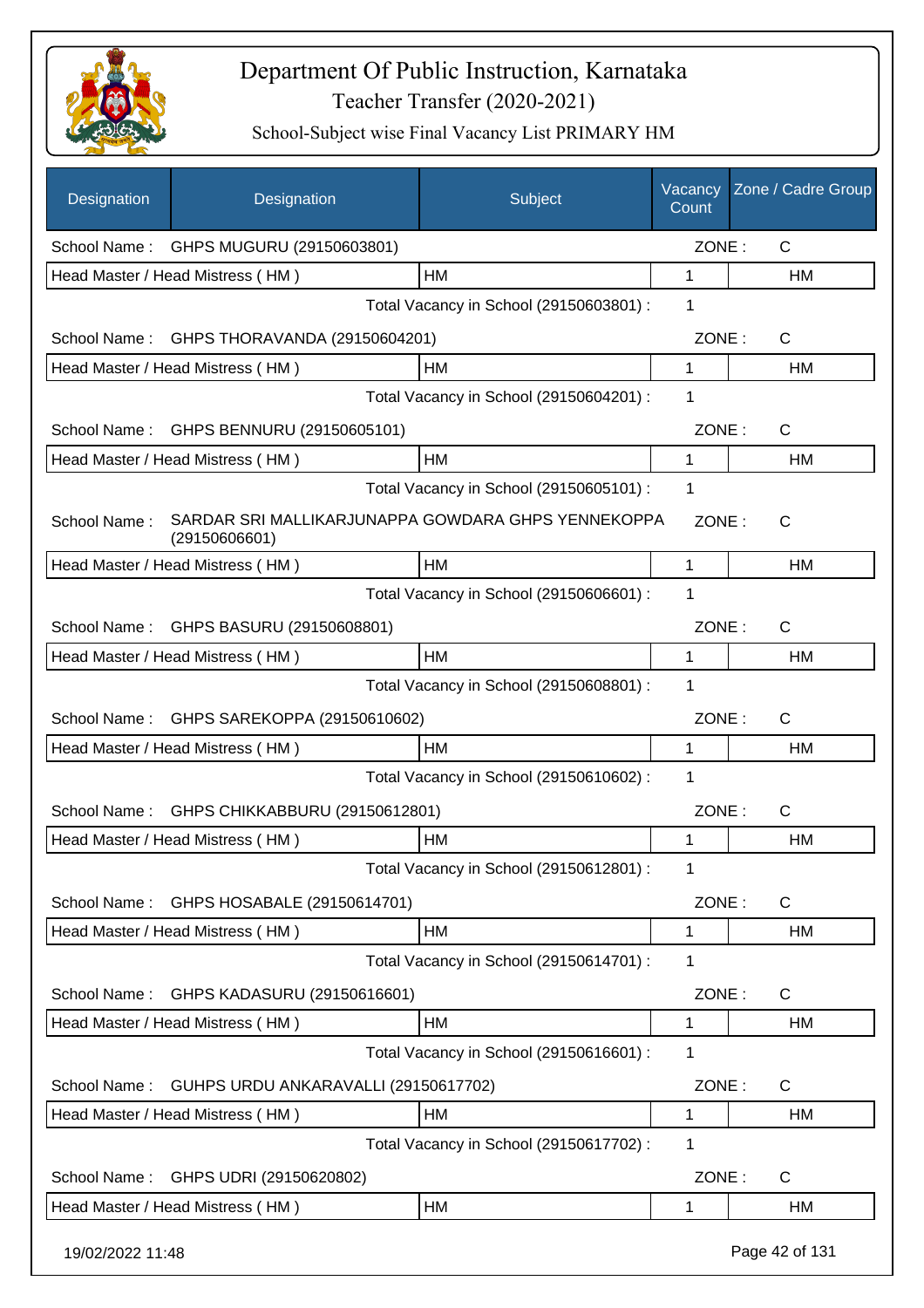# Department Of Public Instruction, Karnataka

Teacher Transfer (2020-2021)

School-Subject wise Final Vacancy List PRIMARY HM

| Designation | Designation | Subject | Vacancy Count | Zone / Cadre Group |
|---|---|---|---|---|
| School Name : | GHPS MUGURU (29150603801) | | ZONE : | C |
| Head Master / Head Mistress ( HM ) | | HM | 1 | HM |
| | | Total Vacancy in School (29150603801) : | 1 | |
| School Name : | GHPS THORAVANDA (29150604201) | | ZONE : | C |
| Head Master / Head Mistress ( HM ) | | HM | 1 | HM |
| | | Total Vacancy in School (29150604201) : | 1 | |
| School Name : | GHPS BENNURU (29150605101) | | ZONE : | C |
| Head Master / Head Mistress ( HM ) | | HM | 1 | HM |
| | | Total Vacancy in School (29150605101) : | 1 | |
| School Name : | SARDAR SRI MALLIKARJUNAPPA GOWDARA GHPS YENNEKOPPA (29150606601) | | ZONE : | C |
| Head Master / Head Mistress ( HM ) | | HM | 1 | HM |
| | | Total Vacancy in School (29150606601) : | 1 | |
| School Name : | GHPS BASURU (29150608801) | | ZONE : | C |
| Head Master / Head Mistress ( HM ) | | HM | 1 | HM |
| | | Total Vacancy in School (29150608801) : | 1 | |
| School Name : | GHPS SAREKOPPA (29150610602) | | ZONE : | C |
| Head Master / Head Mistress ( HM ) | | HM | 1 | HM |
| | | Total Vacancy in School (29150610602) : | 1 | |
| School Name : | GHPS CHIKKABBURU (29150612801) | | ZONE : | C |
| Head Master / Head Mistress ( HM ) | | HM | 1 | HM |
| | | Total Vacancy in School (29150612801) : | 1 | |
| School Name : | GHPS HOSABALE (29150614701) | | ZONE : | C |
| Head Master / Head Mistress ( HM ) | | HM | 1 | HM |
| | | Total Vacancy in School (29150614701) : | 1 | |
| School Name : | GHPS KADASURU (29150616601) | | ZONE : | C |
| Head Master / Head Mistress ( HM ) | | HM | 1 | HM |
| | | Total Vacancy in School (29150616601) : | 1 | |
| School Name : | GUHPS URDU ANKARAVALLI (29150617702) | | ZONE : | C |
| Head Master / Head Mistress ( HM ) | | HM | 1 | HM |
| | | Total Vacancy in School (29150617702) : | 1 | |
| School Name : | GHPS UDRI (29150620802) | | ZONE : | C |
| Head Master / Head Mistress ( HM ) | | HM | 1 | HM |

19/02/2022 11:48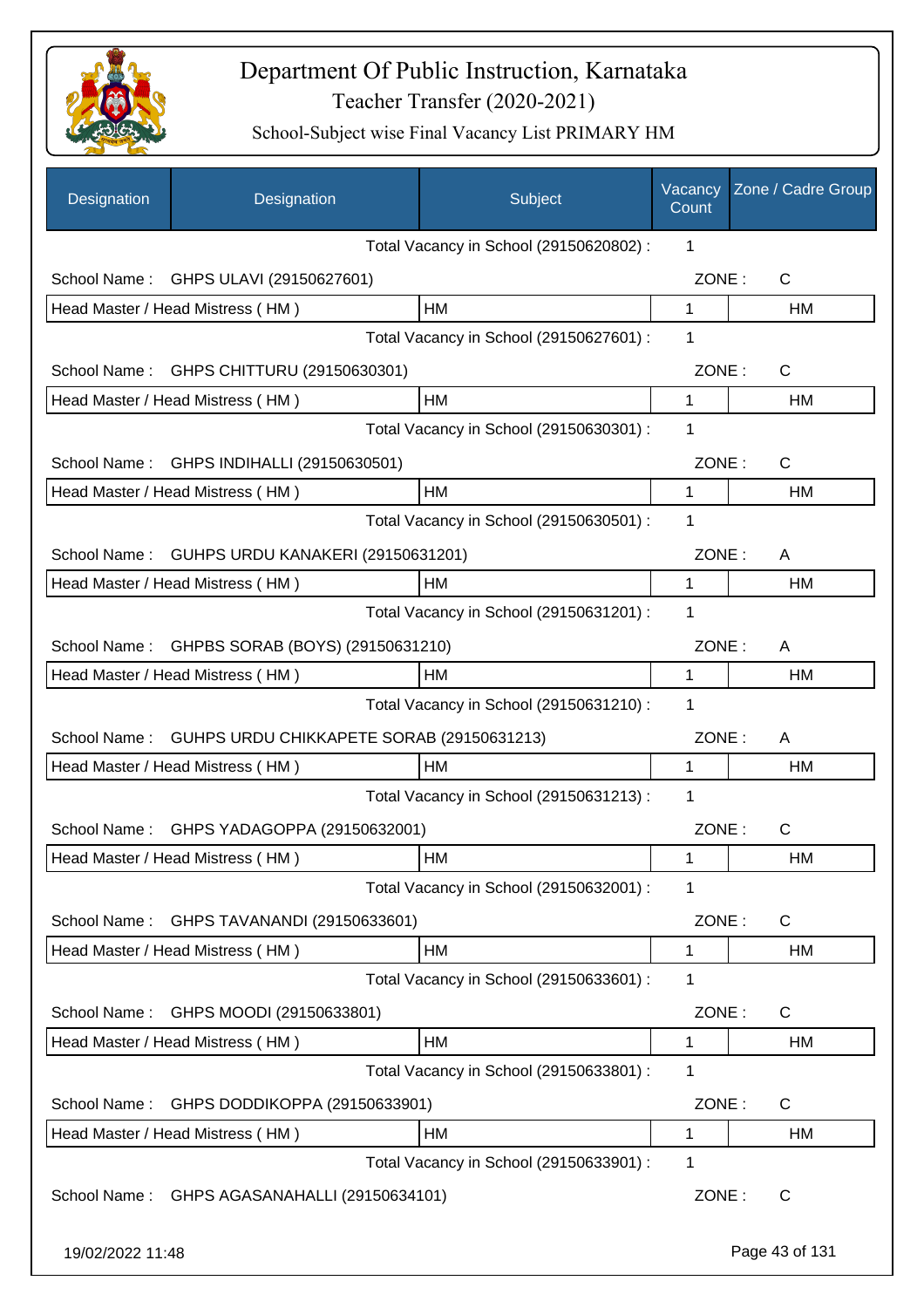# Department Of Public Instruction, Karnataka

## Teacher Transfer (2020-2021)

### School-Subject wise Final Vacancy List PRIMARY HM

| Designation | Designation | Subject | Vacancy Count | Zone / Cadre Group |
|---|---|---|---|---|
| | | Total Vacancy in School (29150620802) : | 1 | |
| School Name : | GHPS ULAVI (29150627601) | | ZONE : | C |
| Head Master / Head Mistress ( HM ) | | HM | 1 | HM |
| | | Total Vacancy in School (29150627601) : | 1 | |
| School Name : | GHPS CHITTURU (29150630301) | | ZONE : | C |
| Head Master / Head Mistress ( HM ) | | HM | 1 | HM |
| | | Total Vacancy in School (29150630301) : | 1 | |
| School Name : | GHPS INDIHALLI (29150630501) | | ZONE : | C |
| Head Master / Head Mistress ( HM ) | | HM | 1 | HM |
| | | Total Vacancy in School (29150630501) : | 1 | |
| School Name : | GUHPS URDU KANAKERI (29150631201) | | ZONE : | A |
| Head Master / Head Mistress ( HM ) | | HM | 1 | HM |
| | | Total Vacancy in School (29150631201) : | 1 | |
| School Name : | GHPBS SORAB (BOYS) (29150631210) | | ZONE : | A |
| Head Master / Head Mistress ( HM ) | | HM | 1 | HM |
| | | Total Vacancy in School (29150631210) : | 1 | |
| School Name : | GUHPS URDU CHIKKAPETE SORAB (29150631213) | | ZONE : | A |
| Head Master / Head Mistress ( HM ) | | HM | 1 | HM |
| | | Total Vacancy in School (29150631213) : | 1 | |
| School Name : | GHPS YADAGOPPA (29150632001) | | ZONE : | C |
| Head Master / Head Mistress ( HM ) | | HM | 1 | HM |
| | | Total Vacancy in School (29150632001) : | 1 | |
| School Name : | GHPS TAVANANDI (29150633601) | | ZONE : | C |
| Head Master / Head Mistress ( HM ) | | HM | 1 | HM |
| | | Total Vacancy in School (29150633601) : | 1 | |
| School Name : | GHPS MOODI (29150633801) | | ZONE : | C |
| Head Master / Head Mistress ( HM ) | | HM | 1 | HM |
| | | Total Vacancy in School (29150633801) : | 1 | |
| School Name : | GHPS DODDIKOPPA (29150633901) | | ZONE : | C |
| Head Master / Head Mistress ( HM ) | | HM | 1 | HM |
| | | Total Vacancy in School (29150633901) : | 1 | |
| School Name : | GHPS AGASANAHALLI (29150634101) | | ZONE : | C |

19/02/2022 11:48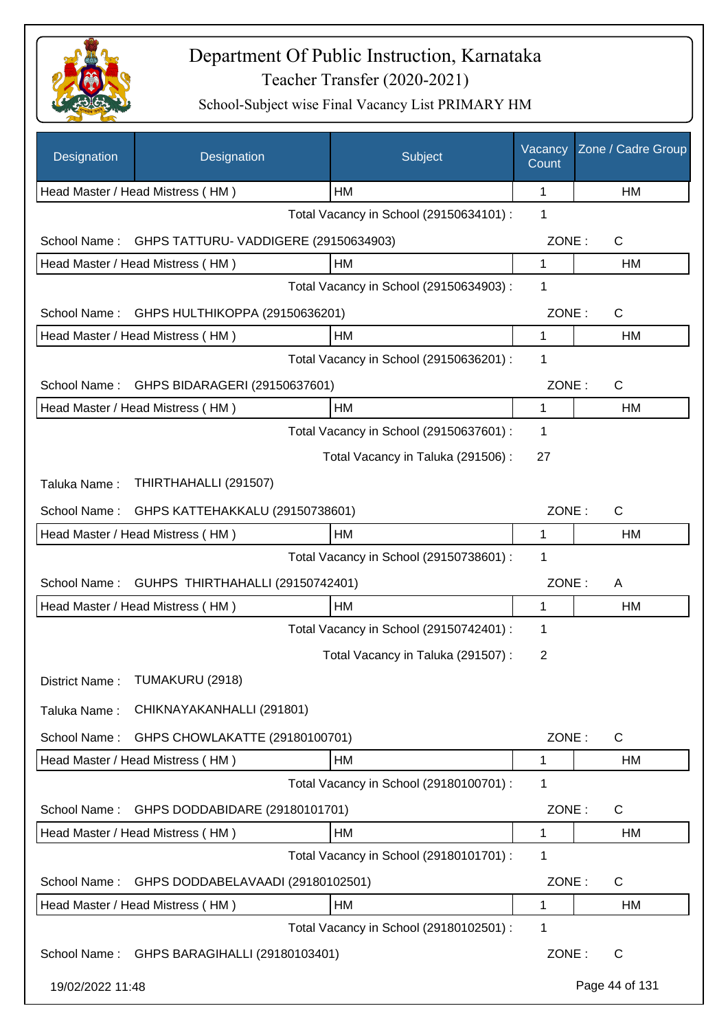# Department Of Public Instruction, Karnataka
## Teacher Transfer (2020-2021)
### School-Subject wise Final Vacancy List PRIMARY HM

| Designation | Designation | Subject | Vacancy Count | Zone / Cadre Group |
|---|---|---|---|---|
| Head Master / Head Mistress ( HM ) | | HM | 1 | HM |

Total Vacancy in School (29150634101) : 1

School Name : GHPS TATTURU- VADDIGERE (29150634903) ZONE : C

| Designation | Subject | Vacancy Count | Zone / Cadre Group |
|---|---|---|---|
| Head Master / Head Mistress ( HM ) | HM | 1 | HM |

Total Vacancy in School (29150634903) : 1

School Name : GHPS HULTHIKOPPA (29150636201) ZONE : C

| Designation | Subject | Vacancy Count | Zone / Cadre Group |
|---|---|---|---|
| Head Master / Head Mistress ( HM ) | HM | 1 | HM |

Total Vacancy in School (29150636201) : 1

School Name : GHPS BIDARAGERI (29150637601) ZONE : C

| Designation | Subject | Vacancy Count | Zone / Cadre Group |
|---|---|---|---|
| Head Master / Head Mistress ( HM ) | HM | 1 | HM |

Total Vacancy in School (29150637601) : 1

Total Vacancy in Taluka (291506) : 27

Taluka Name : THIRTHAHALLI (291507)

School Name : GHPS KATTEHAKKALU (29150738601) ZONE : C

| Designation | Subject | Vacancy Count | Zone / Cadre Group |
|---|---|---|---|
| Head Master / Head Mistress ( HM ) | HM | 1 | HM |

Total Vacancy in School (29150738601) : 1

School Name : GUHPS THIRTHAHALLI (29150742401) ZONE : A

| Designation | Subject | Vacancy Count | Zone / Cadre Group |
|---|---|---|---|
| Head Master / Head Mistress ( HM ) | HM | 1 | HM |

Total Vacancy in School (29150742401) : 1

Total Vacancy in Taluka (291507) : 2

District Name : TUMAKURU (2918)

Taluka Name : CHIKNAYAKANHALLI (291801)

School Name : GHPS CHOWLAKATTE (29180100701) ZONE : C

| Designation | Subject | Vacancy Count | Zone / Cadre Group |
|---|---|---|---|
| Head Master / Head Mistress ( HM ) | HM | 1 | HM |

Total Vacancy in School (29180100701) : 1

School Name : GHPS DODDABIDARE (29180101701) ZONE : C

| Designation | Subject | Vacancy Count | Zone / Cadre Group |
|---|---|---|---|
| Head Master / Head Mistress ( HM ) | HM | 1 | HM |

Total Vacancy in School (29180101701) : 1

School Name : GHPS DODDABELAVAADI (29180102501) ZONE : C

| Designation | Subject | Vacancy Count | Zone / Cadre Group |
|---|---|---|---|
| Head Master / Head Mistress ( HM ) | HM | 1 | HM |

Total Vacancy in School (29180102501) : 1

School Name : GHPS BARAGIHALLI (29180103401) ZONE : C

19/02/2022 11:48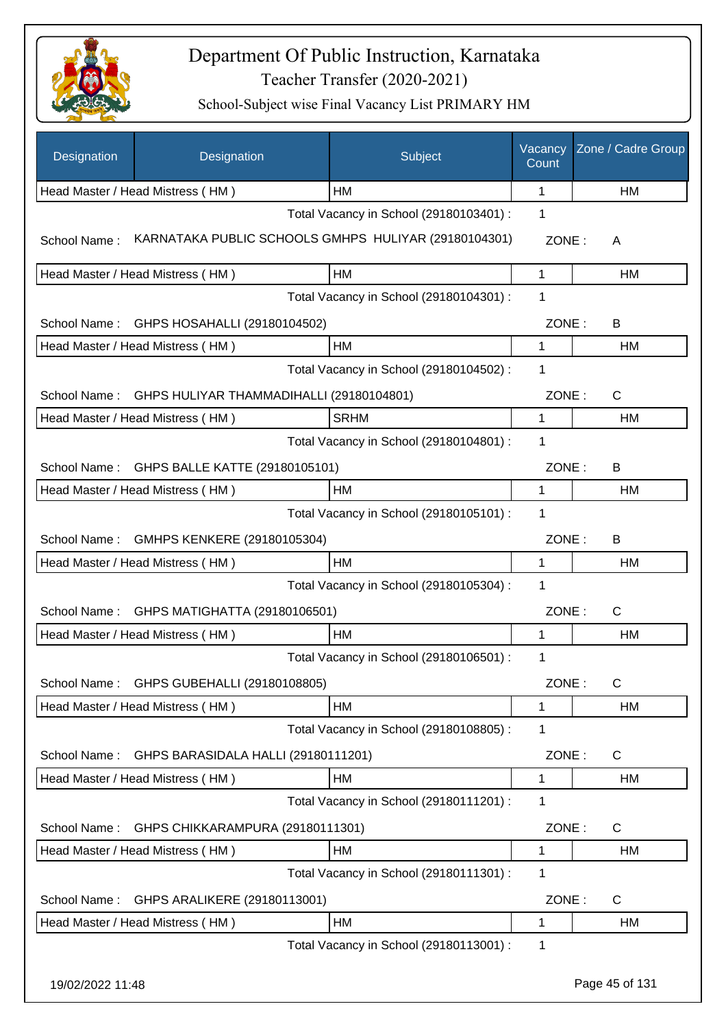# Department Of Public Instruction, Karnataka

Teacher Transfer (2020-2021)

School-Subject wise Final Vacancy List PRIMARY HM

| Designation | Designation | Subject | Vacancy Count | Zone / Cadre Group |
|---|---|---|---|---|
| Head Master / Head Mistress ( HM ) | | HM | 1 | HM |

Total Vacancy in School (29180103401) : 1

School Name : KARNATAKA PUBLIC SCHOOLS GMHPS HULIYAR (29180104301) ZONE : A

| Head Master / Head Mistress ( HM ) | HM | 1 | HM |
|---|---|---|---|

Total Vacancy in School (29180104301) : 1

School Name : GHPS HOSAHALLI (29180104502) ZONE : B

| Head Master / Head Mistress ( HM ) | HM | 1 | HM |
|---|---|---|---|

Total Vacancy in School (29180104502) : 1

School Name : GHPS HULIYAR THAMMADIHALLI (29180104801) ZONE : C

| Head Master / Head Mistress ( HM ) | SRHM | 1 | HM |
|---|---|---|---|

Total Vacancy in School (29180104801) : 1

School Name : GHPS BALLE KATTE (29180105101) ZONE : B

| Head Master / Head Mistress ( HM ) | HM | 1 | HM |
|---|---|---|---|

Total Vacancy in School (29180105101) : 1

School Name : GMHPS KENKERE (29180105304) ZONE : B

| Head Master / Head Mistress ( HM ) | HM | 1 | HM |
|---|---|---|---|

Total Vacancy in School (29180105304) : 1

School Name : GHPS MATIGHATTA (29180106501) ZONE : C

| Head Master / Head Mistress ( HM ) | HM | 1 | HM |
|---|---|---|---|

Total Vacancy in School (29180106501) : 1

School Name : GHPS GUBEHALLI (29180108805) ZONE : C

| Head Master / Head Mistress ( HM ) | HM | 1 | HM |
|---|---|---|---|

Total Vacancy in School (29180108805) : 1

School Name : GHPS BARASIDALA HALLI (29180111201) ZONE : C

| Head Master / Head Mistress ( HM ) | HM | 1 | HM |
|---|---|---|---|

Total Vacancy in School (29180111201) : 1

School Name : GHPS CHIKKARAMPURA (29180111301) ZONE : C

| Head Master / Head Mistress ( HM ) | HM | 1 | HM |
|---|---|---|---|

Total Vacancy in School (29180111301) : 1

School Name : GHPS ARALIKERE (29180113001) ZONE : C

| Head Master / Head Mistress ( HM ) | HM | 1 | HM |
|---|---|---|---|

Total Vacancy in School (29180113001) : 1

19/02/2022 11:48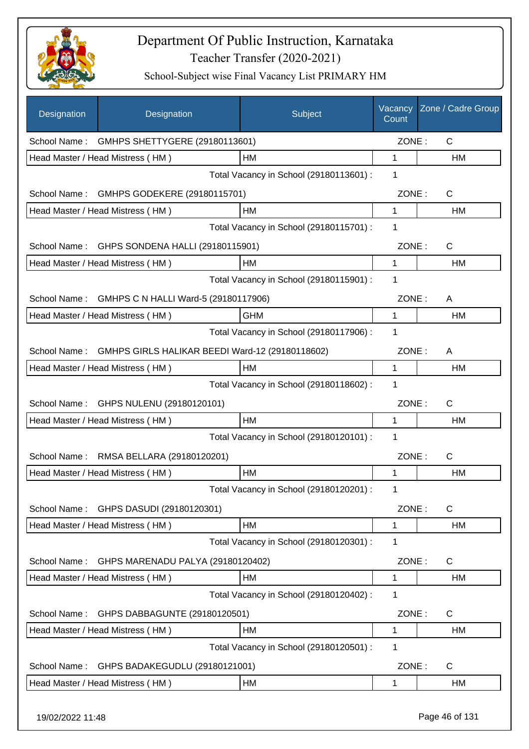# Department Of Public Instruction, Karnataka

Teacher Transfer (2020-2021)

School-Subject wise Final Vacancy List PRIMARY HM

| Designation | Designation | Subject | Vacancy Count | Zone / Cadre Group |
|---|---|---|---|---|
| School Name : | GMHPS SHETTYGERE (29180113601) | | ZONE : | C |
| Head Master / Head Mistress ( HM ) | | HM | 1 | HM |
| | | Total Vacancy in School (29180113601) : | 1 | |
| School Name : | GMHPS GODEKERE (29180115701) | | ZONE : | C |
| Head Master / Head Mistress ( HM ) | | HM | 1 | HM |
| | | Total Vacancy in School (29180115701) : | 1 | |
| School Name : | GHPS SONDENA HALLI (29180115901) | | ZONE : | C |
| Head Master / Head Mistress ( HM ) | | HM | 1 | HM |
| | | Total Vacancy in School (29180115901) : | 1 | |
| School Name : | GMHPS C N HALLI Ward-5 (29180117906) | | ZONE : | A |
| Head Master / Head Mistress ( HM ) | | GHM | 1 | HM |
| | | Total Vacancy in School (29180117906) : | 1 | |
| School Name : | GMHPS GIRLS HALIKAR BEEDI Ward-12 (29180118602) | | ZONE : | A |
| Head Master / Head Mistress ( HM ) | | HM | 1 | HM |
| | | Total Vacancy in School (29180118602) : | 1 | |
| School Name : | GHPS NULENU (29180120101) | | ZONE : | C |
| Head Master / Head Mistress ( HM ) | | HM | 1 | HM |
| | | Total Vacancy in School (29180120101) : | 1 | |
| School Name : | RMSA BELLARA (29180120201) | | ZONE : | C |
| Head Master / Head Mistress ( HM ) | | HM | 1 | HM |
| | | Total Vacancy in School (29180120201) : | 1 | |
| School Name : | GHPS DASUDI (29180120301) | | ZONE : | C |
| Head Master / Head Mistress ( HM ) | | HM | 1 | HM |
| | | Total Vacancy in School (29180120301) : | 1 | |
| School Name : | GHPS MARENADU PALYA (29180120402) | | ZONE : | C |
| Head Master / Head Mistress ( HM ) | | HM | 1 | HM |
| | | Total Vacancy in School (29180120402) : | 1 | |
| School Name : | GHPS DABBAGUNTE (29180120501) | | ZONE : | C |
| Head Master / Head Mistress ( HM ) | | HM | 1 | HM |
| | | Total Vacancy in School (29180120501) : | 1 | |
| School Name : | GHPS BADAKEGUDLU (29180121001) | | ZONE : | C |
| Head Master / Head Mistress ( HM ) | | HM | 1 | HM |

19/02/2022 11:48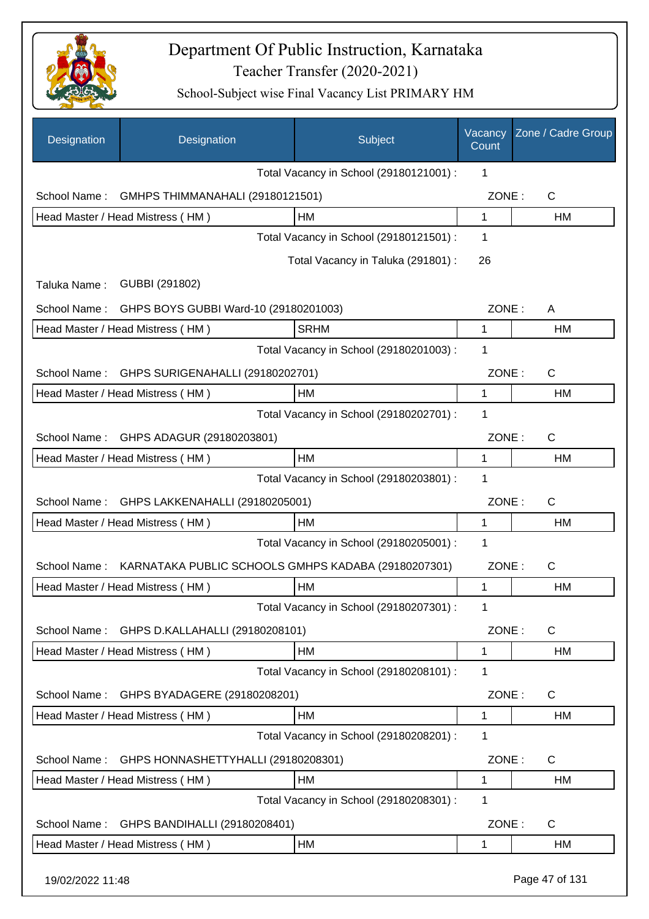# Department Of Public Instruction, Karnataka

Teacher Transfer (2020-2021)

School-Subject wise Final Vacancy List PRIMARY HM

| Designation | Designation | Subject | Vacancy Count | Zone / Cadre Group |
|---|---|---|---|---|
| | | Total Vacancy in School (29180121001) : | 1 | |
| School Name : | GMHPS THIMMANAHALI (29180121501) | | ZONE : | C |
| Head Master / Head Mistress ( HM ) | | HM | 1 | HM |
| | | Total Vacancy in School (29180121501) : | 1 | |
| | | Total Vacancy in Taluka (291801) : | 26 | |
| Taluka Name : | GUBBI (291802) | | | |
| School Name : | GHPS BOYS GUBBI Ward-10 (29180201003) | | ZONE : | A |
| Head Master / Head Mistress ( HM ) | | SRHM | 1 | HM |
| | | Total Vacancy in School (29180201003) : | 1 | |
| School Name : | GHPS SURIGENAHALLI (29180202701) | | ZONE : | C |
| Head Master / Head Mistress ( HM ) | | HM | 1 | HM |
| | | Total Vacancy in School (29180202701) : | 1 | |
| School Name : | GHPS ADAGUR (29180203801) | | ZONE : | C |
| Head Master / Head Mistress ( HM ) | | HM | 1 | HM |
| | | Total Vacancy in School (29180203801) : | 1 | |
| School Name : | GHPS LAKKENAHALLI (29180205001) | | ZONE : | C |
| Head Master / Head Mistress ( HM ) | | HM | 1 | HM |
| | | Total Vacancy in School (29180205001) : | 1 | |
| School Name : | KARNATAKA PUBLIC SCHOOLS GMHPS KADABA (29180207301) | | ZONE : | C |
| Head Master / Head Mistress ( HM ) | | HM | 1 | HM |
| | | Total Vacancy in School (29180207301) : | 1 | |
| School Name : | GHPS D.KALLAHALLI (29180208101) | | ZONE : | C |
| Head Master / Head Mistress ( HM ) | | HM | 1 | HM |
| | | Total Vacancy in School (29180208101) : | 1 | |
| School Name : | GHPS BYADAGERE (29180208201) | | ZONE : | C |
| Head Master / Head Mistress ( HM ) | | HM | 1 | HM |
| | | Total Vacancy in School (29180208201) : | 1 | |
| School Name : | GHPS HONNASHETTYHALLI (29180208301) | | ZONE : | C |
| Head Master / Head Mistress ( HM ) | | HM | 1 | HM |
| | | Total Vacancy in School (29180208301) : | 1 | |
| School Name : | GHPS BANDIHALLI (29180208401) | | ZONE : | C |
| Head Master / Head Mistress ( HM ) | | HM | 1 | HM |

19/02/2022 11:48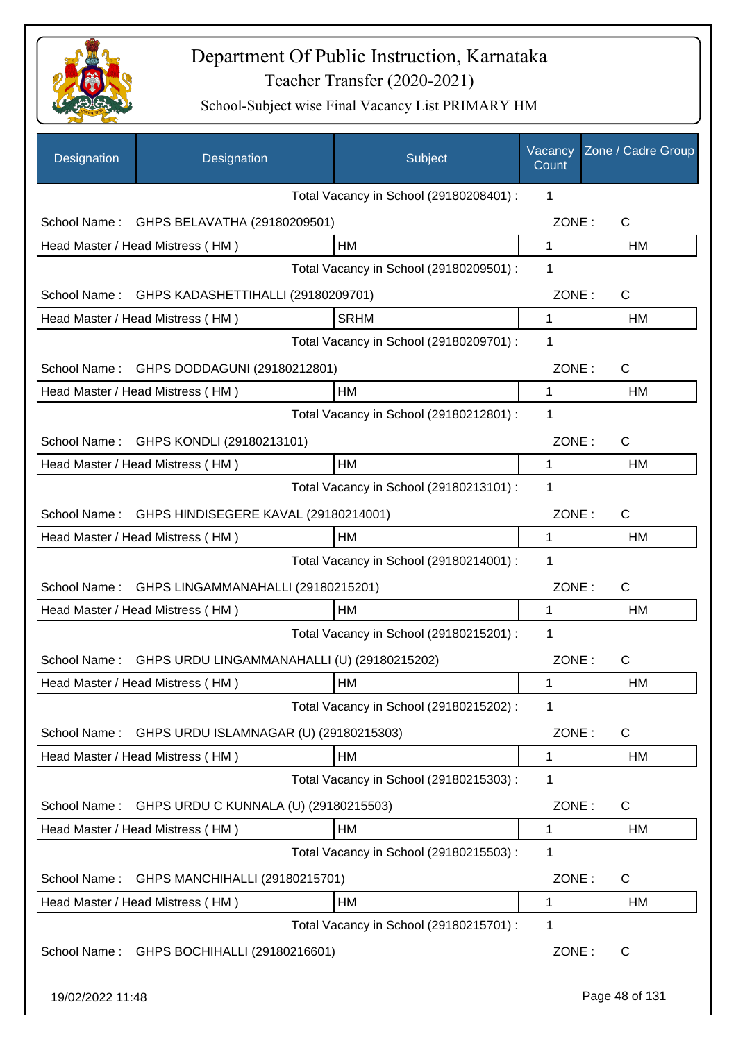# Department Of Public Instruction, Karnataka

Teacher Transfer (2020-2021)

School-Subject wise Final Vacancy List PRIMARY HM

| Designation | Designation | Subject | Vacancy Count | Zone / Cadre Group |
|---|---|---|---|---|
| | | Total Vacancy in School (29180208401) : | 1 | |
| School Name : | GHPS BELAVATHA (29180209501) | | ZONE : | C |
| Head Master / Head Mistress ( HM ) | | HM | 1 | HM |
| | | Total Vacancy in School (29180209501) : | 1 | |
| School Name : | GHPS KADASHETTIHALLI (29180209701) | | ZONE : | C |
| Head Master / Head Mistress ( HM ) | | SRHM | 1 | HM |
| | | Total Vacancy in School (29180209701) : | 1 | |
| School Name : | GHPS DODDAGUNI (29180212801) | | ZONE : | C |
| Head Master / Head Mistress ( HM ) | | HM | 1 | HM |
| | | Total Vacancy in School (29180212801) : | 1 | |
| School Name : | GHPS KONDLI (29180213101) | | ZONE : | C |
| Head Master / Head Mistress ( HM ) | | HM | 1 | HM |
| | | Total Vacancy in School (29180213101) : | 1 | |
| School Name : | GHPS HINDISEGERE KAVAL (29180214001) | | ZONE : | C |
| Head Master / Head Mistress ( HM ) | | HM | 1 | HM |
| | | Total Vacancy in School (29180214001) : | 1 | |
| School Name : | GHPS LINGAMMANAHALLI (29180215201) | | ZONE : | C |
| Head Master / Head Mistress ( HM ) | | HM | 1 | HM |
| | | Total Vacancy in School (29180215201) : | 1 | |
| School Name : | GHPS URDU LINGAMMANAHALLI (U) (29180215202) | | ZONE : | C |
| Head Master / Head Mistress ( HM ) | | HM | 1 | HM |
| | | Total Vacancy in School (29180215202) : | 1 | |
| School Name : | GHPS URDU ISLAMNAGAR (U) (29180215303) | | ZONE : | C |
| Head Master / Head Mistress ( HM ) | | HM | 1 | HM |
| | | Total Vacancy in School (29180215303) : | 1 | |
| School Name : | GHPS URDU C KUNNALA (U) (29180215503) | | ZONE : | C |
| Head Master / Head Mistress ( HM ) | | HM | 1 | HM |
| | | Total Vacancy in School (29180215503) : | 1 | |
| School Name : | GHPS MANCHIHALLI (29180215701) | | ZONE : | C |
| Head Master / Head Mistress ( HM ) | | HM | 1 | HM |
| | | Total Vacancy in School (29180215701) : | 1 | |
| School Name : | GHPS BOCHIHALLI (29180216601) | | ZONE : | C |

19/02/2022 11:48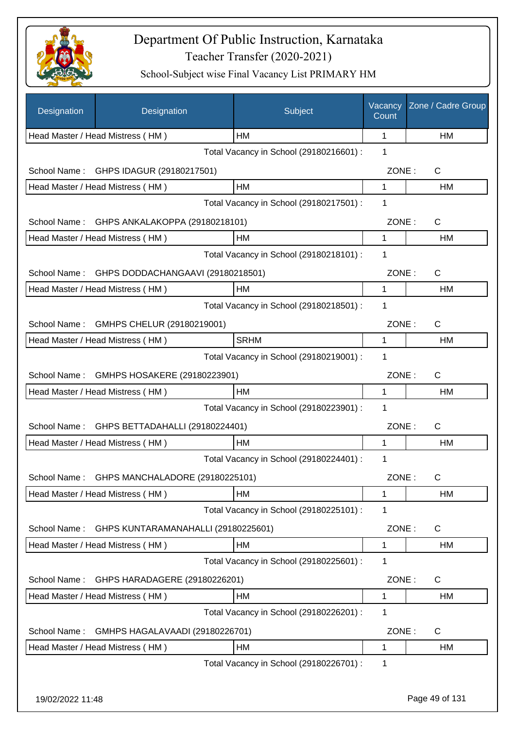# Department Of Public Instruction, Karnataka

## Teacher Transfer (2020-2021)

### School-Subject wise Final Vacancy List PRIMARY HM

| Designation | Designation | Subject | Vacancy Count | Zone / Cadre Group |
|---|---|---|---|---|
| Head Master / Head Mistress ( HM ) | | HM | 1 | HM |

Total Vacancy in School (29180216601) : 1

School Name : GHPS IDAGUR (29180217501) ZONE : C

| Designation | Subject | Vacancy Count | Zone / Cadre Group |
|---|---|---|---|
| Head Master / Head Mistress ( HM ) | HM | 1 | HM |

Total Vacancy in School (29180217501) : 1

School Name : GHPS ANKALAKOPPA (29180218101) ZONE : C

| Designation | Subject | Vacancy Count | Zone / Cadre Group |
|---|---|---|---|
| Head Master / Head Mistress ( HM ) | HM | 1 | HM |

Total Vacancy in School (29180218101) : 1

School Name : GHPS DODDACHANGAAVI (29180218501) ZONE : C

| Designation | Subject | Vacancy Count | Zone / Cadre Group |
|---|---|---|---|
| Head Master / Head Mistress ( HM ) | HM | 1 | HM |

Total Vacancy in School (29180218501) : 1

School Name : GMHPS CHELUR (29180219001) ZONE : C

| Designation | Subject | Vacancy Count | Zone / Cadre Group |
|---|---|---|---|
| Head Master / Head Mistress ( HM ) | SRHM | 1 | HM |

Total Vacancy in School (29180219001) : 1

School Name : GMHPS HOSAKERE (29180223901) ZONE : C

| Designation | Subject | Vacancy Count | Zone / Cadre Group |
|---|---|---|---|
| Head Master / Head Mistress ( HM ) | HM | 1 | HM |

Total Vacancy in School (29180223901) : 1

School Name : GHPS BETTADAHALLI (29180224401) ZONE : C

| Designation | Subject | Vacancy Count | Zone / Cadre Group |
|---|---|---|---|
| Head Master / Head Mistress ( HM ) | HM | 1 | HM |

Total Vacancy in School (29180224401) : 1

School Name : GHPS MANCHALADORE (29180225101) ZONE : C

| Designation | Subject | Vacancy Count | Zone / Cadre Group |
|---|---|---|---|
| Head Master / Head Mistress ( HM ) | HM | 1 | HM |

Total Vacancy in School (29180225101) : 1

School Name : GHPS KUNTARAMANAHALLI (29180225601) ZONE : C

| Designation | Subject | Vacancy Count | Zone / Cadre Group |
|---|---|---|---|
| Head Master / Head Mistress ( HM ) | HM | 1 | HM |

Total Vacancy in School (29180225601) : 1

School Name : GHPS HARADAGERE (29180226201) ZONE : C

| Designation | Subject | Vacancy Count | Zone / Cadre Group |
|---|---|---|---|
| Head Master / Head Mistress ( HM ) | HM | 1 | HM |

Total Vacancy in School (29180226201) : 1

School Name : GMHPS HAGALAVAADI (29180226701) ZONE : C

| Designation | Subject | Vacancy Count | Zone / Cadre Group |
|---|---|---|---|
| Head Master / Head Mistress ( HM ) | HM | 1 | HM |

Total Vacancy in School (29180226701) : 1

19/02/2022 11:48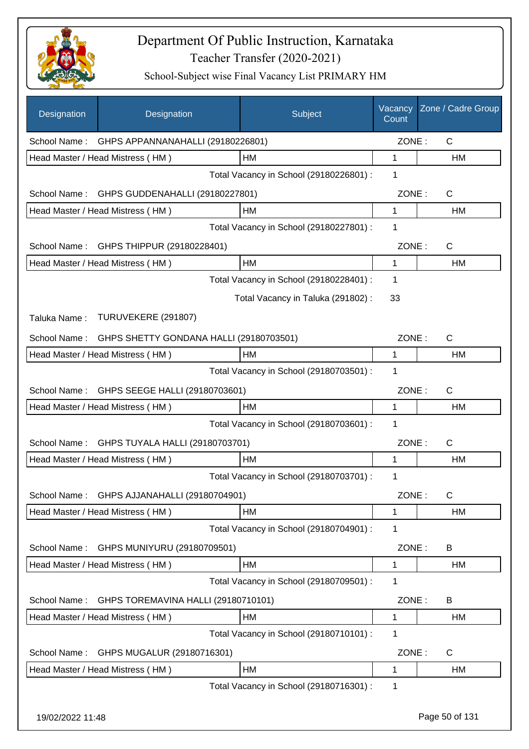# Department Of Public Instruction, Karnataka

## Teacher Transfer (2020-2021)

### School-Subject wise Final Vacancy List PRIMARY HM

| Designation | Designation | Subject | Vacancy Count | Zone / Cadre Group |
|---|---|---|---|---|
| School Name : | GHPS APPANNANAHALLI (29180226801) | | ZONE : | C |
| Head Master / Head Mistress ( HM ) | | HM | 1 | HM |
| | | Total Vacancy in School (29180226801) : | 1 | |
| School Name : | GHPS GUDDENAHALLI (29180227801) | | ZONE : | C |
| Head Master / Head Mistress ( HM ) | | HM | 1 | HM |
| | | Total Vacancy in School (29180227801) : | 1 | |
| School Name : | GHPS THIPPUR (29180228401) | | ZONE : | C |
| Head Master / Head Mistress ( HM ) | | HM | 1 | HM |
| | | Total Vacancy in School (29180228401) : | 1 | |
| | | Total Vacancy in Taluka (291802) : | 33 | |
| Taluka Name : | TURUVEKERE (291807) | | | |
| School Name : | GHPS SHETTY GONDANA HALLI (29180703501) | | ZONE : | C |
| Head Master / Head Mistress ( HM ) | | HM | 1 | HM |
| | | Total Vacancy in School (29180703501) : | 1 | |
| School Name : | GHPS SEEGE HALLI (29180703601) | | ZONE : | C |
| Head Master / Head Mistress ( HM ) | | HM | 1 | HM |
| | | Total Vacancy in School (29180703601) : | 1 | |
| School Name : | GHPS TUYALA HALLI (29180703701) | | ZONE : | C |
| Head Master / Head Mistress ( HM ) | | HM | 1 | HM |
| | | Total Vacancy in School (29180703701) : | 1 | |
| School Name : | GHPS AJJANAHALLI (29180704901) | | ZONE : | C |
| Head Master / Head Mistress ( HM ) | | HM | 1 | HM |
| | | Total Vacancy in School (29180704901) : | 1 | |
| School Name : | GHPS MUNIYURU (29180709501) | | ZONE : | B |
| Head Master / Head Mistress ( HM ) | | HM | 1 | HM |
| | | Total Vacancy in School (29180709501) : | 1 | |
| School Name : | GHPS TOREMAVINA HALLI (29180710101) | | ZONE : | B |
| Head Master / Head Mistress ( HM ) | | HM | 1 | HM |
| | | Total Vacancy in School (29180710101) : | 1 | |
| School Name : | GHPS MUGALUR (29180716301) | | ZONE : | C |
| Head Master / Head Mistress ( HM ) | | HM | 1 | HM |
| | | Total Vacancy in School (29180716301) : | 1 | |

19/02/2022 11:48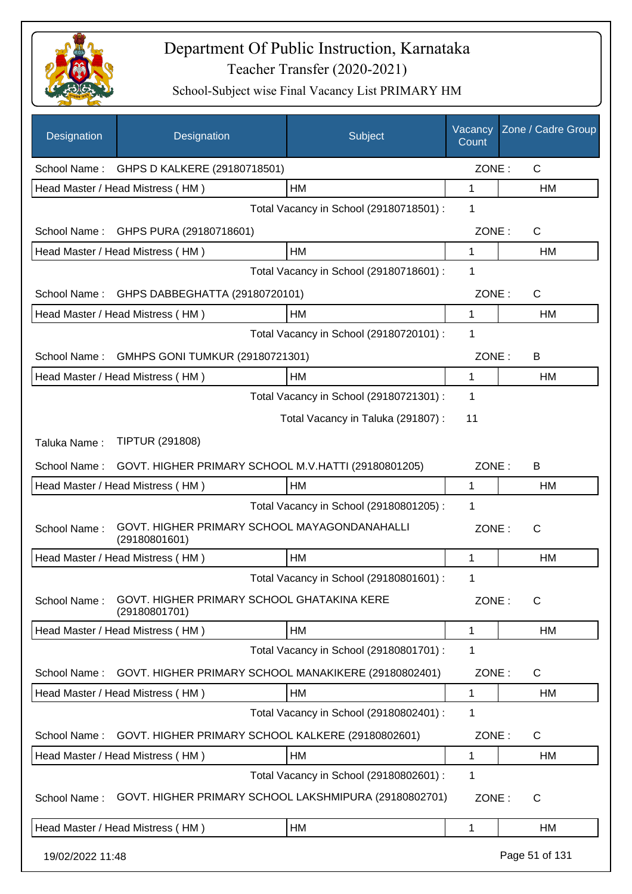# Department Of Public Instruction, Karnataka
## Teacher Transfer (2020-2021)
### School-Subject wise Final Vacancy List PRIMARY HM

| Designation | Designation | Subject | Vacancy Count | Zone / Cadre Group |
|---|---|---|---|---|
| School Name : | GHPS D KALKERE (29180718501) | | ZONE : | C |
| Head Master / Head Mistress ( HM ) | | HM | 1 | HM |
| | | Total Vacancy in School (29180718501) : | 1 | |
| School Name : | GHPS PURA (29180718601) | | ZONE : | C |
| Head Master / Head Mistress ( HM ) | | HM | 1 | HM |
| | | Total Vacancy in School (29180718601) : | 1 | |
| School Name : | GHPS DABBEGHATTA (29180720101) | | ZONE : | C |
| Head Master / Head Mistress ( HM ) | | HM | 1 | HM |
| | | Total Vacancy in School (29180720101) : | 1 | |
| School Name : | GMHPS GONI TUMKUR (29180721301) | | ZONE : | B |
| Head Master / Head Mistress ( HM ) | | HM | 1 | HM |
| | | Total Vacancy in School (29180721301) : | 1 | |
| | | Total Vacancy in Taluka (291807) : | 11 | |
| Taluka Name : | TIPTUR (291808) | | | |
| School Name : | GOVT. HIGHER PRIMARY SCHOOL M.V.HATTI (29180801205) | | ZONE : | B |
| Head Master / Head Mistress ( HM ) | | HM | 1 | HM |
| | | Total Vacancy in School (29180801205) : | 1 | |
| School Name : | GOVT. HIGHER PRIMARY SCHOOL MAYAGONDANAHALLI (29180801601) | | ZONE : | C |
| Head Master / Head Mistress ( HM ) | | HM | 1 | HM |
| | | Total Vacancy in School (29180801601) : | 1 | |
| School Name : | GOVT. HIGHER PRIMARY SCHOOL GHATAKINA KERE (29180801701) | | ZONE : | C |
| Head Master / Head Mistress ( HM ) | | HM | 1 | HM |
| | | Total Vacancy in School (29180801701) : | 1 | |
| School Name : | GOVT. HIGHER PRIMARY SCHOOL MANAKIKERE (29180802401) | | ZONE : | C |
| Head Master / Head Mistress ( HM ) | | HM | 1 | HM |
| | | Total Vacancy in School (29180802401) : | 1 | |
| School Name : | GOVT. HIGHER PRIMARY SCHOOL KALKERE (29180802601) | | ZONE : | C |
| Head Master / Head Mistress ( HM ) | | HM | 1 | HM |
| | | Total Vacancy in School (29180802601) : | 1 | |
| School Name : | GOVT. HIGHER PRIMARY SCHOOL LAKSHMIPURA (29180802701) | | ZONE : | C |
| Head Master / Head Mistress ( HM ) | | HM | 1 | HM |

19/02/2022 11:48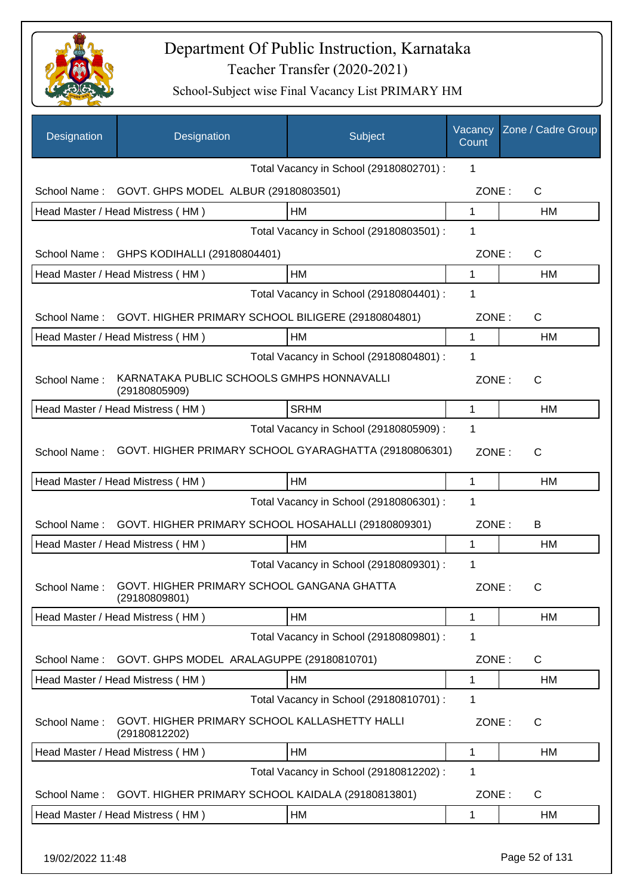# Department Of Public Instruction, Karnataka

Teacher Transfer (2020-2021)

School-Subject wise Final Vacancy List PRIMARY HM

| Designation | Designation | Subject | Vacancy Count | Zone / Cadre Group |
|---|---|---|---|---|
| | | Total Vacancy in School (29180802701) : | 1 | |
| School Name : | GOVT. GHPS MODEL ALBUR (29180803501) | | ZONE : | C |
| Head Master / Head Mistress ( HM ) | | HM | 1 | HM |
| | | Total Vacancy in School (29180803501) : | 1 | |
| School Name : | GHPS KODIHALLI (29180804401) | | ZONE : | C |
| Head Master / Head Mistress ( HM ) | | HM | 1 | HM |
| | | Total Vacancy in School (29180804401) : | 1 | |
| School Name : | GOVT. HIGHER PRIMARY SCHOOL BILIGERE (29180804801) | | ZONE : | C |
| Head Master / Head Mistress ( HM ) | | HM | 1 | HM |
| | | Total Vacancy in School (29180804801) : | 1 | |
| School Name : | KARNATAKA PUBLIC SCHOOLS GMHPS HONNAVALLI (29180805909) | | ZONE : | C |
| Head Master / Head Mistress ( HM ) | | SRHM | 1 | HM |
| | | Total Vacancy in School (29180805909) : | 1 | |
| School Name : | GOVT. HIGHER PRIMARY SCHOOL GYARAGHATTA (29180806301) | | ZONE : | C |
| Head Master / Head Mistress ( HM ) | | HM | 1 | HM |
| | | Total Vacancy in School (29180806301) : | 1 | |
| School Name : | GOVT. HIGHER PRIMARY SCHOOL HOSAHALLI (29180809301) | | ZONE : | B |
| Head Master / Head Mistress ( HM ) | | HM | 1 | HM |
| | | Total Vacancy in School (29180809301) : | 1 | |
| School Name : | GOVT. HIGHER PRIMARY SCHOOL GANGANA GHATTA (29180809801) | | ZONE : | C |
| Head Master / Head Mistress ( HM ) | | HM | 1 | HM |
| | | Total Vacancy in School (29180809801) : | 1 | |
| School Name : | GOVT. GHPS MODEL ARALAGUPPE (29180810701) | | ZONE : | C |
| Head Master / Head Mistress ( HM ) | | HM | 1 | HM |
| | | Total Vacancy in School (29180810701) : | 1 | |
| School Name : | GOVT. HIGHER PRIMARY SCHOOL KALLASHETTY HALLI (29180812202) | | ZONE : | C |
| Head Master / Head Mistress ( HM ) | | HM | 1 | HM |
| | | Total Vacancy in School (29180812202) : | 1 | |
| School Name : | GOVT. HIGHER PRIMARY SCHOOL KAIDALA (29180813801) | | ZONE : | C |
| Head Master / Head Mistress ( HM ) | | HM | 1 | HM |

19/02/2022 11:48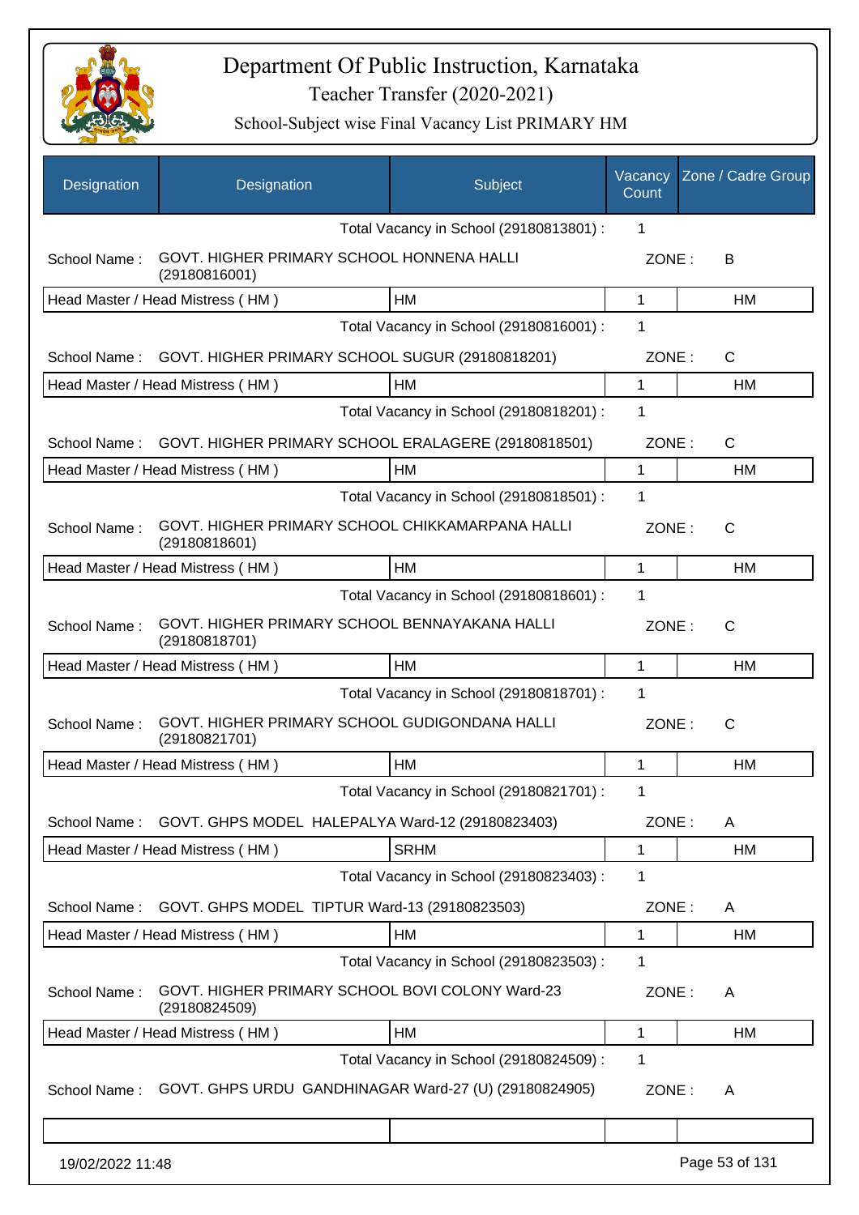# Department Of Public Instruction, Karnataka
## Teacher Transfer (2020-2021)
### School-Subject wise Final Vacancy List PRIMARY HM

| Designation | Designation | Subject | Vacancy Count | Zone / Cadre Group |
|---|---|---|---|---|
| | | Total Vacancy in School (29180813801) : | 1 | |
| School Name : | GOVT. HIGHER PRIMARY SCHOOL HONNENA HALLI (29180816001) | | ZONE : | B |
| Head Master / Head Mistress ( HM ) | | HM | 1 | HM |
| | | Total Vacancy in School (29180816001) : | 1 | |
| School Name : | GOVT. HIGHER PRIMARY SCHOOL SUGUR (29180818201) | | ZONE : | C |
| Head Master / Head Mistress ( HM ) | | HM | 1 | HM |
| | | Total Vacancy in School (29180818201) : | 1 | |
| School Name : | GOVT. HIGHER PRIMARY SCHOOL ERALAGERE (29180818501) | | ZONE : | C |
| Head Master / Head Mistress ( HM ) | | HM | 1 | HM |
| | | Total Vacancy in School (29180818501) : | 1 | |
| School Name : | GOVT. HIGHER PRIMARY SCHOOL CHIKKAMARPANA HALLI (29180818601) | | ZONE : | C |
| Head Master / Head Mistress ( HM ) | | HM | 1 | HM |
| | | Total Vacancy in School (29180818601) : | 1 | |
| School Name : | GOVT. HIGHER PRIMARY SCHOOL BENNAYAKANA HALLI (29180818701) | | ZONE : | C |
| Head Master / Head Mistress ( HM ) | | HM | 1 | HM |
| | | Total Vacancy in School (29180818701) : | 1 | |
| School Name : | GOVT. HIGHER PRIMARY SCHOOL GUDIGONDANA HALLI (29180821701) | | ZONE : | C |
| Head Master / Head Mistress ( HM ) | | HM | 1 | HM |
| | | Total Vacancy in School (29180821701) : | 1 | |
| School Name : | GOVT. GHPS MODEL HALEPALYA Ward-12 (29180823403) | | ZONE : | A |
| Head Master / Head Mistress ( HM ) | | SRHM | 1 | HM |
| | | Total Vacancy in School (29180823403) : | 1 | |
| School Name : | GOVT. GHPS MODEL TIPTUR Ward-13 (29180823503) | | ZONE : | A |
| Head Master / Head Mistress ( HM ) | | HM | 1 | HM |
| | | Total Vacancy in School (29180823503) : | 1 | |
| School Name : | GOVT. HIGHER PRIMARY SCHOOL BOVI COLONY Ward-23 (29180824509) | | ZONE : | A |
| Head Master / Head Mistress ( HM ) | | HM | 1 | HM |
| | | Total Vacancy in School (29180824509) : | 1 | |
| School Name : | GOVT. GHPS URDU GANDHINAGAR Ward-27 (U) (29180824905) | | ZONE : | A |
| | | | | |

19/02/2022 11:48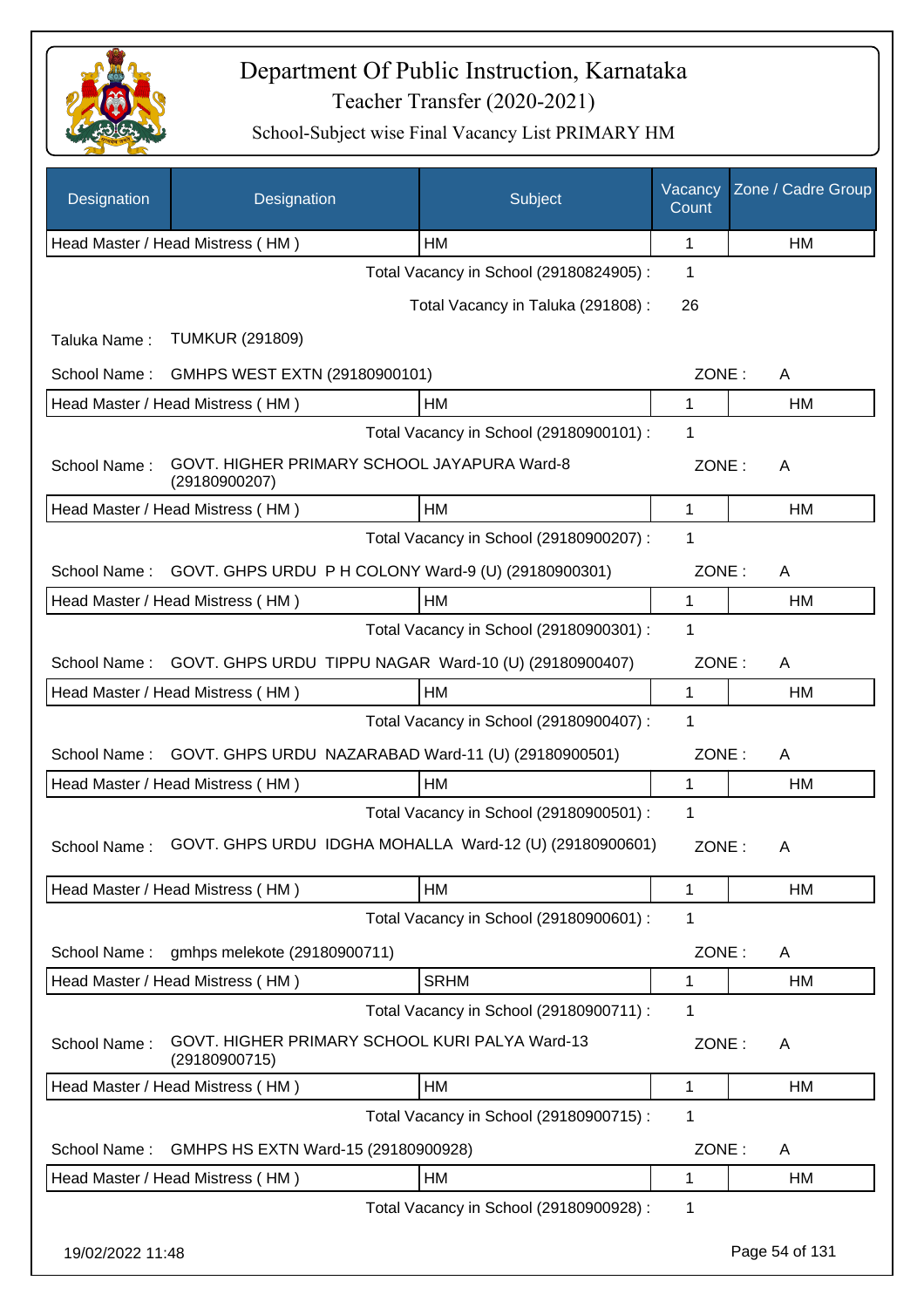# Department Of Public Instruction, Karnataka

Teacher Transfer (2020-2021)

School-Subject wise Final Vacancy List PRIMARY HM

| Designation | Designation | Subject | Vacancy Count | Zone / Cadre Group |
|---|---|---|---|---|
| Head Master / Head Mistress ( HM ) | | HM | 1 | HM |

Total Vacancy in School (29180824905) : 1

Total Vacancy in Taluka (291808) : 26

Taluka Name : TUMKUR (291809)

School Name : GMHPS WEST EXTN (29180900101) ZONE : A

| Designation | Designation | Subject | Vacancy Count | Zone / Cadre Group |
|---|---|---|---|---|
| Head Master / Head Mistress ( HM ) | | HM | 1 | HM |

Total Vacancy in School (29180900101) : 1

School Name : GOVT. HIGHER PRIMARY SCHOOL JAYAPURA Ward-8 (29180900207) ZONE : A

| Designation | Designation | Subject | Vacancy Count | Zone / Cadre Group |
|---|---|---|---|---|
| Head Master / Head Mistress ( HM ) | | HM | 1 | HM |

Total Vacancy in School (29180900207) : 1

School Name : GOVT. GHPS URDU P H COLONY Ward-9 (U) (29180900301) ZONE : A

| Designation | Designation | Subject | Vacancy Count | Zone / Cadre Group |
|---|---|---|---|---|
| Head Master / Head Mistress ( HM ) | | HM | 1 | HM |

Total Vacancy in School (29180900301) : 1

School Name : GOVT. GHPS URDU TIPPU NAGAR Ward-10 (U) (29180900407) ZONE : A

| Designation | Designation | Subject | Vacancy Count | Zone / Cadre Group |
|---|---|---|---|---|
| Head Master / Head Mistress ( HM ) | | HM | 1 | HM |

Total Vacancy in School (29180900407) : 1

School Name : GOVT. GHPS URDU NAZARABAD Ward-11 (U) (29180900501) ZONE : A

| Designation | Designation | Subject | Vacancy Count | Zone / Cadre Group |
|---|---|---|---|---|
| Head Master / Head Mistress ( HM ) | | HM | 1 | HM |

Total Vacancy in School (29180900501) : 1

School Name : GOVT. GHPS URDU IDGHA MOHALLA Ward-12 (U) (29180900601) ZONE : A

| Designation | Designation | Subject | Vacancy Count | Zone / Cadre Group |
|---|---|---|---|---|
| Head Master / Head Mistress ( HM ) | | HM | 1 | HM |

Total Vacancy in School (29180900601) : 1

School Name : gmhps melekote (29180900711) ZONE : A

| Designation | Designation | Subject | Vacancy Count | Zone / Cadre Group |
|---|---|---|---|---|
| Head Master / Head Mistress ( HM ) | | SRHM | 1 | HM |

Total Vacancy in School (29180900711) : 1

School Name : GOVT. HIGHER PRIMARY SCHOOL KURI PALYA Ward-13 (29180900715) ZONE : A

| Designation | Designation | Subject | Vacancy Count | Zone / Cadre Group |
|---|---|---|---|---|
| Head Master / Head Mistress ( HM ) | | HM | 1 | HM |

Total Vacancy in School (29180900715) : 1

School Name : GMHPS HS EXTN Ward-15 (29180900928) ZONE : A

| Designation | Designation | Subject | Vacancy Count | Zone / Cadre Group |
|---|---|---|---|---|
| Head Master / Head Mistress ( HM ) | | HM | 1 | HM |

Total Vacancy in School (29180900928) : 1

19/02/2022 11:48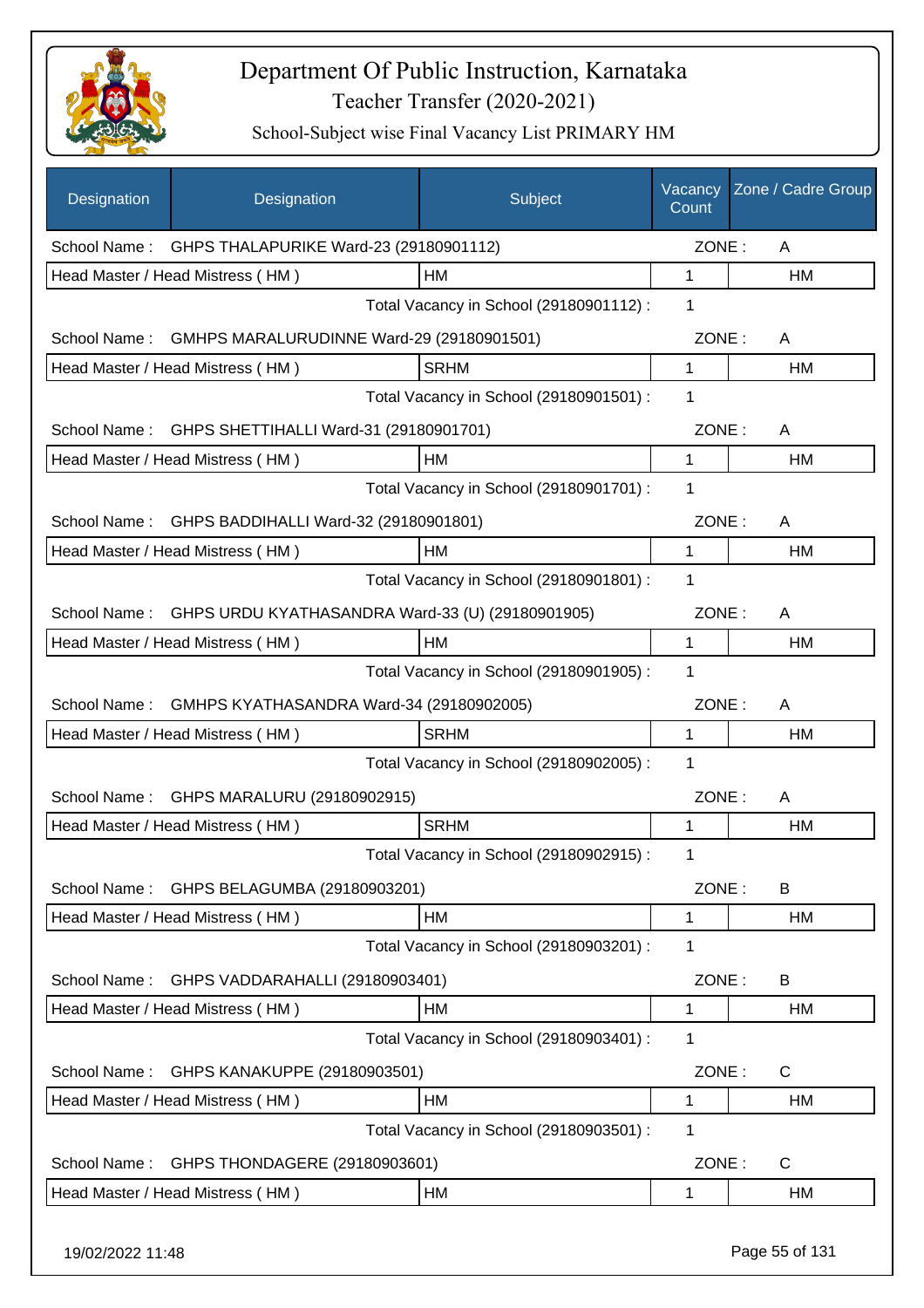# Department Of Public Instruction, Karnataka

## Teacher Transfer (2020-2021)

### School-Subject wise Final Vacancy List PRIMARY HM

| Designation | Designation | Subject | Vacancy Count | Zone / Cadre Group |
|---|---|---|---|---|
| School Name : | GHPS THALAPURIKE Ward-23 (29180901112) | | ZONE : | A |
| Head Master / Head Mistress ( HM ) | | HM | 1 | HM |
| | | Total Vacancy in School (29180901112) : | 1 | |
| School Name : | GMHPS MARALURUDINNE Ward-29 (29180901501) | | ZONE : | A |
| Head Master / Head Mistress ( HM ) | | SRHM | 1 | HM |
| | | Total Vacancy in School (29180901501) : | 1 | |
| School Name : | GHPS SHETTIHALLI Ward-31 (29180901701) | | ZONE : | A |
| Head Master / Head Mistress ( HM ) | | HM | 1 | HM |
| | | Total Vacancy in School (29180901701) : | 1 | |
| School Name : | GHPS BADDIHALLI Ward-32 (29180901801) | | ZONE : | A |
| Head Master / Head Mistress ( HM ) | | HM | 1 | HM |
| | | Total Vacancy in School (29180901801) : | 1 | |
| School Name : | GHPS URDU KYATHASANDRA Ward-33 (U) (29180901905) | | ZONE : | A |
| Head Master / Head Mistress ( HM ) | | HM | 1 | HM |
| | | Total Vacancy in School (29180901905) : | 1 | |
| School Name : | GMHPS KYATHASANDRA Ward-34 (29180902005) | | ZONE : | A |
| Head Master / Head Mistress ( HM ) | | SRHM | 1 | HM |
| | | Total Vacancy in School (29180902005) : | 1 | |
| School Name : | GHPS MARALURU (29180902915) | | ZONE : | A |
| Head Master / Head Mistress ( HM ) | | SRHM | 1 | HM |
| | | Total Vacancy in School (29180902915) : | 1 | |
| School Name : | GHPS BELAGUMBA (29180903201) | | ZONE : | B |
| Head Master / Head Mistress ( HM ) | | HM | 1 | HM |
| | | Total Vacancy in School (29180903201) : | 1 | |
| School Name : | GHPS VADDARAHALLI (29180903401) | | ZONE : | B |
| Head Master / Head Mistress ( HM ) | | HM | 1 | HM |
| | | Total Vacancy in School (29180903401) : | 1 | |
| School Name : | GHPS KANAKUPPE (29180903501) | | ZONE : | C |
| Head Master / Head Mistress ( HM ) | | HM | 1 | HM |
| | | Total Vacancy in School (29180903501) : | 1 | |
| School Name : | GHPS THONDAGERE (29180903601) | | ZONE : | C |
| Head Master / Head Mistress ( HM ) | | HM | 1 | HM |

19/02/2022 11:48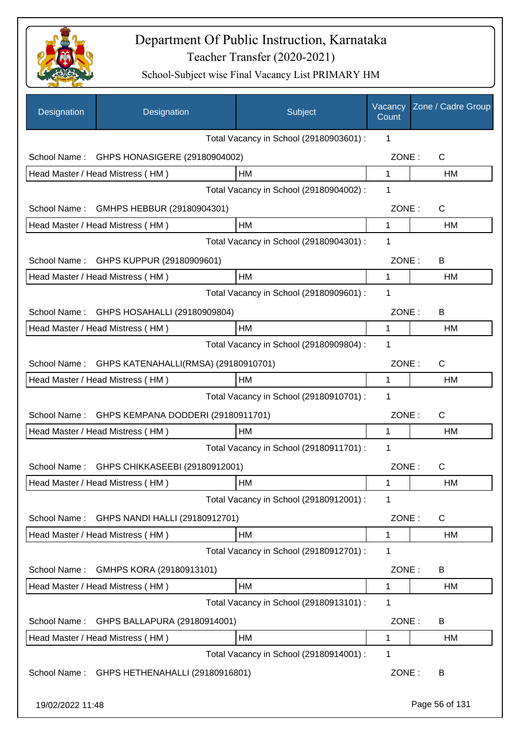# Department Of Public Instruction, Karnataka

Teacher Transfer (2020-2021)

School-Subject wise Final Vacancy List PRIMARY HM

| Designation | Designation | Subject | Vacancy Count | Zone / Cadre Group |
|---|---|---|---|---|
| | | Total Vacancy in School (29180903601) : | 1 | |
| School Name : | GHPS HONASIGERE (29180904002) | | ZONE : | C |
| Head Master / Head Mistress ( HM ) | | HM | 1 | HM |
| | | Total Vacancy in School (29180904002) : | 1 | |
| School Name : | GMHPS HEBBUR (29180904301) | | ZONE : | C |
| Head Master / Head Mistress ( HM ) | | HM | 1 | HM |
| | | Total Vacancy in School (29180904301) : | 1 | |
| School Name : | GHPS KUPPUR (29180909601) | | ZONE : | B |
| Head Master / Head Mistress ( HM ) | | HM | 1 | HM |
| | | Total Vacancy in School (29180909601) : | 1 | |
| School Name : | GHPS HOSAHALLI (29180909804) | | ZONE : | B |
| Head Master / Head Mistress ( HM ) | | HM | 1 | HM |
| | | Total Vacancy in School (29180909804) : | 1 | |
| School Name : | GHPS KATENAHALLI(RMSA) (29180910701) | | ZONE : | C |
| Head Master / Head Mistress ( HM ) | | HM | 1 | HM |
| | | Total Vacancy in School (29180910701) : | 1 | |
| School Name : | GHPS KEMPANA DODDERI (29180911701) | | ZONE : | C |
| Head Master / Head Mistress ( HM ) | | HM | 1 | HM |
| | | Total Vacancy in School (29180911701) : | 1 | |
| School Name : | GHPS CHIKKASEEBI (29180912001) | | ZONE : | C |
| Head Master / Head Mistress ( HM ) | | HM | 1 | HM |
| | | Total Vacancy in School (29180912001) : | 1 | |
| School Name : | GHPS NANDI HALLI (29180912701) | | ZONE : | C |
| Head Master / Head Mistress ( HM ) | | HM | 1 | HM |
| | | Total Vacancy in School (29180912701) : | 1 | |
| School Name : | GMHPS KORA (29180913101) | | ZONE : | B |
| Head Master / Head Mistress ( HM ) | | HM | 1 | HM |
| | | Total Vacancy in School (29180913101) : | 1 | |
| School Name : | GHPS BALLAPURA (29180914001) | | ZONE : | B |
| Head Master / Head Mistress ( HM ) | | HM | 1 | HM |
| | | Total Vacancy in School (29180914001) : | 1 | |
| School Name : | GHPS HETHENAHALLI (29180916801) | | ZONE : | B |

19/02/2022 11:48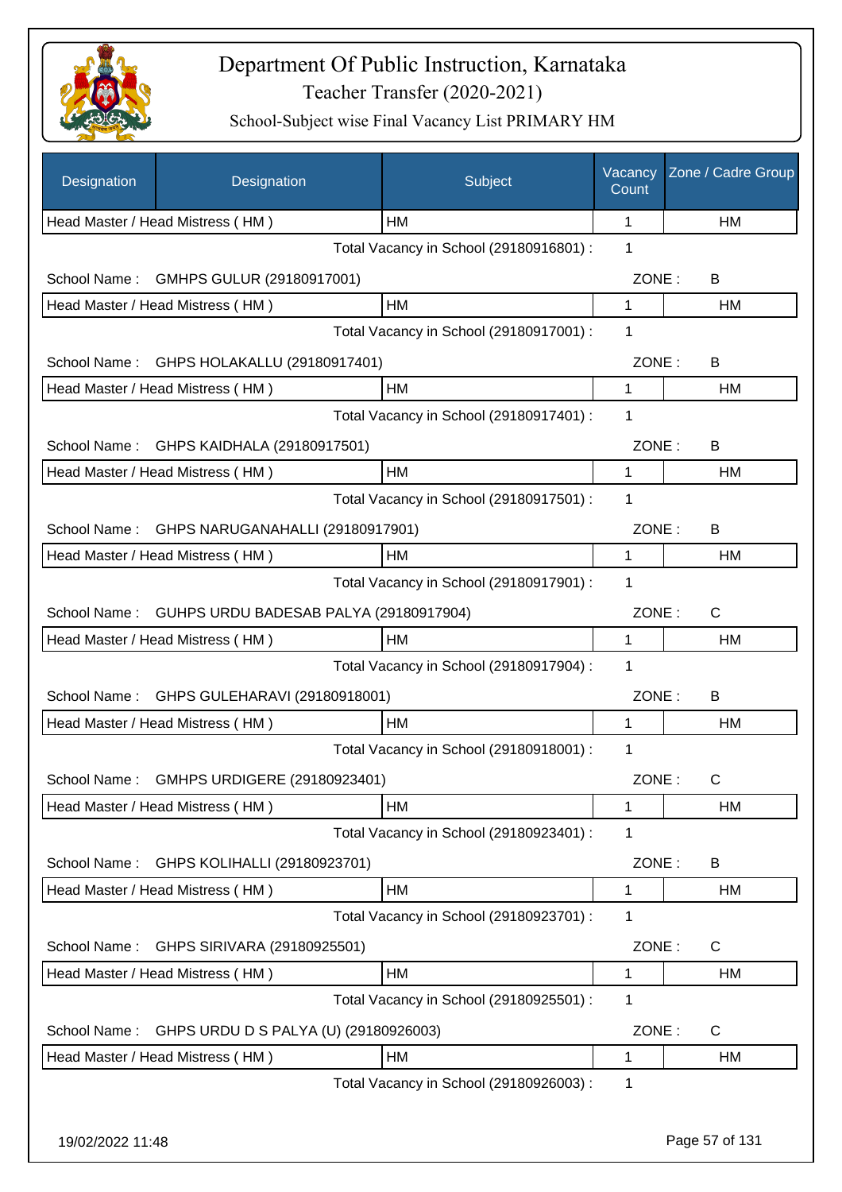# Department Of Public Instruction, Karnataka

## Teacher Transfer (2020-2021)

### School-Subject wise Final Vacancy List PRIMARY HM

| Designation | Designation | Subject | Vacancy Count | Zone / Cadre Group |
|---|---|---|---|---|
| Head Master / Head Mistress ( HM ) | | HM | 1 | HM |
| | | Total Vacancy in School (29180916801) : | 1 | |
| School Name : | GMHPS GULUR (29180917001) | | ZONE : | B |
| Head Master / Head Mistress ( HM ) | | HM | 1 | HM |
| | | Total Vacancy in School (29180917001) : | 1 | |
| School Name : | GHPS HOLAKALLU (29180917401) | | ZONE : | B |
| Head Master / Head Mistress ( HM ) | | HM | 1 | HM |
| | | Total Vacancy in School (29180917401) : | 1 | |
| School Name : | GHPS KAIDHALA (29180917501) | | ZONE : | B |
| Head Master / Head Mistress ( HM ) | | HM | 1 | HM |
| | | Total Vacancy in School (29180917501) : | 1 | |
| School Name : | GHPS NARUGANAHALLI (29180917901) | | ZONE : | B |
| Head Master / Head Mistress ( HM ) | | HM | 1 | HM |
| | | Total Vacancy in School (29180917901) : | 1 | |
| School Name : | GUHPS URDU BADESAB PALYA (29180917904) | | ZONE : | C |
| Head Master / Head Mistress ( HM ) | | HM | 1 | HM |
| | | Total Vacancy in School (29180917904) : | 1 | |
| School Name : | GHPS GULEHARAVI (29180918001) | | ZONE : | B |
| Head Master / Head Mistress ( HM ) | | HM | 1 | HM |
| | | Total Vacancy in School (29180918001) : | 1 | |
| School Name : | GMHPS URDIGERE (29180923401) | | ZONE : | C |
| Head Master / Head Mistress ( HM ) | | HM | 1 | HM |
| | | Total Vacancy in School (29180923401) : | 1 | |
| School Name : | GHPS KOLIHALLI (29180923701) | | ZONE : | B |
| Head Master / Head Mistress ( HM ) | | HM | 1 | HM |
| | | Total Vacancy in School (29180923701) : | 1 | |
| School Name : | GHPS SIRIVARA (29180925501) | | ZONE : | C |
| Head Master / Head Mistress ( HM ) | | HM | 1 | HM |
| | | Total Vacancy in School (29180925501) : | 1 | |
| School Name : | GHPS URDU D S PALYA (U) (29180926003) | | ZONE : | C |
| Head Master / Head Mistress ( HM ) | | HM | 1 | HM |
| | | Total Vacancy in School (29180926003) : | 1 | |

19/02/2022 11:48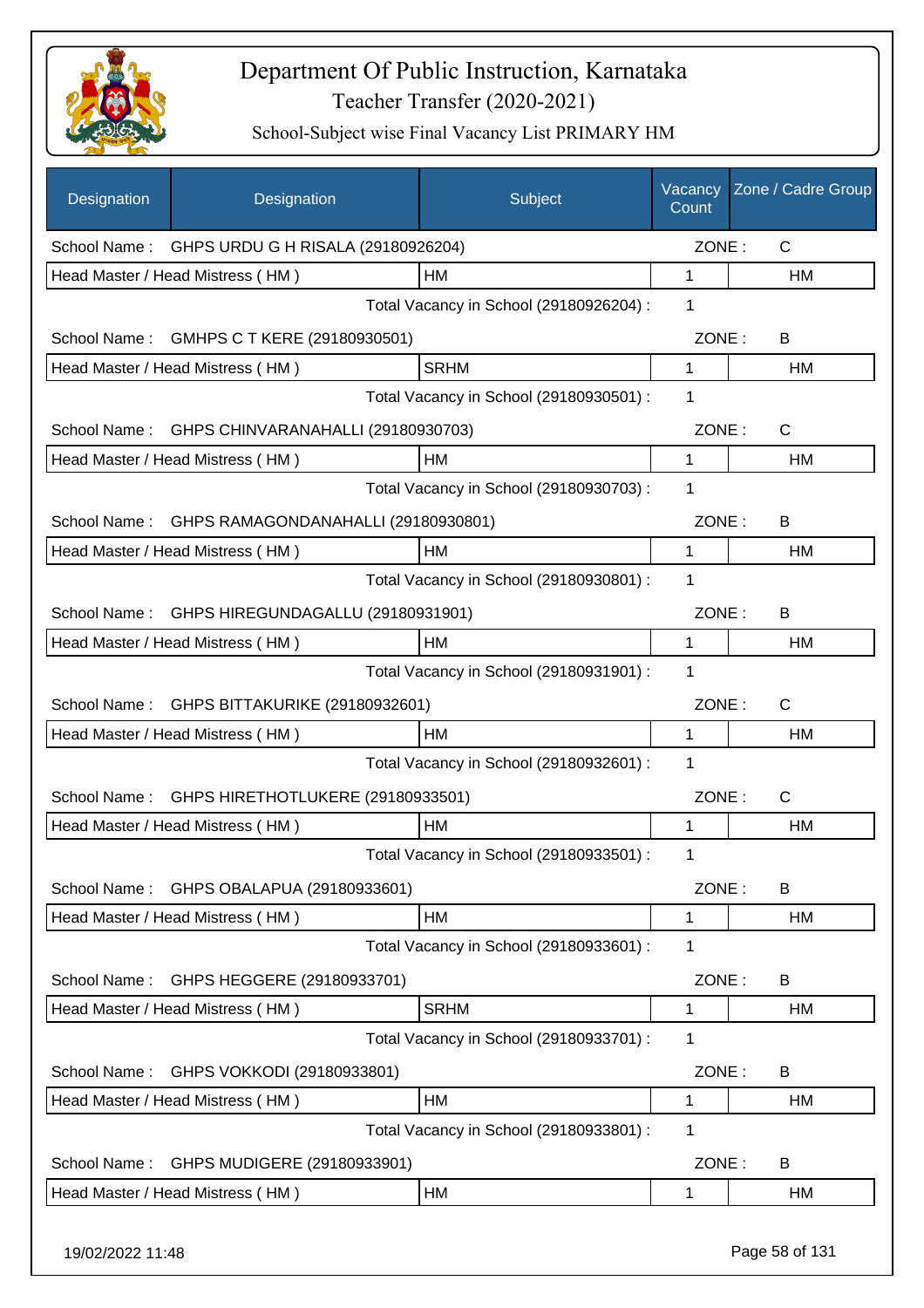# Department Of Public Instruction, Karnataka

Teacher Transfer (2020-2021)

School-Subject wise Final Vacancy List PRIMARY HM

| Designation | Designation | Subject | Vacancy Count | Zone / Cadre Group |
|---|---|---|---|---|
| School Name : | GHPS URDU G H RISALA (29180926204) | | ZONE : | C |
| Head Master / Head Mistress ( HM ) | | HM | 1 | HM |
| | | Total Vacancy in School (29180926204) : | 1 | |
| School Name : | GMHPS C T KERE (29180930501) | | ZONE : | B |
| Head Master / Head Mistress ( HM ) | | SRHM | 1 | HM |
| | | Total Vacancy in School (29180930501) : | 1 | |
| School Name : | GHPS CHINVARANAHALLI (29180930703) | | ZONE : | C |
| Head Master / Head Mistress ( HM ) | | HM | 1 | HM |
| | | Total Vacancy in School (29180930703) : | 1 | |
| School Name : | GHPS RAMAGONDANAHALLI (29180930801) | | ZONE : | B |
| Head Master / Head Mistress ( HM ) | | HM | 1 | HM |
| | | Total Vacancy in School (29180930801) : | 1 | |
| School Name : | GHPS HIREGUNDAGALLU (29180931901) | | ZONE : | B |
| Head Master / Head Mistress ( HM ) | | HM | 1 | HM |
| | | Total Vacancy in School (29180931901) : | 1 | |
| School Name : | GHPS BITTAKURIKE (29180932601) | | ZONE : | C |
| Head Master / Head Mistress ( HM ) | | HM | 1 | HM |
| | | Total Vacancy in School (29180932601) : | 1 | |
| School Name : | GHPS HIRETHOTLUKERE (29180933501) | | ZONE : | C |
| Head Master / Head Mistress ( HM ) | | HM | 1 | HM |
| | | Total Vacancy in School (29180933501) : | 1 | |
| School Name : | GHPS OBALAPUA (29180933601) | | ZONE : | B |
| Head Master / Head Mistress ( HM ) | | HM | 1 | HM |
| | | Total Vacancy in School (29180933601) : | 1 | |
| School Name : | GHPS HEGGERE (29180933701) | | ZONE : | B |
| Head Master / Head Mistress ( HM ) | | SRHM | 1 | HM |
| | | Total Vacancy in School (29180933701) : | 1 | |
| School Name : | GHPS VOKKODI (29180933801) | | ZONE : | B |
| Head Master / Head Mistress ( HM ) | | HM | 1 | HM |
| | | Total Vacancy in School (29180933801) : | 1 | |
| School Name : | GHPS MUDIGERE (29180933901) | | ZONE : | B |
| Head Master / Head Mistress ( HM ) | | HM | 1 | HM |

19/02/2022 11:48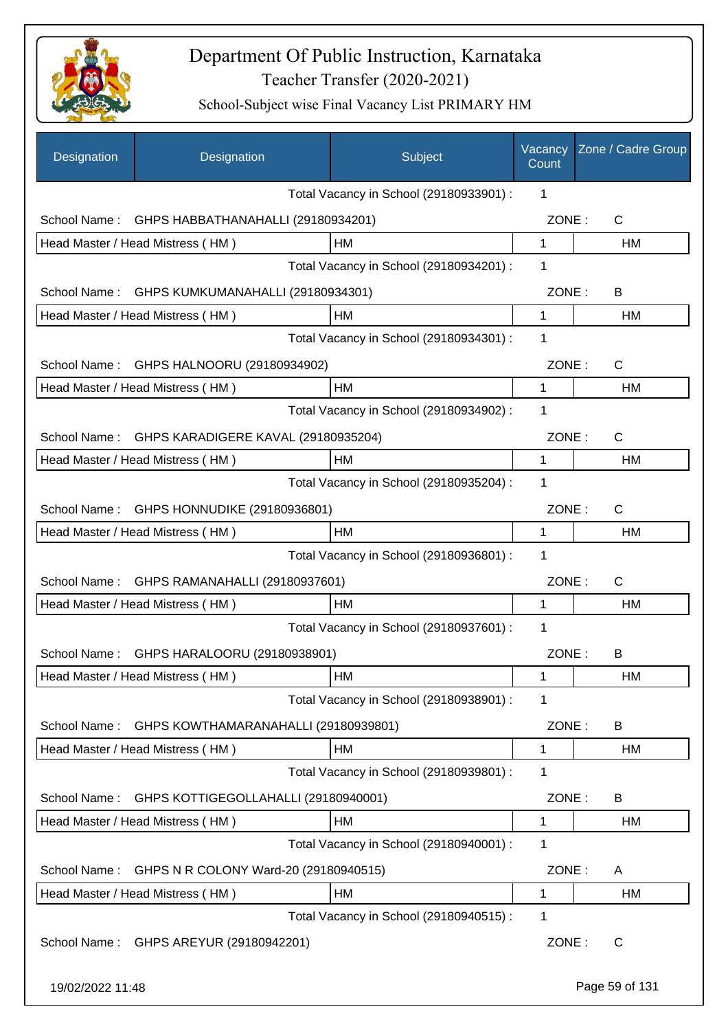# Department Of Public Instruction, Karnataka

Teacher Transfer (2020-2021)

School-Subject wise Final Vacancy List PRIMARY HM

| Designation | Designation | Subject | Vacancy Count | Zone / Cadre Group |
|---|---|---|---|---|
| | | Total Vacancy in School (29180933901) : | 1 | |
| School Name : | GHPS HABBATHANAHALLI (29180934201) | | ZONE : | C |
| Head Master / Head Mistress ( HM ) | | HM | 1 | HM |
| | | Total Vacancy in School (29180934201) : | 1 | |
| School Name : | GHPS KUMKUMANAHALLI (29180934301) | | ZONE : | B |
| Head Master / Head Mistress ( HM ) | | HM | 1 | HM |
| | | Total Vacancy in School (29180934301) : | 1 | |
| School Name : | GHPS HALNOORU (29180934902) | | ZONE : | C |
| Head Master / Head Mistress ( HM ) | | HM | 1 | HM |
| | | Total Vacancy in School (29180934902) : | 1 | |
| School Name : | GHPS KARADIGERE KAVAL (29180935204) | | ZONE : | C |
| Head Master / Head Mistress ( HM ) | | HM | 1 | HM |
| | | Total Vacancy in School (29180935204) : | 1 | |
| School Name : | GHPS HONNUDIKE (29180936801) | | ZONE : | C |
| Head Master / Head Mistress ( HM ) | | HM | 1 | HM |
| | | Total Vacancy in School (29180936801) : | 1 | |
| School Name : | GHPS RAMANAHALLI (29180937601) | | ZONE : | C |
| Head Master / Head Mistress ( HM ) | | HM | 1 | HM |
| | | Total Vacancy in School (29180937601) : | 1 | |
| School Name : | GHPS HARALOORU (29180938901) | | ZONE : | B |
| Head Master / Head Mistress ( HM ) | | HM | 1 | HM |
| | | Total Vacancy in School (29180938901) : | 1 | |
| School Name : | GHPS KOWTHAMARANAHALLI (29180939801) | | ZONE : | B |
| Head Master / Head Mistress ( HM ) | | HM | 1 | HM |
| | | Total Vacancy in School (29180939801) : | 1 | |
| School Name : | GHPS KOTTIGEGOLLAHALLI (29180940001) | | ZONE : | B |
| Head Master / Head Mistress ( HM ) | | HM | 1 | HM |
| | | Total Vacancy in School (29180940001) : | 1 | |
| School Name : | GHPS N R COLONY Ward-20 (29180940515) | | ZONE : | A |
| Head Master / Head Mistress ( HM ) | | HM | 1 | HM |
| | | Total Vacancy in School (29180940515) : | 1 | |
| School Name : | GHPS AREYUR (29180942201) | | ZONE : | C |

19/02/2022 11:48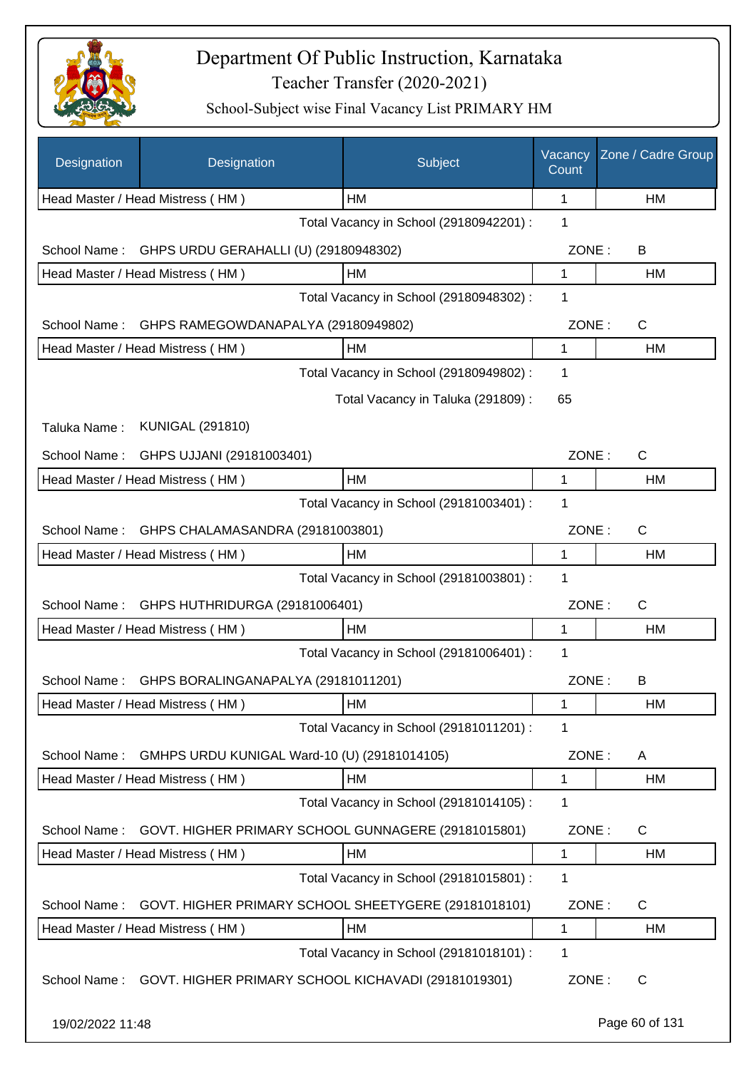# Department Of Public Instruction, Karnataka

Teacher Transfer (2020-2021)

School-Subject wise Final Vacancy List PRIMARY HM

| Designation | Designation | Subject | Vacancy Count | Zone / Cadre Group |
|---|---|---|---|---|
| Head Master / Head Mistress ( HM ) | | HM | 1 | HM |

Total Vacancy in School (29180942201) : 1

School Name : GHPS URDU GERAHALLI (U) (29180948302) ZONE : B

| Designation | Subject | Vacancy Count | Zone / Cadre Group |
|---|---|---|---|
| Head Master / Head Mistress ( HM ) | HM | 1 | HM |

Total Vacancy in School (29180948302) : 1

School Name : GHPS RAMEGOWDANAPALYA (29180949802) ZONE : C

| Designation | Subject | Vacancy Count | Zone / Cadre Group |
|---|---|---|---|
| Head Master / Head Mistress ( HM ) | HM | 1 | HM |

Total Vacancy in School (29180949802) : 1

Total Vacancy in Taluka (291809) : 65

Taluka Name : KUNIGAL (291810)

School Name : GHPS UJJANI (29181003401) ZONE : C

| Designation | Subject | Vacancy Count | Zone / Cadre Group |
|---|---|---|---|
| Head Master / Head Mistress ( HM ) | HM | 1 | HM |

Total Vacancy in School (29181003401) : 1

School Name : GHPS CHALAMASANDRA (29181003801) ZONE : C

| Designation | Subject | Vacancy Count | Zone / Cadre Group |
|---|---|---|---|
| Head Master / Head Mistress ( HM ) | HM | 1 | HM |

Total Vacancy in School (29181003801) : 1

School Name : GHPS HUTHRIDURGA (29181006401) ZONE : C

| Designation | Subject | Vacancy Count | Zone / Cadre Group |
|---|---|---|---|
| Head Master / Head Mistress ( HM ) | HM | 1 | HM |

Total Vacancy in School (29181006401) : 1

School Name : GHPS BORALINGANAPALYA (29181011201) ZONE : B

| Designation | Subject | Vacancy Count | Zone / Cadre Group |
|---|---|---|---|
| Head Master / Head Mistress ( HM ) | HM | 1 | HM |

Total Vacancy in School (29181011201) : 1

School Name : GMHPS URDU KUNIGAL Ward-10 (U) (29181014105) ZONE : A

| Designation | Subject | Vacancy Count | Zone / Cadre Group |
|---|---|---|---|
| Head Master / Head Mistress ( HM ) | HM | 1 | HM |

Total Vacancy in School (29181014105) : 1

School Name : GOVT. HIGHER PRIMARY SCHOOL GUNNAGERE (29181015801) ZONE : C

| Designation | Subject | Vacancy Count | Zone / Cadre Group |
|---|---|---|---|
| Head Master / Head Mistress ( HM ) | HM | 1 | HM |

Total Vacancy in School (29181015801) : 1

School Name : GOVT. HIGHER PRIMARY SCHOOL SHEETYGERE (29181018101) ZONE : C

| Designation | Subject | Vacancy Count | Zone / Cadre Group |
|---|---|---|---|
| Head Master / Head Mistress ( HM ) | HM | 1 | HM |

Total Vacancy in School (29181018101) : 1

School Name : GOVT. HIGHER PRIMARY SCHOOL KICHAVADI (29181019301) ZONE : C

19/02/2022 11:48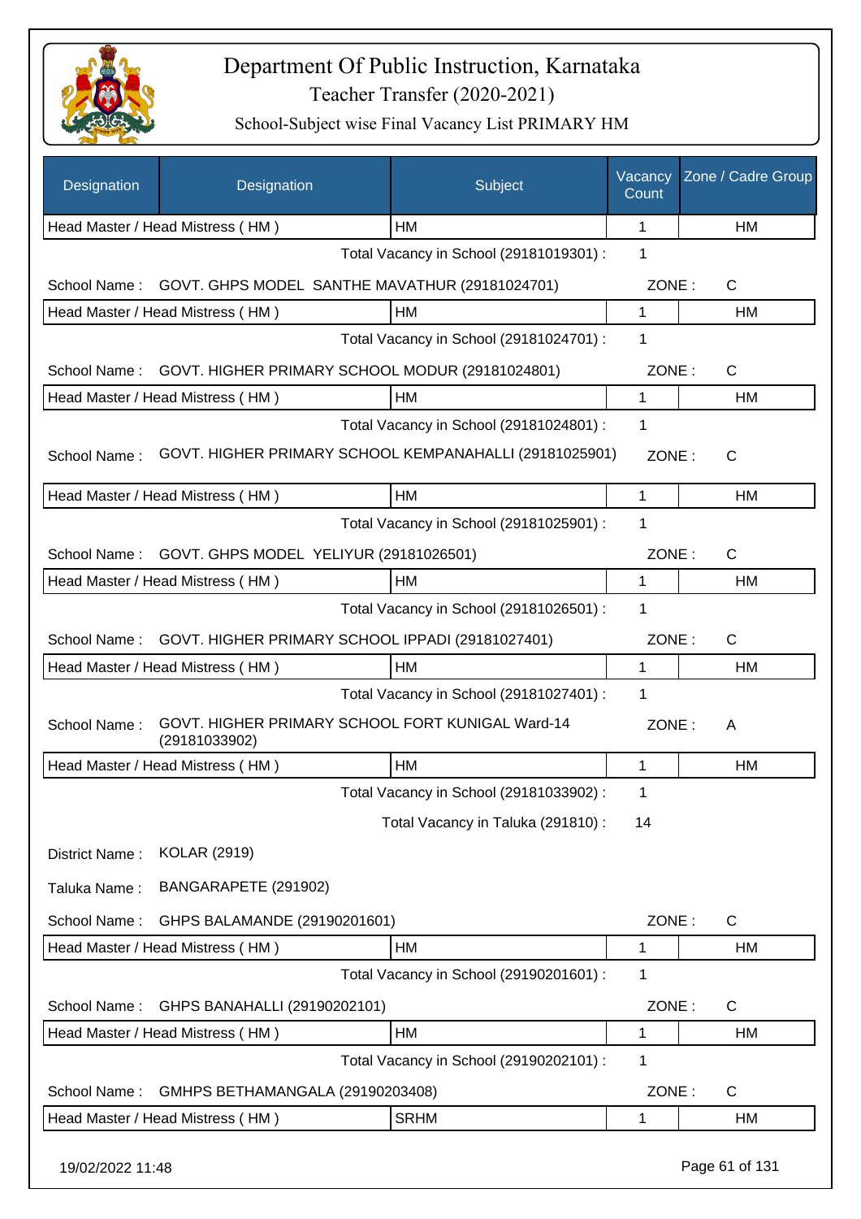# Department Of Public Instruction, Karnataka

Teacher Transfer (2020-2021)

School-Subject wise Final Vacancy List PRIMARY HM

| Designation | Designation | Subject | Vacancy Count | Zone / Cadre Group |
|---|---|---|---|---|
| Head Master / Head Mistress ( HM ) | | HM | 1 | HM |

Total Vacancy in School (29181019301) : 1

School Name : GOVT. GHPS MODEL SANTHE MAVATHUR (29181024701) ZONE : C

| Head Master / Head Mistress ( HM ) | HM | 1 | HM |
|---|---|---|---|

Total Vacancy in School (29181024701) : 1

School Name : GOVT. HIGHER PRIMARY SCHOOL MODUR (29181024801) ZONE : C

| Head Master / Head Mistress ( HM ) | HM | 1 | HM |
|---|---|---|---|

Total Vacancy in School (29181024801) : 1

School Name : GOVT. HIGHER PRIMARY SCHOOL KEMPANAHALLI (29181025901) ZONE : C

| Head Master / Head Mistress ( HM ) | HM | 1 | HM |
|---|---|---|---|

Total Vacancy in School (29181025901) : 1

School Name : GOVT. GHPS MODEL YELIYUR (29181026501) ZONE : C

| Head Master / Head Mistress ( HM ) | HM | 1 | HM |
|---|---|---|---|

Total Vacancy in School (29181026501) : 1

School Name : GOVT. HIGHER PRIMARY SCHOOL IPPADI (29181027401) ZONE : C

| Head Master / Head Mistress ( HM ) | HM | 1 | HM |
|---|---|---|---|

Total Vacancy in School (29181027401) : 1

School Name : GOVT. HIGHER PRIMARY SCHOOL FORT KUNIGAL Ward-14 (29181033902) ZONE : A

| Head Master / Head Mistress ( HM ) | HM | 1 | HM |
|---|---|---|---|

Total Vacancy in School (29181033902) : 1

Total Vacancy in Taluka (291810) : 14

District Name : KOLAR (2919)

Taluka Name : BANGARAPETE (291902)

School Name : GHPS BALAMANDE (29190201601) ZONE : C

| Head Master / Head Mistress ( HM ) | HM | 1 | HM |
|---|---|---|---|

Total Vacancy in School (29190201601) : 1

School Name : GHPS BANAHALLI (29190202101) ZONE : C

| Head Master / Head Mistress ( HM ) | HM | 1 | HM |
|---|---|---|---|

Total Vacancy in School (29190202101) : 1

School Name : GMHPS BETHAMANGALA (29190203408) ZONE : C

| Head Master / Head Mistress ( HM ) | SRHM | 1 | HM |
|---|---|---|---|

19/02/2022 11:48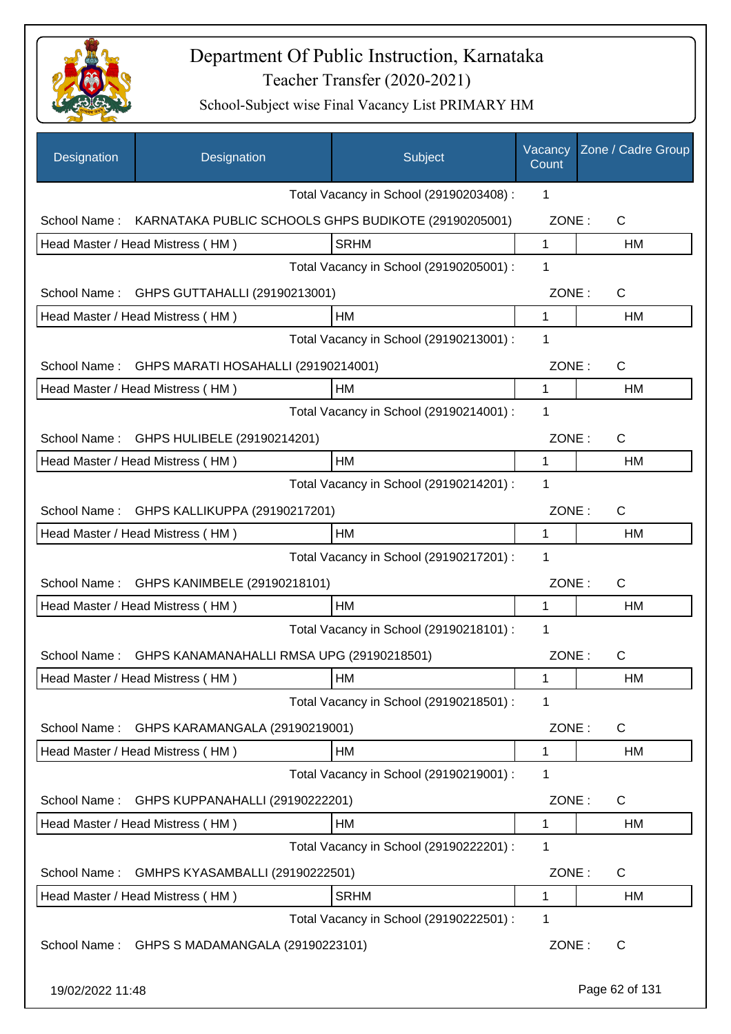# Department Of Public Instruction, Karnataka

## Teacher Transfer (2020-2021)

### School-Subject wise Final Vacancy List PRIMARY HM

| Designation | Designation | Subject | Vacancy Count | Zone / Cadre Group |
|---|---|---|---|---|
| | | Total Vacancy in School (29190203408) : | 1 | |
| School Name : | KARNATAKA PUBLIC SCHOOLS GHPS BUDIKOTE (29190205001) | | ZONE : | C |
| Head Master / Head Mistress ( HM ) | | SRHM | 1 | HM |
| | | Total Vacancy in School (29190205001) : | 1 | |
| School Name : | GHPS GUTTAHALLI (29190213001) | | ZONE : | C |
| Head Master / Head Mistress ( HM ) | | HM | 1 | HM |
| | | Total Vacancy in School (29190213001) : | 1 | |
| School Name : | GHPS MARATI HOSAHALLI (29190214001) | | ZONE : | C |
| Head Master / Head Mistress ( HM ) | | HM | 1 | HM |
| | | Total Vacancy in School (29190214001) : | 1 | |
| School Name : | GHPS HULIBELE (29190214201) | | ZONE : | C |
| Head Master / Head Mistress ( HM ) | | HM | 1 | HM |
| | | Total Vacancy in School (29190214201) : | 1 | |
| School Name : | GHPS KALLIKUPPA (29190217201) | | ZONE : | C |
| Head Master / Head Mistress ( HM ) | | HM | 1 | HM |
| | | Total Vacancy in School (29190217201) : | 1 | |
| School Name : | GHPS KANIMBELE (29190218101) | | ZONE : | C |
| Head Master / Head Mistress ( HM ) | | HM | 1 | HM |
| | | Total Vacancy in School (29190218101) : | 1 | |
| School Name : | GHPS KANAMANAHALLI RMSA UPG (29190218501) | | ZONE : | C |
| Head Master / Head Mistress ( HM ) | | HM | 1 | HM |
| | | Total Vacancy in School (29190218501) : | 1 | |
| School Name : | GHPS KARAMANGALA (29190219001) | | ZONE : | C |
| Head Master / Head Mistress ( HM ) | | HM | 1 | HM |
| | | Total Vacancy in School (29190219001) : | 1 | |
| School Name : | GHPS KUPPANAHALLI (29190222201) | | ZONE : | C |
| Head Master / Head Mistress ( HM ) | | HM | 1 | HM |
| | | Total Vacancy in School (29190222201) : | 1 | |
| School Name : | GMHPS KYASAMBALLI (29190222501) | | ZONE : | C |
| Head Master / Head Mistress ( HM ) | | SRHM | 1 | HM |
| | | Total Vacancy in School (29190222501) : | 1 | |
| School Name : | GHPS S MADAMANGALA (29190223101) | | ZONE : | C |

19/02/2022 11:48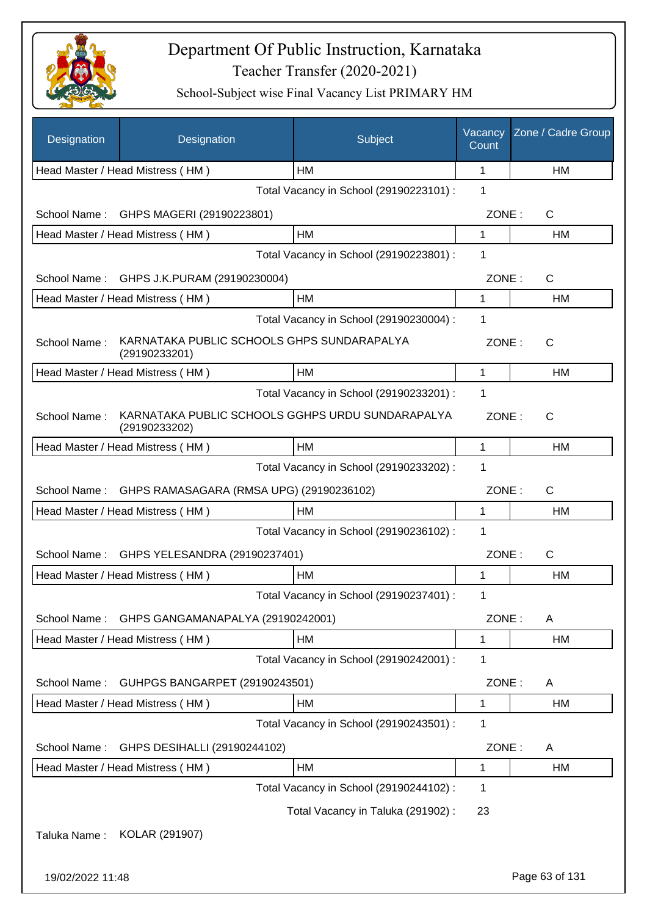# Department Of Public Instruction, Karnataka

Teacher Transfer (2020-2021)

School-Subject wise Final Vacancy List PRIMARY HM

| Designation | Designation | Subject | Vacancy Count | Zone / Cadre Group |
|---|---|---|---|---|
| Head Master / Head Mistress ( HM ) | | HM | 1 | HM |

Total Vacancy in School (29190223101) : 1

School Name : GHPS MAGERI (29190223801) ZONE : C

| Head Master / Head Mistress ( HM ) | HM | 1 | HM |
|---|---|---|---|

Total Vacancy in School (29190223801) : 1

School Name : GHPS J.K.PURAM (29190230004) ZONE : C

| Head Master / Head Mistress ( HM ) | HM | 1 | HM |
|---|---|---|---|

Total Vacancy in School (29190230004) : 1

School Name : KARNATAKA PUBLIC SCHOOLS GHPS SUNDARAPALYA (29190233201) ZONE : C

| Head Master / Head Mistress ( HM ) | HM | 1 | HM |
|---|---|---|---|

Total Vacancy in School (29190233201) : 1

School Name : KARNATAKA PUBLIC SCHOOLS GGHPS URDU SUNDARAPALYA (29190233202) ZONE : C

| Head Master / Head Mistress ( HM ) | HM | 1 | HM |
|---|---|---|---|

Total Vacancy in School (29190233202) : 1

School Name : GHPS RAMASAGARA (RMSA UPG) (29190236102) ZONE : C

| Head Master / Head Mistress ( HM ) | HM | 1 | HM |
|---|---|---|---|

Total Vacancy in School (29190236102) : 1

School Name : GHPS YELESANDRA (29190237401) ZONE : C

| Head Master / Head Mistress ( HM ) | HM | 1 | HM |
|---|---|---|---|

Total Vacancy in School (29190237401) : 1

School Name : GHPS GANGAMANAPALYA (29190242001) ZONE : A

| Head Master / Head Mistress ( HM ) | HM | 1 | HM |
|---|---|---|---|

Total Vacancy in School (29190242001) : 1

School Name : GUHPGS BANGARPET (29190243501) ZONE : A

| Head Master / Head Mistress ( HM ) | HM | 1 | HM |
|---|---|---|---|

Total Vacancy in School (29190243501) : 1

School Name : GHPS DESIHALLI (29190244102) ZONE : A

| Head Master / Head Mistress ( HM ) | HM | 1 | HM |
|---|---|---|---|

Total Vacancy in School (29190244102) : 1

Total Vacancy in Taluka (291902) : 23

Taluka Name : KOLAR (291907)

19/02/2022 11:48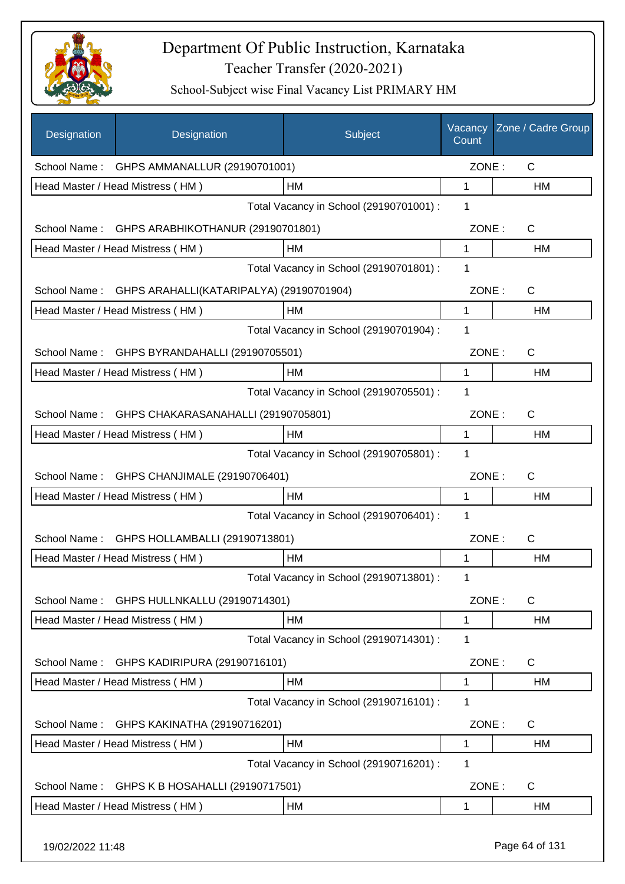# Department Of Public Instruction, Karnataka

## Teacher Transfer (2020-2021)

### School-Subject wise Final Vacancy List PRIMARY HM

| Designation | Designation | Subject | Vacancy Count | Zone / Cadre Group |
|---|---|---|---|---|
| School Name : | GHPS AMMANALLUR (29190701001) | | ZONE : | C |
| Head Master / Head Mistress ( HM ) | | HM | 1 | HM |
| | | Total Vacancy in School (29190701001) : | 1 | |
| School Name : | GHPS ARABHIKOTHANUR (29190701801) | | ZONE : | C |
| Head Master / Head Mistress ( HM ) | | HM | 1 | HM |
| | | Total Vacancy in School (29190701801) : | 1 | |
| School Name : | GHPS ARAHALLI(KATARIPALYA) (29190701904) | | ZONE : | C |
| Head Master / Head Mistress ( HM ) | | HM | 1 | HM |
| | | Total Vacancy in School (29190701904) : | 1 | |
| School Name : | GHPS BYRANDAHALLI (29190705501) | | ZONE : | C |
| Head Master / Head Mistress ( HM ) | | HM | 1 | HM |
| | | Total Vacancy in School (29190705501) : | 1 | |
| School Name : | GHPS CHAKARASANAHALLI (29190705801) | | ZONE : | C |
| Head Master / Head Mistress ( HM ) | | HM | 1 | HM |
| | | Total Vacancy in School (29190705801) : | 1 | |
| School Name : | GHPS CHANJIMALE (29190706401) | | ZONE : | C |
| Head Master / Head Mistress ( HM ) | | HM | 1 | HM |
| | | Total Vacancy in School (29190706401) : | 1 | |
| School Name : | GHPS HOLLAMBALLI (29190713801) | | ZONE : | C |
| Head Master / Head Mistress ( HM ) | | HM | 1 | HM |
| | | Total Vacancy in School (29190713801) : | 1 | |
| School Name : | GHPS HULLNKALLU (29190714301) | | ZONE : | C |
| Head Master / Head Mistress ( HM ) | | HM | 1 | HM |
| | | Total Vacancy in School (29190714301) : | 1 | |
| School Name : | GHPS KADIRIPURA (29190716101) | | ZONE : | C |
| Head Master / Head Mistress ( HM ) | | HM | 1 | HM |
| | | Total Vacancy in School (29190716101) : | 1 | |
| School Name : | GHPS KAKINATHA (29190716201) | | ZONE : | C |
| Head Master / Head Mistress ( HM ) | | HM | 1 | HM |
| | | Total Vacancy in School (29190716201) : | 1 | |
| School Name : | GHPS K B HOSAHALLI (29190717501) | | ZONE : | C |
| Head Master / Head Mistress ( HM ) | | HM | 1 | HM |

19/02/2022 11:48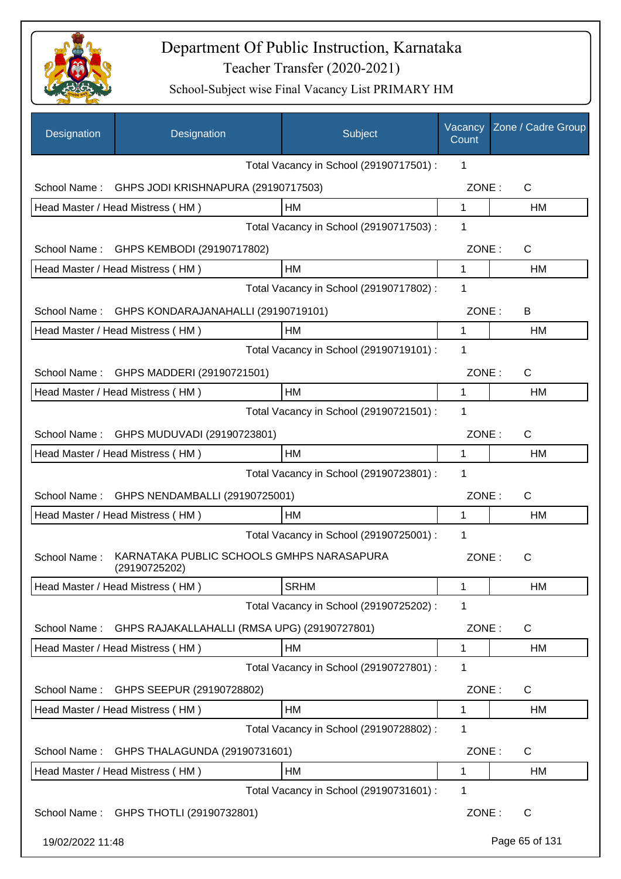# Department Of Public Instruction, Karnataka

## Teacher Transfer (2020-2021)

### School-Subject wise Final Vacancy List PRIMARY HM

| Designation | Designation | Subject | Vacancy Count | Zone / Cadre Group |
|---|---|---|---|---|
| | | Total Vacancy in School (29190717501) : | 1 | |
| School Name : | GHPS JODI KRISHNAPURA (29190717503) | | ZONE : | C |
| Head Master / Head Mistress ( HM ) | | HM | 1 | HM |
| | | Total Vacancy in School (29190717503) : | 1 | |
| School Name : | GHPS KEMBODI (29190717802) | | ZONE : | C |
| Head Master / Head Mistress ( HM ) | | HM | 1 | HM |
| | | Total Vacancy in School (29190717802) : | 1 | |
| School Name : | GHPS KONDARAJANAHALLI (29190719101) | | ZONE : | B |
| Head Master / Head Mistress ( HM ) | | HM | 1 | HM |
| | | Total Vacancy in School (29190719101) : | 1 | |
| School Name : | GHPS MADDERI (29190721501) | | ZONE : | C |
| Head Master / Head Mistress ( HM ) | | HM | 1 | HM |
| | | Total Vacancy in School (29190721501) : | 1 | |
| School Name : | GHPS MUDUVADI (29190723801) | | ZONE : | C |
| Head Master / Head Mistress ( HM ) | | HM | 1 | HM |
| | | Total Vacancy in School (29190723801) : | 1 | |
| School Name : | GHPS NENDAMBALLI (29190725001) | | ZONE : | C |
| Head Master / Head Mistress ( HM ) | | HM | 1 | HM |
| | | Total Vacancy in School (29190725001) : | 1 | |
| School Name : | KARNATAKA PUBLIC SCHOOLS GMHPS NARASAPURA (29190725202) | | ZONE : | C |
| Head Master / Head Mistress ( HM ) | | SRHM | 1 | HM |
| | | Total Vacancy in School (29190725202) : | 1 | |
| School Name : | GHPS RAJAKALLAHALLI (RMSA UPG) (29190727801) | | ZONE : | C |
| Head Master / Head Mistress ( HM ) | | HM | 1 | HM |
| | | Total Vacancy in School (29190727801) : | 1 | |
| School Name : | GHPS SEEPUR (29190728802) | | ZONE : | C |
| Head Master / Head Mistress ( HM ) | | HM | 1 | HM |
| | | Total Vacancy in School (29190728802) : | 1 | |
| School Name : | GHPS THALAGUNDA (29190731601) | | ZONE : | C |
| Head Master / Head Mistress ( HM ) | | HM | 1 | HM |
| | | Total Vacancy in School (29190731601) : | 1 | |
| School Name : | GHPS THOTLI (29190732801) | | ZONE : | C |

19/02/2022 11:48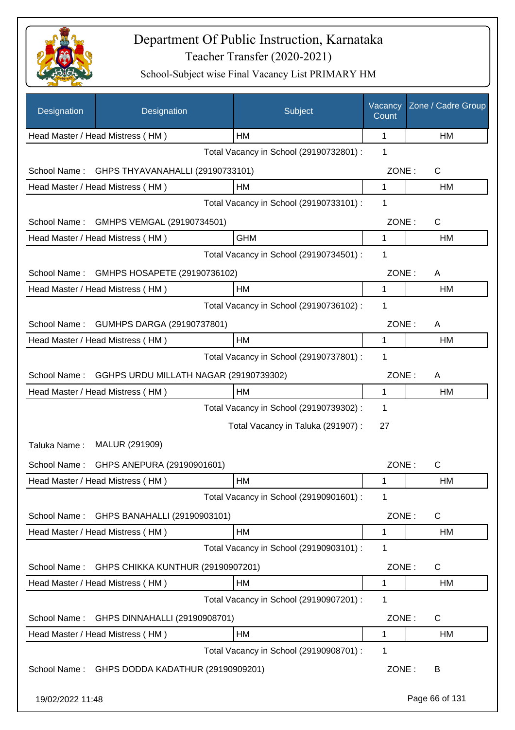# Department Of Public Instruction, Karnataka

## Teacher Transfer (2020-2021)

### School-Subject wise Final Vacancy List PRIMARY HM

| Designation | Designation | Subject | Vacancy Count | Zone / Cadre Group |
|---|---|---|---|---|
| Head Master / Head Mistress ( HM ) | | HM | 1 | HM |
| | | Total Vacancy in School (29190732801) : | 1 | |
| School Name : | GHPS THYAVANAHALLI (29190733101) | | ZONE : | C |
| Head Master / Head Mistress ( HM ) | | HM | 1 | HM |
| | | Total Vacancy in School (29190733101) : | 1 | |
| School Name : | GMHPS VEMGAL (29190734501) | | ZONE : | C |
| Head Master / Head Mistress ( HM ) | | GHM | 1 | HM |
| | | Total Vacancy in School (29190734501) : | 1 | |
| School Name : | GMHPS HOSAPETE (29190736102) | | ZONE : | A |
| Head Master / Head Mistress ( HM ) | | HM | 1 | HM |
| | | Total Vacancy in School (29190736102) : | 1 | |
| School Name : | GUMHPS DARGA (29190737801) | | ZONE : | A |
| Head Master / Head Mistress ( HM ) | | HM | 1 | HM |
| | | Total Vacancy in School (29190737801) : | 1 | |
| School Name : | GGHPS URDU MILLATH NAGAR (29190739302) | | ZONE : | A |
| Head Master / Head Mistress ( HM ) | | HM | 1 | HM |
| | | Total Vacancy in School (29190739302) : | 1 | |
| | | Total Vacancy in Taluka (291907) : | 27 | |
| Taluka Name : | MALUR (291909) | | | |
| School Name : | GHPS ANEPURA (29190901601) | | ZONE : | C |
| Head Master / Head Mistress ( HM ) | | HM | 1 | HM |
| | | Total Vacancy in School (29190901601) : | 1 | |
| School Name : | GHPS BANAHALLI (29190903101) | | ZONE : | C |
| Head Master / Head Mistress ( HM ) | | HM | 1 | HM |
| | | Total Vacancy in School (29190903101) : | 1 | |
| School Name : | GHPS CHIKKA KUNTHUR (29190907201) | | ZONE : | C |
| Head Master / Head Mistress ( HM ) | | HM | 1 | HM |
| | | Total Vacancy in School (29190907201) : | 1 | |
| School Name : | GHPS DINNAHALLI (29190908701) | | ZONE : | C |
| Head Master / Head Mistress ( HM ) | | HM | 1 | HM |
| | | Total Vacancy in School (29190908701) : | 1 | |
| School Name : | GHPS DODDA KADATHUR (29190909201) | | ZONE : | B |

19/02/2022 11:48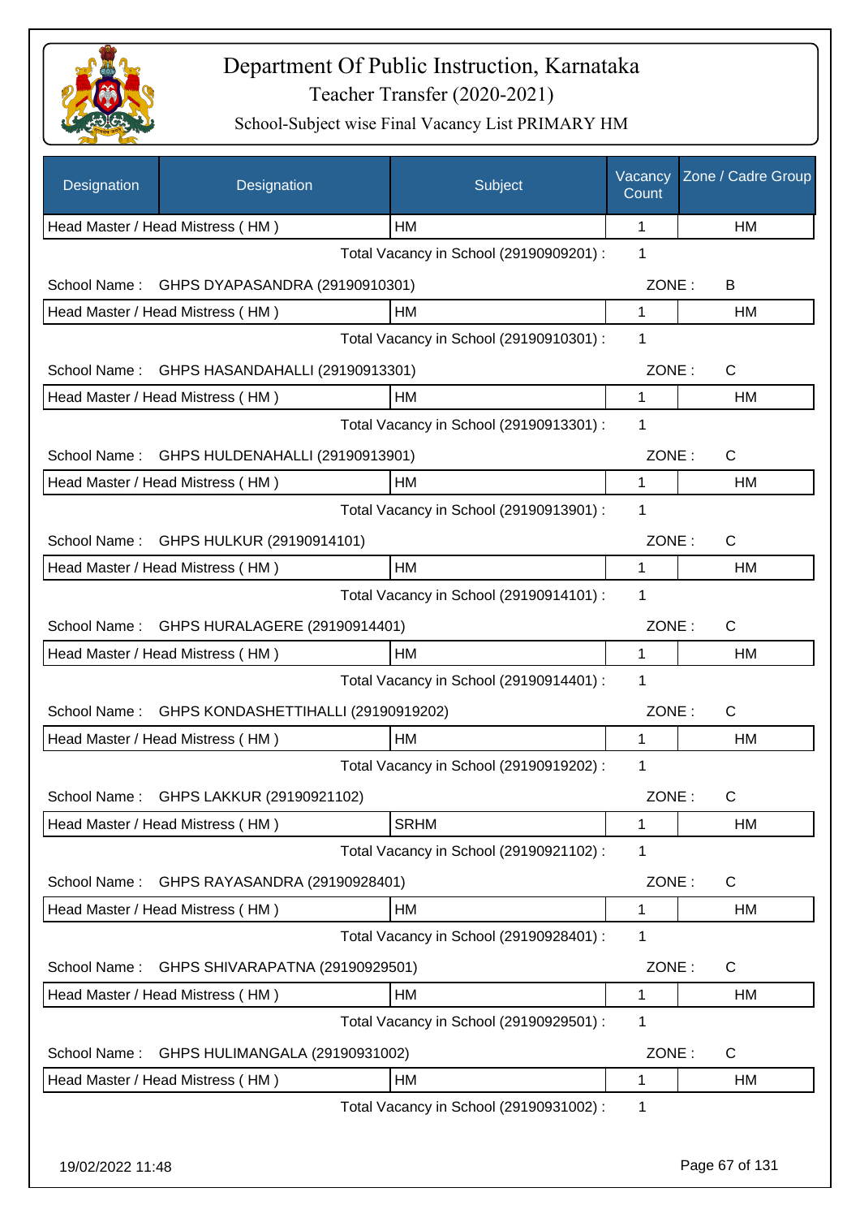# Department Of Public Instruction, Karnataka

## Teacher Transfer (2020-2021)

### School-Subject wise Final Vacancy List PRIMARY HM

| Designation | Designation | Subject | Vacancy Count | Zone / Cadre Group |
|---|---|---|---|---|
| Head Master / Head Mistress ( HM ) | | HM | 1 | HM |
| | | Total Vacancy in School (29190909201) : | 1 | |
| School Name : | GHPS DYAPASANDRA (29190910301) | | ZONE : | B |
| Head Master / Head Mistress ( HM ) | | HM | 1 | HM |
| | | Total Vacancy in School (29190910301) : | 1 | |
| School Name : | GHPS HASANDAHALLI (29190913301) | | ZONE : | C |
| Head Master / Head Mistress ( HM ) | | HM | 1 | HM |
| | | Total Vacancy in School (29190913301) : | 1 | |
| School Name : | GHPS HULDENAHALLI (29190913901) | | ZONE : | C |
| Head Master / Head Mistress ( HM ) | | HM | 1 | HM |
| | | Total Vacancy in School (29190913901) : | 1 | |
| School Name : | GHPS HULKUR (29190914101) | | ZONE : | C |
| Head Master / Head Mistress ( HM ) | | HM | 1 | HM |
| | | Total Vacancy in School (29190914101) : | 1 | |
| School Name : | GHPS HURALAGERE (29190914401) | | ZONE : | C |
| Head Master / Head Mistress ( HM ) | | HM | 1 | HM |
| | | Total Vacancy in School (29190914401) : | 1 | |
| School Name : | GHPS KONDASHETTIHALLI (29190919202) | | ZONE : | C |
| Head Master / Head Mistress ( HM ) | | HM | 1 | HM |
| | | Total Vacancy in School (29190919202) : | 1 | |
| School Name : | GHPS LAKKUR (29190921102) | | ZONE : | C |
| Head Master / Head Mistress ( HM ) | | SRHM | 1 | HM |
| | | Total Vacancy in School (29190921102) : | 1 | |
| School Name : | GHPS RAYASANDRA (29190928401) | | ZONE : | C |
| Head Master / Head Mistress ( HM ) | | HM | 1 | HM |
| | | Total Vacancy in School (29190928401) : | 1 | |
| School Name : | GHPS SHIVARAPATNA (29190929501) | | ZONE : | C |
| Head Master / Head Mistress ( HM ) | | HM | 1 | HM |
| | | Total Vacancy in School (29190929501) : | 1 | |
| School Name : | GHPS HULIMANGALA (29190931002) | | ZONE : | C |
| Head Master / Head Mistress ( HM ) | | HM | 1 | HM |
| | | Total Vacancy in School (29190931002) : | 1 | |

19/02/2022 11:48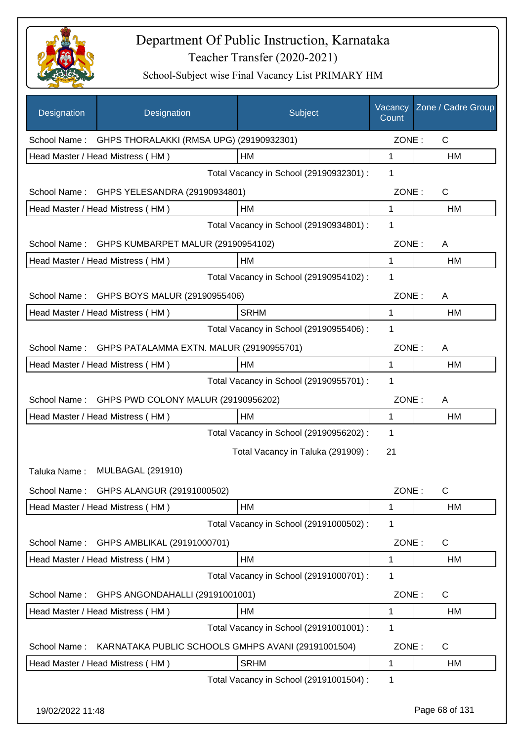# Department Of Public Instruction, Karnataka

## Teacher Transfer (2020-2021)

### School-Subject wise Final Vacancy List PRIMARY HM

| Designation | Designation | Subject | Vacancy Count | Zone / Cadre Group |
|---|---|---|---|---|
| School Name : | GHPS THORALAKKI (RMSA UPG) (29190932301) | | ZONE : | C |
| Head Master / Head Mistress ( HM ) | | HM | 1 | HM |
| | | Total Vacancy in School (29190932301) : | 1 | |
| School Name : | GHPS YELESANDRA (29190934801) | | ZONE : | C |
| Head Master / Head Mistress ( HM ) | | HM | 1 | HM |
| | | Total Vacancy in School (29190934801) : | 1 | |
| School Name : | GHPS KUMBARPET MALUR (29190954102) | | ZONE : | A |
| Head Master / Head Mistress ( HM ) | | HM | 1 | HM |
| | | Total Vacancy in School (29190954102) : | 1 | |
| School Name : | GHPS BOYS MALUR (29190955406) | | ZONE : | A |
| Head Master / Head Mistress ( HM ) | | SRHM | 1 | HM |
| | | Total Vacancy in School (29190955406) : | 1 | |
| School Name : | GHPS PATALAMMA EXTN. MALUR (29190955701) | | ZONE : | A |
| Head Master / Head Mistress ( HM ) | | HM | 1 | HM |
| | | Total Vacancy in School (29190955701) : | 1 | |
| School Name : | GHPS PWD COLONY MALUR (29190956202) | | ZONE : | A |
| Head Master / Head Mistress ( HM ) | | HM | 1 | HM |
| | | Total Vacancy in School (29190956202) : | 1 | |
| | | Total Vacancy in Taluka (291909) : | 21 | |
| Taluka Name : | MULBAGAL (291910) | | | |
| School Name : | GHPS ALANGUR (29191000502) | | ZONE : | C |
| Head Master / Head Mistress ( HM ) | | HM | 1 | HM |
| | | Total Vacancy in School (29191000502) : | 1 | |
| School Name : | GHPS AMBLIKAL (29191000701) | | ZONE : | C |
| Head Master / Head Mistress ( HM ) | | HM | 1 | HM |
| | | Total Vacancy in School (29191000701) : | 1 | |
| School Name : | GHPS ANGONDAHALLI (29191001001) | | ZONE : | C |
| Head Master / Head Mistress ( HM ) | | HM | 1 | HM |
| | | Total Vacancy in School (29191001001) : | 1 | |
| School Name : | KARNATAKA PUBLIC SCHOOLS GMHPS AVANI (29191001504) | | ZONE : | C |
| Head Master / Head Mistress ( HM ) | | SRHM | 1 | HM |
| | | Total Vacancy in School (29191001504) : | 1 | |

19/02/2022 11:48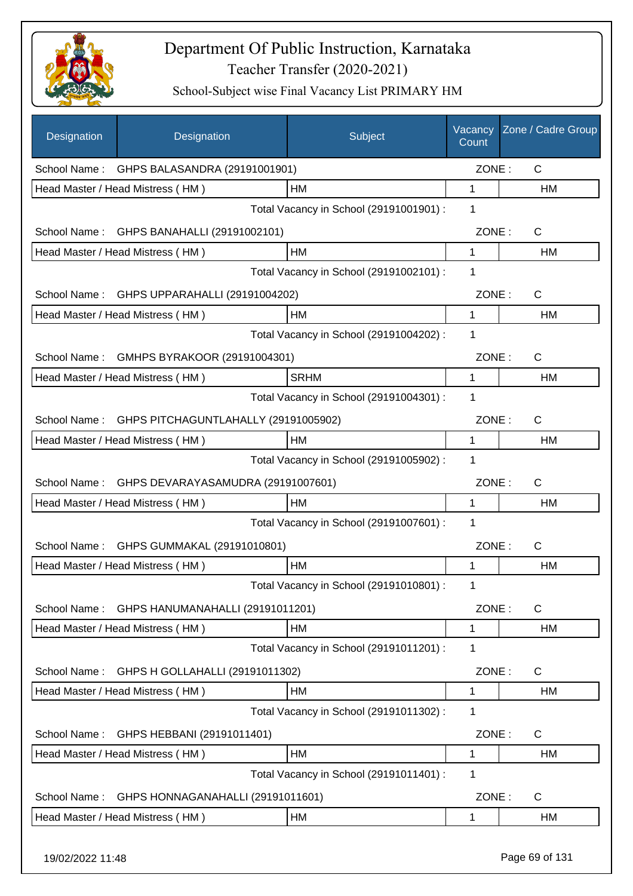# Department Of Public Instruction, Karnataka

Teacher Transfer (2020-2021)

School-Subject wise Final Vacancy List PRIMARY HM

| Designation | Designation | Subject | Vacancy Count | Zone / Cadre Group |
|---|---|---|---|---|
| School Name : | GHPS BALASANDRA (29191001901) | | ZONE : | C |
| Head Master / Head Mistress ( HM ) | | HM | 1 | HM |
| | | Total Vacancy in School (29191001901) : | 1 | |
| School Name : | GHPS BANAHALLI (29191002101) | | ZONE : | C |
| Head Master / Head Mistress ( HM ) | | HM | 1 | HM |
| | | Total Vacancy in School (29191002101) : | 1 | |
| School Name : | GHPS UPPARAHALLI (29191004202) | | ZONE : | C |
| Head Master / Head Mistress ( HM ) | | HM | 1 | HM |
| | | Total Vacancy in School (29191004202) : | 1 | |
| School Name : | GMHPS BYRAKOOR (29191004301) | | ZONE : | C |
| Head Master / Head Mistress ( HM ) | | SRHM | 1 | HM |
| | | Total Vacancy in School (29191004301) : | 1 | |
| School Name : | GHPS PITCHAGUNTLAHALLY (29191005902) | | ZONE : | C |
| Head Master / Head Mistress ( HM ) | | HM | 1 | HM |
| | | Total Vacancy in School (29191005902) : | 1 | |
| School Name : | GHPS DEVARAYASAMUDRA (29191007601) | | ZONE : | C |
| Head Master / Head Mistress ( HM ) | | HM | 1 | HM |
| | | Total Vacancy in School (29191007601) : | 1 | |
| School Name : | GHPS GUMMAKAL (29191010801) | | ZONE : | C |
| Head Master / Head Mistress ( HM ) | | HM | 1 | HM |
| | | Total Vacancy in School (29191010801) : | 1 | |
| School Name : | GHPS HANUMANAHALLI (29191011201) | | ZONE : | C |
| Head Master / Head Mistress ( HM ) | | HM | 1 | HM |
| | | Total Vacancy in School (29191011201) : | 1 | |
| School Name : | GHPS H GOLLAHALLI (29191011302) | | ZONE : | C |
| Head Master / Head Mistress ( HM ) | | HM | 1 | HM |
| | | Total Vacancy in School (29191011302) : | 1 | |
| School Name : | GHPS HEBBANI (29191011401) | | ZONE : | C |
| Head Master / Head Mistress ( HM ) | | HM | 1 | HM |
| | | Total Vacancy in School (29191011401) : | 1 | |
| School Name : | GHPS HONNAGANAHALLI (29191011601) | | ZONE : | C |
| Head Master / Head Mistress ( HM ) | | HM | 1 | HM |

19/02/2022 11:48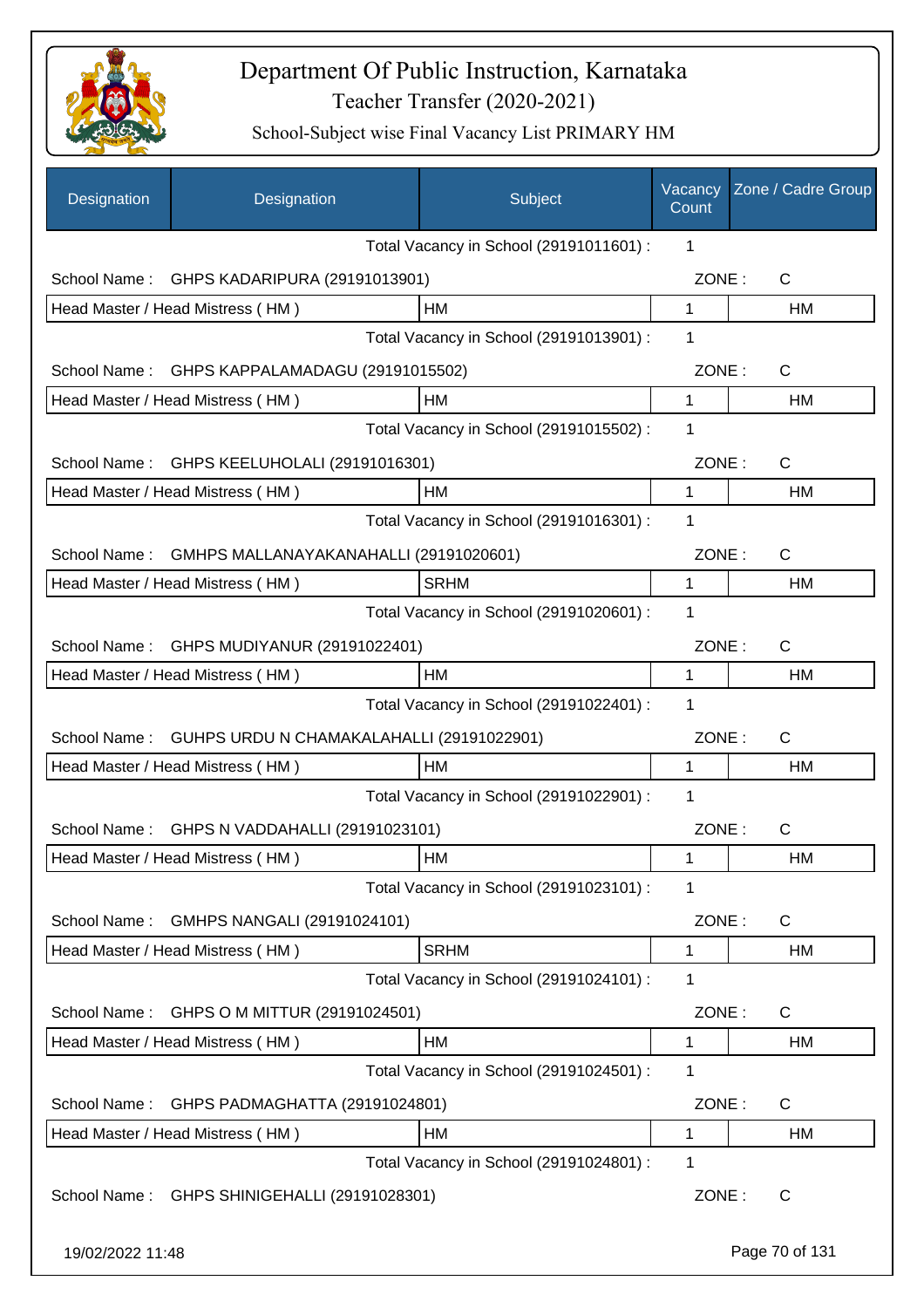| Designation | Designation | Subject | Vacancy Count | Zone / Cadre Group |
|---|---|---|---|---|
| | | Total Vacancy in School (29191011601) : | 1 | |
| School Name : | GHPS KADARIPURA (29191013901) | | ZONE : | C |
| Head Master / Head Mistress ( HM ) | | HM | 1 | HM |
| | | Total Vacancy in School (29191013901) : | 1 | |
| School Name : | GHPS KAPPALAMADAGU (29191015502) | | ZONE : | C |
| Head Master / Head Mistress ( HM ) | | HM | 1 | HM |
| | | Total Vacancy in School (29191015502) : | 1 | |
| School Name : | GHPS KEELUHOLALI (29191016301) | | ZONE : | C |
| Head Master / Head Mistress ( HM ) | | HM | 1 | HM |
| | | Total Vacancy in School (29191016301) : | 1 | |
| School Name : | GMHPS MALLANAYAKANAHALLI (29191020601) | | ZONE : | C |
| Head Master / Head Mistress ( HM ) | | SRHM | 1 | HM |
| | | Total Vacancy in School (29191020601) : | 1 | |
| School Name : | GHPS MUDIYANUR (29191022401) | | ZONE : | C |
| Head Master / Head Mistress ( HM ) | | HM | 1 | HM |
| | | Total Vacancy in School (29191022401) : | 1 | |
| School Name : | GUHPS URDU N CHAMAKALAHALLI (29191022901) | | ZONE : | C |
| Head Master / Head Mistress ( HM ) | | HM | 1 | HM |
| | | Total Vacancy in School (29191022901) : | 1 | |
| School Name : | GHPS N VADDAHALLI (29191023101) | | ZONE : | C |
| Head Master / Head Mistress ( HM ) | | HM | 1 | HM |
| | | Total Vacancy in School (29191023101) : | 1 | |
| School Name : | GMHPS NANGALI (29191024101) | | ZONE : | C |
| Head Master / Head Mistress ( HM ) | | SRHM | 1 | HM |
| | | Total Vacancy in School (29191024101) : | 1 | |
| School Name : | GHPS O M MITTUR (29191024501) | | ZONE : | C |
| Head Master / Head Mistress ( HM ) | | HM | 1 | HM |
| | | Total Vacancy in School (29191024501) : | 1 | |
| School Name : | GHPS PADMAGHATTA (29191024801) | | ZONE : | C |
| Head Master / Head Mistress ( HM ) | | HM | 1 | HM |
| | | Total Vacancy in School (29191024801) : | 1 | |
| School Name : | GHPS SHINIGEHALLI (29191028301) | | ZONE : | C |

19/02/2022 11:48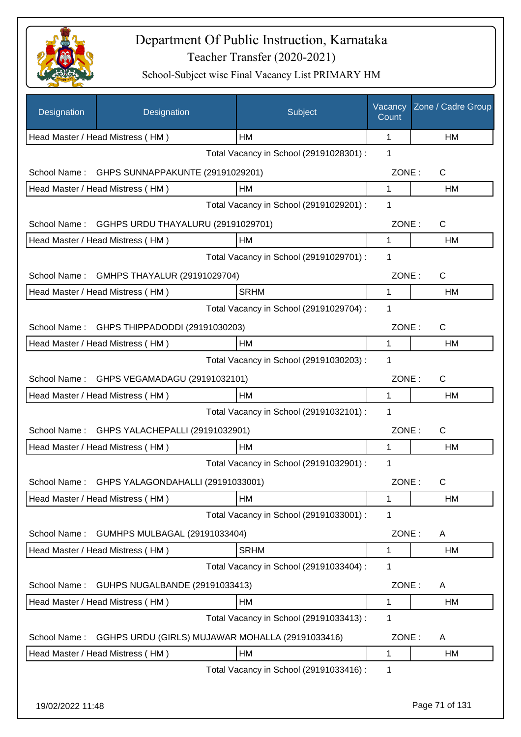# Department Of Public Instruction, Karnataka

Teacher Transfer (2020-2021)

School-Subject wise Final Vacancy List PRIMARY HM

| Designation | Designation | Subject | Vacancy Count | Zone / Cadre Group |
|---|---|---|---|---|
| Head Master / Head Mistress ( HM ) | | HM | 1 | HM |
| | | Total Vacancy in School (29191028301) : | 1 | |
| School Name : | GHPS SUNNAPPAKUNTE (29191029201) | | ZONE : | C |
| Head Master / Head Mistress ( HM ) | | HM | 1 | HM |
| | | Total Vacancy in School (29191029201) : | 1 | |
| School Name : | GGHPS URDU THAYALURU (29191029701) | | ZONE : | C |
| Head Master / Head Mistress ( HM ) | | HM | 1 | HM |
| | | Total Vacancy in School (29191029701) : | 1 | |
| School Name : | GMHPS THAYALUR (29191029704) | | ZONE : | C |
| Head Master / Head Mistress ( HM ) | | SRHM | 1 | HM |
| | | Total Vacancy in School (29191029704) : | 1 | |
| School Name : | GHPS THIPPADODDI (29191030203) | | ZONE : | C |
| Head Master / Head Mistress ( HM ) | | HM | 1 | HM |
| | | Total Vacancy in School (29191030203) : | 1 | |
| School Name : | GHPS VEGAMADAGU (29191032101) | | ZONE : | C |
| Head Master / Head Mistress ( HM ) | | HM | 1 | HM |
| | | Total Vacancy in School (29191032101) : | 1 | |
| School Name : | GHPS YALACHEPALLI (29191032901) | | ZONE : | C |
| Head Master / Head Mistress ( HM ) | | HM | 1 | HM |
| | | Total Vacancy in School (29191032901) : | 1 | |
| School Name : | GHPS YALAGONDAHALLI (29191033001) | | ZONE : | C |
| Head Master / Head Mistress ( HM ) | | HM | 1 | HM |
| | | Total Vacancy in School (29191033001) : | 1 | |
| School Name : | GUMHPS MULBAGAL (29191033404) | | ZONE : | A |
| Head Master / Head Mistress ( HM ) | | SRHM | 1 | HM |
| | | Total Vacancy in School (29191033404) : | 1 | |
| School Name : | GUHPS NUGALBANDE (29191033413) | | ZONE : | A |
| Head Master / Head Mistress ( HM ) | | HM | 1 | HM |
| | | Total Vacancy in School (29191033413) : | 1 | |
| School Name : | GGHPS URDU (GIRLS) MUJAWAR MOHALLA (29191033416) | | ZONE : | A |
| Head Master / Head Mistress ( HM ) | | HM | 1 | HM |
| | | Total Vacancy in School (29191033416) : | 1 | |

19/02/2022 11:48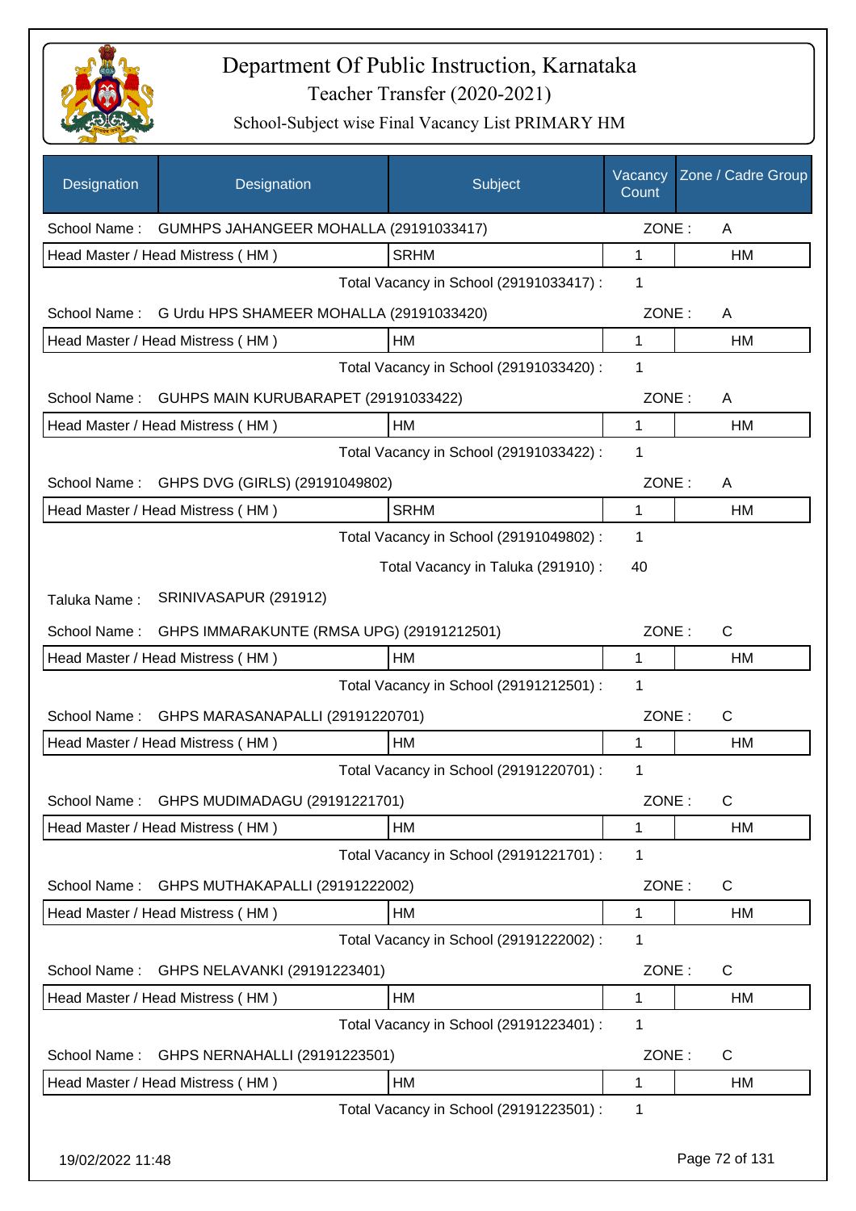# Department Of Public Instruction, Karnataka
## Teacher Transfer (2020-2021)
### School-Subject wise Final Vacancy List PRIMARY HM

| Designation | Designation | Subject | Vacancy Count | Zone / Cadre Group |
|---|---|---|---|---|
| School Name : | GUMHPS JAHANGEER MOHALLA (29191033417) | | ZONE : | A |
| Head Master / Head Mistress ( HM ) | | SRHM | 1 | HM |
| | | Total Vacancy in School (29191033417) : | 1 | |
| School Name : | G Urdu HPS SHAMEER MOHALLA (29191033420) | | ZONE : | A |
| Head Master / Head Mistress ( HM ) | | HM | 1 | HM |
| | | Total Vacancy in School (29191033420) : | 1 | |
| School Name : | GUHPS MAIN KURUBARAPET (29191033422) | | ZONE : | A |
| Head Master / Head Mistress ( HM ) | | HM | 1 | HM |
| | | Total Vacancy in School (29191033422) : | 1 | |
| School Name : | GHPS DVG (GIRLS) (29191049802) | | ZONE : | A |
| Head Master / Head Mistress ( HM ) | | SRHM | 1 | HM |
| | | Total Vacancy in School (29191049802) : | 1 | |
| | | Total Vacancy in Taluka (291910) : | 40 | |
| Taluka Name : | SRINIVASAPUR (291912) | | | |
| School Name : | GHPS IMMARAKUNTE (RMSA UPG) (29191212501) | | ZONE : | C |
| Head Master / Head Mistress ( HM ) | | HM | 1 | HM |
| | | Total Vacancy in School (29191212501) : | 1 | |
| School Name : | GHPS MARASANAPALLI (29191220701) | | ZONE : | C |
| Head Master / Head Mistress ( HM ) | | HM | 1 | HM |
| | | Total Vacancy in School (29191220701) : | 1 | |
| School Name : | GHPS MUDIMADAGU (29191221701) | | ZONE : | C |
| Head Master / Head Mistress ( HM ) | | HM | 1 | HM |
| | | Total Vacancy in School (29191221701) : | 1 | |
| School Name : | GHPS MUTHAKAPALLI (29191222002) | | ZONE : | C |
| Head Master / Head Mistress ( HM ) | | HM | 1 | HM |
| | | Total Vacancy in School (29191222002) : | 1 | |
| School Name : | GHPS NELAVANKI (29191223401) | | ZONE : | C |
| Head Master / Head Mistress ( HM ) | | HM | 1 | HM |
| | | Total Vacancy in School (29191223401) : | 1 | |
| School Name : | GHPS NERNAHALLI (29191223501) | | ZONE : | C |
| Head Master / Head Mistress ( HM ) | | HM | 1 | HM |
| | | Total Vacancy in School (29191223501) : | 1 | |

19/02/2022 11:48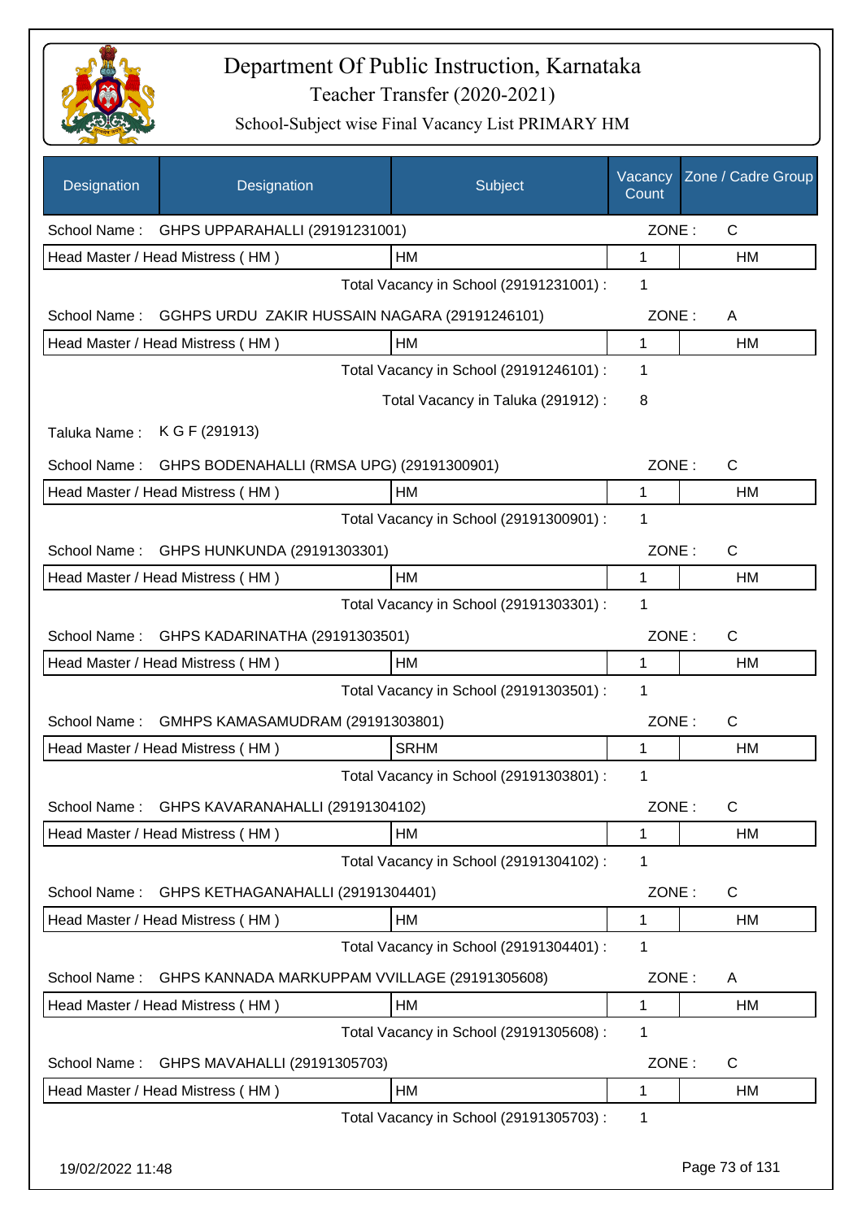# Department Of Public Instruction, Karnataka

## Teacher Transfer (2020-2021)

### School-Subject wise Final Vacancy List PRIMARY HM

| Designation | Designation | Subject | Vacancy Count | Zone / Cadre Group |
|---|---|---|---|---|
| School Name : | GHPS UPPARAHALLI (29191231001) | | ZONE : | C |
| Head Master / Head Mistress ( HM ) | | HM | 1 | HM |
| | | Total Vacancy in School (29191231001) : | 1 | |
| School Name : | GGHPS URDU ZAKIR HUSSAIN NAGARA (29191246101) | | ZONE : | A |
| Head Master / Head Mistress ( HM ) | | HM | 1 | HM |
| | | Total Vacancy in School (29191246101) : | 1 | |
| | | Total Vacancy in Taluka (291912) : | 8 | |
| Taluka Name : | K G F (291913) | | | |
| School Name : | GHPS BODENAHALLI (RMSA UPG) (29191300901) | | ZONE : | C |
| Head Master / Head Mistress ( HM ) | | HM | 1 | HM |
| | | Total Vacancy in School (29191300901) : | 1 | |
| School Name : | GHPS HUNKUNDA (29191303301) | | ZONE : | C |
| Head Master / Head Mistress ( HM ) | | HM | 1 | HM |
| | | Total Vacancy in School (29191303301) : | 1 | |
| School Name : | GHPS KADARINATHA (29191303501) | | ZONE : | C |
| Head Master / Head Mistress ( HM ) | | HM | 1 | HM |
| | | Total Vacancy in School (29191303501) : | 1 | |
| School Name : | GMHPS KAMASAMUDRAM (29191303801) | | ZONE : | C |
| Head Master / Head Mistress ( HM ) | | SRHM | 1 | HM |
| | | Total Vacancy in School (29191303801) : | 1 | |
| School Name : | GHPS KAVARANAHALLI (29191304102) | | ZONE : | C |
| Head Master / Head Mistress ( HM ) | | HM | 1 | HM |
| | | Total Vacancy in School (29191304102) : | 1 | |
| School Name : | GHPS KETHAGANAHALLI (29191304401) | | ZONE : | C |
| Head Master / Head Mistress ( HM ) | | HM | 1 | HM |
| | | Total Vacancy in School (29191304401) : | 1 | |
| School Name : | GHPS KANNADA MARKUPPAM VVILLAGE (29191305608) | | ZONE : | A |
| Head Master / Head Mistress ( HM ) | | HM | 1 | HM |
| | | Total Vacancy in School (29191305608) : | 1 | |
| School Name : | GHPS MAVAHALLI (29191305703) | | ZONE : | C |
| Head Master / Head Mistress ( HM ) | | HM | 1 | HM |
| | | Total Vacancy in School (29191305703) : | 1 | |

19/02/2022 11:48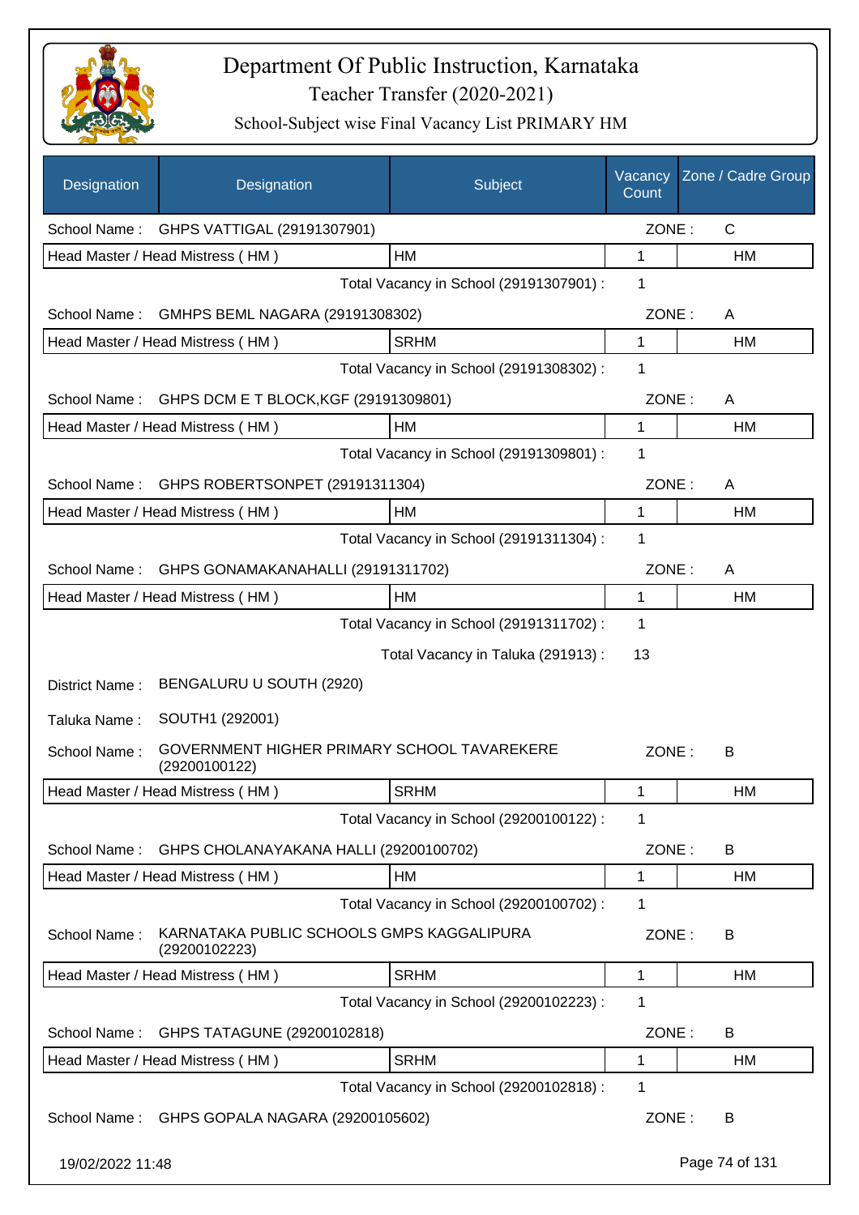# Department Of Public Instruction, Karnataka

## Teacher Transfer (2020-2021)

### School-Subject wise Final Vacancy List PRIMARY HM

| Designation | Designation | Subject | Vacancy Count | Zone / Cadre Group |
|---|---|---|---|---|
| School Name : | GHPS VATTIGAL (29191307901) | | ZONE : | C |
| Head Master / Head Mistress ( HM ) | | HM | 1 | HM |
| | | Total Vacancy in School (29191307901) : | 1 | |
| School Name : | GMHPS BEML NAGARA (29191308302) | | ZONE : | A |
| Head Master / Head Mistress ( HM ) | | SRHM | 1 | HM |
| | | Total Vacancy in School (29191308302) : | 1 | |
| School Name : | GHPS DCM E T BLOCK,KGF (29191309801) | | ZONE : | A |
| Head Master / Head Mistress ( HM ) | | HM | 1 | HM |
| | | Total Vacancy in School (29191309801) : | 1 | |
| School Name : | GHPS ROBERTSONPET (29191311304) | | ZONE : | A |
| Head Master / Head Mistress ( HM ) | | HM | 1 | HM |
| | | Total Vacancy in School (29191311304) : | 1 | |
| School Name : | GHPS GONAMAKANAHALLI (29191311702) | | ZONE : | A |
| Head Master / Head Mistress ( HM ) | | HM | 1 | HM |
| | | Total Vacancy in School (29191311702) : | 1 | |
| | | Total Vacancy in Taluka (291913) : | 13 | |
| District Name : | BENGALURU U SOUTH (2920) | | | |
| Taluka Name : | SOUTH1 (292001) | | | |
| School Name : | GOVERNMENT HIGHER PRIMARY SCHOOL TAVAREKERE (29200100122) | | ZONE : | B |
| Head Master / Head Mistress ( HM ) | | SRHM | 1 | HM |
| | | Total Vacancy in School (29200100122) : | 1 | |
| School Name : | GHPS CHOLANAYAKANA HALLI (29200100702) | | ZONE : | B |
| Head Master / Head Mistress ( HM ) | | HM | 1 | HM |
| | | Total Vacancy in School (29200100702) : | 1 | |
| School Name : | KARNATAKA PUBLIC SCHOOLS GMPS KAGGALIPURA (29200102223) | | ZONE : | B |
| Head Master / Head Mistress ( HM ) | | SRHM | 1 | HM |
| | | Total Vacancy in School (29200102223) : | 1 | |
| School Name : | GHPS TATAGUNE (29200102818) | | ZONE : | B |
| Head Master / Head Mistress ( HM ) | | SRHM | 1 | HM |
| | | Total Vacancy in School (29200102818) : | 1 | |
| School Name : | GHPS GOPALA NAGARA (29200105602) | | ZONE : | B |

19/02/2022 11:48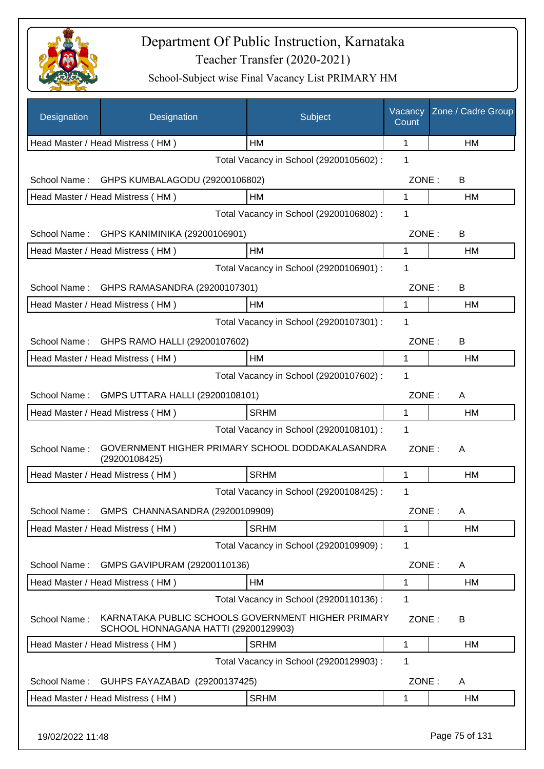# Department Of Public Instruction, Karnataka

Teacher Transfer (2020-2021)

School-Subject wise Final Vacancy List PRIMARY HM

| Designation | Designation | Subject | Vacancy Count | Zone / Cadre Group |
|---|---|---|---|---|
| Head Master / Head Mistress ( HM ) | | HM | 1 | HM |

Total Vacancy in School (29200105602) : 1

School Name : GHPS KUMBALAGODU (29200106802) ZONE : B

| Head Master / Head Mistress ( HM ) | HM | 1 | HM |
|---|---|---|---|

Total Vacancy in School (29200106802) : 1

School Name : GHPS KANIMINIKA (29200106901) ZONE : B

| Head Master / Head Mistress ( HM ) | HM | 1 | HM |
|---|---|---|---|

Total Vacancy in School (29200106901) : 1

School Name : GHPS RAMASANDRA (29200107301) ZONE : B

| Head Master / Head Mistress ( HM ) | HM | 1 | HM |
|---|---|---|---|

Total Vacancy in School (29200107301) : 1

School Name : GHPS RAMO HALLI (29200107602) ZONE : B

| Head Master / Head Mistress ( HM ) | HM | 1 | HM |
|---|---|---|---|

Total Vacancy in School (29200107602) : 1

School Name : GMPS UTTARA HALLI (29200108101) ZONE : A

| Head Master / Head Mistress ( HM ) | SRHM | 1 | HM |
|---|---|---|---|

Total Vacancy in School (29200108101) : 1

School Name : GOVERNMENT HIGHER PRIMARY SCHOOL DODDAKALASANDRA (29200108425) ZONE : A

| Head Master / Head Mistress ( HM ) | SRHM | 1 | HM |
|---|---|---|---|

Total Vacancy in School (29200108425) : 1

School Name : GMPS CHANNASANDRA (29200109909) ZONE : A

| Head Master / Head Mistress ( HM ) | SRHM | 1 | HM |
|---|---|---|---|

Total Vacancy in School (29200109909) : 1

School Name : GMPS GAVIPURAM (29200110136) ZONE : A

| Head Master / Head Mistress ( HM ) | HM | 1 | HM |
|---|---|---|---|

Total Vacancy in School (29200110136) : 1

School Name : KARNATAKA PUBLIC SCHOOLS GOVERNMENT HIGHER PRIMARY SCHOOL HONNAGANA HATTI (29200129903) ZONE : B

| Head Master / Head Mistress ( HM ) | SRHM | 1 | HM |
|---|---|---|---|

Total Vacancy in School (29200129903) : 1

School Name : GUHPS FAYAZABAD (29200137425) ZONE : A

| Head Master / Head Mistress ( HM ) | SRHM | 1 | HM |
|---|---|---|---|

19/02/2022 11:48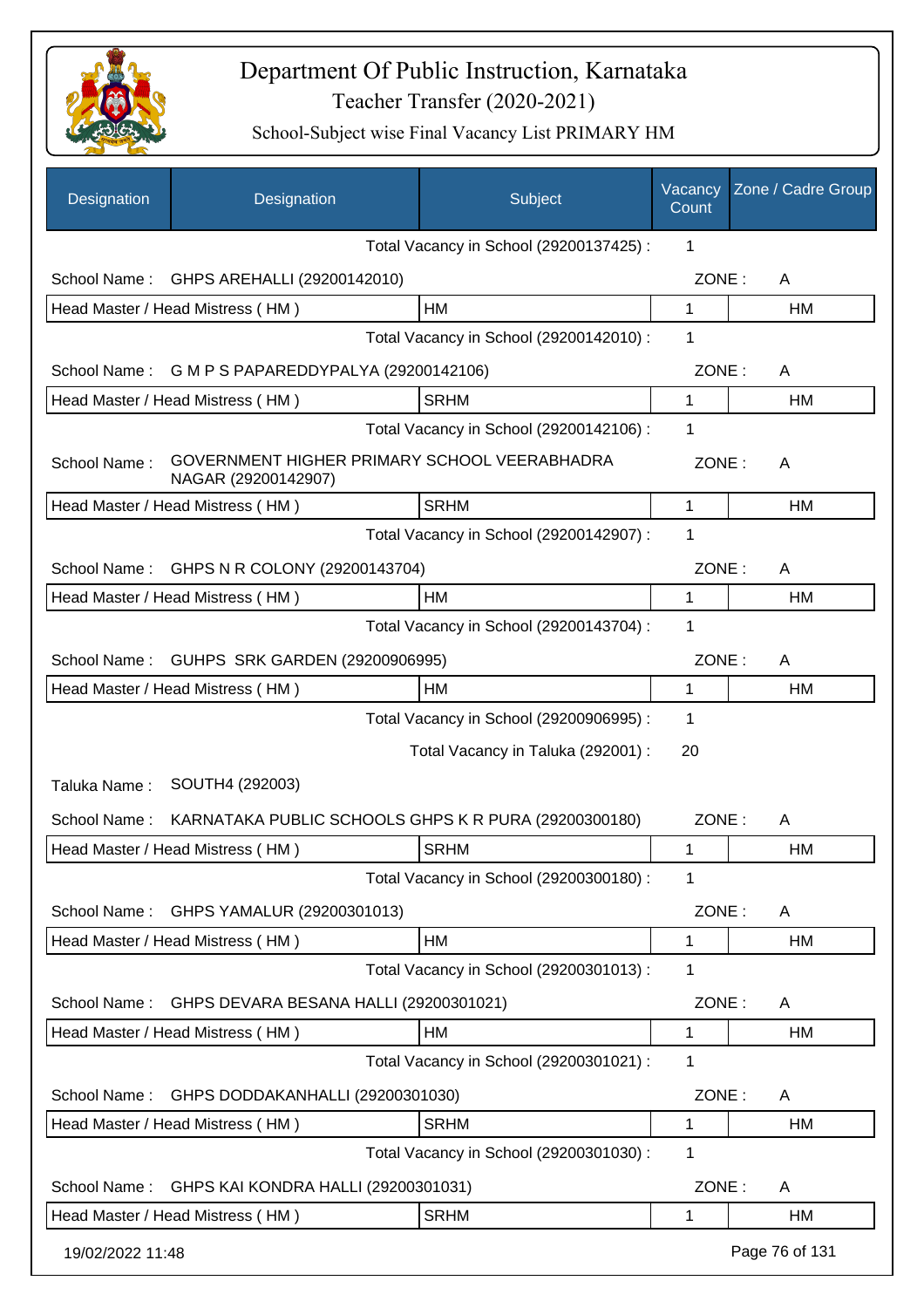# Department Of Public Instruction, Karnataka

Teacher Transfer (2020-2021)

School-Subject wise Final Vacancy List PRIMARY HM

| Designation | Designation | Subject | Vacancy Count | Zone / Cadre Group |
|---|---|---|---|---|
| | | Total Vacancy in School (29200137425) : | 1 | |
| School Name : | GHPS AREHALLI (29200142010) | | ZONE : | A |
| Head Master / Head Mistress ( HM ) | | HM | 1 | HM |
| | | Total Vacancy in School (29200142010) : | 1 | |
| School Name : | G M P S PAPAREDDYPALYA (29200142106) | | ZONE : | A |
| Head Master / Head Mistress ( HM ) | | SRHM | 1 | HM |
| | | Total Vacancy in School (29200142106) : | 1 | |
| School Name : | GOVERNMENT HIGHER PRIMARY SCHOOL VEERABHADRA NAGAR (29200142907) | | ZONE : | A |
| Head Master / Head Mistress ( HM ) | | SRHM | 1 | HM |
| | | Total Vacancy in School (29200142907) : | 1 | |
| School Name : | GHPS N R COLONY (29200143704) | | ZONE : | A |
| Head Master / Head Mistress ( HM ) | | HM | 1 | HM |
| | | Total Vacancy in School (29200143704) : | 1 | |
| School Name : | GUHPS SRK GARDEN (29200906995) | | ZONE : | A |
| Head Master / Head Mistress ( HM ) | | HM | 1 | HM |
| | | Total Vacancy in School (29200906995) : | 1 | |
| | | Total Vacancy in Taluka (292001) : | 20 | |
| Taluka Name : | SOUTH4 (292003) | | | |
| School Name : | KARNATAKA PUBLIC SCHOOLS GHPS K R PURA (29200300180) | | ZONE : | A |
| Head Master / Head Mistress ( HM ) | | SRHM | 1 | HM |
| | | Total Vacancy in School (29200300180) : | 1 | |
| School Name : | GHPS YAMALUR (29200301013) | | ZONE : | A |
| Head Master / Head Mistress ( HM ) | | HM | 1 | HM |
| | | Total Vacancy in School (29200301013) : | 1 | |
| School Name : | GHPS DEVARA BESANA HALLI (29200301021) | | ZONE : | A |
| Head Master / Head Mistress ( HM ) | | HM | 1 | HM |
| | | Total Vacancy in School (29200301021) : | 1 | |
| School Name : | GHPS DODDAKANHALLI (29200301030) | | ZONE : | A |
| Head Master / Head Mistress ( HM ) | | SRHM | 1 | HM |
| | | Total Vacancy in School (29200301030) : | 1 | |
| School Name : | GHPS KAI KONDRA HALLI (29200301031) | | ZONE : | A |
| Head Master / Head Mistress ( HM ) | | SRHM | 1 | HM |

19/02/2022 11:48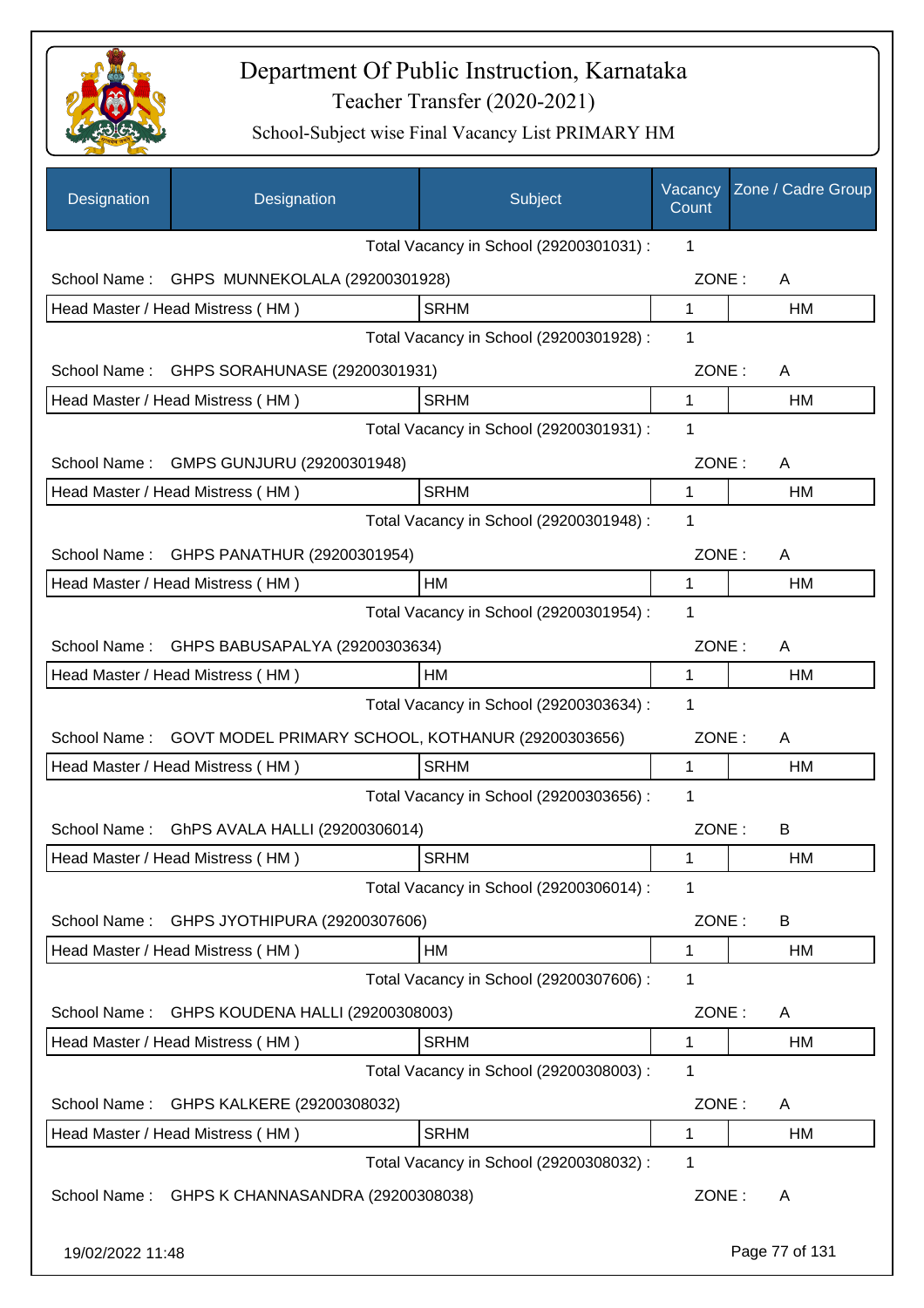# Department Of Public Instruction, Karnataka

## Teacher Transfer (2020-2021)

### School-Subject wise Final Vacancy List PRIMARY HM

| Designation | Designation | Subject | Vacancy Count | Zone / Cadre Group |
|---|---|---|---|---|
| | | Total Vacancy in School (29200301031) : | 1 | |
| School Name : | GHPS MUNNEKOLALA (29200301928) | | ZONE : | A |
| Head Master / Head Mistress ( HM ) | | SRHM | 1 | HM |
| | | Total Vacancy in School (29200301928) : | 1 | |
| School Name : | GHPS SORAHUNASE (29200301931) | | ZONE : | A |
| Head Master / Head Mistress ( HM ) | | SRHM | 1 | HM |
| | | Total Vacancy in School (29200301931) : | 1 | |
| School Name : | GMPS GUNJURU (29200301948) | | ZONE : | A |
| Head Master / Head Mistress ( HM ) | | SRHM | 1 | HM |
| | | Total Vacancy in School (29200301948) : | 1 | |
| School Name : | GHPS PANATHUR (29200301954) | | ZONE : | A |
| Head Master / Head Mistress ( HM ) | | HM | 1 | HM |
| | | Total Vacancy in School (29200301954) : | 1 | |
| School Name : | GHPS BABUSAPALYA (29200303634) | | ZONE : | A |
| Head Master / Head Mistress ( HM ) | | HM | 1 | HM |
| | | Total Vacancy in School (29200303634) : | 1 | |
| School Name : | GOVT MODEL PRIMARY SCHOOL, KOTHANUR (29200303656) | | ZONE : | A |
| Head Master / Head Mistress ( HM ) | | SRHM | 1 | HM |
| | | Total Vacancy in School (29200303656) : | 1 | |
| School Name : | GhPS AVALA HALLI (29200306014) | | ZONE : | B |
| Head Master / Head Mistress ( HM ) | | SRHM | 1 | HM |
| | | Total Vacancy in School (29200306014) : | 1 | |
| School Name : | GHPS JYOTHIPURA (29200307606) | | ZONE : | B |
| Head Master / Head Mistress ( HM ) | | HM | 1 | HM |
| | | Total Vacancy in School (29200307606) : | 1 | |
| School Name : | GHPS KOUDENA HALLI (29200308003) | | ZONE : | A |
| Head Master / Head Mistress ( HM ) | | SRHM | 1 | HM |
| | | Total Vacancy in School (29200308003) : | 1 | |
| School Name : | GHPS KALKERE (29200308032) | | ZONE : | A |
| Head Master / Head Mistress ( HM ) | | SRHM | 1 | HM |
| | | Total Vacancy in School (29200308032) : | 1 | |
| School Name : | GHPS K CHANNASANDRA (29200308038) | | ZONE : | A |

19/02/2022 11:48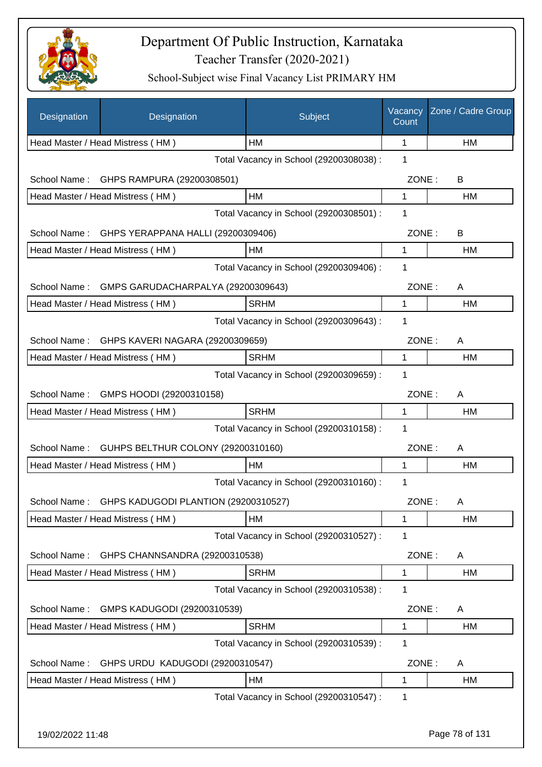# Department Of Public Instruction, Karnataka

Teacher Transfer (2020-2021)

School-Subject wise Final Vacancy List PRIMARY HM

| Designation | Designation | Subject | Vacancy Count | Zone / Cadre Group |
|---|---|---|---|---|
| Head Master / Head Mistress ( HM ) | | HM | 1 | HM |
| | | Total Vacancy in School (29200308038) : | 1 | |
| School Name : | GHPS RAMPURA (29200308501) | | ZONE : | B |
| Head Master / Head Mistress ( HM ) | | HM | 1 | HM |
| | | Total Vacancy in School (29200308501) : | 1 | |
| School Name : | GHPS YERAPPANA HALLI (29200309406) | | ZONE : | B |
| Head Master / Head Mistress ( HM ) | | HM | 1 | HM |
| | | Total Vacancy in School (29200309406) : | 1 | |
| School Name : | GMPS GARUDACHARPALYA (29200309643) | | ZONE : | A |
| Head Master / Head Mistress ( HM ) | | SRHM | 1 | HM |
| | | Total Vacancy in School (29200309643) : | 1 | |
| School Name : | GHPS KAVERI NAGARA (29200309659) | | ZONE : | A |
| Head Master / Head Mistress ( HM ) | | SRHM | 1 | HM |
| | | Total Vacancy in School (29200309659) : | 1 | |
| School Name : | GMPS HOODI (29200310158) | | ZONE : | A |
| Head Master / Head Mistress ( HM ) | | SRHM | 1 | HM |
| | | Total Vacancy in School (29200310158) : | 1 | |
| School Name : | GUHPS BELTHUR COLONY (29200310160) | | ZONE : | A |
| Head Master / Head Mistress ( HM ) | | HM | 1 | HM |
| | | Total Vacancy in School (29200310160) : | 1 | |
| School Name : | GHPS KADUGODI PLANTION (29200310527) | | ZONE : | A |
| Head Master / Head Mistress ( HM ) | | HM | 1 | HM |
| | | Total Vacancy in School (29200310527) : | 1 | |
| School Name : | GHPS CHANNSANDRA (29200310538) | | ZONE : | A |
| Head Master / Head Mistress ( HM ) | | SRHM | 1 | HM |
| | | Total Vacancy in School (29200310538) : | 1 | |
| School Name : | GMPS KADUGODI (29200310539) | | ZONE : | A |
| Head Master / Head Mistress ( HM ) | | SRHM | 1 | HM |
| | | Total Vacancy in School (29200310539) : | 1 | |
| School Name : | GHPS URDU KADUGODI (29200310547) | | ZONE : | A |
| Head Master / Head Mistress ( HM ) | | HM | 1 | HM |
| | | Total Vacancy in School (29200310547) : | 1 | |

19/02/2022 11:48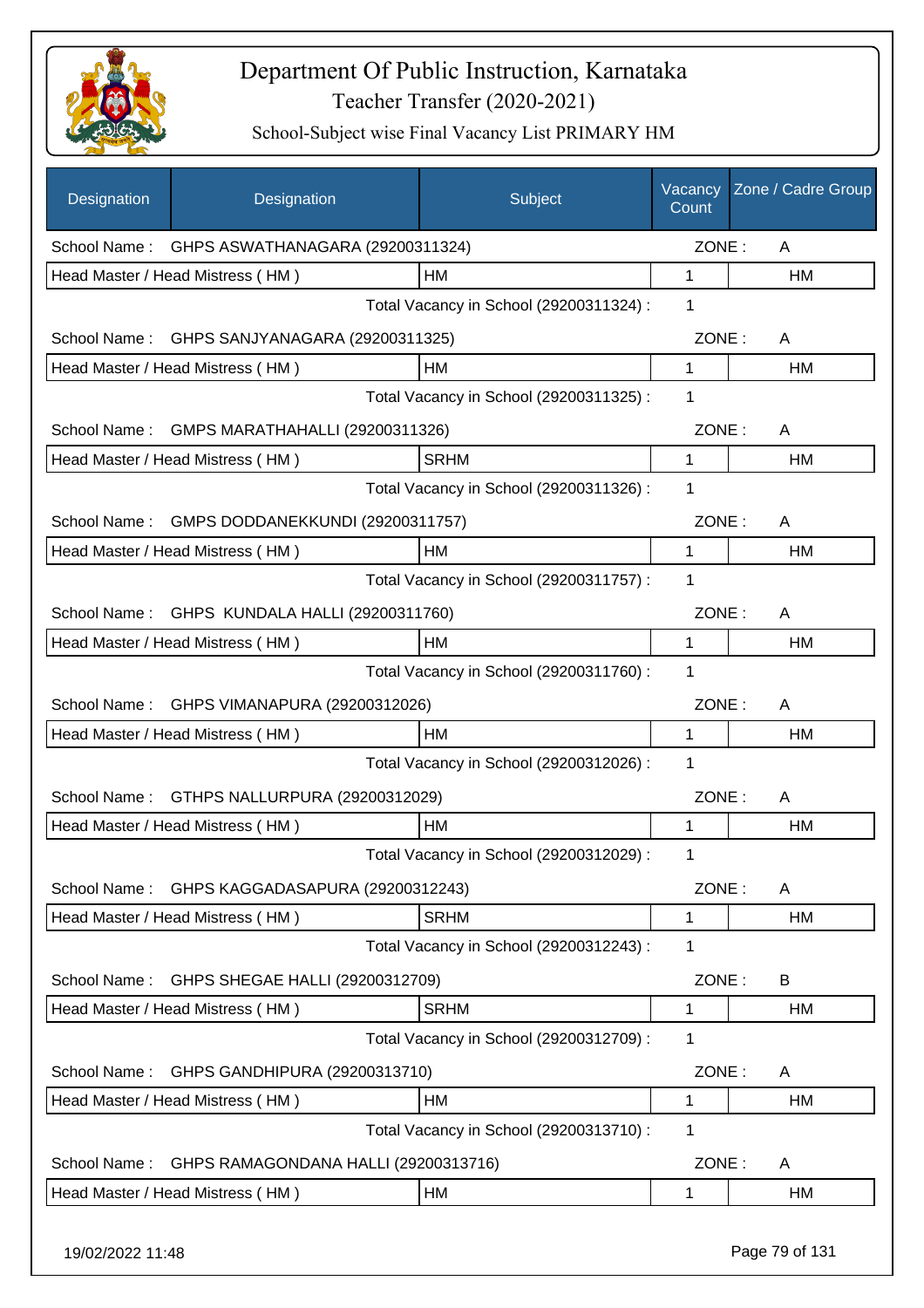# Department Of Public Instruction, Karnataka

Teacher Transfer (2020-2021)

School-Subject wise Final Vacancy List PRIMARY HM

| Designation | Designation | Subject | Vacancy Count | Zone / Cadre Group |
|---|---|---|---|---|
| School Name : GHPS ASWATHANAGARA (29200311324) | | | ZONE : | A |
| Head Master / Head Mistress ( HM ) | | HM | 1 | HM |
| | | Total Vacancy in School (29200311324) : | 1 | |
| School Name : GHPS SANJYANAGARA (29200311325) | | | ZONE : | A |
| Head Master / Head Mistress ( HM ) | | HM | 1 | HM |
| | | Total Vacancy in School (29200311325) : | 1 | |
| School Name : GMPS MARATHAHALLI (29200311326) | | | ZONE : | A |
| Head Master / Head Mistress ( HM ) | | SRHM | 1 | HM |
| | | Total Vacancy in School (29200311326) : | 1 | |
| School Name : GMPS DODDANEKKUNDI (29200311757) | | | ZONE : | A |
| Head Master / Head Mistress ( HM ) | | HM | 1 | HM |
| | | Total Vacancy in School (29200311757) : | 1 | |
| School Name : GHPS KUNDALA HALLI (29200311760) | | | ZONE : | A |
| Head Master / Head Mistress ( HM ) | | HM | 1 | HM |
| | | Total Vacancy in School (29200311760) : | 1 | |
| School Name : GHPS VIMANAPURA (29200312026) | | | ZONE : | A |
| Head Master / Head Mistress ( HM ) | | HM | 1 | HM |
| | | Total Vacancy in School (29200312026) : | 1 | |
| School Name : GTHPS NALLURPURA (29200312029) | | | ZONE : | A |
| Head Master / Head Mistress ( HM ) | | HM | 1 | HM |
| | | Total Vacancy in School (29200312029) : | 1 | |
| School Name : GHPS KAGGADASAPURA (29200312243) | | | ZONE : | A |
| Head Master / Head Mistress ( HM ) | | SRHM | 1 | HM |
| | | Total Vacancy in School (29200312243) : | 1 | |
| School Name : GHPS SHEGAE HALLI (29200312709) | | | ZONE : | B |
| Head Master / Head Mistress ( HM ) | | SRHM | 1 | HM |
| | | Total Vacancy in School (29200312709) : | 1 | |
| School Name : GHPS GANDHIPURA (29200313710) | | | ZONE : | A |
| Head Master / Head Mistress ( HM ) | | HM | 1 | HM |
| | | Total Vacancy in School (29200313710) : | 1 | |
| School Name : GHPS RAMAGONDANA HALLI (29200313716) | | | ZONE : | A |
| Head Master / Head Mistress ( HM ) | | HM | 1 | HM |

19/02/2022 11:48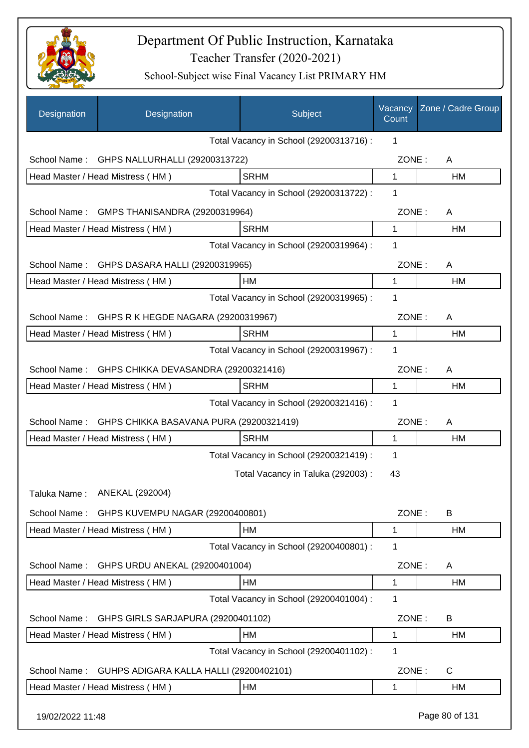# Department Of Public Instruction, Karnataka
## Teacher Transfer (2020-2021)
### School-Subject wise Final Vacancy List PRIMARY HM

| Designation | Designation | Subject | Vacancy Count | Zone / Cadre Group |
|---|---|---|---|---|
| | | Total Vacancy in School (29200313716) : | 1 | |
| School Name : | GHPS NALLURHALLI (29200313722) | | ZONE : | A |
| Head Master / Head Mistress ( HM ) | | SRHM | 1 | HM |
| | | Total Vacancy in School (29200313722) : | 1 | |
| School Name : | GMPS THANISANDRA (29200319964) | | ZONE : | A |
| Head Master / Head Mistress ( HM ) | | SRHM | 1 | HM |
| | | Total Vacancy in School (29200319964) : | 1 | |
| School Name : | GHPS DASARA HALLI (29200319965) | | ZONE : | A |
| Head Master / Head Mistress ( HM ) | | HM | 1 | HM |
| | | Total Vacancy in School (29200319965) : | 1 | |
| School Name : | GHPS R K HEGDE NAGARA (29200319967) | | ZONE : | A |
| Head Master / Head Mistress ( HM ) | | SRHM | 1 | HM |
| | | Total Vacancy in School (29200319967) : | 1 | |
| School Name : | GHPS CHIKKA DEVASANDRA (29200321416) | | ZONE : | A |
| Head Master / Head Mistress ( HM ) | | SRHM | 1 | HM |
| | | Total Vacancy in School (29200321416) : | 1 | |
| School Name : | GHPS CHIKKA BASAVANA PURA (29200321419) | | ZONE : | A |
| Head Master / Head Mistress ( HM ) | | SRHM | 1 | HM |
| | | Total Vacancy in School (29200321419) : | 1 | |
| | | Total Vacancy in Taluka (292003) : | 43 | |
| Taluka Name : | ANEKAL (292004) | | | |
| School Name : | GHPS KUVEMPU NAGAR (29200400801) | | ZONE : | B |
| Head Master / Head Mistress ( HM ) | | HM | 1 | HM |
| | | Total Vacancy in School (29200400801) : | 1 | |
| School Name : | GHPS URDU ANEKAL (29200401004) | | ZONE : | A |
| Head Master / Head Mistress ( HM ) | | HM | 1 | HM |
| | | Total Vacancy in School (29200401004) : | 1 | |
| School Name : | GHPS GIRLS SARJAPURA (29200401102) | | ZONE : | B |
| Head Master / Head Mistress ( HM ) | | HM | 1 | HM |
| | | Total Vacancy in School (29200401102) : | 1 | |
| School Name : | GUHPS ADIGARA KALLA HALLI (29200402101) | | ZONE : | C |
| Head Master / Head Mistress ( HM ) | | HM | 1 | HM |

19/02/2022 11:48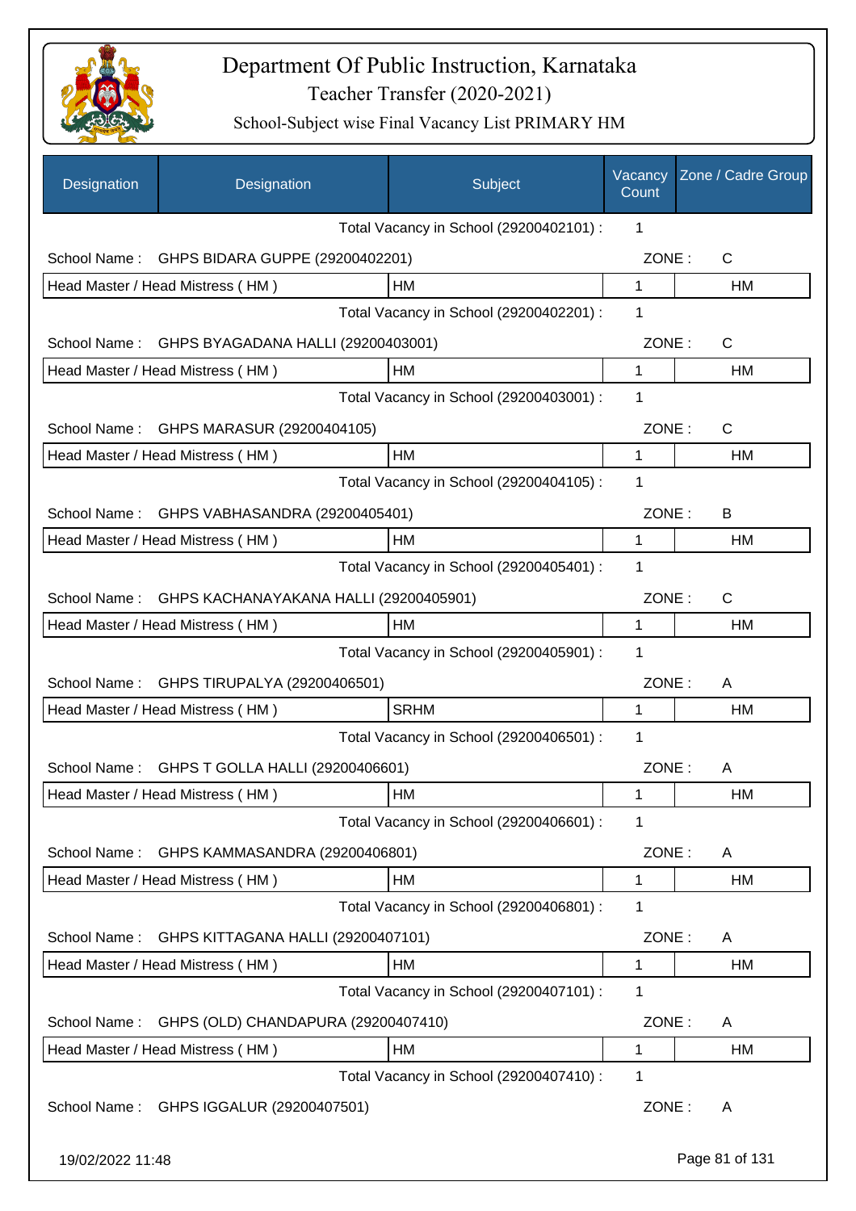# Department Of Public Instruction, Karnataka

Teacher Transfer (2020-2021)

School-Subject wise Final Vacancy List PRIMARY HM

| Designation | Designation | Subject | Vacancy Count | Zone / Cadre Group |
|---|---|---|---|---|
| | | Total Vacancy in School (29200402101) : | 1 | |
| School Name : | GHPS BIDARA GUPPE (29200402201) | | ZONE : | C |
| Head Master / Head Mistress ( HM ) | | HM | 1 | HM |
| | | Total Vacancy in School (29200402201) : | 1 | |
| School Name : | GHPS BYAGADANA HALLI (29200403001) | | ZONE : | C |
| Head Master / Head Mistress ( HM ) | | HM | 1 | HM |
| | | Total Vacancy in School (29200403001) : | 1 | |
| School Name : | GHPS MARASUR (29200404105) | | ZONE : | C |
| Head Master / Head Mistress ( HM ) | | HM | 1 | HM |
| | | Total Vacancy in School (29200404105) : | 1 | |
| School Name : | GHPS VABHASANDRA (29200405401) | | ZONE : | B |
| Head Master / Head Mistress ( HM ) | | HM | 1 | HM |
| | | Total Vacancy in School (29200405401) : | 1 | |
| School Name : | GHPS KACHANAYAKANA HALLI (29200405901) | | ZONE : | C |
| Head Master / Head Mistress ( HM ) | | HM | 1 | HM |
| | | Total Vacancy in School (29200405901) : | 1 | |
| School Name : | GHPS TIRUPALYA (29200406501) | | ZONE : | A |
| Head Master / Head Mistress ( HM ) | | SRHM | 1 | HM |
| | | Total Vacancy in School (29200406501) : | 1 | |
| School Name : | GHPS T GOLLA HALLI (29200406601) | | ZONE : | A |
| Head Master / Head Mistress ( HM ) | | HM | 1 | HM |
| | | Total Vacancy in School (29200406601) : | 1 | |
| School Name : | GHPS KAMMASANDRA (29200406801) | | ZONE : | A |
| Head Master / Head Mistress ( HM ) | | HM | 1 | HM |
| | | Total Vacancy in School (29200406801) : | 1 | |
| School Name : | GHPS KITTAGANA HALLI (29200407101) | | ZONE : | A |
| Head Master / Head Mistress ( HM ) | | HM | 1 | HM |
| | | Total Vacancy in School (29200407101) : | 1 | |
| School Name : | GHPS (OLD) CHANDAPURA (29200407410) | | ZONE : | A |
| Head Master / Head Mistress ( HM ) | | HM | 1 | HM |
| | | Total Vacancy in School (29200407410) : | 1 | |
| School Name : | GHPS IGGALUR (29200407501) | | ZONE : | A |

19/02/2022 11:48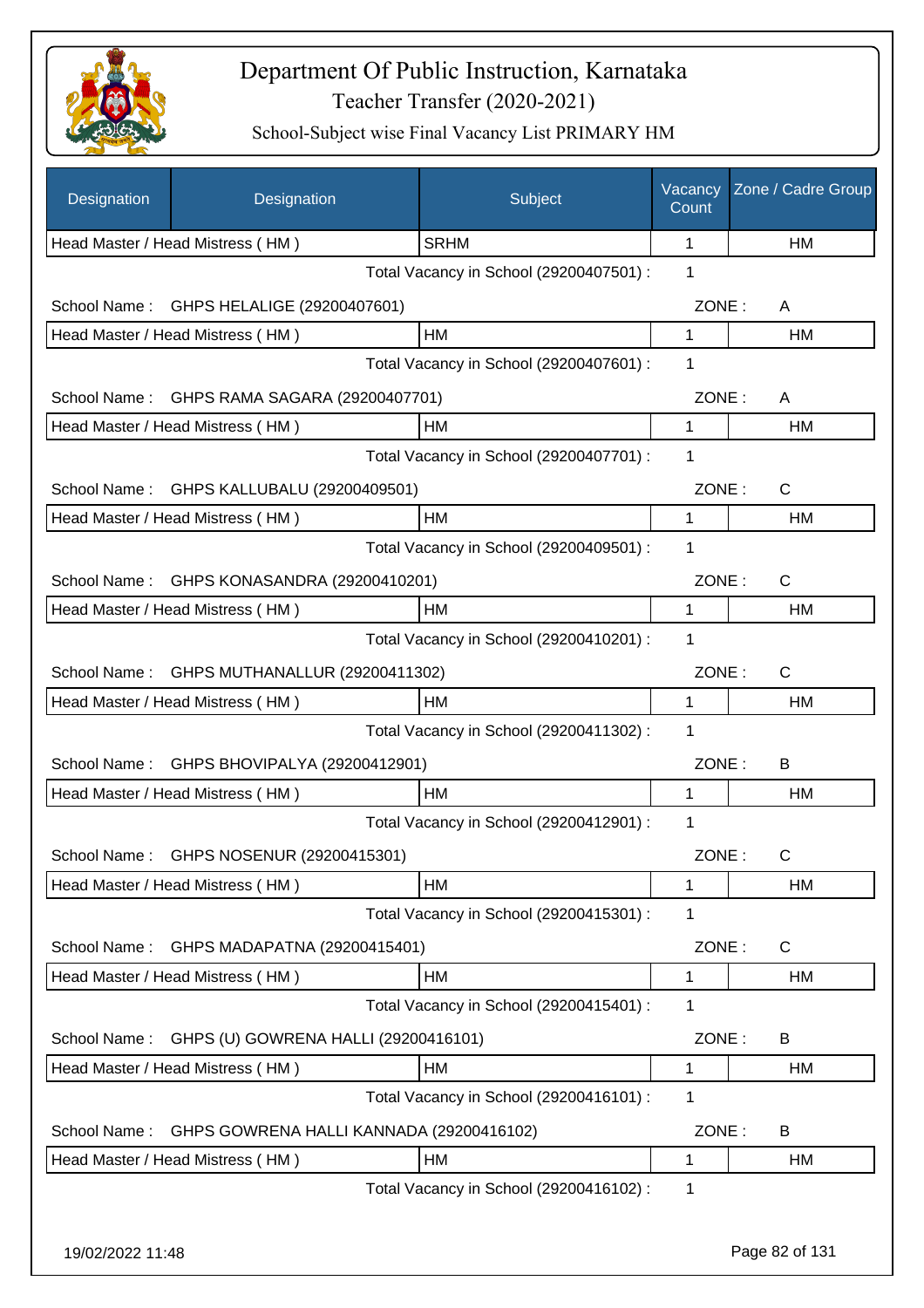# Department Of Public Instruction, Karnataka

## Teacher Transfer (2020-2021)

### School-Subject wise Final Vacancy List PRIMARY HM

| Designation | Designation | Subject | Vacancy Count | Zone / Cadre Group |
|---|---|---|---|---|
| Head Master / Head Mistress ( HM ) | | SRHM | 1 | HM |
| | | Total Vacancy in School (29200407501) : | 1 | |
| School Name : | GHPS HELALIGE (29200407601) | | ZONE : | A |
| Head Master / Head Mistress ( HM ) | | HM | 1 | HM |
| | | Total Vacancy in School (29200407601) : | 1 | |
| School Name : | GHPS RAMA SAGARA (29200407701) | | ZONE : | A |
| Head Master / Head Mistress ( HM ) | | HM | 1 | HM |
| | | Total Vacancy in School (29200407701) : | 1 | |
| School Name : | GHPS KALLUBALU (29200409501) | | ZONE : | C |
| Head Master / Head Mistress ( HM ) | | HM | 1 | HM |
| | | Total Vacancy in School (29200409501) : | 1 | |
| School Name : | GHPS KONASANDRA (29200410201) | | ZONE : | C |
| Head Master / Head Mistress ( HM ) | | HM | 1 | HM |
| | | Total Vacancy in School (29200410201) : | 1 | |
| School Name : | GHPS MUTHANALLUR (29200411302) | | ZONE : | C |
| Head Master / Head Mistress ( HM ) | | HM | 1 | HM |
| | | Total Vacancy in School (29200411302) : | 1 | |
| School Name : | GHPS BHOVIPALYA (29200412901) | | ZONE : | B |
| Head Master / Head Mistress ( HM ) | | HM | 1 | HM |
| | | Total Vacancy in School (29200412901) : | 1 | |
| School Name : | GHPS NOSENUR (29200415301) | | ZONE : | C |
| Head Master / Head Mistress ( HM ) | | HM | 1 | HM |
| | | Total Vacancy in School (29200415301) : | 1 | |
| School Name : | GHPS MADAPATNA (29200415401) | | ZONE : | C |
| Head Master / Head Mistress ( HM ) | | HM | 1 | HM |
| | | Total Vacancy in School (29200415401) : | 1 | |
| School Name : | GHPS (U) GOWRENA HALLI (29200416101) | | ZONE : | B |
| Head Master / Head Mistress ( HM ) | | HM | 1 | HM |
| | | Total Vacancy in School (29200416101) : | 1 | |
| School Name : | GHPS GOWRENA HALLI KANNADA (29200416102) | | ZONE : | B |
| Head Master / Head Mistress ( HM ) | | HM | 1 | HM |
| | | Total Vacancy in School (29200416102) : | 1 | |

19/02/2022 11:48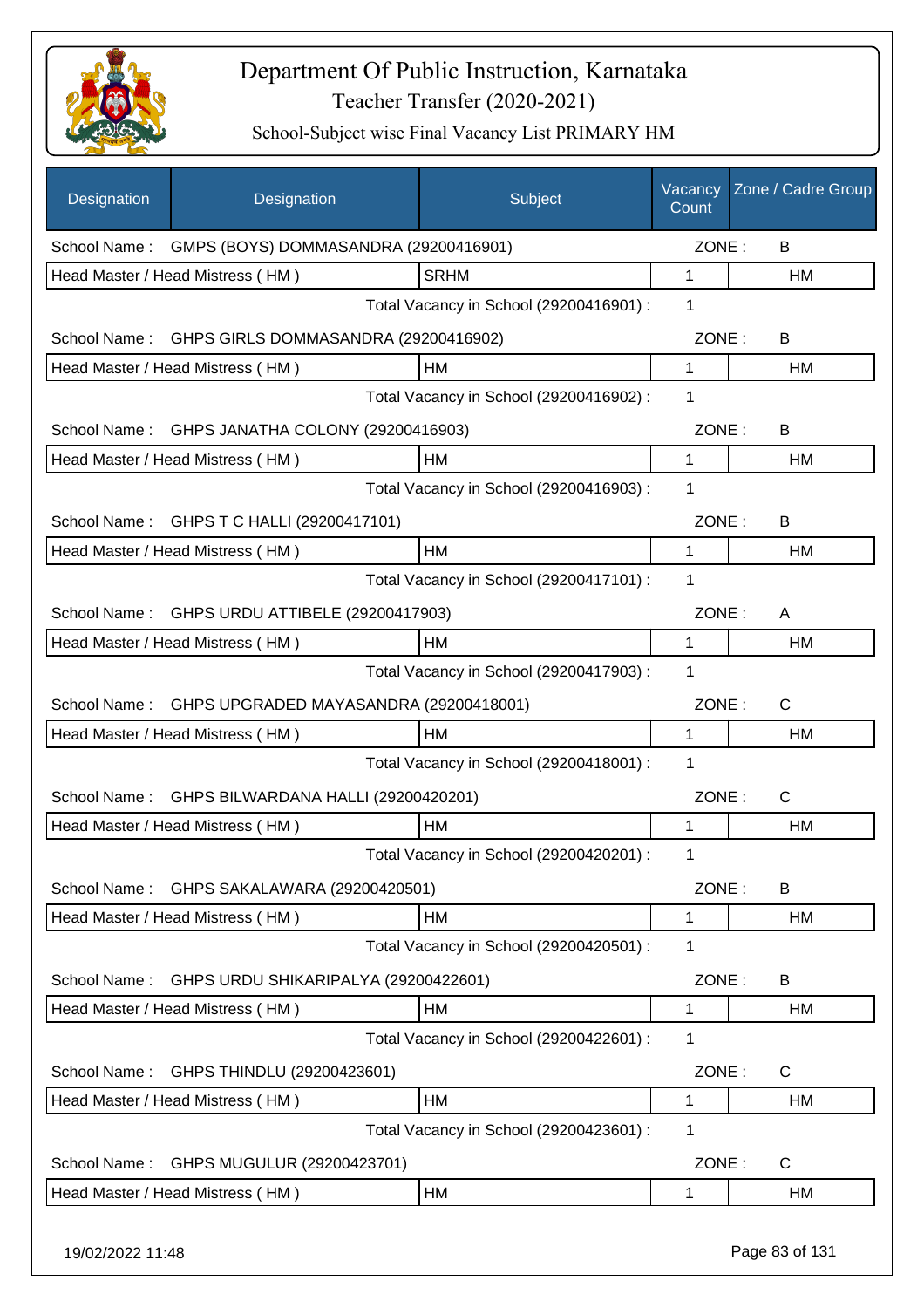# Department Of Public Instruction, Karnataka
## Teacher Transfer (2020-2021)
### School-Subject wise Final Vacancy List PRIMARY HM

| Designation | Designation | Subject | Vacancy Count | Zone / Cadre Group |
|---|---|---|---|---|
| School Name : | GMPS (BOYS) DOMMASANDRA (29200416901) | | ZONE : | B |
| Head Master / Head Mistress ( HM ) | | SRHM | 1 | HM |
| | | Total Vacancy in School (29200416901) : | 1 | |
| School Name : | GHPS GIRLS DOMMASANDRA (29200416902) | | ZONE : | B |
| Head Master / Head Mistress ( HM ) | | HM | 1 | HM |
| | | Total Vacancy in School (29200416902) : | 1 | |
| School Name : | GHPS JANATHA COLONY (29200416903) | | ZONE : | B |
| Head Master / Head Mistress ( HM ) | | HM | 1 | HM |
| | | Total Vacancy in School (29200416903) : | 1 | |
| School Name : | GHPS T C HALLI (29200417101) | | ZONE : | B |
| Head Master / Head Mistress ( HM ) | | HM | 1 | HM |
| | | Total Vacancy in School (29200417101) : | 1 | |
| School Name : | GHPS URDU ATTIBELE (29200417903) | | ZONE : | A |
| Head Master / Head Mistress ( HM ) | | HM | 1 | HM |
| | | Total Vacancy in School (29200417903) : | 1 | |
| School Name : | GHPS UPGRADED MAYASANDRA (29200418001) | | ZONE : | C |
| Head Master / Head Mistress ( HM ) | | HM | 1 | HM |
| | | Total Vacancy in School (29200418001) : | 1 | |
| School Name : | GHPS BILWARDANA HALLI (29200420201) | | ZONE : | C |
| Head Master / Head Mistress ( HM ) | | HM | 1 | HM |
| | | Total Vacancy in School (29200420201) : | 1 | |
| School Name : | GHPS SAKALAWARA (29200420501) | | ZONE : | B |
| Head Master / Head Mistress ( HM ) | | HM | 1 | HM |
| | | Total Vacancy in School (29200420501) : | 1 | |
| School Name : | GHPS URDU SHIKARIPALYA (29200422601) | | ZONE : | B |
| Head Master / Head Mistress ( HM ) | | HM | 1 | HM |
| | | Total Vacancy in School (29200422601) : | 1 | |
| School Name : | GHPS THINDLU (29200423601) | | ZONE : | C |
| Head Master / Head Mistress ( HM ) | | HM | 1 | HM |
| | | Total Vacancy in School (29200423601) : | 1 | |
| School Name : | GHPS MUGULUR (29200423701) | | ZONE : | C |
| Head Master / Head Mistress ( HM ) | | HM | 1 | HM |

19/02/2022 11:48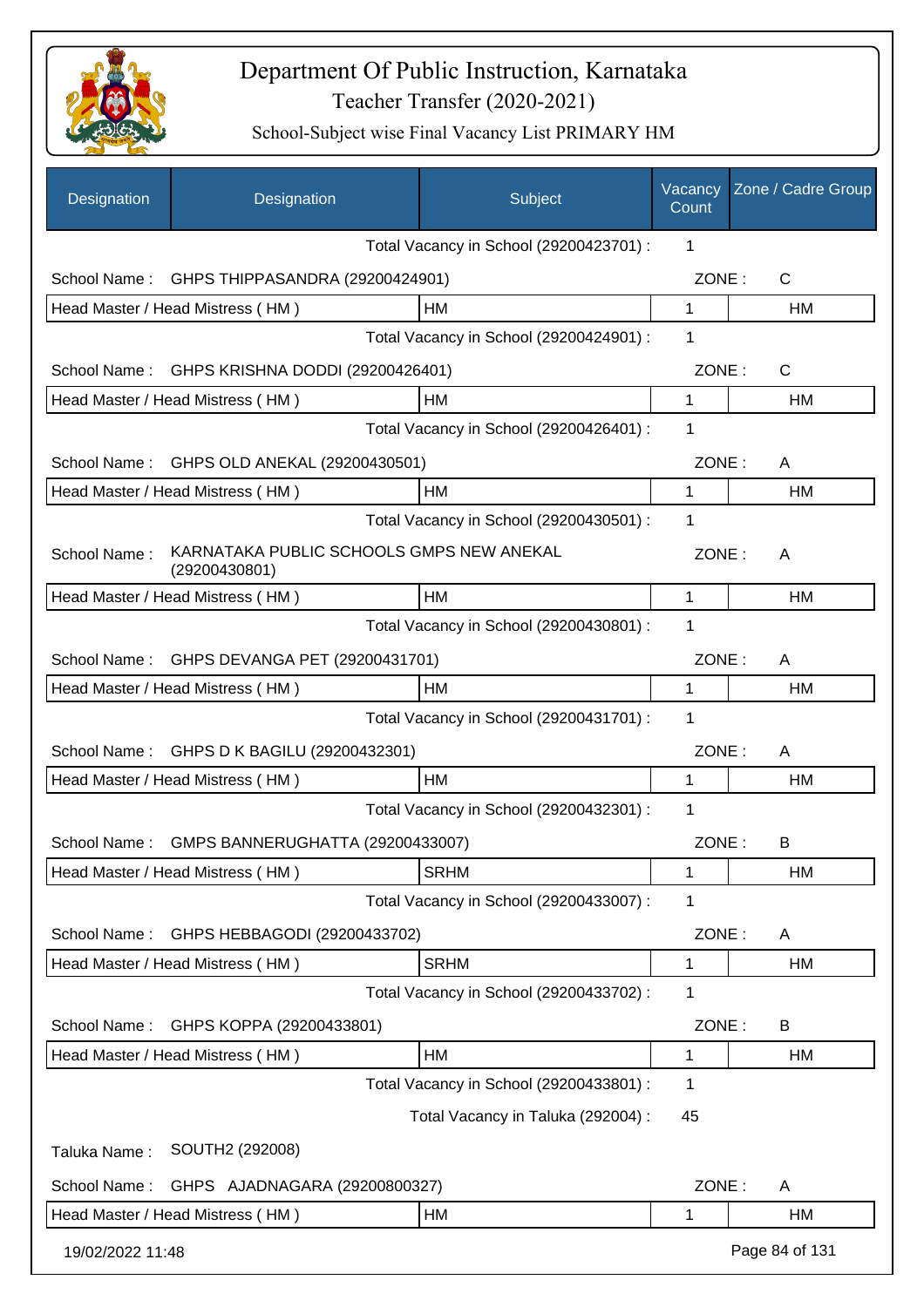# Department Of Public Instruction, Karnataka

Teacher Transfer (2020-2021)

School-Subject wise Final Vacancy List PRIMARY HM

| Designation | Designation | Subject | Vacancy Count | Zone / Cadre Group |
|---|---|---|---|---|
| | | Total Vacancy in School (29200423701) : | 1 | |
| School Name : | GHPS THIPPASANDRA (29200424901) | | ZONE : | C |
| Head Master / Head Mistress ( HM ) | | HM | 1 | HM |
| | | Total Vacancy in School (29200424901) : | 1 | |
| School Name : | GHPS KRISHNA DODDI (29200426401) | | ZONE : | C |
| Head Master / Head Mistress ( HM ) | | HM | 1 | HM |
| | | Total Vacancy in School (29200426401) : | 1 | |
| School Name : | GHPS OLD ANEKAL (29200430501) | | ZONE : | A |
| Head Master / Head Mistress ( HM ) | | HM | 1 | HM |
| | | Total Vacancy in School (29200430501) : | 1 | |
| School Name : | KARNATAKA PUBLIC SCHOOLS GMPS NEW ANEKAL (29200430801) | | ZONE : | A |
| Head Master / Head Mistress ( HM ) | | HM | 1 | HM |
| | | Total Vacancy in School (29200430801) : | 1 | |
| School Name : | GHPS DEVANGA PET (29200431701) | | ZONE : | A |
| Head Master / Head Mistress ( HM ) | | HM | 1 | HM |
| | | Total Vacancy in School (29200431701) : | 1 | |
| School Name : | GHPS D K BAGILU (29200432301) | | ZONE : | A |
| Head Master / Head Mistress ( HM ) | | HM | 1 | HM |
| | | Total Vacancy in School (29200432301) : | 1 | |
| School Name : | GMPS BANNERUGHATTA (29200433007) | | ZONE : | B |
| Head Master / Head Mistress ( HM ) | | SRHM | 1 | HM |
| | | Total Vacancy in School (29200433007) : | 1 | |
| School Name : | GHPS HEBBAGODI (29200433702) | | ZONE : | A |
| Head Master / Head Mistress ( HM ) | | SRHM | 1 | HM |
| | | Total Vacancy in School (29200433702) : | 1 | |
| School Name : | GHPS KOPPA (29200433801) | | ZONE : | B |
| Head Master / Head Mistress ( HM ) | | HM | 1 | HM |
| | | Total Vacancy in School (29200433801) : | 1 | |
| | | Total Vacancy in Taluka (292004) : | 45 | |
| Taluka Name : | SOUTH2 (292008) | | | |
| School Name : | GHPS AJADNAGARA (29200800327) | | ZONE : | A |
| Head Master / Head Mistress ( HM ) | | HM | 1 | HM |

19/02/2022 11:48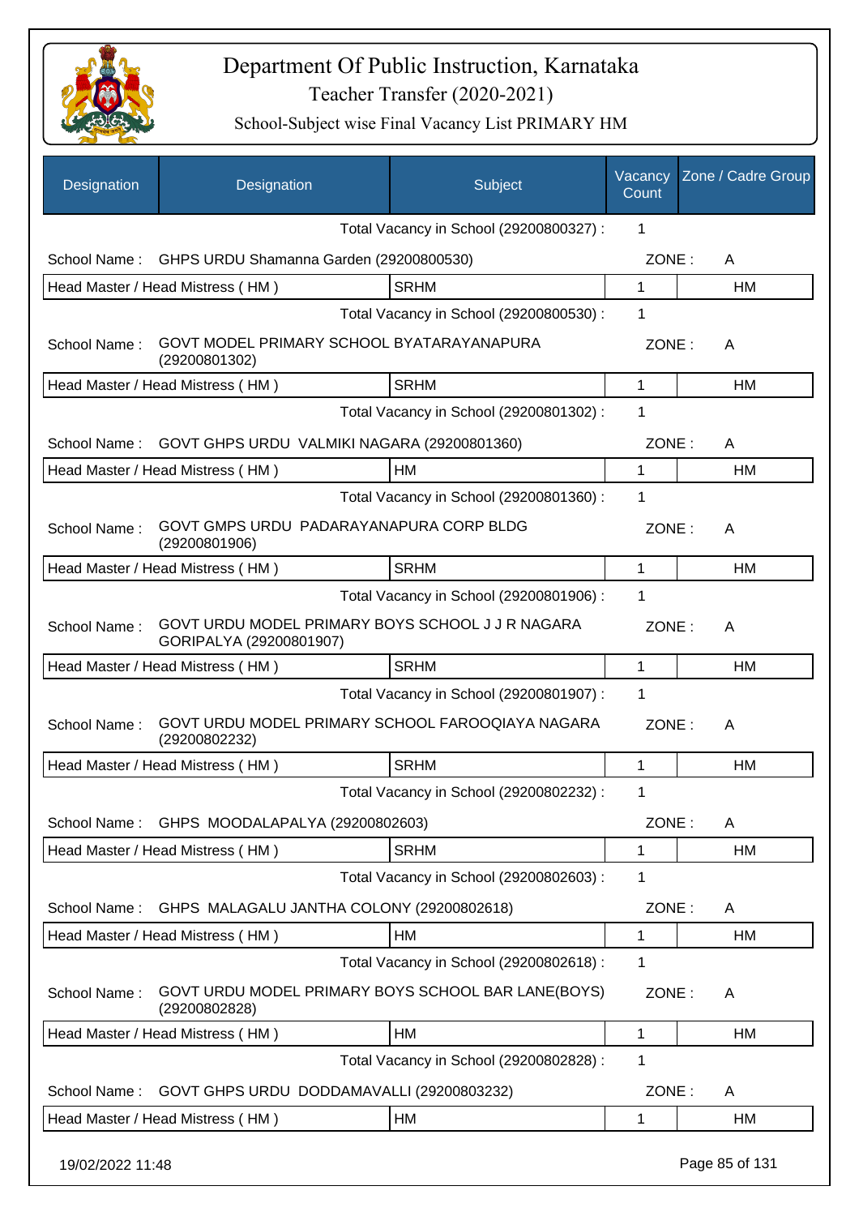# Department Of Public Instruction, Karnataka

Teacher Transfer (2020-2021)

School-Subject wise Final Vacancy List PRIMARY HM

| Designation | Designation | Subject | Vacancy Count | Zone / Cadre Group |
|---|---|---|---|---|
| | | Total Vacancy in School (29200800327) : | 1 | |
| School Name : | GHPS URDU Shamanna Garden (29200800530) | | ZONE : | A |
| Head Master / Head Mistress ( HM ) | | SRHM | 1 | HM |
| | | Total Vacancy in School (29200800530) : | 1 | |
| School Name : | GOVT MODEL PRIMARY SCHOOL BYATARAYANAPURA (29200801302) | | ZONE : | A |
| Head Master / Head Mistress ( HM ) | | SRHM | 1 | HM |
| | | Total Vacancy in School (29200801302) : | 1 | |
| School Name : | GOVT GHPS URDU VALMIKI NAGARA (29200801360) | | ZONE : | A |
| Head Master / Head Mistress ( HM ) | | HM | 1 | HM |
| | | Total Vacancy in School (29200801360) : | 1 | |
| School Name : | GOVT GMPS URDU PADARAYANAPURA CORP BLDG (29200801906) | | ZONE : | A |
| Head Master / Head Mistress ( HM ) | | SRHM | 1 | HM |
| | | Total Vacancy in School (29200801906) : | 1 | |
| School Name : | GOVT URDU MODEL PRIMARY BOYS SCHOOL J J R NAGARA GORIPALYA (29200801907) | | ZONE : | A |
| Head Master / Head Mistress ( HM ) | | SRHM | 1 | HM |
| | | Total Vacancy in School (29200801907) : | 1 | |
| School Name : | GOVT URDU MODEL PRIMARY SCHOOL FAROOQIAYA NAGARA (29200802232) | | ZONE : | A |
| Head Master / Head Mistress ( HM ) | | SRHM | 1 | HM |
| | | Total Vacancy in School (29200802232) : | 1 | |
| School Name : | GHPS MOODALAPALYA (29200802603) | | ZONE : | A |
| Head Master / Head Mistress ( HM ) | | SRHM | 1 | HM |
| | | Total Vacancy in School (29200802603) : | 1 | |
| School Name : | GHPS MALAGALU JANTHA COLONY (29200802618) | | ZONE : | A |
| Head Master / Head Mistress ( HM ) | | HM | 1 | HM |
| | | Total Vacancy in School (29200802618) : | 1 | |
| School Name : | GOVT URDU MODEL PRIMARY BOYS SCHOOL BAR LANE(BOYS) (29200802828) | | ZONE : | A |
| Head Master / Head Mistress ( HM ) | | HM | 1 | HM |
| | | Total Vacancy in School (29200802828) : | 1 | |
| School Name : | GOVT GHPS URDU DODDAMAVALLI (29200803232) | | ZONE : | A |
| Head Master / Head Mistress ( HM ) | | HM | 1 | HM |

19/02/2022 11:48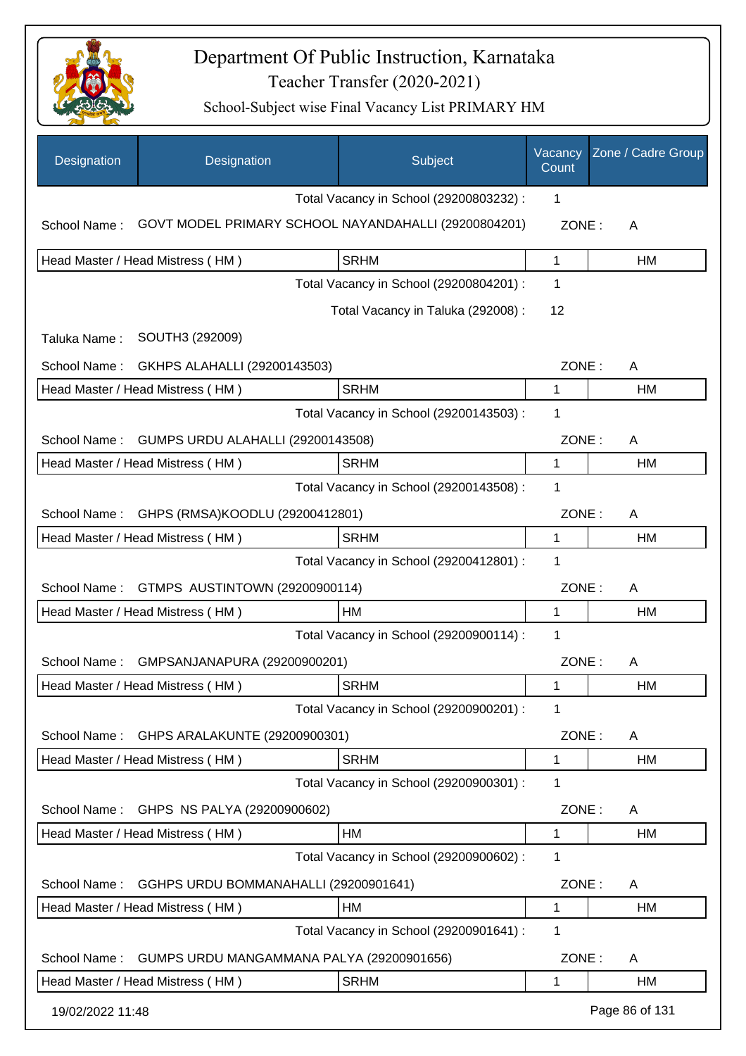# Department Of Public Instruction, Karnataka
## Teacher Transfer (2020-2021)
### School-Subject wise Final Vacancy List PRIMARY HM

| Designation | Designation | Subject | Vacancy Count | Zone / Cadre Group |
|---|---|---|---|---|
| | | Total Vacancy in School (29200803232) : | 1 | |
| School Name : | GOVT MODEL PRIMARY SCHOOL NAYANDAHALLI (29200804201) | | ZONE : | A |
| Head Master / Head Mistress ( HM ) | | SRHM | 1 | HM |
| | | Total Vacancy in School (29200804201) : | 1 | |
| | | Total Vacancy in Taluka (292008) : | 12 | |
| Taluka Name : | SOUTH3 (292009) | | | |
| School Name : | GKHPS ALAHALLI (29200143503) | | ZONE : | A |
| Head Master / Head Mistress ( HM ) | | SRHM | 1 | HM |
| | | Total Vacancy in School (29200143503) : | 1 | |
| School Name : | GUMPS URDU ALAHALLI (29200143508) | | ZONE : | A |
| Head Master / Head Mistress ( HM ) | | SRHM | 1 | HM |
| | | Total Vacancy in School (29200143508) : | 1 | |
| School Name : | GHPS (RMSA)KOODLU (29200412801) | | ZONE : | A |
| Head Master / Head Mistress ( HM ) | | SRHM | 1 | HM |
| | | Total Vacancy in School (29200412801) : | 1 | |
| School Name : | GTMPS AUSTINTOWN (29200900114) | | ZONE : | A |
| Head Master / Head Mistress ( HM ) | | HM | 1 | HM |
| | | Total Vacancy in School (29200900114) : | 1 | |
| School Name : | GMPSANJANAPURA (29200900201) | | ZONE : | A |
| Head Master / Head Mistress ( HM ) | | SRHM | 1 | HM |
| | | Total Vacancy in School (29200900201) : | 1 | |
| School Name : | GHPS ARALAKUNTE (29200900301) | | ZONE : | A |
| Head Master / Head Mistress ( HM ) | | SRHM | 1 | HM |
| | | Total Vacancy in School (29200900301) : | 1 | |
| School Name : | GHPS NS PALYA (29200900602) | | ZONE : | A |
| Head Master / Head Mistress ( HM ) | | HM | 1 | HM |
| | | Total Vacancy in School (29200900602) : | 1 | |
| School Name : | GGHPS URDU BOMMANAHALLI (29200901641) | | ZONE : | A |
| Head Master / Head Mistress ( HM ) | | HM | 1 | HM |
| | | Total Vacancy in School (29200901641) : | 1 | |
| School Name : | GUMPS URDU MANGAMMANA PALYA (29200901656) | | ZONE : | A |
| Head Master / Head Mistress ( HM ) | | SRHM | 1 | HM |

19/02/2022 11:48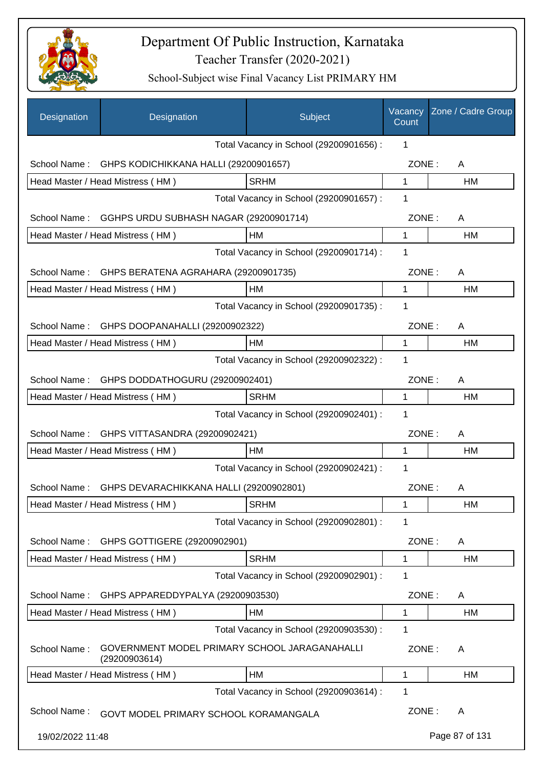# Department Of Public Instruction, Karnataka

## Teacher Transfer (2020-2021)

### School-Subject wise Final Vacancy List PRIMARY HM

| Designation | Designation | Subject | Vacancy Count | Zone / Cadre Group |
|---|---|---|---|---|
| | | Total Vacancy in School (29200901656) : | 1 | |
| School Name : | GHPS KODICHIKKANA HALLI (29200901657) | | ZONE : | A |
| Head Master / Head Mistress ( HM ) | | SRHM | 1 | HM |
| | | Total Vacancy in School (29200901657) : | 1 | |
| School Name : | GGHPS URDU SUBHASH NAGAR (29200901714) | | ZONE : | A |
| Head Master / Head Mistress ( HM ) | | HM | 1 | HM |
| | | Total Vacancy in School (29200901714) : | 1 | |
| School Name : | GHPS BERATENA AGRAHARA (29200901735) | | ZONE : | A |
| Head Master / Head Mistress ( HM ) | | HM | 1 | HM |
| | | Total Vacancy in School (29200901735) : | 1 | |
| School Name : | GHPS DOOPANAHALLI (29200902322) | | ZONE : | A |
| Head Master / Head Mistress ( HM ) | | HM | 1 | HM |
| | | Total Vacancy in School (29200902322) : | 1 | |
| School Name : | GHPS DODDATHOGURU (29200902401) | | ZONE : | A |
| Head Master / Head Mistress ( HM ) | | SRHM | 1 | HM |
| | | Total Vacancy in School (29200902401) : | 1 | |
| School Name : | GHPS VITTASANDRA (29200902421) | | ZONE : | A |
| Head Master / Head Mistress ( HM ) | | HM | 1 | HM |
| | | Total Vacancy in School (29200902421) : | 1 | |
| School Name : | GHPS DEVARACHIKKANA HALLI (29200902801) | | ZONE : | A |
| Head Master / Head Mistress ( HM ) | | SRHM | 1 | HM |
| | | Total Vacancy in School (29200902801) : | 1 | |
| School Name : | GHPS GOTTIGERE (29200902901) | | ZONE : | A |
| Head Master / Head Mistress ( HM ) | | SRHM | 1 | HM |
| | | Total Vacancy in School (29200902901) : | 1 | |
| School Name : | GHPS APPAREDDYPALYA (29200903530) | | ZONE : | A |
| Head Master / Head Mistress ( HM ) | | HM | 1 | HM |
| | | Total Vacancy in School (29200903530) : | 1 | |
| School Name : | GOVERNMENT MODEL PRIMARY SCHOOL JARAGANAHALLI (29200903614) | | ZONE : | A |
| Head Master / Head Mistress ( HM ) | | HM | 1 | HM |
| | | Total Vacancy in School (29200903614) : | 1 | |
| School Name : | GOVT MODEL PRIMARY SCHOOL KORAMANGALA | | ZONE : | A |

19/02/2022 11:48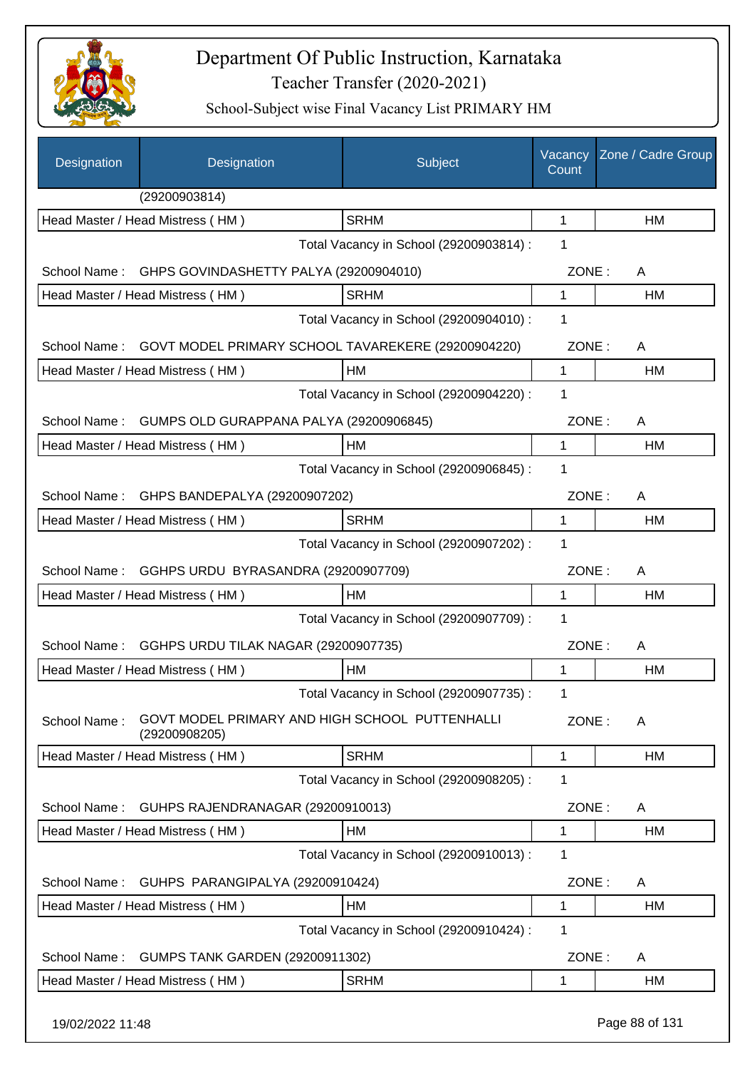# Department Of Public Instruction, Karnataka
## Teacher Transfer (2020-2021)
### School-Subject wise Final Vacancy List PRIMARY HM

| Designation | Designation | Subject | Vacancy Count | Zone / Cadre Group |
|---|---|---|---|---|
| | (29200903814) | | | |
| Head Master / Head Mistress ( HM ) | | SRHM | 1 | HM |
| | | Total Vacancy in School (29200903814) : | 1 | |
| School Name : | GHPS GOVINDASHETTY PALYA (29200904010) | | ZONE : | A |
| Head Master / Head Mistress ( HM ) | | SRHM | 1 | HM |
| | | Total Vacancy in School (29200904010) : | 1 | |
| School Name : | GOVT MODEL PRIMARY SCHOOL TAVAREKERE (29200904220) | | ZONE : | A |
| Head Master / Head Mistress ( HM ) | | HM | 1 | HM |
| | | Total Vacancy in School (29200904220) : | 1 | |
| School Name : | GUMPS OLD GURAPPANA PALYA (29200906845) | | ZONE : | A |
| Head Master / Head Mistress ( HM ) | | HM | 1 | HM |
| | | Total Vacancy in School (29200906845) : | 1 | |
| School Name : | GHPS BANDEPALYA (29200907202) | | ZONE : | A |
| Head Master / Head Mistress ( HM ) | | SRHM | 1 | HM |
| | | Total Vacancy in School (29200907202) : | 1 | |
| School Name : | GGHPS URDU BYRASANDRA (29200907709) | | ZONE : | A |
| Head Master / Head Mistress ( HM ) | | HM | 1 | HM |
| | | Total Vacancy in School (29200907709) : | 1 | |
| School Name : | GGHPS URDU TILAK NAGAR (29200907735) | | ZONE : | A |
| Head Master / Head Mistress ( HM ) | | HM | 1 | HM |
| | | Total Vacancy in School (29200907735) : | 1 | |
| School Name : | GOVT MODEL PRIMARY AND HIGH SCHOOL PUTTENHALLI (29200908205) | | ZONE : | A |
| Head Master / Head Mistress ( HM ) | | SRHM | 1 | HM |
| | | Total Vacancy in School (29200908205) : | 1 | |
| School Name : | GUHPS RAJENDRANAGAR (29200910013) | | ZONE : | A |
| Head Master / Head Mistress ( HM ) | | HM | 1 | HM |
| | | Total Vacancy in School (29200910013) : | 1 | |
| School Name : | GUHPS PARANGIPALYA (29200910424) | | ZONE : | A |
| Head Master / Head Mistress ( HM ) | | HM | 1 | HM |
| | | Total Vacancy in School (29200910424) : | 1 | |
| School Name : | GUMPS TANK GARDEN (29200911302) | | ZONE : | A |
| Head Master / Head Mistress ( HM ) | | SRHM | 1 | HM |

19/02/2022 11:48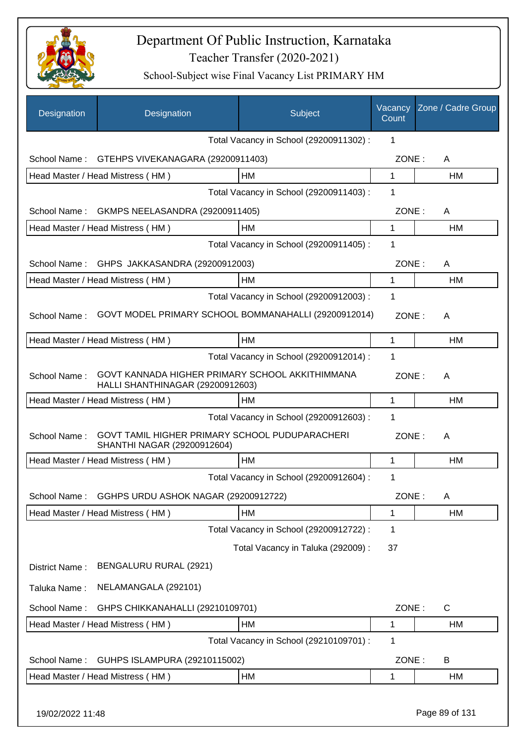# Department Of Public Instruction, Karnataka

Teacher Transfer (2020-2021)

School-Subject wise Final Vacancy List PRIMARY HM

| Designation | Designation | Subject | Vacancy Count | Zone / Cadre Group |
|---|---|---|---|---|
| | | Total Vacancy in School (29200911302) : | 1 | |
| School Name : | GTEHPS VIVEKANAGARA (29200911403) | | ZONE : | A |
| Head Master / Head Mistress ( HM ) | | HM | 1 | HM |
| | | Total Vacancy in School (29200911403) : | 1 | |
| School Name : | GKMPS NEELASANDRA (29200911405) | | ZONE : | A |
| Head Master / Head Mistress ( HM ) | | HM | 1 | HM |
| | | Total Vacancy in School (29200911405) : | 1 | |
| School Name : | GHPS JAKKASANDRA (29200912003) | | ZONE : | A |
| Head Master / Head Mistress ( HM ) | | HM | 1 | HM |
| | | Total Vacancy in School (29200912003) : | 1 | |
| School Name : | GOVT MODEL PRIMARY SCHOOL BOMMANAHALLI (29200912014) | | ZONE : | A |
| Head Master / Head Mistress ( HM ) | | HM | 1 | HM |
| | | Total Vacancy in School (29200912014) : | 1 | |
| School Name : | GOVT KANNADA HIGHER PRIMARY SCHOOL AKKITHIMMANA HALLI SHANTHINAGAR (29200912603) | | ZONE : | A |
| Head Master / Head Mistress ( HM ) | | HM | 1 | HM |
| | | Total Vacancy in School (29200912603) : | 1 | |
| School Name : | GOVT TAMIL HIGHER PRIMARY SCHOOL PUDUPARACHERI SHANTHI NAGAR (29200912604) | | ZONE : | A |
| Head Master / Head Mistress ( HM ) | | HM | 1 | HM |
| | | Total Vacancy in School (29200912604) : | 1 | |
| School Name : | GGHPS URDU ASHOK NAGAR (29200912722) | | ZONE : | A |
| Head Master / Head Mistress ( HM ) | | HM | 1 | HM |
| | | Total Vacancy in School (29200912722) : | 1 | |
| | | Total Vacancy in Taluka (292009) : | 37 | |
| District Name : | BENGALURU RURAL (2921) | | | |
| Taluka Name : | NELAMANGALA (292101) | | | |
| School Name : | GHPS CHIKKANAHALLI (29210109701) | | ZONE : | C |
| Head Master / Head Mistress ( HM ) | | HM | 1 | HM |
| | | Total Vacancy in School (29210109701) : | 1 | |
| School Name : | GUHPS ISLAMPURA (29210115002) | | ZONE : | B |
| Head Master / Head Mistress ( HM ) | | HM | 1 | HM |

19/02/2022 11:48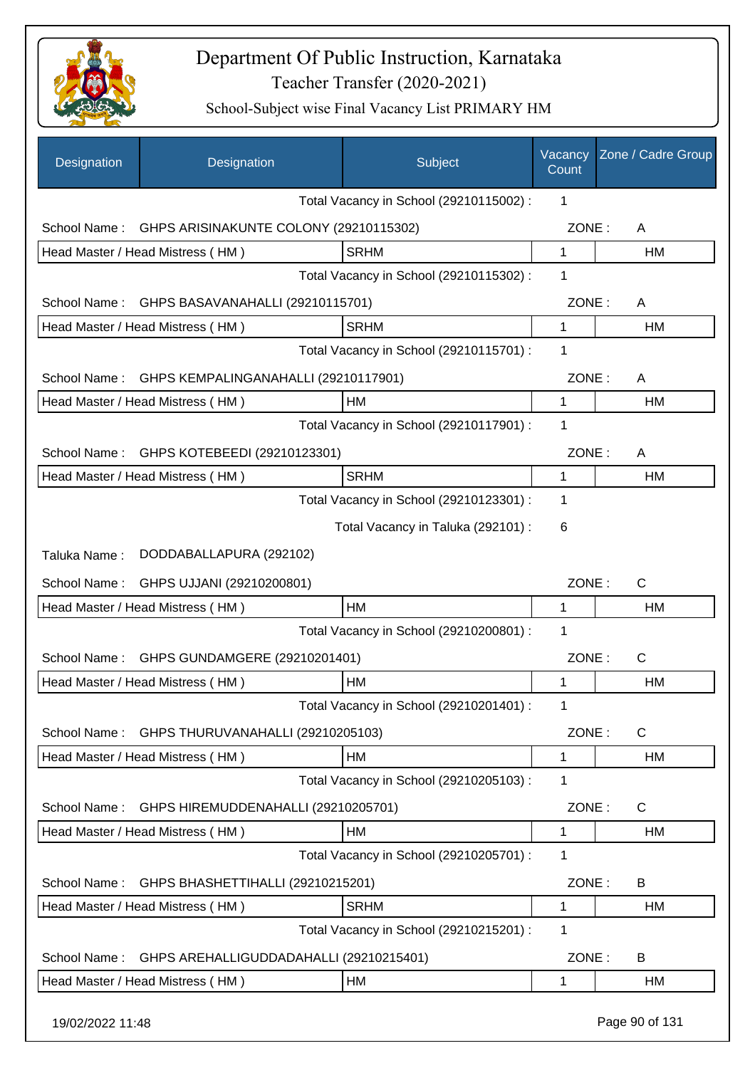# Department Of Public Instruction, Karnataka

Teacher Transfer (2020-2021)

School-Subject wise Final Vacancy List PRIMARY HM

| Designation | Designation | Subject | Vacancy Count | Zone / Cadre Group |
|---|---|---|---|---|
| | | Total Vacancy in School (29210115002) : | 1 | |
| School Name : | GHPS ARISINAKUNTE COLONY (29210115302) | | ZONE : | A |
| Head Master / Head Mistress ( HM ) | | SRHM | 1 | HM |
| | | Total Vacancy in School (29210115302) : | 1 | |
| School Name : | GHPS BASAVANAHALLI (29210115701) | | ZONE : | A |
| Head Master / Head Mistress ( HM ) | | SRHM | 1 | HM |
| | | Total Vacancy in School (29210115701) : | 1 | |
| School Name : | GHPS KEMPALINGANAHALLI (29210117901) | | ZONE : | A |
| Head Master / Head Mistress ( HM ) | | HM | 1 | HM |
| | | Total Vacancy in School (29210117901) : | 1 | |
| School Name : | GHPS KOTEBEEDI (29210123301) | | ZONE : | A |
| Head Master / Head Mistress ( HM ) | | SRHM | 1 | HM |
| | | Total Vacancy in School (29210123301) : | 1 | |
| | | Total Vacancy in Taluka (292101) : | 6 | |
| Taluka Name : | DODDABALLAPURA (292102) | | | |
| School Name : | GHPS UJJANI (29210200801) | | ZONE : | C |
| Head Master / Head Mistress ( HM ) | | HM | 1 | HM |
| | | Total Vacancy in School (29210200801) : | 1 | |
| School Name : | GHPS GUNDAMGERE (29210201401) | | ZONE : | C |
| Head Master / Head Mistress ( HM ) | | HM | 1 | HM |
| | | Total Vacancy in School (29210201401) : | 1 | |
| School Name : | GHPS THURUVANAHALLI (29210205103) | | ZONE : | C |
| Head Master / Head Mistress ( HM ) | | HM | 1 | HM |
| | | Total Vacancy in School (29210205103) : | 1 | |
| School Name : | GHPS HIREMUDDENAHALLI (29210205701) | | ZONE : | C |
| Head Master / Head Mistress ( HM ) | | HM | 1 | HM |
| | | Total Vacancy in School (29210205701) : | 1 | |
| School Name : | GHPS BHASHETTIHALLI (29210215201) | | ZONE : | B |
| Head Master / Head Mistress ( HM ) | | SRHM | 1 | HM |
| | | Total Vacancy in School (29210215201) : | 1 | |
| School Name : | GHPS AREHALLIGUDDADAHALLI (29210215401) | | ZONE : | B |
| Head Master / Head Mistress ( HM ) | | HM | 1 | HM |

19/02/2022 11:48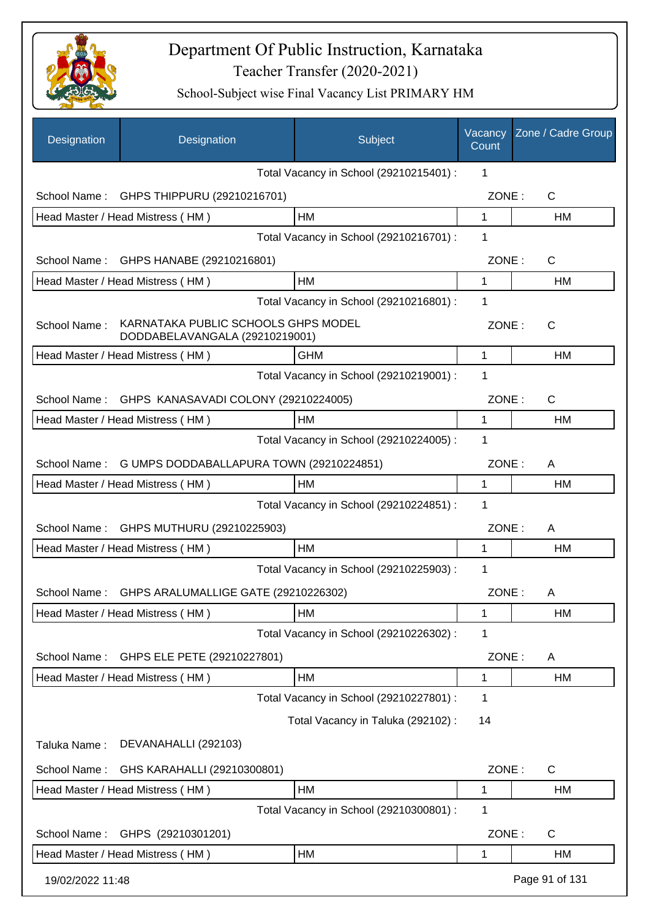# Department Of Public Instruction, Karnataka

Teacher Transfer (2020-2021)

School-Subject wise Final Vacancy List PRIMARY HM

| Designation | Designation | Subject | Vacancy Count | Zone / Cadre Group |
|---|---|---|---|---|
| | | Total Vacancy in School (29210215401) : | 1 | |
| School Name : | GHPS THIPPURU (29210216701) | | ZONE : | C |
| Head Master / Head Mistress ( HM ) | | HM | 1 | HM |
| | | Total Vacancy in School (29210216701) : | 1 | |
| School Name : | GHPS HANABE (29210216801) | | ZONE : | C |
| Head Master / Head Mistress ( HM ) | | HM | 1 | HM |
| | | Total Vacancy in School (29210216801) : | 1 | |
| School Name : | KARNATAKA PUBLIC SCHOOLS GHPS MODEL DODDABELAVANGALA (29210219001) | | ZONE : | C |
| Head Master / Head Mistress ( HM ) | | GHM | 1 | HM |
| | | Total Vacancy in School (29210219001) : | 1 | |
| School Name : | GHPS KANASAVADI COLONY (29210224005) | | ZONE : | C |
| Head Master / Head Mistress ( HM ) | | HM | 1 | HM |
| | | Total Vacancy in School (29210224005) : | 1 | |
| School Name : | G UMPS DODDABALLAPURA TOWN (29210224851) | | ZONE : | A |
| Head Master / Head Mistress ( HM ) | | HM | 1 | HM |
| | | Total Vacancy in School (29210224851) : | 1 | |
| School Name : | GHPS MUTHURU (29210225903) | | ZONE : | A |
| Head Master / Head Mistress ( HM ) | | HM | 1 | HM |
| | | Total Vacancy in School (29210225903) : | 1 | |
| School Name : | GHPS ARALUMALLIGE GATE (29210226302) | | ZONE : | A |
| Head Master / Head Mistress ( HM ) | | HM | 1 | HM |
| | | Total Vacancy in School (29210226302) : | 1 | |
| School Name : | GHPS ELE PETE (29210227801) | | ZONE : | A |
| Head Master / Head Mistress ( HM ) | | HM | 1 | HM |
| | | Total Vacancy in School (29210227801) : | 1 | |
| | | Total Vacancy in Taluka (292102) : | 14 | |
| Taluka Name : | DEVANAHALLI (292103) | | | |
| School Name : | GHS KARAHALLI (29210300801) | | ZONE : | C |
| Head Master / Head Mistress ( HM ) | | HM | 1 | HM |
| | | Total Vacancy in School (29210300801) : | 1 | |
| School Name : | GHPS (29210301201) | | ZONE : | C |
| Head Master / Head Mistress ( HM ) | | HM | 1 | HM |

19/02/2022 11:48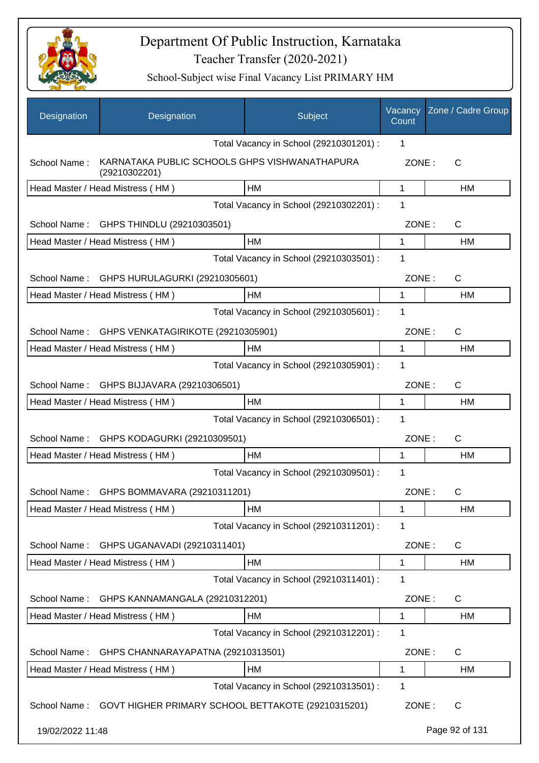# Department Of Public Instruction, Karnataka
## Teacher Transfer (2020-2021)
### School-Subject wise Final Vacancy List PRIMARY HM

| Designation | Designation | Subject | Vacancy Count | Zone / Cadre Group |
|---|---|---|---|---|
| | | Total Vacancy in School (29210301201) : | 1 | |
| School Name : | KARNATAKA PUBLIC SCHOOLS GHPS VISHWANATHAPURA (29210302201) | | ZONE : | C |
| Head Master / Head Mistress ( HM ) | | HM | 1 | HM |
| | | Total Vacancy in School (29210302201) : | 1 | |
| School Name : | GHPS THINDLU (29210303501) | | ZONE : | C |
| Head Master / Head Mistress ( HM ) | | HM | 1 | HM |
| | | Total Vacancy in School (29210303501) : | 1 | |
| School Name : | GHPS HURULAGURKI (29210305601) | | ZONE : | C |
| Head Master / Head Mistress ( HM ) | | HM | 1 | HM |
| | | Total Vacancy in School (29210305601) : | 1 | |
| School Name : | GHPS VENKATAGIRIKOTE (29210305901) | | ZONE : | C |
| Head Master / Head Mistress ( HM ) | | HM | 1 | HM |
| | | Total Vacancy in School (29210305901) : | 1 | |
| School Name : | GHPS BIJJAVARA (29210306501) | | ZONE : | C |
| Head Master / Head Mistress ( HM ) | | HM | 1 | HM |
| | | Total Vacancy in School (29210306501) : | 1 | |
| School Name : | GHPS KODAGURKI (29210309501) | | ZONE : | C |
| Head Master / Head Mistress ( HM ) | | HM | 1 | HM |
| | | Total Vacancy in School (29210309501) : | 1 | |
| School Name : | GHPS BOMMAVARA (29210311201) | | ZONE : | C |
| Head Master / Head Mistress ( HM ) | | HM | 1 | HM |
| | | Total Vacancy in School (29210311201) : | 1 | |
| School Name : | GHPS UGANAVADI (29210311401) | | ZONE : | C |
| Head Master / Head Mistress ( HM ) | | HM | 1 | HM |
| | | Total Vacancy in School (29210311401) : | 1 | |
| School Name : | GHPS KANNAMANGALA (29210312201) | | ZONE : | C |
| Head Master / Head Mistress ( HM ) | | HM | 1 | HM |
| | | Total Vacancy in School (29210312201) : | 1 | |
| School Name : | GHPS CHANNARAYAPATNA (29210313501) | | ZONE : | C |
| Head Master / Head Mistress ( HM ) | | HM | 1 | HM |
| | | Total Vacancy in School (29210313501) : | 1 | |
| School Name : | GOVT HIGHER PRIMARY SCHOOL BETTAKOTE (29210315201) | | ZONE : | C |

19/02/2022 11:48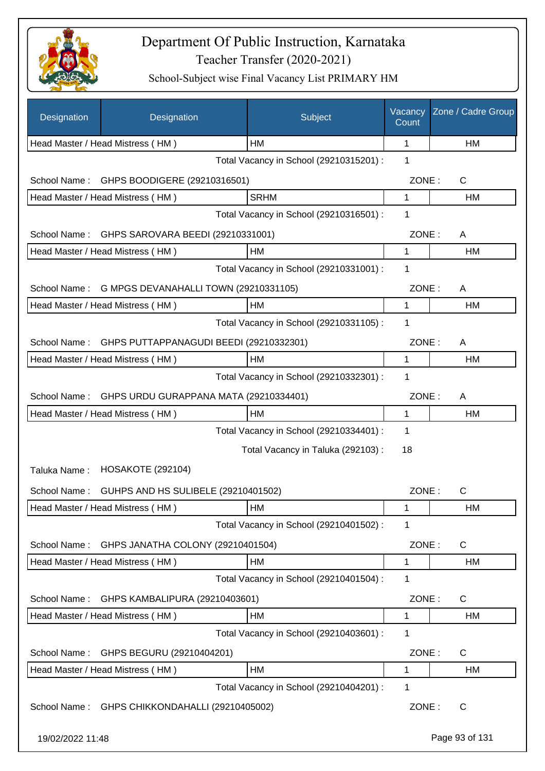# Department Of Public Instruction, Karnataka

Teacher Transfer (2020-2021)

School-Subject wise Final Vacancy List PRIMARY HM

| Designation | Designation | Subject | Vacancy Count | Zone / Cadre Group |
|---|---|---|---|---|
| Head Master / Head Mistress ( HM ) | | HM | 1 | HM |

Total Vacancy in School (29210315201) : 1

School Name : GHPS BOODIGERE (29210316501) ZONE : C

| Designation | Subject | Vacancy Count | Zone / Cadre Group |
|---|---|---|---|
| Head Master / Head Mistress ( HM ) | SRHM | 1 | HM |

Total Vacancy in School (29210316501) : 1

School Name : GHPS SAROVARA BEEDI (29210331001) ZONE : A

| Designation | Subject | Vacancy Count | Zone / Cadre Group |
|---|---|---|---|
| Head Master / Head Mistress ( HM ) | HM | 1 | HM |

Total Vacancy in School (29210331001) : 1

School Name : G MPGS DEVANAHALLI TOWN (29210331105) ZONE : A

| Designation | Subject | Vacancy Count | Zone / Cadre Group |
|---|---|---|---|
| Head Master / Head Mistress ( HM ) | HM | 1 | HM |

Total Vacancy in School (29210331105) : 1

School Name : GHPS PUTTAPPANAGUDI BEEDI (29210332301) ZONE : A

| Designation | Subject | Vacancy Count | Zone / Cadre Group |
|---|---|---|---|
| Head Master / Head Mistress ( HM ) | HM | 1 | HM |

Total Vacancy in School (29210332301) : 1

School Name : GHPS URDU GURAPPANA MATA (29210334401) ZONE : A

| Designation | Subject | Vacancy Count | Zone / Cadre Group |
|---|---|---|---|
| Head Master / Head Mistress ( HM ) | HM | 1 | HM |

Total Vacancy in School (29210334401) : 1

Total Vacancy in Taluka (292103) : 18

Taluka Name : HOSAKOTE (292104)

School Name : GUHPS AND HS SULIBELE (29210401502) ZONE : C

| Designation | Subject | Vacancy Count | Zone / Cadre Group |
|---|---|---|---|
| Head Master / Head Mistress ( HM ) | HM | 1 | HM |

Total Vacancy in School (29210401502) : 1

School Name : GHPS JANATHA COLONY (29210401504) ZONE : C

| Designation | Subject | Vacancy Count | Zone / Cadre Group |
|---|---|---|---|
| Head Master / Head Mistress ( HM ) | HM | 1 | HM |

Total Vacancy in School (29210401504) : 1

School Name : GHPS KAMBALIPURA (29210403601) ZONE : C

| Designation | Subject | Vacancy Count | Zone / Cadre Group |
|---|---|---|---|
| Head Master / Head Mistress ( HM ) | HM | 1 | HM |

Total Vacancy in School (29210403601) : 1

School Name : GHPS BEGURU (29210404201) ZONE : C

| Designation | Subject | Vacancy Count | Zone / Cadre Group |
|---|---|---|---|
| Head Master / Head Mistress ( HM ) | HM | 1 | HM |

Total Vacancy in School (29210404201) : 1

School Name : GHPS CHIKKONDAHALLI (29210405002) ZONE : C

19/02/2022 11:48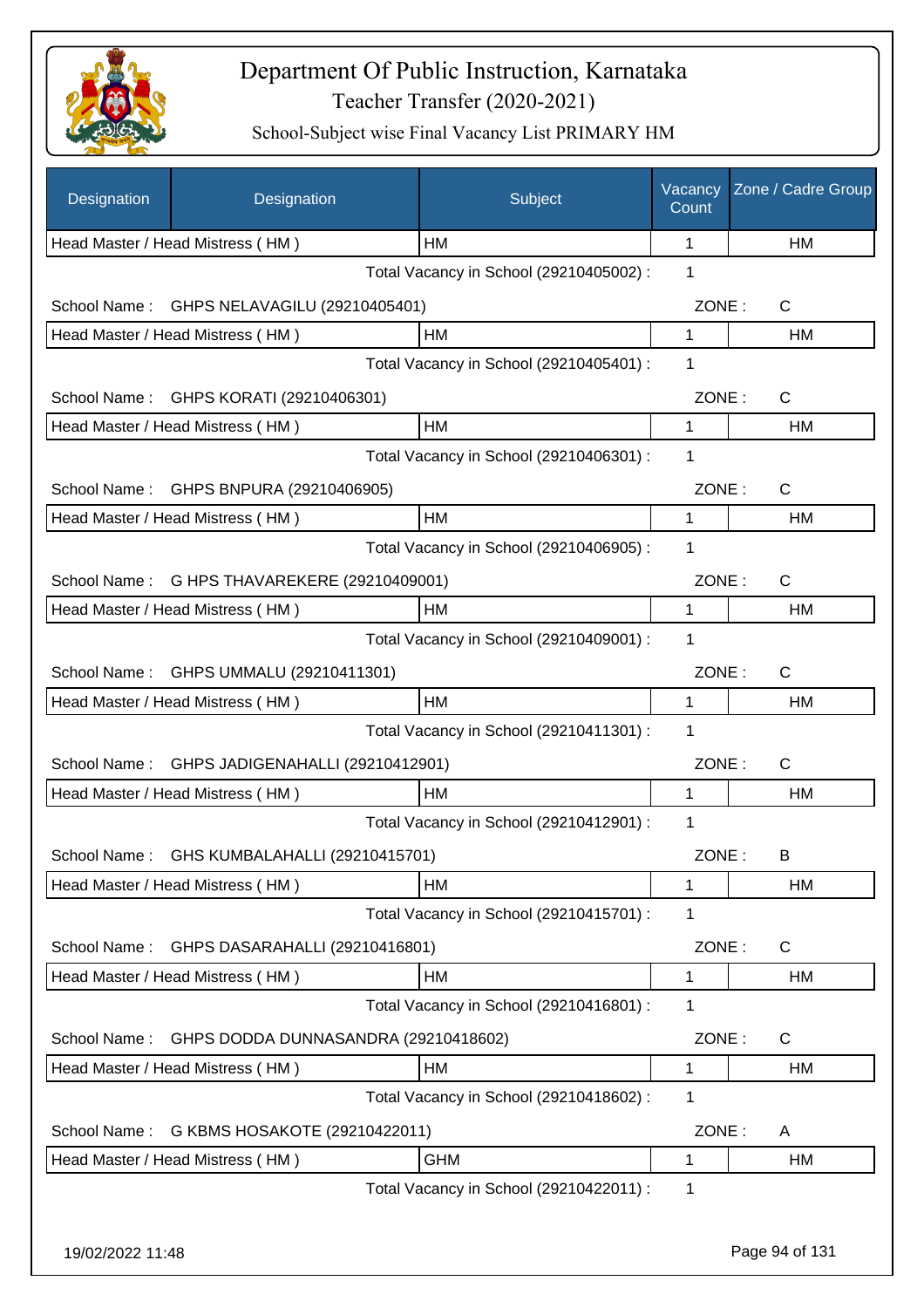# Department Of Public Instruction, Karnataka

## Teacher Transfer (2020-2021)

### School-Subject wise Final Vacancy List PRIMARY HM

| Designation | Designation | Subject | Vacancy Count | Zone / Cadre Group |
|---|---|---|---|---|
| Head Master / Head Mistress ( HM ) | | HM | 1 | HM |
| | | Total Vacancy in School (29210405002) : | 1 | |
| School Name : | GHPS NELAVAGILU (29210405401) | | ZONE : | C |
| Head Master / Head Mistress ( HM ) | | HM | 1 | HM |
| | | Total Vacancy in School (29210405401) : | 1 | |
| School Name : | GHPS KORATI (29210406301) | | ZONE : | C |
| Head Master / Head Mistress ( HM ) | | HM | 1 | HM |
| | | Total Vacancy in School (29210406301) : | 1 | |
| School Name : | GHPS BNPURA (29210406905) | | ZONE : | C |
| Head Master / Head Mistress ( HM ) | | HM | 1 | HM |
| | | Total Vacancy in School (29210406905) : | 1 | |
| School Name : | G HPS THAVAREKERE (29210409001) | | ZONE : | C |
| Head Master / Head Mistress ( HM ) | | HM | 1 | HM |
| | | Total Vacancy in School (29210409001) : | 1 | |
| School Name : | GHPS UMMALU (29210411301) | | ZONE : | C |
| Head Master / Head Mistress ( HM ) | | HM | 1 | HM |
| | | Total Vacancy in School (29210411301) : | 1 | |
| School Name : | GHPS JADIGENAHALLI (29210412901) | | ZONE : | C |
| Head Master / Head Mistress ( HM ) | | HM | 1 | HM |
| | | Total Vacancy in School (29210412901) : | 1 | |
| School Name : | GHS KUMBALAHALLI (29210415701) | | ZONE : | B |
| Head Master / Head Mistress ( HM ) | | HM | 1 | HM |
| | | Total Vacancy in School (29210415701) : | 1 | |
| School Name : | GHPS DASARAHALLI (29210416801) | | ZONE : | C |
| Head Master / Head Mistress ( HM ) | | HM | 1 | HM |
| | | Total Vacancy in School (29210416801) : | 1 | |
| School Name : | GHPS DODDA DUNNASANDRA (29210418602) | | ZONE : | C |
| Head Master / Head Mistress ( HM ) | | HM | 1 | HM |
| | | Total Vacancy in School (29210418602) : | 1 | |
| School Name : | G KBMS HOSAKOTE (29210422011) | | ZONE : | A |
| Head Master / Head Mistress ( HM ) | | GHM | 1 | HM |
| | | Total Vacancy in School (29210422011) : | 1 | |

19/02/2022 11:48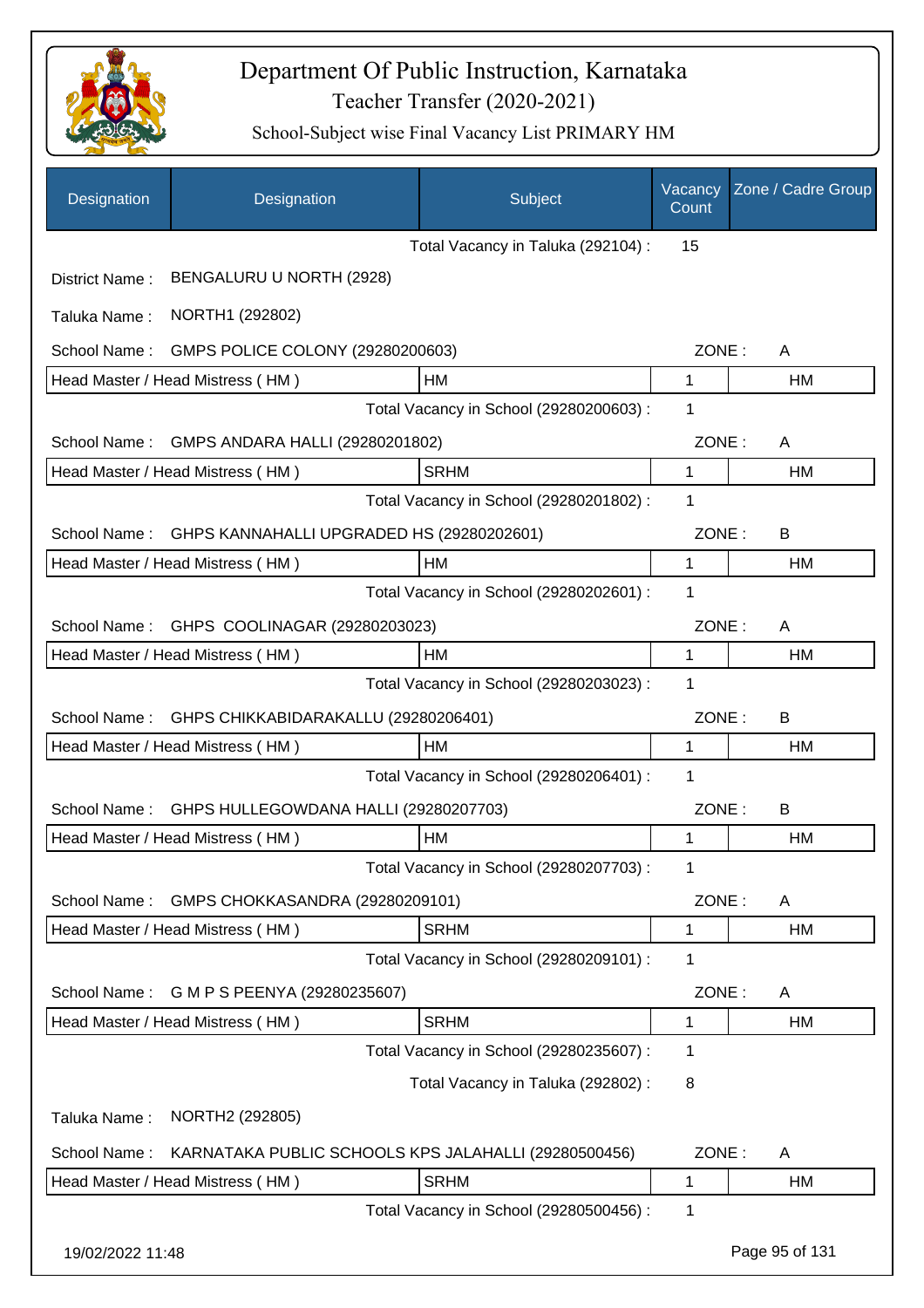# Department Of Public Instruction, Karnataka

Teacher Transfer (2020-2021)

School-Subject wise Final Vacancy List PRIMARY HM

| Designation | Designation | Subject | Vacancy Count | Zone / Cadre Group |
|---|---|---|---|---|
| | | Total Vacancy in Taluka (292104) : | 15 | |

District Name : BENGALURU U NORTH (2928)

Taluka Name : NORTH1 (292802)

School Name : GMPS POLICE COLONY (29280200603) ZONE : A

| Designation | Subject | Vacancy Count | Zone / Cadre Group |
|---|---|---|---|
| Head Master / Head Mistress ( HM ) | HM | 1 | HM |
| | Total Vacancy in School (29280200603) : | 1 | |

School Name : GMPS ANDARA HALLI (29280201802) ZONE : A

| Designation | Subject | Vacancy Count | Zone / Cadre Group |
|---|---|---|---|
| Head Master / Head Mistress ( HM ) | SRHM | 1 | HM |
| | Total Vacancy in School (29280201802) : | 1 | |

School Name : GHPS KANNAHALLI UPGRADED HS (29280202601) ZONE : B

| Designation | Subject | Vacancy Count | Zone / Cadre Group |
|---|---|---|---|
| Head Master / Head Mistress ( HM ) | HM | 1 | HM |
| | Total Vacancy in School (29280202601) : | 1 | |

School Name : GHPS COOLINAGAR (29280203023) ZONE : A

| Designation | Subject | Vacancy Count | Zone / Cadre Group |
|---|---|---|---|
| Head Master / Head Mistress ( HM ) | HM | 1 | HM |
| | Total Vacancy in School (29280203023) : | 1 | |

School Name : GHPS CHIKKABIDARAKALLU (29280206401) ZONE : B

| Designation | Subject | Vacancy Count | Zone / Cadre Group |
|---|---|---|---|
| Head Master / Head Mistress ( HM ) | HM | 1 | HM |
| | Total Vacancy in School (29280206401) : | 1 | |

School Name : GHPS HULLEGOWDANA HALLI (29280207703) ZONE : B

| Designation | Subject | Vacancy Count | Zone / Cadre Group |
|---|---|---|---|
| Head Master / Head Mistress ( HM ) | HM | 1 | HM |
| | Total Vacancy in School (29280207703) : | 1 | |

School Name : GMPS CHOKKASANDRA (29280209101) ZONE : A

| Designation | Subject | Vacancy Count | Zone / Cadre Group |
|---|---|---|---|
| Head Master / Head Mistress ( HM ) | SRHM | 1 | HM |
| | Total Vacancy in School (29280209101) : | 1 | |

School Name : G M P S PEENYA (29280235607) ZONE : A

| Designation | Subject | Vacancy Count | Zone / Cadre Group |
|---|---|---|---|
| Head Master / Head Mistress ( HM ) | SRHM | 1 | HM |
| | Total Vacancy in School (29280235607) : | 1 | |
| | Total Vacancy in Taluka (292802) : | 8 | |

Taluka Name : NORTH2 (292805)

School Name : KARNATAKA PUBLIC SCHOOLS KPS JALAHALLI (29280500456) ZONE : A

| Designation | Subject | Vacancy Count | Zone / Cadre Group |
|---|---|---|---|
| Head Master / Head Mistress ( HM ) | SRHM | 1 | HM |
| | Total Vacancy in School (29280500456) : | 1 | |

19/02/2022 11:48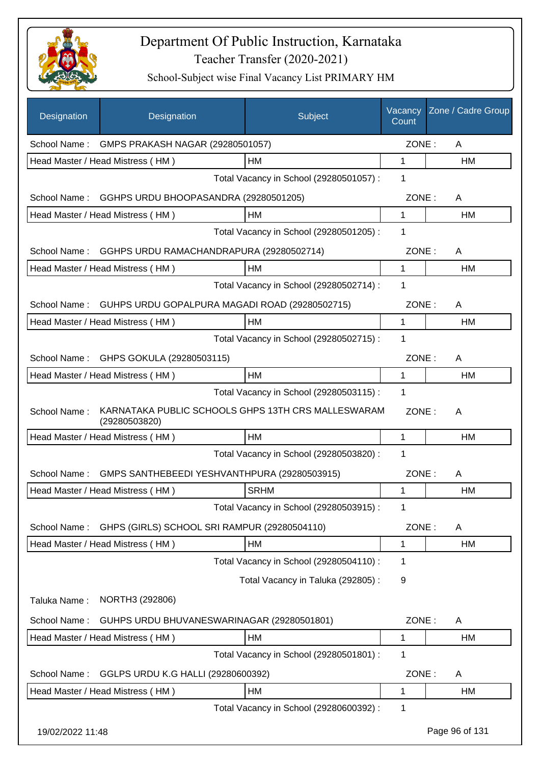# Department Of Public Instruction, Karnataka

Teacher Transfer (2020-2021)

School-Subject wise Final Vacancy List PRIMARY HM

| Designation | Designation | Subject | Vacancy Count | Zone / Cadre Group |
|---|---|---|---|---|
| School Name : | GMPS PRAKASH NAGAR (29280501057) | | ZONE : | A |
| Head Master / Head Mistress ( HM ) | | HM | 1 | HM |
| | | Total Vacancy in School (29280501057) : | 1 | |
| School Name : | GGHPS URDU BHOOPASANDRA (29280501205) | | ZONE : | A |
| Head Master / Head Mistress ( HM ) | | HM | 1 | HM |
| | | Total Vacancy in School (29280501205) : | 1 | |
| School Name : | GGHPS URDU RAMACHANDRAPURA (29280502714) | | ZONE : | A |
| Head Master / Head Mistress ( HM ) | | HM | 1 | HM |
| | | Total Vacancy in School (29280502714) : | 1 | |
| School Name : | GUHPS URDU GOPALPURA MAGADI ROAD (29280502715) | | ZONE : | A |
| Head Master / Head Mistress ( HM ) | | HM | 1 | HM |
| | | Total Vacancy in School (29280502715) : | 1 | |
| School Name : | GHPS GOKULA (29280503115) | | ZONE : | A |
| Head Master / Head Mistress ( HM ) | | HM | 1 | HM |
| | | Total Vacancy in School (29280503115) : | 1 | |
| School Name : | KARNATAKA PUBLIC SCHOOLS GHPS 13TH CRS MALLESWARAM (29280503820) | | ZONE : | A |
| Head Master / Head Mistress ( HM ) | | HM | 1 | HM |
| | | Total Vacancy in School (29280503820) : | 1 | |
| School Name : | GMPS SANTHEBEEDI YESHVANTHPURA (29280503915) | | ZONE : | A |
| Head Master / Head Mistress ( HM ) | | SRHM | 1 | HM |
| | | Total Vacancy in School (29280503915) : | 1 | |
| School Name : | GHPS (GIRLS) SCHOOL SRI RAMPUR (29280504110) | | ZONE : | A |
| Head Master / Head Mistress ( HM ) | | HM | 1 | HM |
| | | Total Vacancy in School (29280504110) : | 1 | |
| | | Total Vacancy in Taluka (292805) : | 9 | |
| Taluka Name : | NORTH3 (292806) | | | |
| School Name : | GUHPS URDU BHUVANESWARINAGAR (29280501801) | | ZONE : | A |
| Head Master / Head Mistress ( HM ) | | HM | 1 | HM |
| | | Total Vacancy in School (29280501801) : | 1 | |
| School Name : | GGLPS URDU K.G HALLI (29280600392) | | ZONE : | A |
| Head Master / Head Mistress ( HM ) | | HM | 1 | HM |
| | | Total Vacancy in School (29280600392) : | 1 | |

19/02/2022 11:48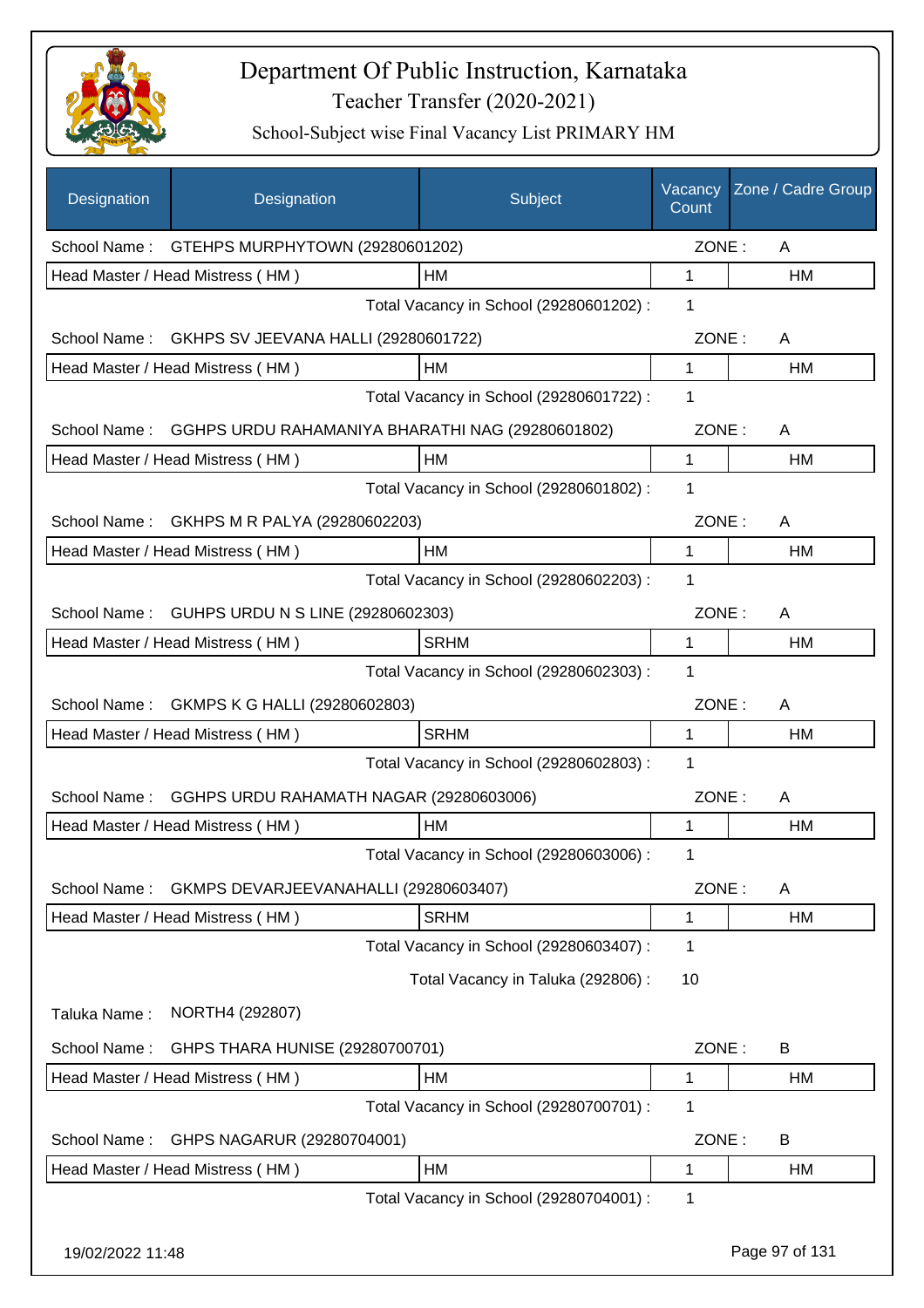# Department Of Public Instruction, Karnataka
## Teacher Transfer (2020-2021)
### School-Subject wise Final Vacancy List PRIMARY HM

| Designation | Designation | Subject | Vacancy Count | Zone / Cadre Group |
|---|---|---|---|---|
| School Name : | GTEHPS MURPHYTOWN (29280601202) | | ZONE : | A |
| Head Master / Head Mistress ( HM ) | | HM | 1 | HM |
| | | Total Vacancy in School (29280601202) : | 1 | |
| School Name : | GKHPS SV JEEVANA HALLI (29280601722) | | ZONE : | A |
| Head Master / Head Mistress ( HM ) | | HM | 1 | HM |
| | | Total Vacancy in School (29280601722) : | 1 | |
| School Name : | GGHPS URDU RAHAMANIYA BHARATHI NAG (29280601802) | | ZONE : | A |
| Head Master / Head Mistress ( HM ) | | HM | 1 | HM |
| | | Total Vacancy in School (29280601802) : | 1 | |
| School Name : | GKHPS M R PALYA (29280602203) | | ZONE : | A |
| Head Master / Head Mistress ( HM ) | | HM | 1 | HM |
| | | Total Vacancy in School (29280602203) : | 1 | |
| School Name : | GUHPS URDU N S LINE (29280602303) | | ZONE : | A |
| Head Master / Head Mistress ( HM ) | | SRHM | 1 | HM |
| | | Total Vacancy in School (29280602303) : | 1 | |
| School Name : | GKMPS K G HALLI (29280602803) | | ZONE : | A |
| Head Master / Head Mistress ( HM ) | | SRHM | 1 | HM |
| | | Total Vacancy in School (29280602803) : | 1 | |
| School Name : | GGHPS URDU RAHAMATH NAGAR (29280603006) | | ZONE : | A |
| Head Master / Head Mistress ( HM ) | | HM | 1 | HM |
| | | Total Vacancy in School (29280603006) : | 1 | |
| School Name : | GKMPS DEVARJEEVANAHALLI (29280603407) | | ZONE : | A |
| Head Master / Head Mistress ( HM ) | | SRHM | 1 | HM |
| | | Total Vacancy in School (29280603407) : | 1 | |
| | | Total Vacancy in Taluka (292806) : | 10 | |
| Taluka Name : | NORTH4 (292807) | | | |
| School Name : | GHPS THARA HUNISE (29280700701) | | ZONE : | B |
| Head Master / Head Mistress ( HM ) | | HM | 1 | HM |
| | | Total Vacancy in School (29280700701) : | 1 | |
| School Name : | GHPS NAGARUR (29280704001) | | ZONE : | B |
| Head Master / Head Mistress ( HM ) | | HM | 1 | HM |
| | | Total Vacancy in School (29280704001) : | 1 | |

19/02/2022 11:48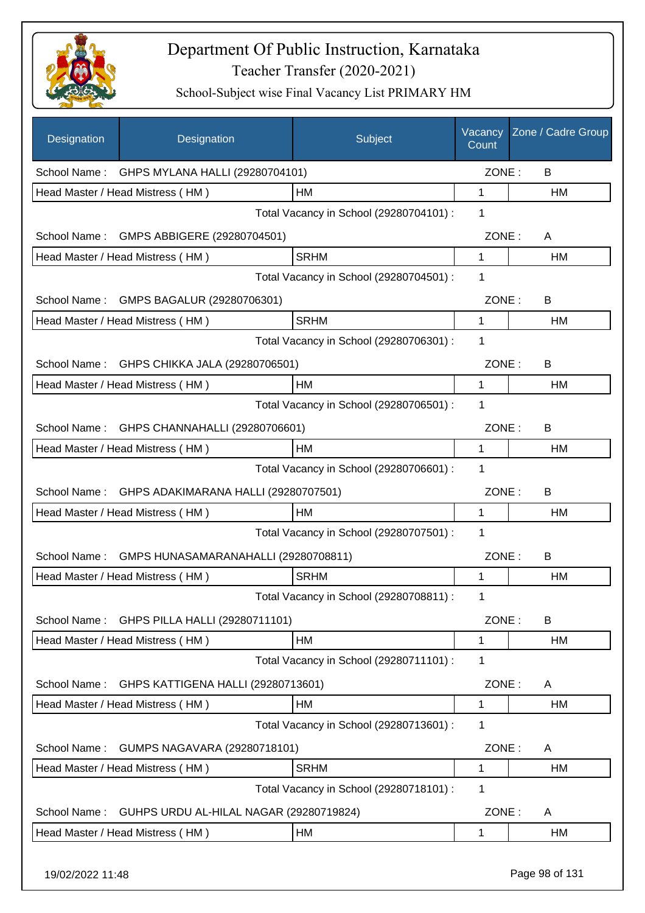# Department Of Public Instruction, Karnataka

Teacher Transfer (2020-2021)

School-Subject wise Final Vacancy List PRIMARY HM

| Designation | Designation | Subject | Vacancy Count | Zone / Cadre Group |
|---|---|---|---|---|
| School Name : | GHPS MYLANA HALLI (29280704101) | | ZONE : | B |
| Head Master / Head Mistress ( HM ) | | HM | 1 | HM |
| | | Total Vacancy in School (29280704101) : | 1 | |
| School Name : | GMPS ABBIGERE (29280704501) | | ZONE : | A |
| Head Master / Head Mistress ( HM ) | | SRHM | 1 | HM |
| | | Total Vacancy in School (29280704501) : | 1 | |
| School Name : | GMPS BAGALUR (29280706301) | | ZONE : | B |
| Head Master / Head Mistress ( HM ) | | SRHM | 1 | HM |
| | | Total Vacancy in School (29280706301) : | 1 | |
| School Name : | GHPS CHIKKA JALA (29280706501) | | ZONE : | B |
| Head Master / Head Mistress ( HM ) | | HM | 1 | HM |
| | | Total Vacancy in School (29280706501) : | 1 | |
| School Name : | GHPS CHANNAHALLI (29280706601) | | ZONE : | B |
| Head Master / Head Mistress ( HM ) | | HM | 1 | HM |
| | | Total Vacancy in School (29280706601) : | 1 | |
| School Name : | GHPS ADAKIMARANA HALLI (29280707501) | | ZONE : | B |
| Head Master / Head Mistress ( HM ) | | HM | 1 | HM |
| | | Total Vacancy in School (29280707501) : | 1 | |
| School Name : | GMPS HUNASAMARANAHALLI (29280708811) | | ZONE : | B |
| Head Master / Head Mistress ( HM ) | | SRHM | 1 | HM |
| | | Total Vacancy in School (29280708811) : | 1 | |
| School Name : | GHPS PILLA HALLI (29280711101) | | ZONE : | B |
| Head Master / Head Mistress ( HM ) | | HM | 1 | HM |
| | | Total Vacancy in School (29280711101) : | 1 | |
| School Name : | GHPS KATTIGENA HALLI (29280713601) | | ZONE : | A |
| Head Master / Head Mistress ( HM ) | | HM | 1 | HM |
| | | Total Vacancy in School (29280713601) : | 1 | |
| School Name : | GUMPS NAGAVARA (29280718101) | | ZONE : | A |
| Head Master / Head Mistress ( HM ) | | SRHM | 1 | HM |
| | | Total Vacancy in School (29280718101) : | 1 | |
| School Name : | GUHPS URDU AL-HILAL NAGAR (29280719824) | | ZONE : | A |
| Head Master / Head Mistress ( HM ) | | HM | 1 | HM |

19/02/2022 11:48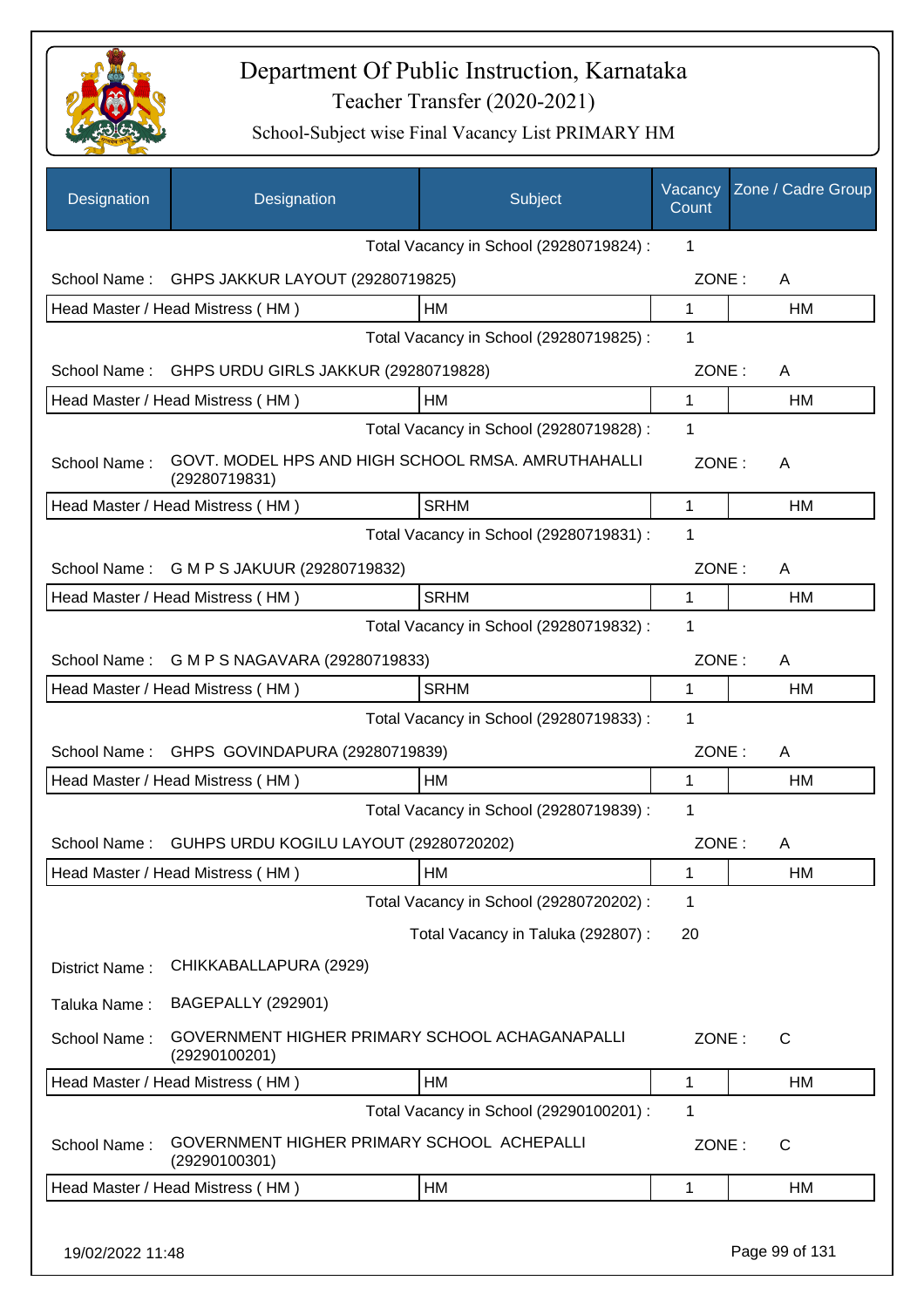# Department Of Public Instruction, Karnataka

## Teacher Transfer (2020-2021)

### School-Subject wise Final Vacancy List PRIMARY HM

| Designation | Designation | Subject | Vacancy Count | Zone / Cadre Group |
|---|---|---|---|---|
| | | Total Vacancy in School (29280719824) : | 1 | |
| School Name : | GHPS JAKKUR LAYOUT (29280719825) | | ZONE : | A |
| Head Master / Head Mistress ( HM ) | | HM | 1 | HM |
| | | Total Vacancy in School (29280719825) : | 1 | |
| School Name : | GHPS URDU GIRLS JAKKUR (29280719828) | | ZONE : | A |
| Head Master / Head Mistress ( HM ) | | HM | 1 | HM |
| | | Total Vacancy in School (29280719828) : | 1 | |
| School Name : | GOVT. MODEL HPS AND HIGH SCHOOL RMSA. AMRUTHAHALLI (29280719831) | | ZONE : | A |
| Head Master / Head Mistress ( HM ) | | SRHM | 1 | HM |
| | | Total Vacancy in School (29280719831) : | 1 | |
| School Name : | G M P S JAKUUR (29280719832) | | ZONE : | A |
| Head Master / Head Mistress ( HM ) | | SRHM | 1 | HM |
| | | Total Vacancy in School (29280719832) : | 1 | |
| School Name : | G M P S NAGAVARA (29280719833) | | ZONE : | A |
| Head Master / Head Mistress ( HM ) | | SRHM | 1 | HM |
| | | Total Vacancy in School (29280719833) : | 1 | |
| School Name : | GHPS GOVINDAPURA (29280719839) | | ZONE : | A |
| Head Master / Head Mistress ( HM ) | | HM | 1 | HM |
| | | Total Vacancy in School (29280719839) : | 1 | |
| School Name : | GUHPS URDU KOGILU LAYOUT (29280720202) | | ZONE : | A |
| Head Master / Head Mistress ( HM ) | | HM | 1 | HM |
| | | Total Vacancy in School (29280720202) : | 1 | |
| | | Total Vacancy in Taluka (292807) : | 20 | |
| District Name : | CHIKKABALLAPURA (2929) | | | |
| Taluka Name : | BAGEPALLY (292901) | | | |
| School Name : | GOVERNMENT HIGHER PRIMARY SCHOOL ACHAGANAPALLI (29290100201) | | ZONE : | C |
| Head Master / Head Mistress ( HM ) | | HM | 1 | HM |
| | | Total Vacancy in School (29290100201) : | 1 | |
| School Name : | GOVERNMENT HIGHER PRIMARY SCHOOL ACHEPALLI (29290100301) | | ZONE : | C |
| Head Master / Head Mistress ( HM ) | | HM | 1 | HM |

19/02/2022 11:48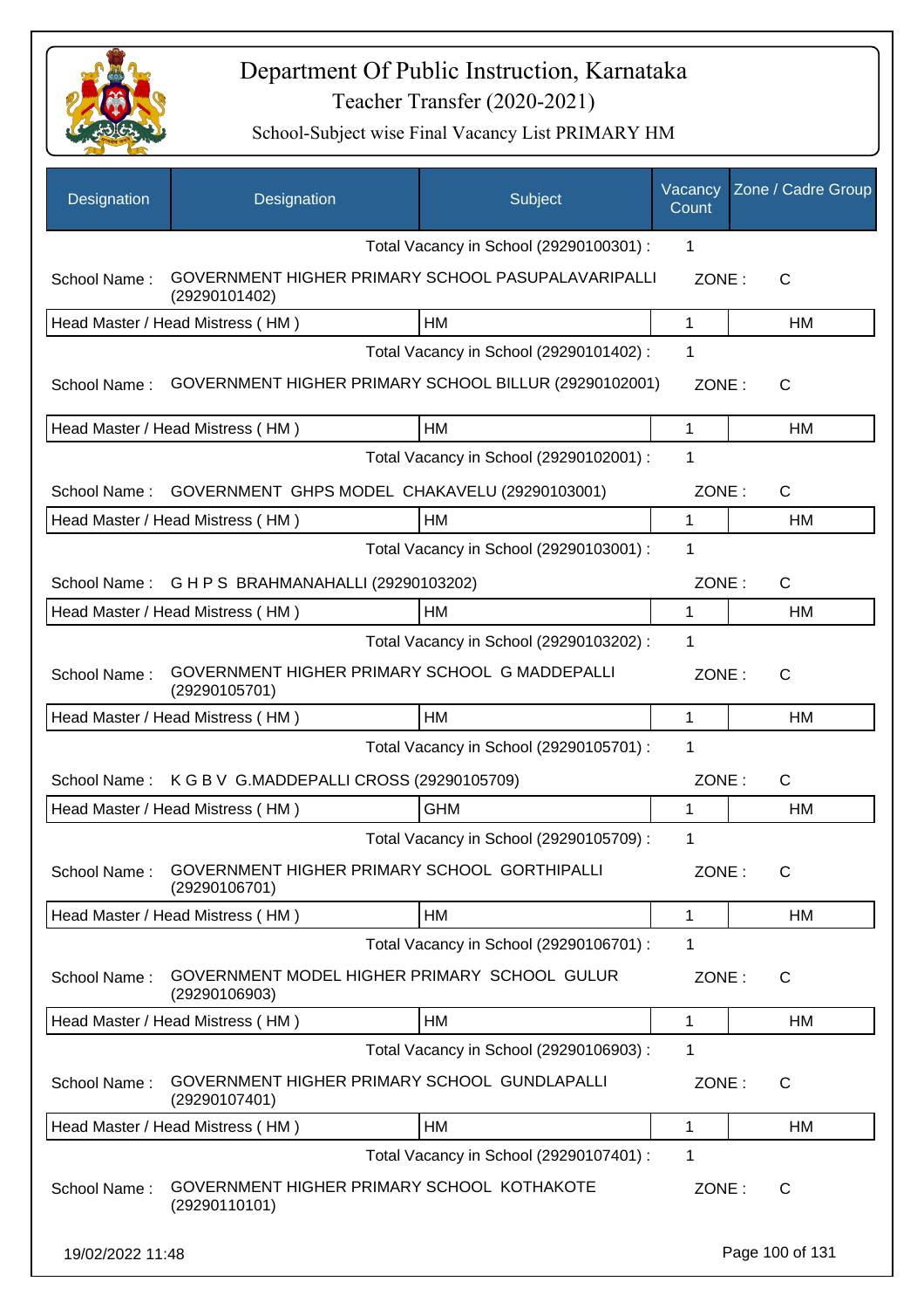# Department Of Public Instruction, Karnataka

Teacher Transfer (2020-2021)

School-Subject wise Final Vacancy List PRIMARY HM

| Designation | Designation | Subject | Vacancy Count | Zone / Cadre Group |
|---|---|---|---|---|
| | | Total Vacancy in School (29290100301) : | 1 | |
| School Name : | GOVERNMENT HIGHER PRIMARY SCHOOL PASUPALAVARIPALLI (29290101402) | | ZONE : | C |
| Head Master / Head Mistress ( HM ) | | HM | 1 | HM |
| | | Total Vacancy in School (29290101402) : | 1 | |
| School Name : | GOVERNMENT HIGHER PRIMARY SCHOOL BILLUR (29290102001) | | ZONE : | C |
| Head Master / Head Mistress ( HM ) | | HM | 1 | HM |
| | | Total Vacancy in School (29290102001) : | 1 | |
| School Name : | GOVERNMENT GHPS MODEL CHAKAVELU (29290103001) | | ZONE : | C |
| Head Master / Head Mistress ( HM ) | | HM | 1 | HM |
| | | Total Vacancy in School (29290103001) : | 1 | |
| School Name : | G H P S BRAHMANAHALLI (29290103202) | | ZONE : | C |
| Head Master / Head Mistress ( HM ) | | HM | 1 | HM |
| | | Total Vacancy in School (29290103202) : | 1 | |
| School Name : | GOVERNMENT HIGHER PRIMARY SCHOOL G MADDEPALLI (29290105701) | | ZONE : | C |
| Head Master / Head Mistress ( HM ) | | HM | 1 | HM |
| | | Total Vacancy in School (29290105701) : | 1 | |
| School Name : | K G B V G.MADDEPALLI CROSS (29290105709) | | ZONE : | C |
| Head Master / Head Mistress ( HM ) | | GHM | 1 | HM |
| | | Total Vacancy in School (29290105709) : | 1 | |
| School Name : | GOVERNMENT HIGHER PRIMARY SCHOOL GORTHIPALLI (29290106701) | | ZONE : | C |
| Head Master / Head Mistress ( HM ) | | HM | 1 | HM |
| | | Total Vacancy in School (29290106701) : | 1 | |
| School Name : | GOVERNMENT MODEL HIGHER PRIMARY SCHOOL GULUR (29290106903) | | ZONE : | C |
| Head Master / Head Mistress ( HM ) | | HM | 1 | HM |
| | | Total Vacancy in School (29290106903) : | 1 | |
| School Name : | GOVERNMENT HIGHER PRIMARY SCHOOL GUNDLAPALLI (29290107401) | | ZONE : | C |
| Head Master / Head Mistress ( HM ) | | HM | 1 | HM |
| | | Total Vacancy in School (29290107401) : | 1 | |
| School Name : | GOVERNMENT HIGHER PRIMARY SCHOOL KOTHAKOTE (29290110101) | | ZONE : | C |

19/02/2022 11:48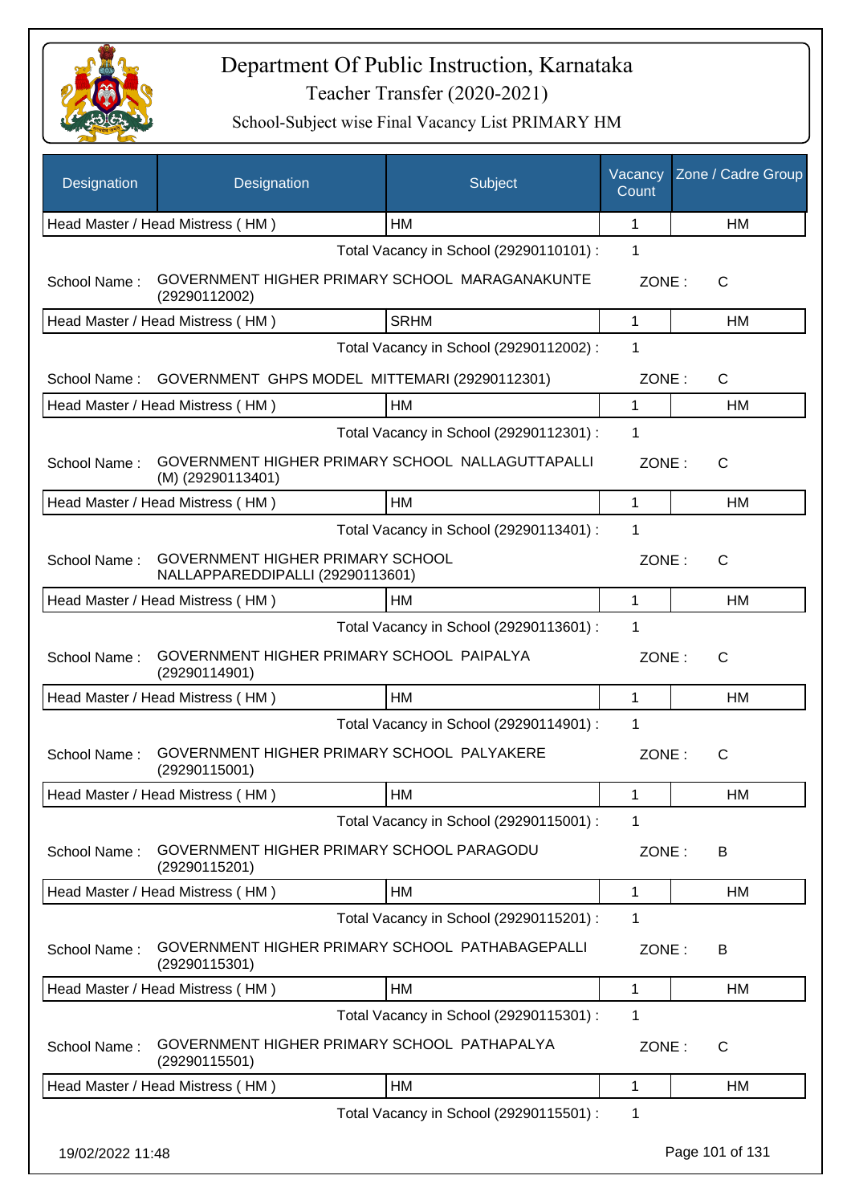# Department Of Public Instruction, Karnataka

## Teacher Transfer (2020-2021)

### School-Subject wise Final Vacancy List PRIMARY HM

| Designation | Designation | Subject | Vacancy Count | Zone / Cadre Group |
|---|---|---|---|---|
| Head Master / Head Mistress ( HM ) | | HM | 1 | HM |
| | | Total Vacancy in School (29290110101) : | 1 | |
| School Name : | GOVERNMENT HIGHER PRIMARY SCHOOL MARAGANAKUNTE (29290112002) | | ZONE : | C |
| Head Master / Head Mistress ( HM ) | | SRHM | 1 | HM |
| | | Total Vacancy in School (29290112002) : | 1 | |
| School Name : | GOVERNMENT GHPS MODEL MITTEMARI (29290112301) | | ZONE : | C |
| Head Master / Head Mistress ( HM ) | | HM | 1 | HM |
| | | Total Vacancy in School (29290112301) : | 1 | |
| School Name : | GOVERNMENT HIGHER PRIMARY SCHOOL NALLAGUTTAPALLI (M) (29290113401) | | ZONE : | C |
| Head Master / Head Mistress ( HM ) | | HM | 1 | HM |
| | | Total Vacancy in School (29290113401) : | 1 | |
| School Name : | GOVERNMENT HIGHER PRIMARY SCHOOL NALLAPPAREDDIPALLI (29290113601) | | ZONE : | C |
| Head Master / Head Mistress ( HM ) | | HM | 1 | HM |
| | | Total Vacancy in School (29290113601) : | 1 | |
| School Name : | GOVERNMENT HIGHER PRIMARY SCHOOL PAIPALYA (29290114901) | | ZONE : | C |
| Head Master / Head Mistress ( HM ) | | HM | 1 | HM |
| | | Total Vacancy in School (29290114901) : | 1 | |
| School Name : | GOVERNMENT HIGHER PRIMARY SCHOOL PALYAKERE (29290115001) | | ZONE : | C |
| Head Master / Head Mistress ( HM ) | | HM | 1 | HM |
| | | Total Vacancy in School (29290115001) : | 1 | |
| School Name : | GOVERNMENT HIGHER PRIMARY SCHOOL PARAGODU (29290115201) | | ZONE : | B |
| Head Master / Head Mistress ( HM ) | | HM | 1 | HM |
| | | Total Vacancy in School (29290115201) : | 1 | |
| School Name : | GOVERNMENT HIGHER PRIMARY SCHOOL PATHABAGEPALLI (29290115301) | | ZONE : | B |
| Head Master / Head Mistress ( HM ) | | HM | 1 | HM |
| | | Total Vacancy in School (29290115301) : | 1 | |
| School Name : | GOVERNMENT HIGHER PRIMARY SCHOOL PATHAPALYA (29290115501) | | ZONE : | C |
| Head Master / Head Mistress ( HM ) | | HM | 1 | HM |
| | | Total Vacancy in School (29290115501) : | 1 | |

19/02/2022 11:48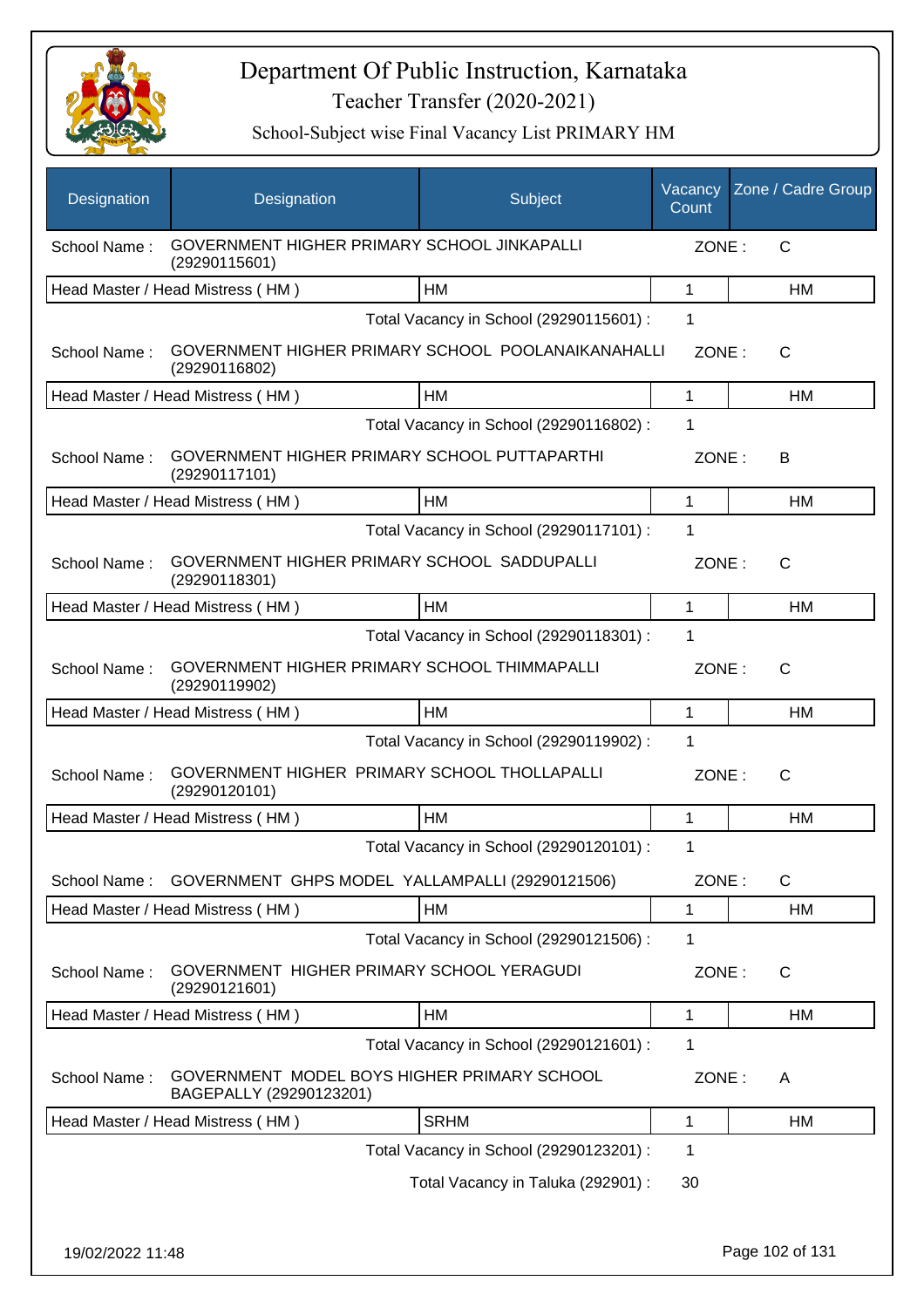# Department Of Public Instruction, Karnataka

Teacher Transfer (2020-2021)

School-Subject wise Final Vacancy List PRIMARY HM

| Designation | Designation | Subject | Vacancy Count | Zone / Cadre Group |
|---|---|---|---|---|
| School Name : | GOVERNMENT HIGHER PRIMARY SCHOOL JINKAPALLI (29290115601) | | ZONE : | C |
| Head Master / Head Mistress ( HM ) | | HM | 1 | HM |
| | | Total Vacancy in School (29290115601) : | 1 | |
| School Name : | GOVERNMENT HIGHER PRIMARY SCHOOL POOLANAIKANAHALLI (29290116802) | | ZONE : | C |
| Head Master / Head Mistress ( HM ) | | HM | 1 | HM |
| | | Total Vacancy in School (29290116802) : | 1 | |
| School Name : | GOVERNMENT HIGHER PRIMARY SCHOOL PUTTAPARTHI (29290117101) | | ZONE : | B |
| Head Master / Head Mistress ( HM ) | | HM | 1 | HM |
| | | Total Vacancy in School (29290117101) : | 1 | |
| School Name : | GOVERNMENT HIGHER PRIMARY SCHOOL SADDUPALLI (29290118301) | | ZONE : | C |
| Head Master / Head Mistress ( HM ) | | HM | 1 | HM |
| | | Total Vacancy in School (29290118301) : | 1 | |
| School Name : | GOVERNMENT HIGHER PRIMARY SCHOOL THIMMAPALLI (29290119902) | | ZONE : | C |
| Head Master / Head Mistress ( HM ) | | HM | 1 | HM |
| | | Total Vacancy in School (29290119902) : | 1 | |
| School Name : | GOVERNMENT HIGHER PRIMARY SCHOOL THOLLAPALLI (29290120101) | | ZONE : | C |
| Head Master / Head Mistress ( HM ) | | HM | 1 | HM |
| | | Total Vacancy in School (29290120101) : | 1 | |
| School Name : | GOVERNMENT GHPS MODEL YALLAMPALLI (29290121506) | | ZONE : | C |
| Head Master / Head Mistress ( HM ) | | HM | 1 | HM |
| | | Total Vacancy in School (29290121506) : | 1 | |
| School Name : | GOVERNMENT HIGHER PRIMARY SCHOOL YERAGUDI (29290121601) | | ZONE : | C |
| Head Master / Head Mistress ( HM ) | | HM | 1 | HM |
| | | Total Vacancy in School (29290121601) : | 1 | |
| School Name : | GOVERNMENT MODEL BOYS HIGHER PRIMARY SCHOOL BAGEPALLY (29290123201) | | ZONE : | A |
| Head Master / Head Mistress ( HM ) | | SRHM | 1 | HM |
| | | Total Vacancy in School (29290123201) : | 1 | |
| | | Total Vacancy in Taluka (292901) : | 30 | |

19/02/2022 11:48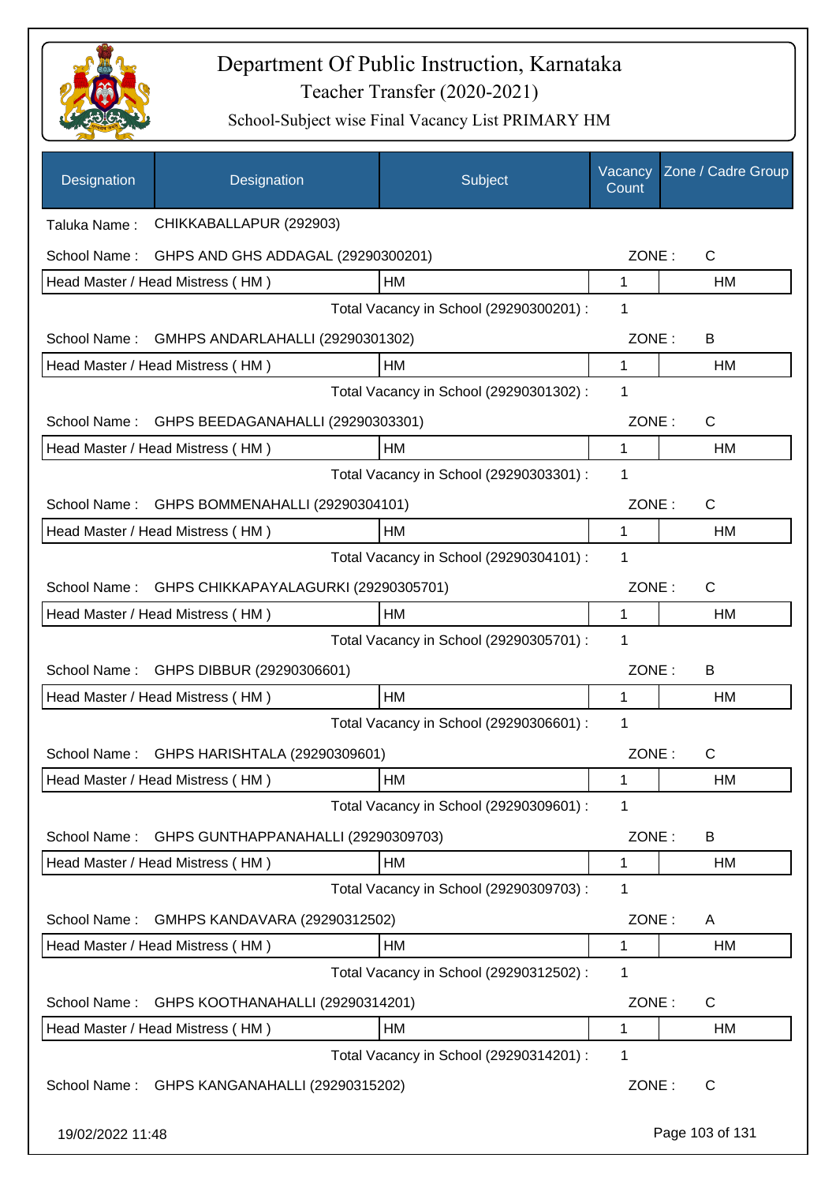# Department Of Public Instruction, Karnataka
## Teacher Transfer (2020-2021)
### School-Subject wise Final Vacancy List PRIMARY HM

| Designation | Designation | Subject | Vacancy Count | Zone / Cadre Group |
|---|---|---|---|---|
| Taluka Name : | CHIKKABALLAPUR (292903) | | | |
| School Name : | GHPS AND GHS ADDAGAL (29290300201) | | ZONE : | C |
| Head Master / Head Mistress ( HM ) | | HM | 1 | HM |
| | | Total Vacancy in School (29290300201) : | 1 | |
| School Name : | GMHPS ANDARLAHALLI (29290301302) | | ZONE : | B |
| Head Master / Head Mistress ( HM ) | | HM | 1 | HM |
| | | Total Vacancy in School (29290301302) : | 1 | |
| School Name : | GHPS BEEDAGANAHALLI (29290303301) | | ZONE : | C |
| Head Master / Head Mistress ( HM ) | | HM | 1 | HM |
| | | Total Vacancy in School (29290303301) : | 1 | |
| School Name : | GHPS BOMMENAHALLI (29290304101) | | ZONE : | C |
| Head Master / Head Mistress ( HM ) | | HM | 1 | HM |
| | | Total Vacancy in School (29290304101) : | 1 | |
| School Name : | GHPS CHIKKAPAYALAGURKI (29290305701) | | ZONE : | C |
| Head Master / Head Mistress ( HM ) | | HM | 1 | HM |
| | | Total Vacancy in School (29290305701) : | 1 | |
| School Name : | GHPS DIBBUR (29290306601) | | ZONE : | B |
| Head Master / Head Mistress ( HM ) | | HM | 1 | HM |
| | | Total Vacancy in School (29290306601) : | 1 | |
| School Name : | GHPS HARISHTALA (29290309601) | | ZONE : | C |
| Head Master / Head Mistress ( HM ) | | HM | 1 | HM |
| | | Total Vacancy in School (29290309601) : | 1 | |
| School Name : | GHPS GUNTHAPPANAHALLI (29290309703) | | ZONE : | B |
| Head Master / Head Mistress ( HM ) | | HM | 1 | HM |
| | | Total Vacancy in School (29290309703) : | 1 | |
| School Name : | GMHPS KANDAVARA (29290312502) | | ZONE : | A |
| Head Master / Head Mistress ( HM ) | | HM | 1 | HM |
| | | Total Vacancy in School (29290312502) : | 1 | |
| School Name : | GHPS KOOTHANAHALLI (29290314201) | | ZONE : | C |
| Head Master / Head Mistress ( HM ) | | HM | 1 | HM |
| | | Total Vacancy in School (29290314201) : | 1 | |
| School Name : | GHPS KANGANAHALLI (29290315202) | | ZONE : | C |

19/02/2022 11:48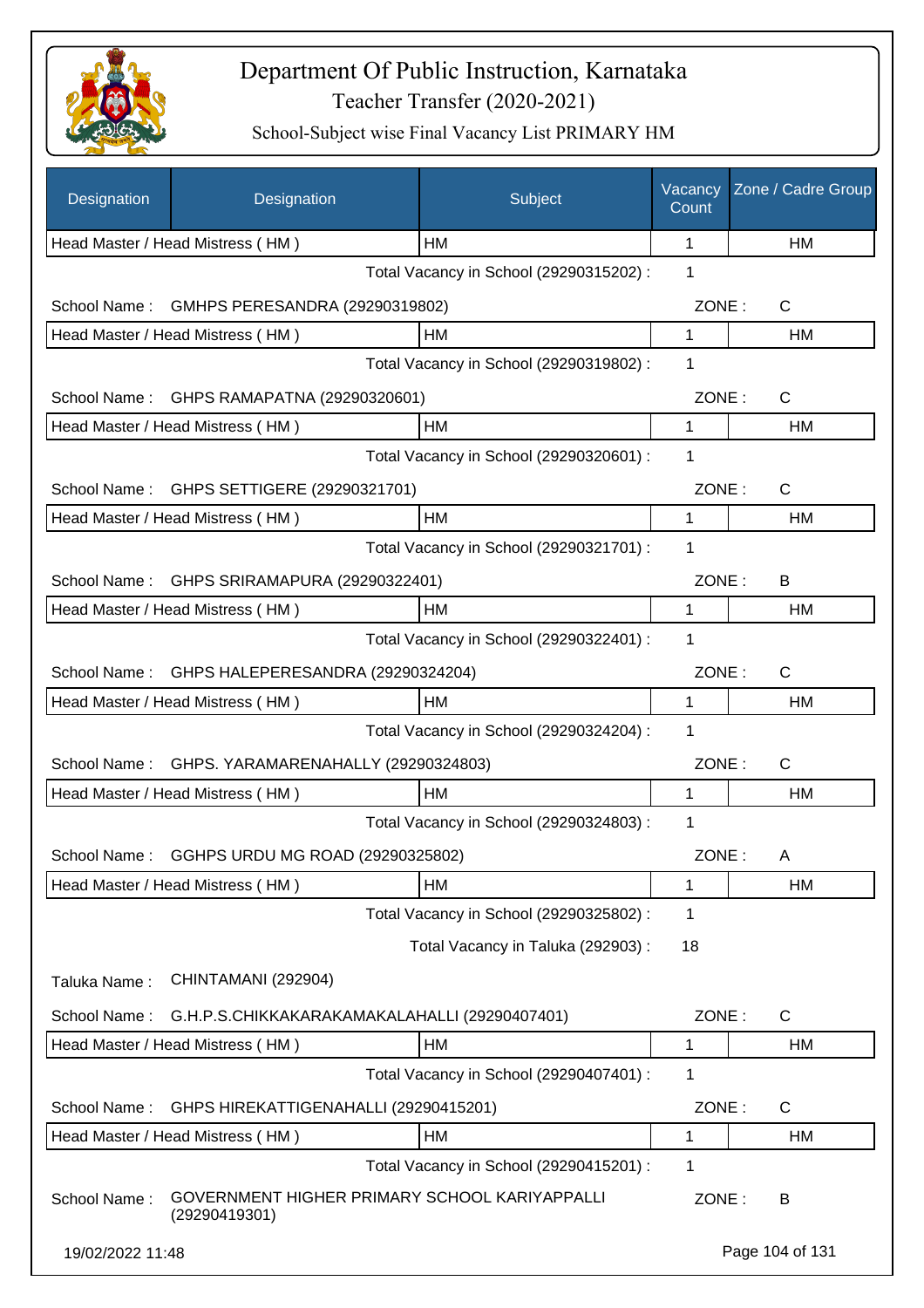# Department Of Public Instruction, Karnataka
## Teacher Transfer (2020-2021)
### School-Subject wise Final Vacancy List PRIMARY HM

| Designation | Designation | Subject | Vacancy Count | Zone / Cadre Group |
|---|---|---|---|---|
| Head Master / Head Mistress ( HM ) | | HM | 1 | HM |

Total Vacancy in School (29290315202) : 1

School Name : GMHPS PERESANDRA (29290319802) ZONE : C

| Head Master / Head Mistress ( HM ) | HM | 1 | HM |
|---|---|---|---|

Total Vacancy in School (29290319802) : 1

School Name : GHPS RAMAPATNA (29290320601) ZONE : C

| Head Master / Head Mistress ( HM ) | HM | 1 | HM |
|---|---|---|---|

Total Vacancy in School (29290320601) : 1

School Name : GHPS SETTIGERE (29290321701) ZONE : C

| Head Master / Head Mistress ( HM ) | HM | 1 | HM |
|---|---|---|---|

Total Vacancy in School (29290321701) : 1

School Name : GHPS SRIRAMAPURA (29290322401) ZONE : B

| Head Master / Head Mistress ( HM ) | HM | 1 | HM |
|---|---|---|---|

Total Vacancy in School (29290322401) : 1

School Name : GHPS HALEPERESANDRA (29290324204) ZONE : C

| Head Master / Head Mistress ( HM ) | HM | 1 | HM |
|---|---|---|---|

Total Vacancy in School (29290324204) : 1

School Name : GHPS. YARAMARENAHALLY (29290324803) ZONE : C

| Head Master / Head Mistress ( HM ) | HM | 1 | HM |
|---|---|---|---|

Total Vacancy in School (29290324803) : 1

School Name : GGHPS URDU MG ROAD (29290325802) ZONE : A

| Head Master / Head Mistress ( HM ) | HM | 1 | HM |
|---|---|---|---|

Total Vacancy in School (29290325802) : 1

Total Vacancy in Taluka (292903) : 18

Taluka Name : CHINTAMANI (292904)

School Name : G.H.P.S.CHIKKAKARAKAMAKALAHALLI (29290407401) ZONE : C

| Head Master / Head Mistress ( HM ) | HM | 1 | HM |
|---|---|---|---|

Total Vacancy in School (29290407401) : 1

School Name : GHPS HIREKATTIGENAHALLI (29290415201) ZONE : C

| Head Master / Head Mistress ( HM ) | HM | 1 | HM |
|---|---|---|---|

Total Vacancy in School (29290415201) : 1

School Name : GOVERNMENT HIGHER PRIMARY SCHOOL KARIYAPPALLI (29290419301) ZONE : B

19/02/2022 11:48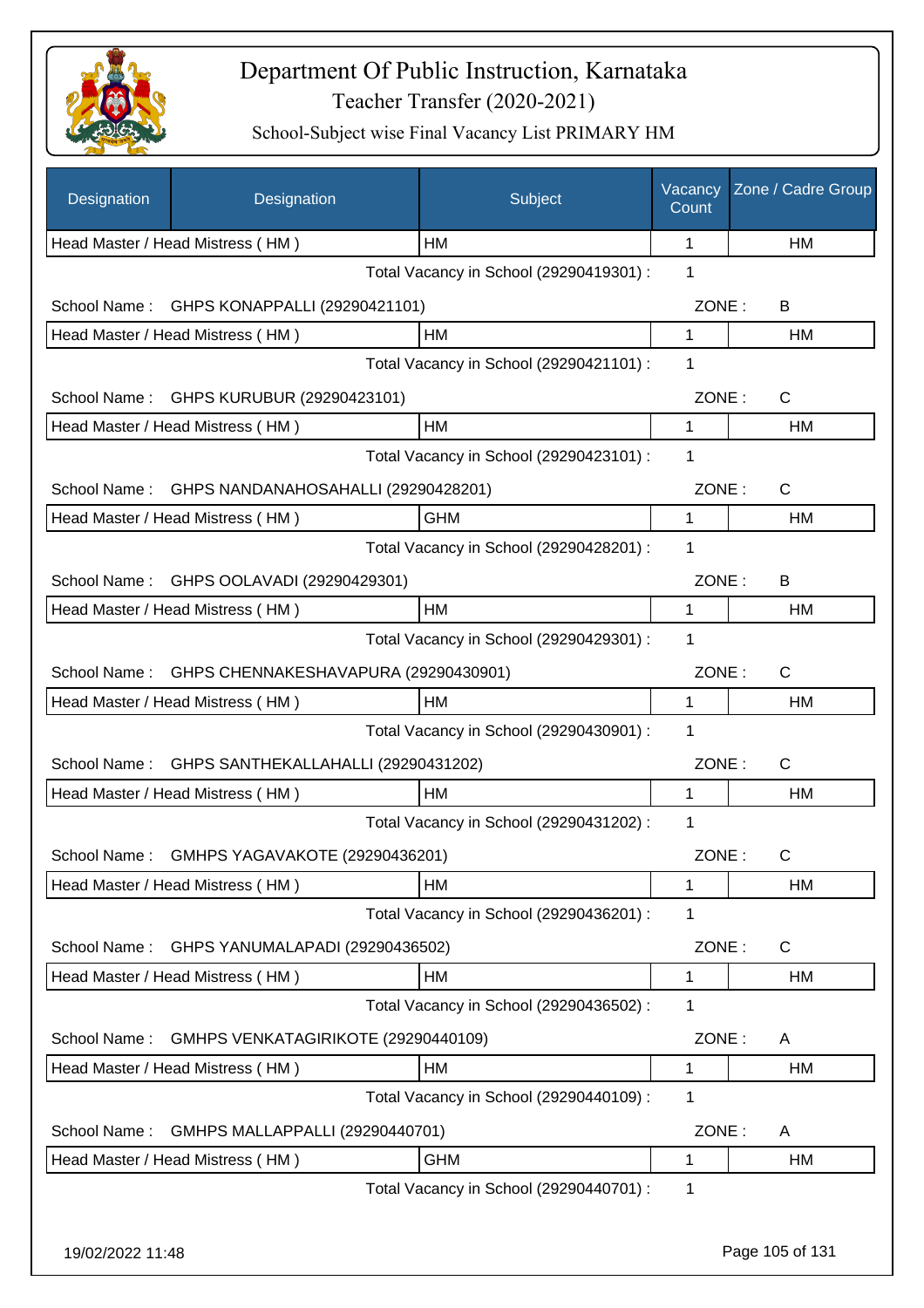# Department Of Public Instruction, Karnataka

Teacher Transfer (2020-2021)

School-Subject wise Final Vacancy List PRIMARY HM

| Designation | Designation | Subject | Vacancy Count | Zone / Cadre Group |
|---|---|---|---|---|
| Head Master / Head Mistress ( HM ) | | HM | 1 | HM |

Total Vacancy in School (29290419301) : 1

School Name : GHPS KONAPPALLI (29290421101) ZONE : B

| Head Master / Head Mistress ( HM ) | HM | 1 | HM |
|---|---|---|---|

Total Vacancy in School (29290421101) : 1

School Name : GHPS KURUBUR (29290423101) ZONE : C

| Head Master / Head Mistress ( HM ) | HM | 1 | HM |
|---|---|---|---|

Total Vacancy in School (29290423101) : 1

School Name : GHPS NANDANAHOSAHALLI (29290428201) ZONE : C

| Head Master / Head Mistress ( HM ) | GHM | 1 | HM |
|---|---|---|---|

Total Vacancy in School (29290428201) : 1

School Name : GHPS OOLAVADI (29290429301) ZONE : B

| Head Master / Head Mistress ( HM ) | HM | 1 | HM |
|---|---|---|---|

Total Vacancy in School (29290429301) : 1

School Name : GHPS CHENNAKESHAVAPURA (29290430901) ZONE : C

| Head Master / Head Mistress ( HM ) | HM | 1 | HM |
|---|---|---|---|

Total Vacancy in School (29290430901) : 1

School Name : GHPS SANTHEKALLAHALLI (29290431202) ZONE : C

| Head Master / Head Mistress ( HM ) | HM | 1 | HM |
|---|---|---|---|

Total Vacancy in School (29290431202) : 1

School Name : GMHPS YAGAVAKOTE (29290436201) ZONE : C

| Head Master / Head Mistress ( HM ) | HM | 1 | HM |
|---|---|---|---|

Total Vacancy in School (29290436201) : 1

School Name : GHPS YANUMALAPADI (29290436502) ZONE : C

| Head Master / Head Mistress ( HM ) | HM | 1 | HM |
|---|---|---|---|

Total Vacancy in School (29290436502) : 1

School Name : GMHPS VENKATAGIRIKOTE (29290440109) ZONE : A

| Head Master / Head Mistress ( HM ) | HM | 1 | HM |
|---|---|---|---|

Total Vacancy in School (29290440109) : 1

School Name : GMHPS MALLAPPALLI (29290440701) ZONE : A

| Head Master / Head Mistress ( HM ) | GHM | 1 | HM |
|---|---|---|---|

Total Vacancy in School (29290440701) : 1

19/02/2022 11:48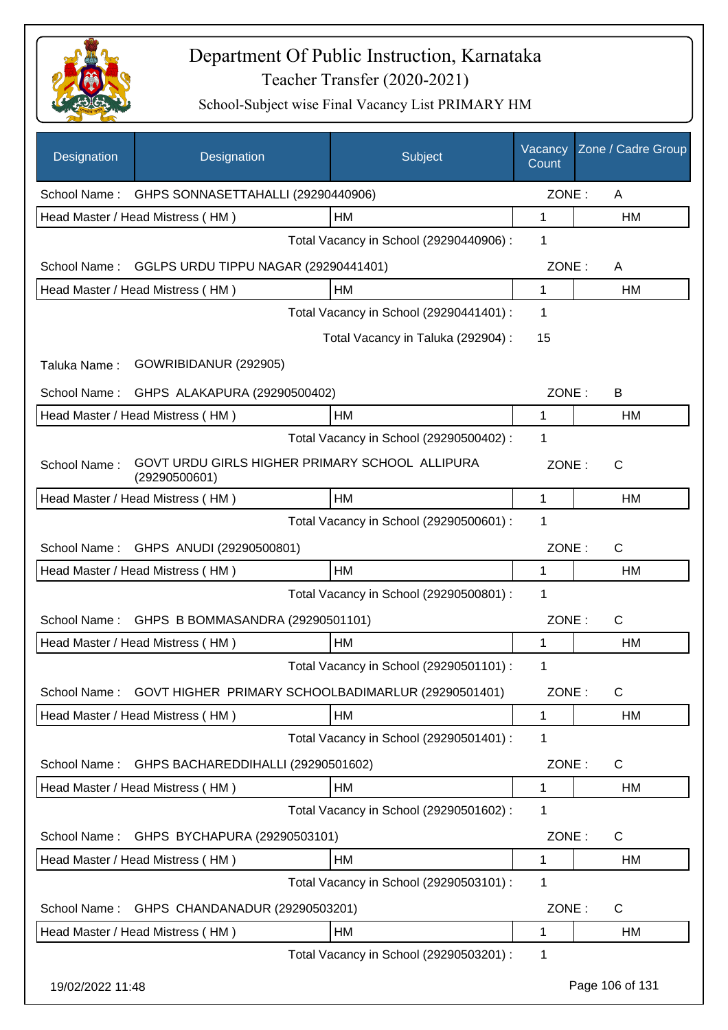# Department Of Public Instruction, Karnataka

## Teacher Transfer (2020-2021)

### School-Subject wise Final Vacancy List PRIMARY HM

| Designation | Designation | Subject | Vacancy Count | Zone / Cadre Group |
|---|---|---|---|---|
| School Name : | GHPS SONNASETTAHALLI (29290440906) | | ZONE : | A |
| Head Master / Head Mistress ( HM ) | | HM | 1 | HM |
| | | Total Vacancy in School (29290440906) : | 1 | |
| School Name : | GGLPS URDU TIPPU NAGAR (29290441401) | | ZONE : | A |
| Head Master / Head Mistress ( HM ) | | HM | 1 | HM |
| | | Total Vacancy in School (29290441401) : | 1 | |
| | | Total Vacancy in Taluka (292904) : | 15 | |
| Taluka Name : | GOWRIBIDANUR (292905) | | | |
| School Name : | GHPS ALAKAPURA (29290500402) | | ZONE : | B |
| Head Master / Head Mistress ( HM ) | | HM | 1 | HM |
| | | Total Vacancy in School (29290500402) : | 1 | |
| School Name : | GOVT URDU GIRLS HIGHER PRIMARY SCHOOL ALLIPURA (29290500601) | | ZONE : | C |
| Head Master / Head Mistress ( HM ) | | HM | 1 | HM |
| | | Total Vacancy in School (29290500601) : | 1 | |
| School Name : | GHPS ANUDI (29290500801) | | ZONE : | C |
| Head Master / Head Mistress ( HM ) | | HM | 1 | HM |
| | | Total Vacancy in School (29290500801) : | 1 | |
| School Name : | GHPS B BOMMASANDRA (29290501101) | | ZONE : | C |
| Head Master / Head Mistress ( HM ) | | HM | 1 | HM |
| | | Total Vacancy in School (29290501101) : | 1 | |
| School Name : | GOVT HIGHER PRIMARY SCHOOLBADIMARLUR (29290501401) | | ZONE : | C |
| Head Master / Head Mistress ( HM ) | | HM | 1 | HM |
| | | Total Vacancy in School (29290501401) : | 1 | |
| School Name : | GHPS BACHAREDDIHALLI (29290501602) | | ZONE : | C |
| Head Master / Head Mistress ( HM ) | | HM | 1 | HM |
| | | Total Vacancy in School (29290501602) : | 1 | |
| School Name : | GHPS BYCHAPURA (29290503101) | | ZONE : | C |
| Head Master / Head Mistress ( HM ) | | HM | 1 | HM |
| | | Total Vacancy in School (29290503101) : | 1 | |
| School Name : | GHPS CHANDANADUR (29290503201) | | ZONE : | C |
| Head Master / Head Mistress ( HM ) | | HM | 1 | HM |
| | | Total Vacancy in School (29290503201) : | 1 | |

19/02/2022 11:48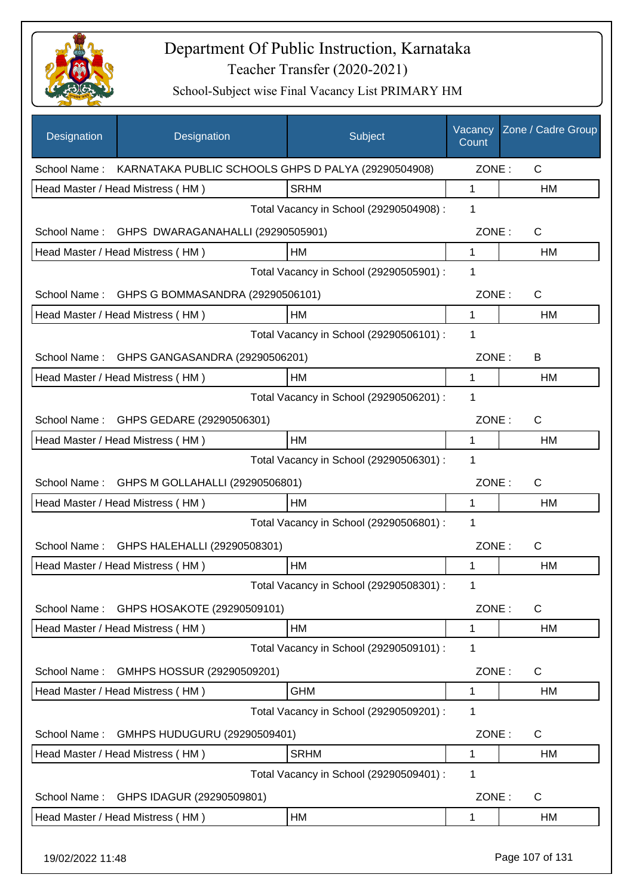# Department Of Public Instruction, Karnataka

Teacher Transfer (2020-2021)

School-Subject wise Final Vacancy List PRIMARY HM

| Designation | Designation | Subject | Vacancy Count | Zone / Cadre Group |
|---|---|---|---|---|
| School Name : | KARNATAKA PUBLIC SCHOOLS GHPS D PALYA (29290504908) | | ZONE : | C |
| Head Master / Head Mistress ( HM ) | | SRHM | 1 | HM |
| | | Total Vacancy in School (29290504908) : | 1 | |
| School Name : | GHPS DWARAGANAHALLI (29290505901) | | ZONE : | C |
| Head Master / Head Mistress ( HM ) | | HM | 1 | HM |
| | | Total Vacancy in School (29290505901) : | 1 | |
| School Name : | GHPS G BOMMASANDRA (29290506101) | | ZONE : | C |
| Head Master / Head Mistress ( HM ) | | HM | 1 | HM |
| | | Total Vacancy in School (29290506101) : | 1 | |
| School Name : | GHPS GANGASANDRA (29290506201) | | ZONE : | B |
| Head Master / Head Mistress ( HM ) | | HM | 1 | HM |
| | | Total Vacancy in School (29290506201) : | 1 | |
| School Name : | GHPS GEDARE (29290506301) | | ZONE : | C |
| Head Master / Head Mistress ( HM ) | | HM | 1 | HM |
| | | Total Vacancy in School (29290506301) : | 1 | |
| School Name : | GHPS M GOLLAHALLI (29290506801) | | ZONE : | C |
| Head Master / Head Mistress ( HM ) | | HM | 1 | HM |
| | | Total Vacancy in School (29290506801) : | 1 | |
| School Name : | GHPS HALEHALLI (29290508301) | | ZONE : | C |
| Head Master / Head Mistress ( HM ) | | HM | 1 | HM |
| | | Total Vacancy in School (29290508301) : | 1 | |
| School Name : | GHPS HOSAKOTE (29290509101) | | ZONE : | C |
| Head Master / Head Mistress ( HM ) | | HM | 1 | HM |
| | | Total Vacancy in School (29290509101) : | 1 | |
| School Name : | GMHPS HOSSUR (29290509201) | | ZONE : | C |
| Head Master / Head Mistress ( HM ) | | GHM | 1 | HM |
| | | Total Vacancy in School (29290509201) : | 1 | |
| School Name : | GMHPS HUDUGURU (29290509401) | | ZONE : | C |
| Head Master / Head Mistress ( HM ) | | SRHM | 1 | HM |
| | | Total Vacancy in School (29290509401) : | 1 | |
| School Name : | GHPS IDAGUR (29290509801) | | ZONE : | C |
| Head Master / Head Mistress ( HM ) | | HM | 1 | HM |

19/02/2022 11:48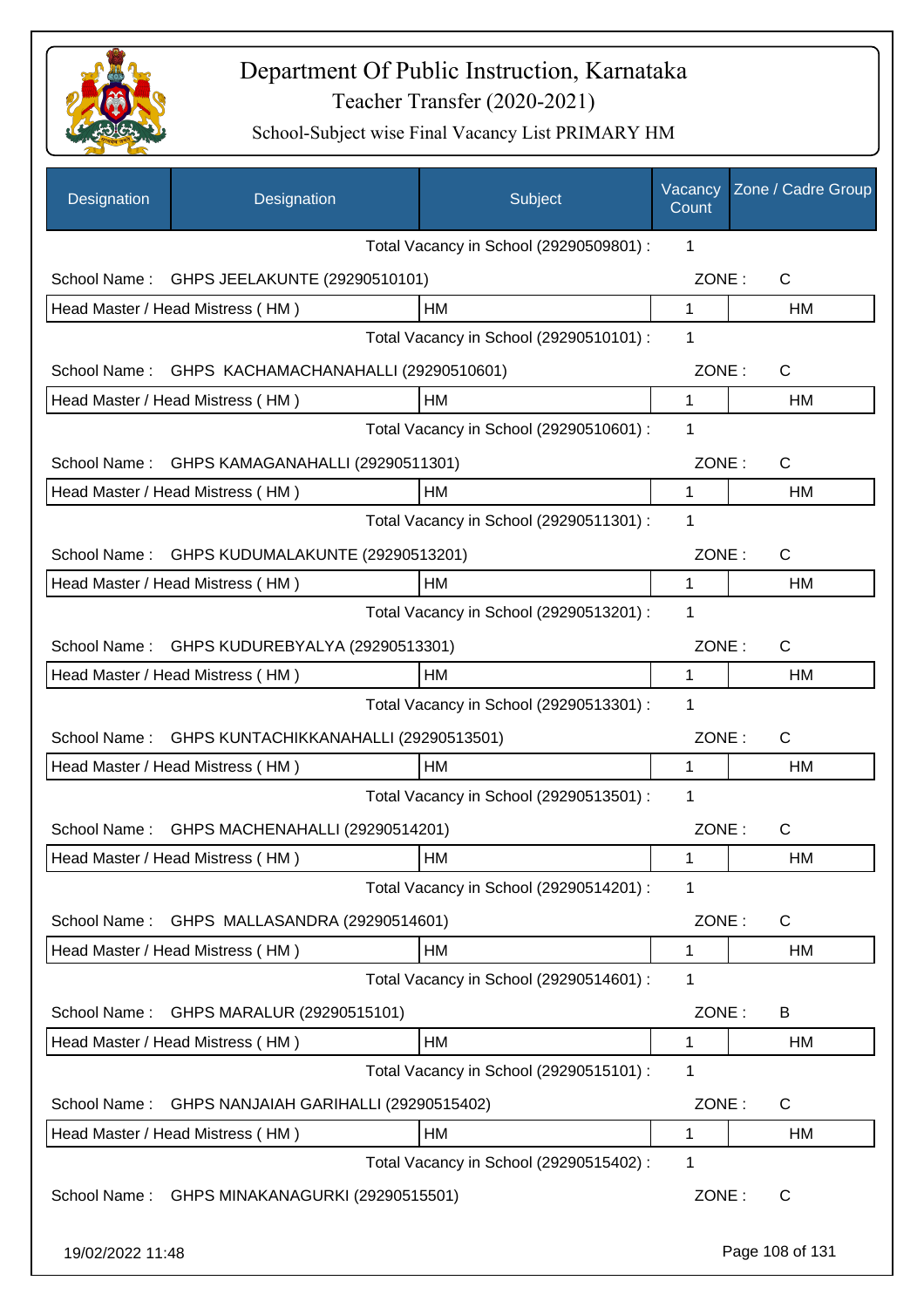# Department Of Public Instruction, Karnataka

Teacher Transfer (2020-2021)

School-Subject wise Final Vacancy List PRIMARY HM

| Designation | Designation | Subject | Vacancy Count | Zone / Cadre Group |
|---|---|---|---|---|
| | | Total Vacancy in School (29290509801) : | 1 | |
| School Name : | GHPS JEELAKUNTE (29290510101) | | ZONE : | C |
| Head Master / Head Mistress ( HM ) | | HM | 1 | HM |
| | | Total Vacancy in School (29290510101) : | 1 | |
| School Name : | GHPS KACHAMACHANAHALLI (29290510601) | | ZONE : | C |
| Head Master / Head Mistress ( HM ) | | HM | 1 | HM |
| | | Total Vacancy in School (29290510601) : | 1 | |
| School Name : | GHPS KAMAGANAHALLI (29290511301) | | ZONE : | C |
| Head Master / Head Mistress ( HM ) | | HM | 1 | HM |
| | | Total Vacancy in School (29290511301) : | 1 | |
| School Name : | GHPS KUDUMALAKUNTE (29290513201) | | ZONE : | C |
| Head Master / Head Mistress ( HM ) | | HM | 1 | HM |
| | | Total Vacancy in School (29290513201) : | 1 | |
| School Name : | GHPS KUDUREBYALYA (29290513301) | | ZONE : | C |
| Head Master / Head Mistress ( HM ) | | HM | 1 | HM |
| | | Total Vacancy in School (29290513301) : | 1 | |
| School Name : | GHPS KUNTACHIKKANAHALLI (29290513501) | | ZONE : | C |
| Head Master / Head Mistress ( HM ) | | HM | 1 | HM |
| | | Total Vacancy in School (29290513501) : | 1 | |
| School Name : | GHPS MACHENAHALLI (29290514201) | | ZONE : | C |
| Head Master / Head Mistress ( HM ) | | HM | 1 | HM |
| | | Total Vacancy in School (29290514201) : | 1 | |
| School Name : | GHPS MALLASANDRA (29290514601) | | ZONE : | C |
| Head Master / Head Mistress ( HM ) | | HM | 1 | HM |
| | | Total Vacancy in School (29290514601) : | 1 | |
| School Name : | GHPS MARALUR (29290515101) | | ZONE : | B |
| Head Master / Head Mistress ( HM ) | | HM | 1 | HM |
| | | Total Vacancy in School (29290515101) : | 1 | |
| School Name : | GHPS NANJAIAH GARIHALLI (29290515402) | | ZONE : | C |
| Head Master / Head Mistress ( HM ) | | HM | 1 | HM |
| | | Total Vacancy in School (29290515402) : | 1 | |
| School Name : | GHPS MINAKANAGURKI (29290515501) | | ZONE : | C |

19/02/2022 11:48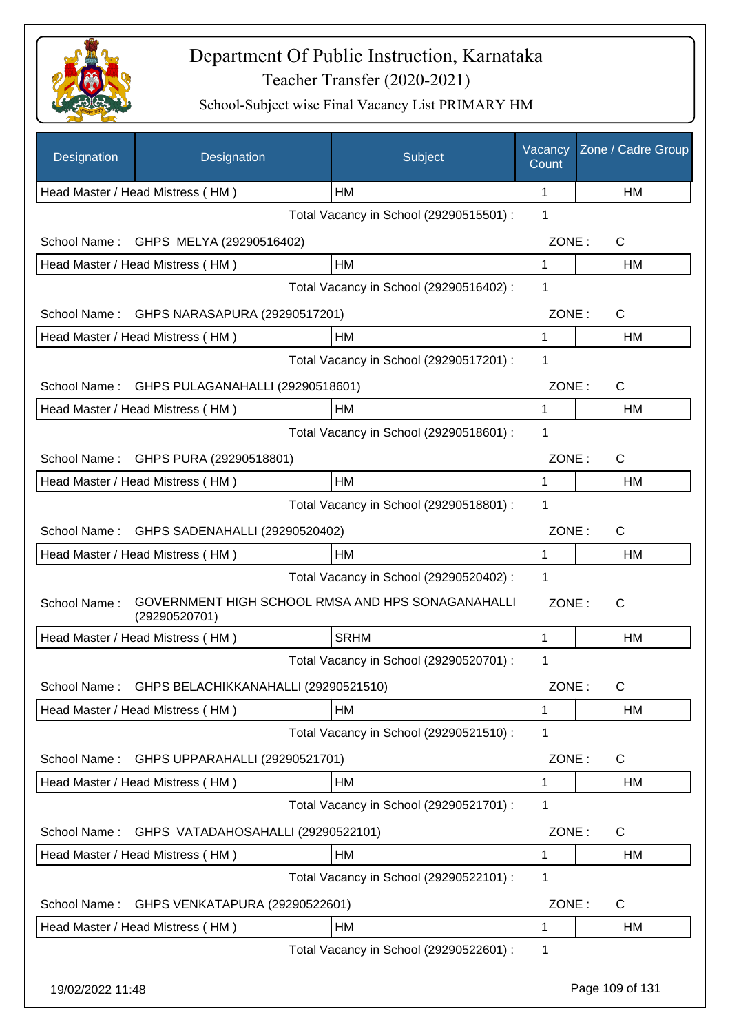# Department Of Public Instruction, Karnataka

Teacher Transfer (2020-2021)

School-Subject wise Final Vacancy List PRIMARY HM

| Designation | Designation | Subject | Vacancy Count | Zone / Cadre Group |
|---|---|---|---|---|
| Head Master / Head Mistress ( HM ) | | HM | 1 | HM |
| | | Total Vacancy in School (29290515501) : | 1 | |
| School Name : | GHPS MELYA (29290516402) | | ZONE : | C |
| Head Master / Head Mistress ( HM ) | | HM | 1 | HM |
| | | Total Vacancy in School (29290516402) : | 1 | |
| School Name : | GHPS NARASAPURA (29290517201) | | ZONE : | C |
| Head Master / Head Mistress ( HM ) | | HM | 1 | HM |
| | | Total Vacancy in School (29290517201) : | 1 | |
| School Name : | GHPS PULAGANAHALLI (29290518601) | | ZONE : | C |
| Head Master / Head Mistress ( HM ) | | HM | 1 | HM |
| | | Total Vacancy in School (29290518601) : | 1 | |
| School Name : | GHPS PURA (29290518801) | | ZONE : | C |
| Head Master / Head Mistress ( HM ) | | HM | 1 | HM |
| | | Total Vacancy in School (29290518801) : | 1 | |
| School Name : | GHPS SADENAHALLI (29290520402) | | ZONE : | C |
| Head Master / Head Mistress ( HM ) | | HM | 1 | HM |
| | | Total Vacancy in School (29290520402) : | 1 | |
| School Name : | GOVERNMENT HIGH SCHOOL RMSA AND HPS SONAGANAHALLI (29290520701) | | ZONE : | C |
| Head Master / Head Mistress ( HM ) | | SRHM | 1 | HM |
| | | Total Vacancy in School (29290520701) : | 1 | |
| School Name : | GHPS BELACHIKKANAHALLI (29290521510) | | ZONE : | C |
| Head Master / Head Mistress ( HM ) | | HM | 1 | HM |
| | | Total Vacancy in School (29290521510) : | 1 | |
| School Name : | GHPS UPPARAHALLI (29290521701) | | ZONE : | C |
| Head Master / Head Mistress ( HM ) | | HM | 1 | HM |
| | | Total Vacancy in School (29290521701) : | 1 | |
| School Name : | GHPS VATADAHOSAHALLI (29290522101) | | ZONE : | C |
| Head Master / Head Mistress ( HM ) | | HM | 1 | HM |
| | | Total Vacancy in School (29290522101) : | 1 | |
| School Name : | GHPS VENKATAPURA (29290522601) | | ZONE : | C |
| Head Master / Head Mistress ( HM ) | | HM | 1 | HM |
| | | Total Vacancy in School (29290522601) : | 1 | |

19/02/2022 11:48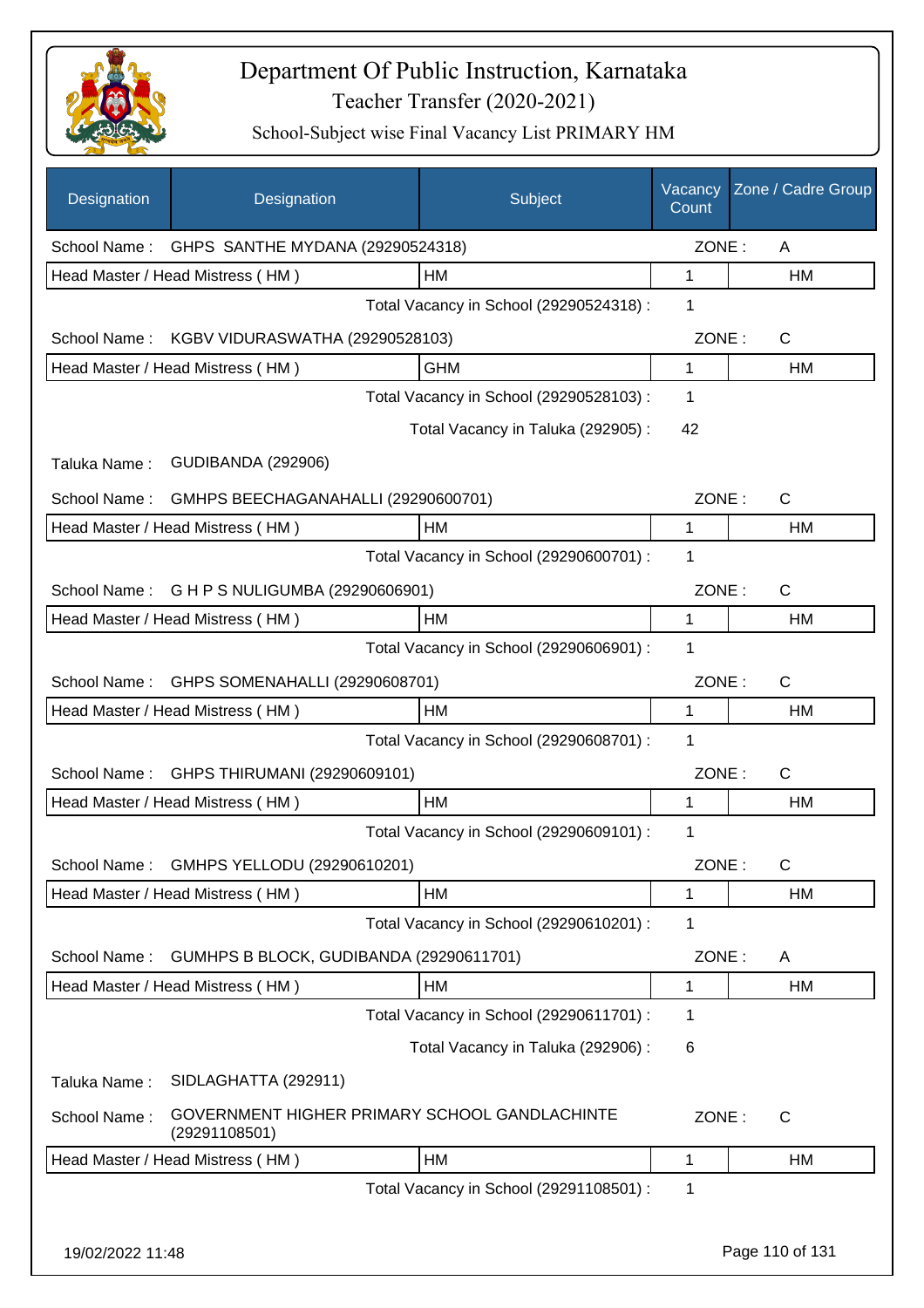# Department Of Public Instruction, Karnataka

## Teacher Transfer (2020-2021)

### School-Subject wise Final Vacancy List PRIMARY HM

| Designation | Designation | Subject | Vacancy Count | Zone / Cadre Group |
|---|---|---|---|---|
| School Name : | GHPS SANTHE MYDANA (29290524318) | | ZONE : | A |
| Head Master / Head Mistress ( HM ) | | HM | 1 | HM |
| | | Total Vacancy in School (29290524318) : | 1 | |
| School Name : | KGBV VIDURASWATHA (29290528103) | | ZONE : | C |
| Head Master / Head Mistress ( HM ) | | GHM | 1 | HM |
| | | Total Vacancy in School (29290528103) : | 1 | |
| | | Total Vacancy in Taluka (292905) : | 42 | |
| Taluka Name : | GUDIBANDA (292906) | | | |
| School Name : | GMHPS BEECHAGANAHALLI (29290600701) | | ZONE : | C |
| Head Master / Head Mistress ( HM ) | | HM | 1 | HM |
| | | Total Vacancy in School (29290600701) : | 1 | |
| School Name : | G H P S NULIGUMBA (29290606901) | | ZONE : | C |
| Head Master / Head Mistress ( HM ) | | HM | 1 | HM |
| | | Total Vacancy in School (29290606901) : | 1 | |
| School Name : | GHPS SOMENAHALLI (29290608701) | | ZONE : | C |
| Head Master / Head Mistress ( HM ) | | HM | 1 | HM |
| | | Total Vacancy in School (29290608701) : | 1 | |
| School Name : | GHPS THIRUMANI (29290609101) | | ZONE : | C |
| Head Master / Head Mistress ( HM ) | | HM | 1 | HM |
| | | Total Vacancy in School (29290609101) : | 1 | |
| School Name : | GMHPS YELLODU (29290610201) | | ZONE : | C |
| Head Master / Head Mistress ( HM ) | | HM | 1 | HM |
| | | Total Vacancy in School (29290610201) : | 1 | |
| School Name : | GUMHPS B BLOCK, GUDIBANDA (29290611701) | | ZONE : | A |
| Head Master / Head Mistress ( HM ) | | HM | 1 | HM |
| | | Total Vacancy in School (29290611701) : | 1 | |
| | | Total Vacancy in Taluka (292906) : | 6 | |
| Taluka Name : | SIDLAGHATTA (292911) | | | |
| School Name : | GOVERNMENT HIGHER PRIMARY SCHOOL GANDLACHINTE (29291108501) | | ZONE : | C |
| Head Master / Head Mistress ( HM ) | | HM | 1 | HM |
| | | Total Vacancy in School (29291108501) : | 1 | |

19/02/2022 11:48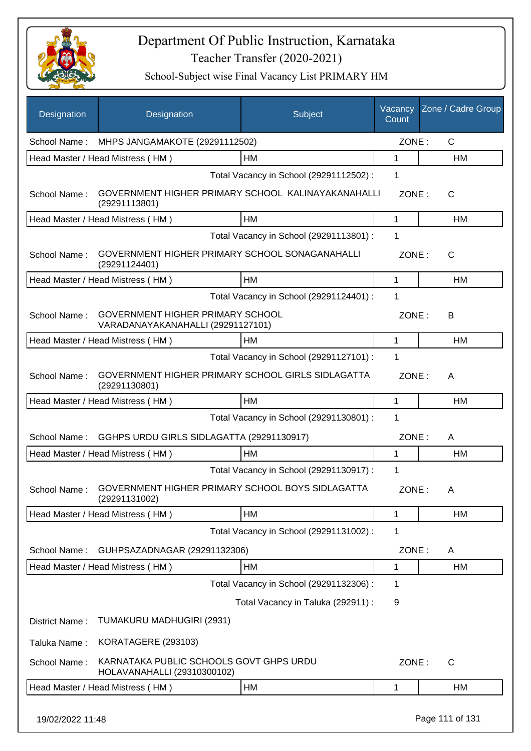# Department Of Public Instruction, Karnataka

Teacher Transfer (2020-2021)

School-Subject wise Final Vacancy List PRIMARY HM

| Designation | Designation | Subject | Vacancy Count | Zone / Cadre Group |
|---|---|---|---|---|
| School Name : | MHPS JANGAMAKOTE (29291112502) | | ZONE : | C |
| Head Master / Head Mistress ( HM ) | | HM | 1 | HM |
| | | Total Vacancy in School (29291112502) : | 1 | |
| School Name : | GOVERNMENT HIGHER PRIMARY SCHOOL KALINAYAKANAHALLI (29291113801) | | ZONE : | C |
| Head Master / Head Mistress ( HM ) | | HM | 1 | HM |
| | | Total Vacancy in School (29291113801) : | 1 | |
| School Name : | GOVERNMENT HIGHER PRIMARY SCHOOL SONAGANAHALLI (29291124401) | | ZONE : | C |
| Head Master / Head Mistress ( HM ) | | HM | 1 | HM |
| | | Total Vacancy in School (29291124401) : | 1 | |
| School Name : | GOVERNMENT HIGHER PRIMARY SCHOOL VARADANAYAKANAHALLI (29291127101) | | ZONE : | B |
| Head Master / Head Mistress ( HM ) | | HM | 1 | HM |
| | | Total Vacancy in School (29291127101) : | 1 | |
| School Name : | GOVERNMENT HIGHER PRIMARY SCHOOL GIRLS SIDLAGATTA (29291130801) | | ZONE : | A |
| Head Master / Head Mistress ( HM ) | | HM | 1 | HM |
| | | Total Vacancy in School (29291130801) : | 1 | |
| School Name : | GGHPS URDU GIRLS SIDLAGATTA (29291130917) | | ZONE : | A |
| Head Master / Head Mistress ( HM ) | | HM | 1 | HM |
| | | Total Vacancy in School (29291130917) : | 1 | |
| School Name : | GOVERNMENT HIGHER PRIMARY SCHOOL BOYS SIDLAGATTA (29291131002) | | ZONE : | A |
| Head Master / Head Mistress ( HM ) | | HM | 1 | HM |
| | | Total Vacancy in School (29291131002) : | 1 | |
| School Name : | GUHPSAZADNAGAR (29291132306) | | ZONE : | A |
| Head Master / Head Mistress ( HM ) | | HM | 1 | HM |
| | | Total Vacancy in School (29291132306) : | 1 | |
| | | Total Vacancy in Taluka (292911) : | 9 | |
| District Name : | TUMAKURU MADHUGIRI (2931) | | | |
| Taluka Name : | KORATAGERE (293103) | | | |
| School Name : | KARNATAKA PUBLIC SCHOOLS GOVT GHPS URDU HOLAVANAHALLI (29310300102) | | ZONE : | C |
| Head Master / Head Mistress ( HM ) | | HM | 1 | HM |

19/02/2022 11:48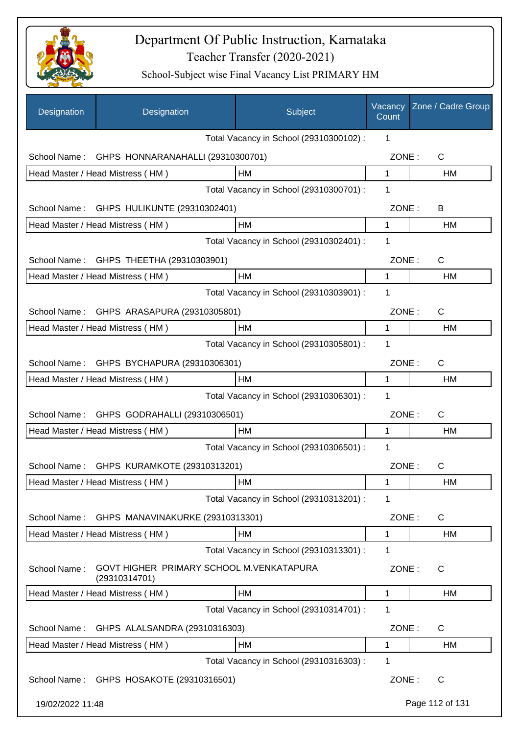# Department Of Public Instruction, Karnataka

Teacher Transfer (2020-2021)

School-Subject wise Final Vacancy List PRIMARY HM

| Designation | Designation | Subject | Vacancy Count | Zone / Cadre Group |
|---|---|---|---|---|
| | | Total Vacancy in School (29310300102) : | 1 | |
| School Name : | GHPS HONNARANAHALLI (29310300701) | | ZONE : | C |
| Head Master / Head Mistress ( HM ) | | HM | 1 | HM |
| | | Total Vacancy in School (29310300701) : | 1 | |
| School Name : | GHPS HULIKUNTE (29310302401) | | ZONE : | B |
| Head Master / Head Mistress ( HM ) | | HM | 1 | HM |
| | | Total Vacancy in School (29310302401) : | 1 | |
| School Name : | GHPS THEETHA (29310303901) | | ZONE : | C |
| Head Master / Head Mistress ( HM ) | | HM | 1 | HM |
| | | Total Vacancy in School (29310303901) : | 1 | |
| School Name : | GHPS ARASAPURA (29310305801) | | ZONE : | C |
| Head Master / Head Mistress ( HM ) | | HM | 1 | HM |
| | | Total Vacancy in School (29310305801) : | 1 | |
| School Name : | GHPS BYCHAPURA (29310306301) | | ZONE : | C |
| Head Master / Head Mistress ( HM ) | | HM | 1 | HM |
| | | Total Vacancy in School (29310306301) : | 1 | |
| School Name : | GHPS GODRAHALLI (29310306501) | | ZONE : | C |
| Head Master / Head Mistress ( HM ) | | HM | 1 | HM |
| | | Total Vacancy in School (29310306501) : | 1 | |
| School Name : | GHPS KURAMKOTE (29310313201) | | ZONE : | C |
| Head Master / Head Mistress ( HM ) | | HM | 1 | HM |
| | | Total Vacancy in School (29310313201) : | 1 | |
| School Name : | GHPS MANAVINAKURKE (29310313301) | | ZONE : | C |
| Head Master / Head Mistress ( HM ) | | HM | 1 | HM |
| | | Total Vacancy in School (29310313301) : | 1 | |
| School Name : | GOVT HIGHER PRIMARY SCHOOL M.VENKATAPURA (29310314701) | | ZONE : | C |
| Head Master / Head Mistress ( HM ) | | HM | 1 | HM |
| | | Total Vacancy in School (29310314701) : | 1 | |
| School Name : | GHPS ALALSANDRA (29310316303) | | ZONE : | C |
| Head Master / Head Mistress ( HM ) | | HM | 1 | HM |
| | | Total Vacancy in School (29310316303) : | 1 | |
| School Name : | GHPS HOSAKOTE (29310316501) | | ZONE : | C |

19/02/2022 11:48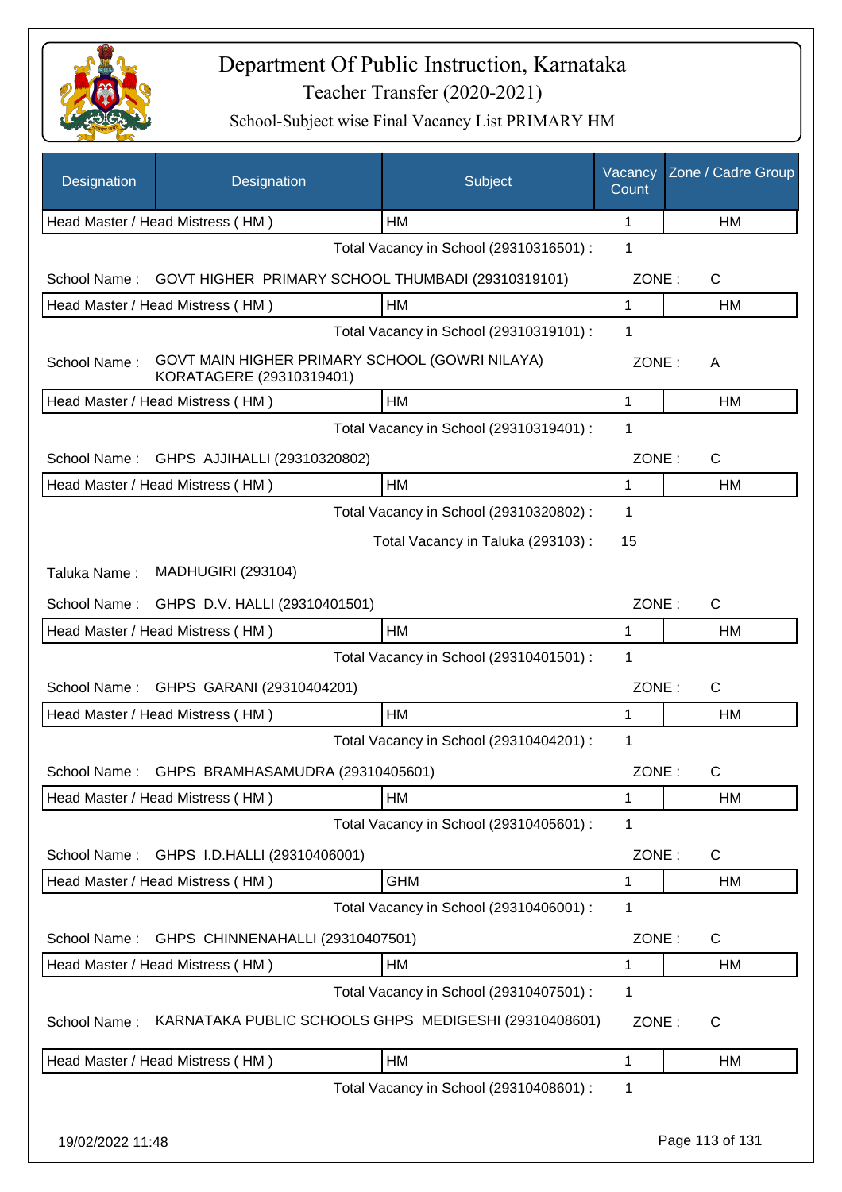# Department Of Public Instruction, Karnataka

## Teacher Transfer (2020-2021)

### School-Subject wise Final Vacancy List PRIMARY HM

| Designation | Designation | Subject | Vacancy Count | Zone / Cadre Group |
|---|---|---|---|---|
| Head Master / Head Mistress ( HM ) | | HM | 1 | HM |

Total Vacancy in School (29310316501) : 1

School Name : GOVT HIGHER PRIMARY SCHOOL THUMBADI (29310319101) ZONE : C

| Designation | Subject | Vacancy Count | Zone / Cadre Group |
|---|---|---|---|
| Head Master / Head Mistress ( HM ) | HM | 1 | HM |

Total Vacancy in School (29310319101) : 1

School Name : GOVT MAIN HIGHER PRIMARY SCHOOL (GOWRI NILAYA) KORATAGERE (29310319401) ZONE : A

| Designation | Subject | Vacancy Count | Zone / Cadre Group |
|---|---|---|---|
| Head Master / Head Mistress ( HM ) | HM | 1 | HM |

Total Vacancy in School (29310319401) : 1

School Name : GHPS AJJIHALLI (29310320802) ZONE : C

| Designation | Subject | Vacancy Count | Zone / Cadre Group |
|---|---|---|---|
| Head Master / Head Mistress ( HM ) | HM | 1 | HM |

Total Vacancy in School (29310320802) : 1

Total Vacancy in Taluka (293103) : 15

Taluka Name : MADHUGIRI (293104)

School Name : GHPS D.V. HALLI (29310401501) ZONE : C

| Designation | Subject | Vacancy Count | Zone / Cadre Group |
|---|---|---|---|
| Head Master / Head Mistress ( HM ) | HM | 1 | HM |

Total Vacancy in School (29310401501) : 1

School Name : GHPS GARANI (29310404201) ZONE : C

| Designation | Subject | Vacancy Count | Zone / Cadre Group |
|---|---|---|---|
| Head Master / Head Mistress ( HM ) | HM | 1 | HM |

Total Vacancy in School (29310404201) : 1

School Name : GHPS BRAMHASAMUDRA (29310405601) ZONE : C

| Designation | Subject | Vacancy Count | Zone / Cadre Group |
|---|---|---|---|
| Head Master / Head Mistress ( HM ) | HM | 1 | HM |

Total Vacancy in School (29310405601) : 1

School Name : GHPS I.D.HALLI (29310406001) ZONE : C

| Designation | Subject | Vacancy Count | Zone / Cadre Group |
|---|---|---|---|
| Head Master / Head Mistress ( HM ) | GHM | 1 | HM |

Total Vacancy in School (29310406001) : 1

School Name : GHPS CHINNENAHALLI (29310407501) ZONE : C

| Designation | Subject | Vacancy Count | Zone / Cadre Group |
|---|---|---|---|
| Head Master / Head Mistress ( HM ) | HM | 1 | HM |

Total Vacancy in School (29310407501) : 1

School Name : KARNATAKA PUBLIC SCHOOLS GHPS MEDIGESHI (29310408601) ZONE : C

| Designation | Subject | Vacancy Count | Zone / Cadre Group |
|---|---|---|---|
| Head Master / Head Mistress ( HM ) | HM | 1 | HM |

Total Vacancy in School (29310408601) : 1

19/02/2022 11:48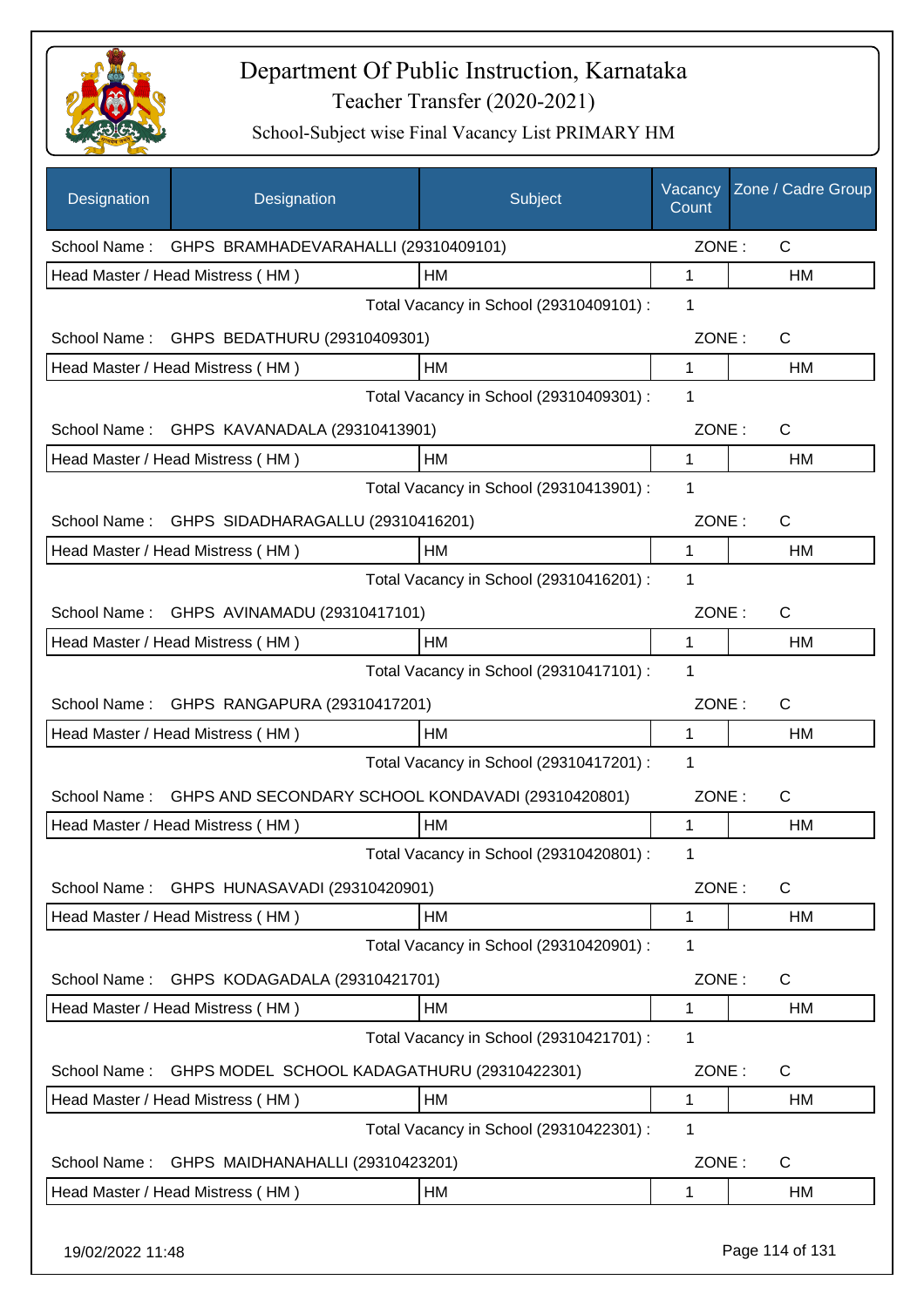# Department Of Public Instruction, Karnataka

Teacher Transfer (2020-2021)

School-Subject wise Final Vacancy List PRIMARY HM

| Designation | Designation | Subject | Vacancy Count | Zone / Cadre Group |
|---|---|---|---|---|
| School Name : GHPS BRAMHADEVARAHALLI (29310409101) | | | ZONE : | C |
| Head Master / Head Mistress ( HM ) | | HM | 1 | HM |
| | | Total Vacancy in School (29310409101) : | 1 | |
| School Name : GHPS BEDATHURU (29310409301) | | | ZONE : | C |
| Head Master / Head Mistress ( HM ) | | HM | 1 | HM |
| | | Total Vacancy in School (29310409301) : | 1 | |
| School Name : GHPS KAVANADALA (29310413901) | | | ZONE : | C |
| Head Master / Head Mistress ( HM ) | | HM | 1 | HM |
| | | Total Vacancy in School (29310413901) : | 1 | |
| School Name : GHPS SIDADHARAGALLU (29310416201) | | | ZONE : | C |
| Head Master / Head Mistress ( HM ) | | HM | 1 | HM |
| | | Total Vacancy in School (29310416201) : | 1 | |
| School Name : GHPS AVINAMADU (29310417101) | | | ZONE : | C |
| Head Master / Head Mistress ( HM ) | | HM | 1 | HM |
| | | Total Vacancy in School (29310417101) : | 1 | |
| School Name : GHPS RANGAPURA (29310417201) | | | ZONE : | C |
| Head Master / Head Mistress ( HM ) | | HM | 1 | HM |
| | | Total Vacancy in School (29310417201) : | 1 | |
| School Name : GHPS AND SECONDARY SCHOOL KONDAVADI (29310420801) | | | ZONE : | C |
| Head Master / Head Mistress ( HM ) | | HM | 1 | HM |
| | | Total Vacancy in School (29310420801) : | 1 | |
| School Name : GHPS HUNASAVADI (29310420901) | | | ZONE : | C |
| Head Master / Head Mistress ( HM ) | | HM | 1 | HM |
| | | Total Vacancy in School (29310420901) : | 1 | |
| School Name : GHPS KODAGADALA (29310421701) | | | ZONE : | C |
| Head Master / Head Mistress ( HM ) | | HM | 1 | HM |
| | | Total Vacancy in School (29310421701) : | 1 | |
| School Name : GHPS MODEL SCHOOL KADAGATHURU (29310422301) | | | ZONE : | C |
| Head Master / Head Mistress ( HM ) | | HM | 1 | HM |
| | | Total Vacancy in School (29310422301) : | 1 | |
| School Name : GHPS MAIDHANAHALLI (29310423201) | | | ZONE : | C |
| Head Master / Head Mistress ( HM ) | | HM | 1 | HM |

19/02/2022 11:48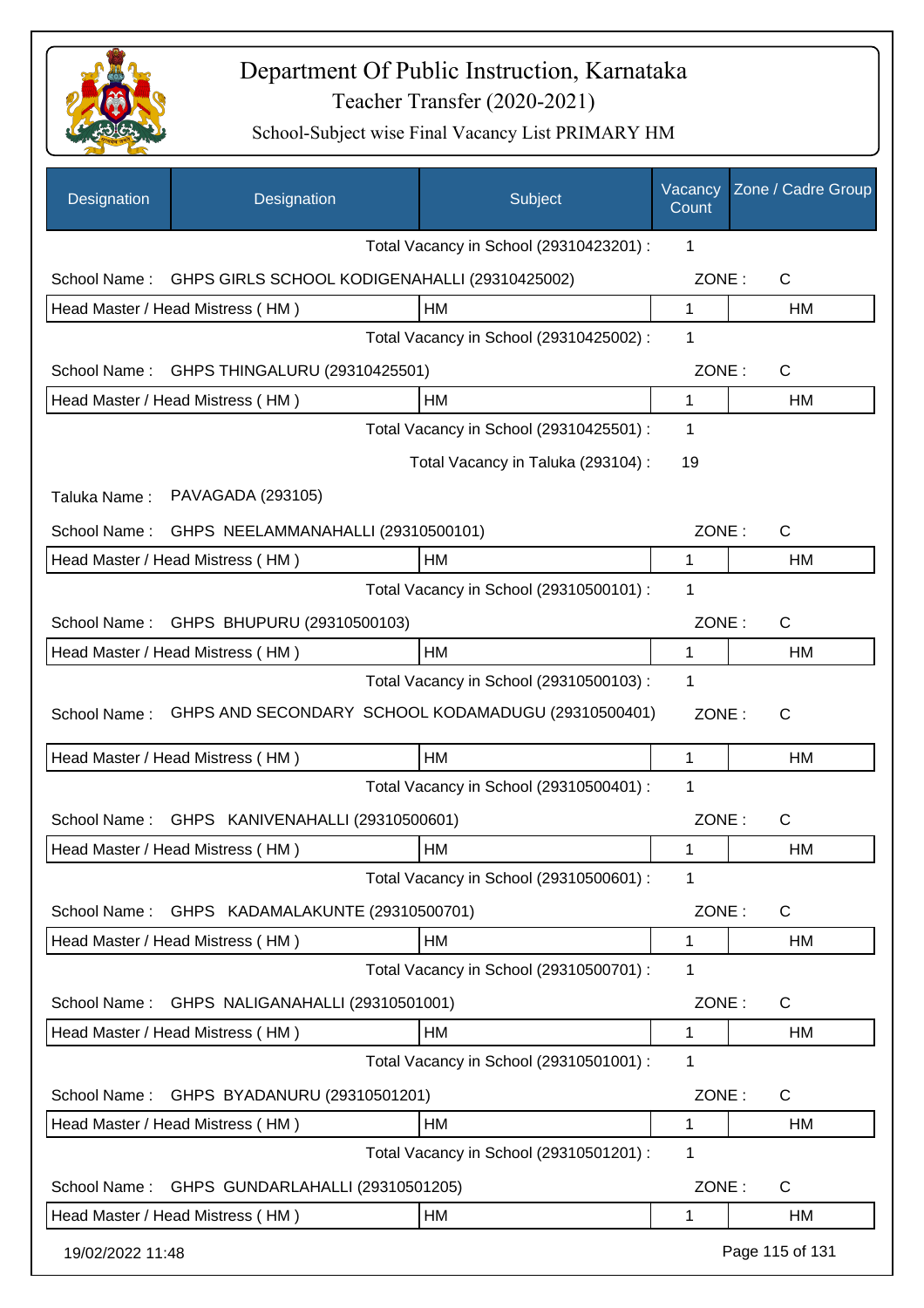# Department Of Public Instruction, Karnataka

## Teacher Transfer (2020-2021)

### School-Subject wise Final Vacancy List PRIMARY HM

| Designation | Designation | Subject | Vacancy Count | Zone / Cadre Group |
|---|---|---|---|---|
| | | Total Vacancy in School (29310423201) : | 1 | |
| School Name : | GHPS GIRLS SCHOOL KODIGENAHALLI (29310425002) | | ZONE : | C |
| Head Master / Head Mistress ( HM ) | | HM | 1 | HM |
| | | Total Vacancy in School (29310425002) : | 1 | |
| School Name : | GHPS THINGALURU (29310425501) | | ZONE : | C |
| Head Master / Head Mistress ( HM ) | | HM | 1 | HM |
| | | Total Vacancy in School (29310425501) : | 1 | |
| | | Total Vacancy in Taluka (293104) : | 19 | |
| Taluka Name : | PAVAGADA (293105) | | | |
| School Name : | GHPS NEELAMMANAHALLI (29310500101) | | ZONE : | C |
| Head Master / Head Mistress ( HM ) | | HM | 1 | HM |
| | | Total Vacancy in School (29310500101) : | 1 | |
| School Name : | GHPS BHUPURU (29310500103) | | ZONE : | C |
| Head Master / Head Mistress ( HM ) | | HM | 1 | HM |
| | | Total Vacancy in School (29310500103) : | 1 | |
| School Name : | GHPS AND SECONDARY SCHOOL KODAMADUGU (29310500401) | | ZONE : | C |
| Head Master / Head Mistress ( HM ) | | HM | 1 | HM |
| | | Total Vacancy in School (29310500401) : | 1 | |
| School Name : | GHPS KANIVENAHALLI (29310500601) | | ZONE : | C |
| Head Master / Head Mistress ( HM ) | | HM | 1 | HM |
| | | Total Vacancy in School (29310500601) : | 1 | |
| School Name : | GHPS KADAMALAKUNTE (29310500701) | | ZONE : | C |
| Head Master / Head Mistress ( HM ) | | HM | 1 | HM |
| | | Total Vacancy in School (29310500701) : | 1 | |
| School Name : | GHPS NALIGANAHALLI (29310501001) | | ZONE : | C |
| Head Master / Head Mistress ( HM ) | | HM | 1 | HM |
| | | Total Vacancy in School (29310501001) : | 1 | |
| School Name : | GHPS BYADANURU (29310501201) | | ZONE : | C |
| Head Master / Head Mistress ( HM ) | | HM | 1 | HM |
| | | Total Vacancy in School (29310501201) : | 1 | |
| School Name : | GHPS GUNDARLAHALLI (29310501205) | | ZONE : | C |
| Head Master / Head Mistress ( HM ) | | HM | 1 | HM |

19/02/2022 11:48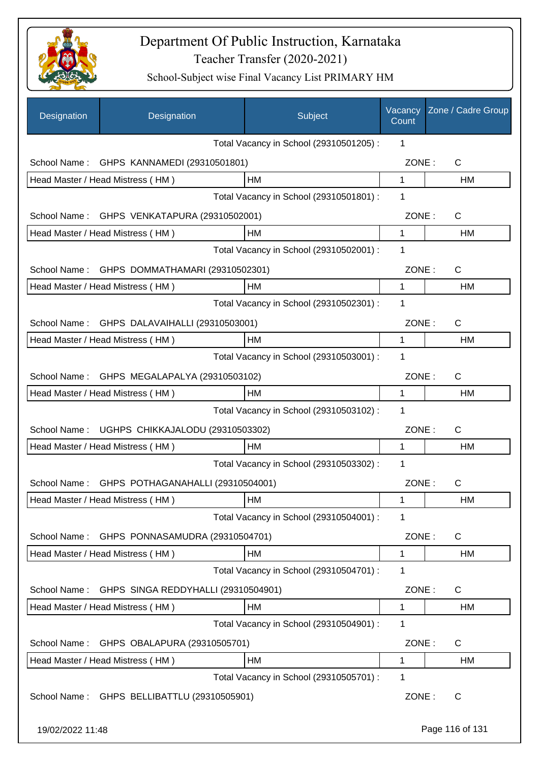# Department Of Public Instruction, Karnataka

## Teacher Transfer (2020-2021)

### School-Subject wise Final Vacancy List PRIMARY HM

| Designation | Designation | Subject | Vacancy Count | Zone / Cadre Group |
|---|---|---|---|---|
| | | Total Vacancy in School (29310501205) : | 1 | |
| School Name : | GHPS KANNAMEDI (29310501801) | | ZONE : | C |
| Head Master / Head Mistress ( HM ) | | HM | 1 | HM |
| | | Total Vacancy in School (29310501801) : | 1 | |
| School Name : | GHPS VENKATAPURA (29310502001) | | ZONE : | C |
| Head Master / Head Mistress ( HM ) | | HM | 1 | HM |
| | | Total Vacancy in School (29310502001) : | 1 | |
| School Name : | GHPS DOMMATHAMARI (29310502301) | | ZONE : | C |
| Head Master / Head Mistress ( HM ) | | HM | 1 | HM |
| | | Total Vacancy in School (29310502301) : | 1 | |
| School Name : | GHPS DALAVAIHALLI (29310503001) | | ZONE : | C |
| Head Master / Head Mistress ( HM ) | | HM | 1 | HM |
| | | Total Vacancy in School (29310503001) : | 1 | |
| School Name : | GHPS MEGALAPALYA (29310503102) | | ZONE : | C |
| Head Master / Head Mistress ( HM ) | | HM | 1 | HM |
| | | Total Vacancy in School (29310503102) : | 1 | |
| School Name : | UGHPS CHIKKAJALODU (29310503302) | | ZONE : | C |
| Head Master / Head Mistress ( HM ) | | HM | 1 | HM |
| | | Total Vacancy in School (29310503302) : | 1 | |
| School Name : | GHPS POTHAGANAHALLI (29310504001) | | ZONE : | C |
| Head Master / Head Mistress ( HM ) | | HM | 1 | HM |
| | | Total Vacancy in School (29310504001) : | 1 | |
| School Name : | GHPS PONNASAMUDRA (29310504701) | | ZONE : | C |
| Head Master / Head Mistress ( HM ) | | HM | 1 | HM |
| | | Total Vacancy in School (29310504701) : | 1 | |
| School Name : | GHPS SINGA REDDYHALLI (29310504901) | | ZONE : | C |
| Head Master / Head Mistress ( HM ) | | HM | 1 | HM |
| | | Total Vacancy in School (29310504901) : | 1 | |
| School Name : | GHPS OBALAPURA (29310505701) | | ZONE : | C |
| Head Master / Head Mistress ( HM ) | | HM | 1 | HM |
| | | Total Vacancy in School (29310505701) : | 1 | |
| School Name : | GHPS BELLIBATTLU (29310505901) | | ZONE : | C |

19/02/2022 11:48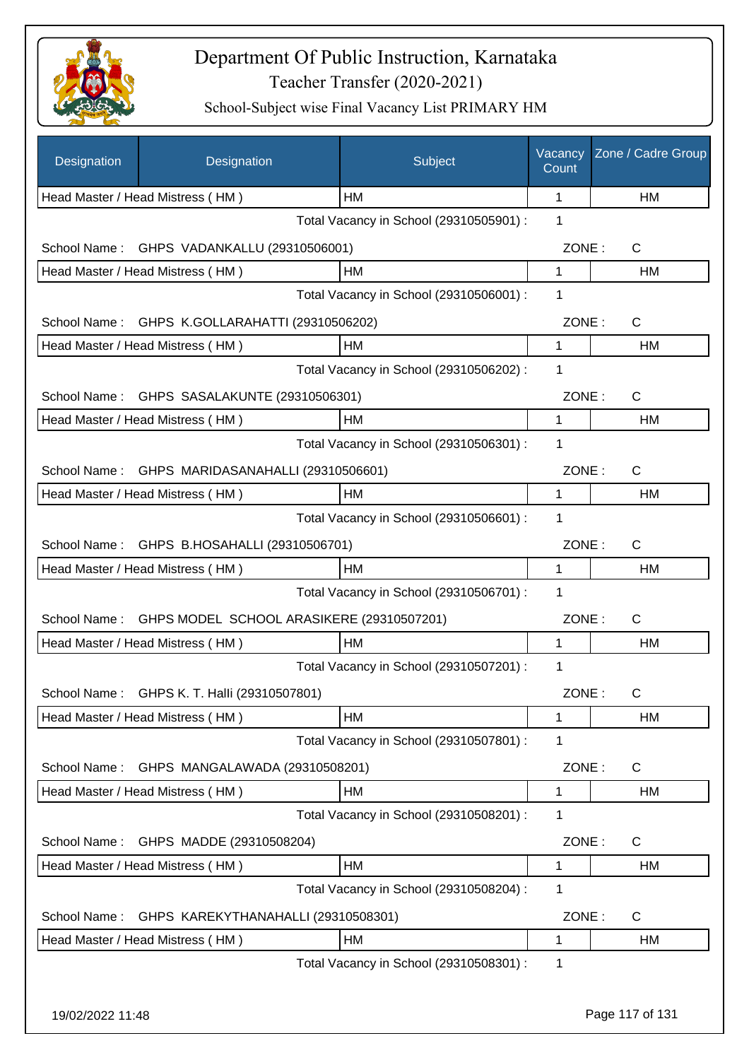# Department Of Public Instruction, Karnataka

## Teacher Transfer (2020-2021)

### School-Subject wise Final Vacancy List PRIMARY HM

| Designation | Designation | Subject | Vacancy Count | Zone / Cadre Group |
|---|---|---|---|---|
| Head Master / Head Mistress ( HM ) | | HM | 1 | HM |
| | | Total Vacancy in School (29310505901) : | 1 | |
| School Name : | GHPS VADANKALLU (29310506001) | | ZONE : | C |
| Head Master / Head Mistress ( HM ) | | HM | 1 | HM |
| | | Total Vacancy in School (29310506001) : | 1 | |
| School Name : | GHPS K.GOLLARAHATTI (29310506202) | | ZONE : | C |
| Head Master / Head Mistress ( HM ) | | HM | 1 | HM |
| | | Total Vacancy in School (29310506202) : | 1 | |
| School Name : | GHPS SASALAKUNTE (29310506301) | | ZONE : | C |
| Head Master / Head Mistress ( HM ) | | HM | 1 | HM |
| | | Total Vacancy in School (29310506301) : | 1 | |
| School Name : | GHPS MARIDASANAHALLI (29310506601) | | ZONE : | C |
| Head Master / Head Mistress ( HM ) | | HM | 1 | HM |
| | | Total Vacancy in School (29310506601) : | 1 | |
| School Name : | GHPS B.HOSAHALLI (29310506701) | | ZONE : | C |
| Head Master / Head Mistress ( HM ) | | HM | 1 | HM |
| | | Total Vacancy in School (29310506701) : | 1 | |
| School Name : | GHPS MODEL SCHOOL ARASIKERE (29310507201) | | ZONE : | C |
| Head Master / Head Mistress ( HM ) | | HM | 1 | HM |
| | | Total Vacancy in School (29310507201) : | 1 | |
| School Name : | GHPS K. T. Halli (29310507801) | | ZONE : | C |
| Head Master / Head Mistress ( HM ) | | HM | 1 | HM |
| | | Total Vacancy in School (29310507801) : | 1 | |
| School Name : | GHPS MANGALAWADA (29310508201) | | ZONE : | C |
| Head Master / Head Mistress ( HM ) | | HM | 1 | HM |
| | | Total Vacancy in School (29310508201) : | 1 | |
| School Name : | GHPS MADDE (29310508204) | | ZONE : | C |
| Head Master / Head Mistress ( HM ) | | HM | 1 | HM |
| | | Total Vacancy in School (29310508204) : | 1 | |
| School Name : | GHPS KAREKYTHANAHALLI (29310508301) | | ZONE : | C |
| Head Master / Head Mistress ( HM ) | | HM | 1 | HM |
| | | Total Vacancy in School (29310508301) : | 1 | |

19/02/2022 11:48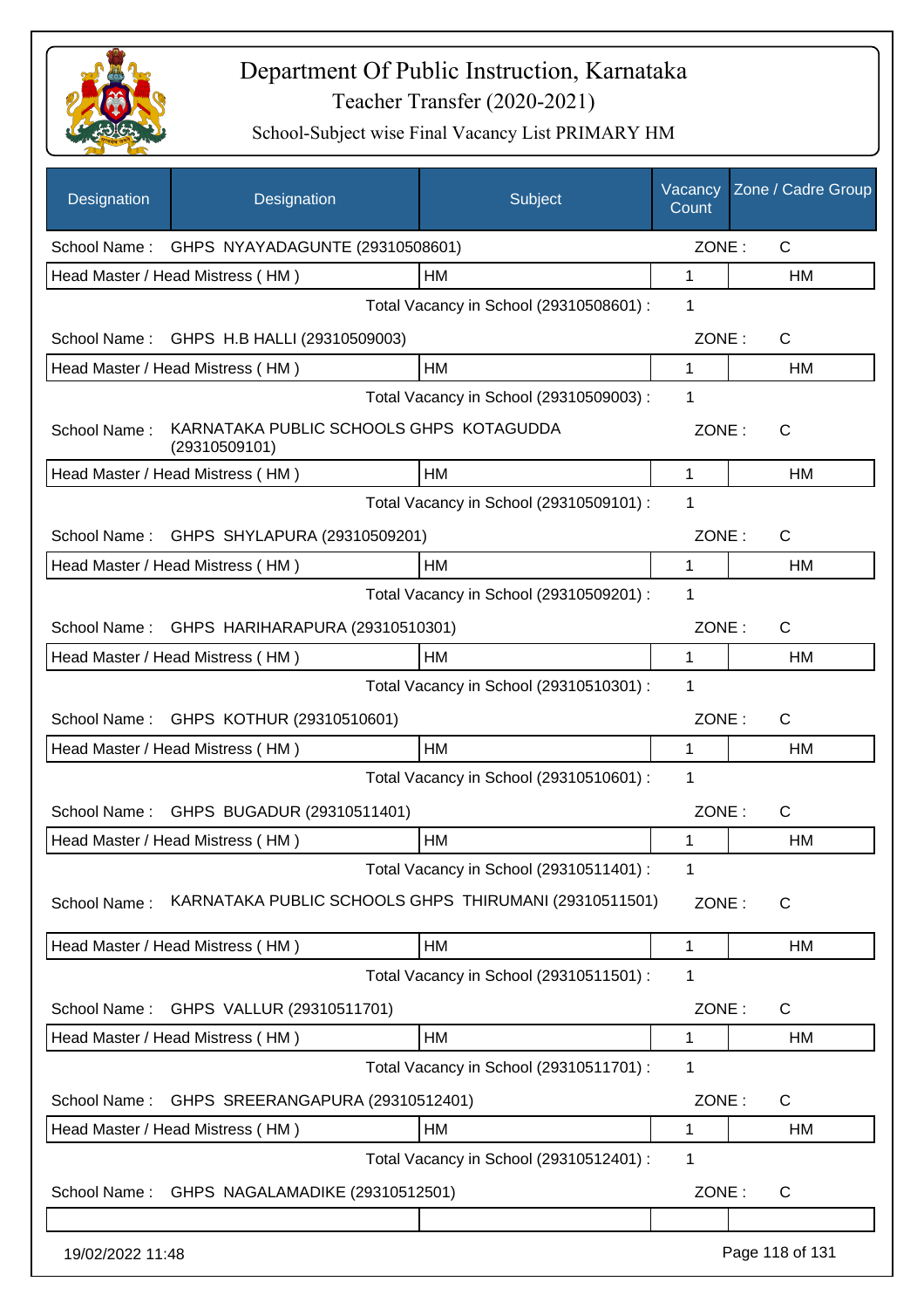# Department Of Public Instruction, Karnataka
## Teacher Transfer (2020-2021)
### School-Subject wise Final Vacancy List PRIMARY HM

| Designation | Designation | Subject | Vacancy Count | Zone / Cadre Group |
|---|---|---|---|---|
| School Name : | GHPS NYAYADAGUNTE (29310508601) | | ZONE : | C |
| Head Master / Head Mistress ( HM ) | | HM | 1 | HM |
| | | Total Vacancy in School (29310508601) : | 1 | |
| School Name : | GHPS H.B HALLI (29310509003) | | ZONE : | C |
| Head Master / Head Mistress ( HM ) | | HM | 1 | HM |
| | | Total Vacancy in School (29310509003) : | 1 | |
| School Name : | KARNATAKA PUBLIC SCHOOLS GHPS KOTAGUDDA (29310509101) | | ZONE : | C |
| Head Master / Head Mistress ( HM ) | | HM | 1 | HM |
| | | Total Vacancy in School (29310509101) : | 1 | |
| School Name : | GHPS SHYLAPURA (29310509201) | | ZONE : | C |
| Head Master / Head Mistress ( HM ) | | HM | 1 | HM |
| | | Total Vacancy in School (29310509201) : | 1 | |
| School Name : | GHPS HARIHARAPURA (29310510301) | | ZONE : | C |
| Head Master / Head Mistress ( HM ) | | HM | 1 | HM |
| | | Total Vacancy in School (29310510301) : | 1 | |
| School Name : | GHPS KOTHUR (29310510601) | | ZONE : | C |
| Head Master / Head Mistress ( HM ) | | HM | 1 | HM |
| | | Total Vacancy in School (29310510601) : | 1 | |
| School Name : | GHPS BUGADUR (29310511401) | | ZONE : | C |
| Head Master / Head Mistress ( HM ) | | HM | 1 | HM |
| | | Total Vacancy in School (29310511401) : | 1 | |
| School Name : | KARNATAKA PUBLIC SCHOOLS GHPS THIRUMANI (29310511501) | | ZONE : | C |
| Head Master / Head Mistress ( HM ) | | HM | 1 | HM |
| | | Total Vacancy in School (29310511501) : | 1 | |
| School Name : | GHPS VALLUR (29310511701) | | ZONE : | C |
| Head Master / Head Mistress ( HM ) | | HM | 1 | HM |
| | | Total Vacancy in School (29310511701) : | 1 | |
| School Name : | GHPS SREERANGAPURA (29310512401) | | ZONE : | C |
| Head Master / Head Mistress ( HM ) | | HM | 1 | HM |
| | | Total Vacancy in School (29310512401) : | 1 | |
| School Name : | GHPS NAGALAMADIKE (29310512501) | | ZONE : | C |
| | | | | |

19/02/2022 11:48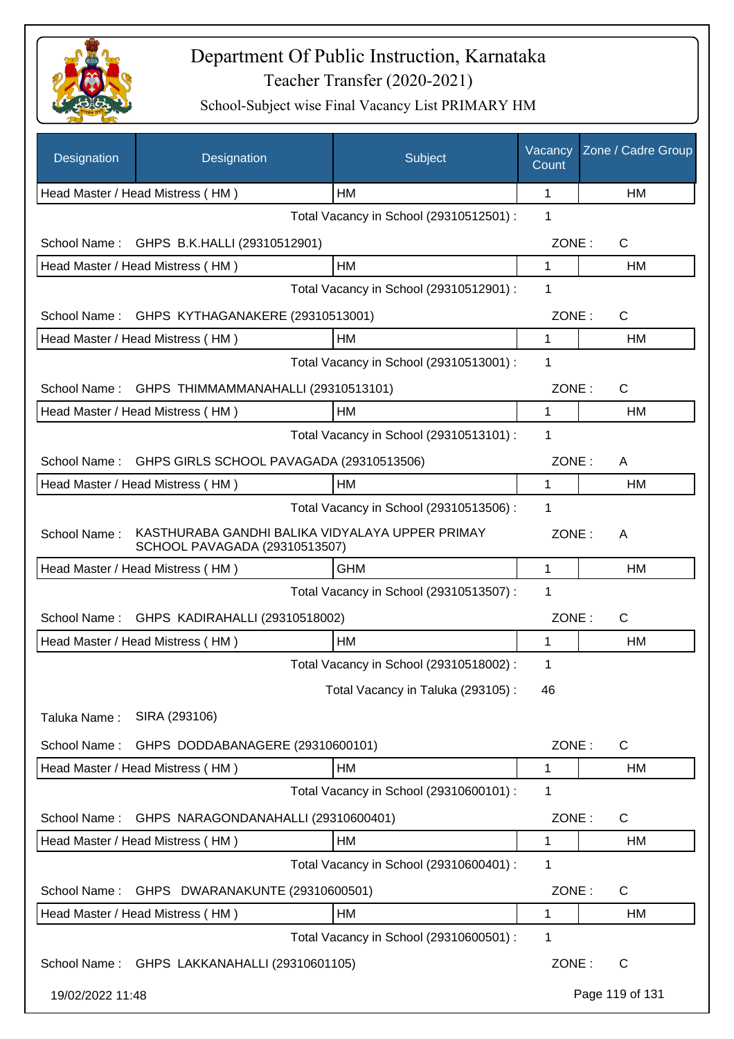# Department Of Public Instruction, Karnataka

## Teacher Transfer (2020-2021)

### School-Subject wise Final Vacancy List PRIMARY HM

| Designation | Designation | Subject | Vacancy Count | Zone / Cadre Group |
|---|---|---|---|---|
| Head Master / Head Mistress ( HM ) | | HM | 1 | HM |

Total Vacancy in School (29310512501) : 1

School Name : GHPS B.K.HALLI (29310512901) ZONE : C

| Designation | Subject | Vacancy Count | Zone / Cadre Group |
|---|---|---|---|
| Head Master / Head Mistress ( HM ) | HM | 1 | HM |

Total Vacancy in School (29310512901) : 1

School Name : GHPS KYTHAGANAKERE (29310513001) ZONE : C

| Designation | Subject | Vacancy Count | Zone / Cadre Group |
|---|---|---|---|
| Head Master / Head Mistress ( HM ) | HM | 1 | HM |

Total Vacancy in School (29310513001) : 1

School Name : GHPS THIMMAMMANAHALLI (29310513101) ZONE : C

| Designation | Subject | Vacancy Count | Zone / Cadre Group |
|---|---|---|---|
| Head Master / Head Mistress ( HM ) | HM | 1 | HM |

Total Vacancy in School (29310513101) : 1

School Name : GHPS GIRLS SCHOOL PAVAGADA (29310513506) ZONE : A

| Designation | Subject | Vacancy Count | Zone / Cadre Group |
|---|---|---|---|
| Head Master / Head Mistress ( HM ) | HM | 1 | HM |

Total Vacancy in School (29310513506) : 1

School Name : KASTHURABA GANDHI BALIKA VIDYALAYA UPPER PRIMAY SCHOOL PAVAGADA (29310513507) ZONE : A

| Designation | Subject | Vacancy Count | Zone / Cadre Group |
|---|---|---|---|
| Head Master / Head Mistress ( HM ) | GHM | 1 | HM |

Total Vacancy in School (29310513507) : 1

School Name : GHPS KADIRAHALLI (29310518002) ZONE : C

| Designation | Subject | Vacancy Count | Zone / Cadre Group |
|---|---|---|---|
| Head Master / Head Mistress ( HM ) | HM | 1 | HM |

Total Vacancy in School (29310518002) : 1

Total Vacancy in Taluka (293105) : 46

Taluka Name : SIRA (293106)

School Name : GHPS DODDABANAGERE (29310600101) ZONE : C

| Designation | Subject | Vacancy Count | Zone / Cadre Group |
|---|---|---|---|
| Head Master / Head Mistress ( HM ) | HM | 1 | HM |

Total Vacancy in School (29310600101) : 1

School Name : GHPS NARAGONDANAHALLI (29310600401) ZONE : C

| Designation | Subject | Vacancy Count | Zone / Cadre Group |
|---|---|---|---|
| Head Master / Head Mistress ( HM ) | HM | 1 | HM |

Total Vacancy in School (29310600401) : 1

School Name : GHPS DWARANAKUNTE (29310600501) ZONE : C

| Designation | Subject | Vacancy Count | Zone / Cadre Group |
|---|---|---|---|
| Head Master / Head Mistress ( HM ) | HM | 1 | HM |

Total Vacancy in School (29310600501) : 1

School Name : GHPS LAKKANAHALLI (29310601105) ZONE : C

19/02/2022 11:48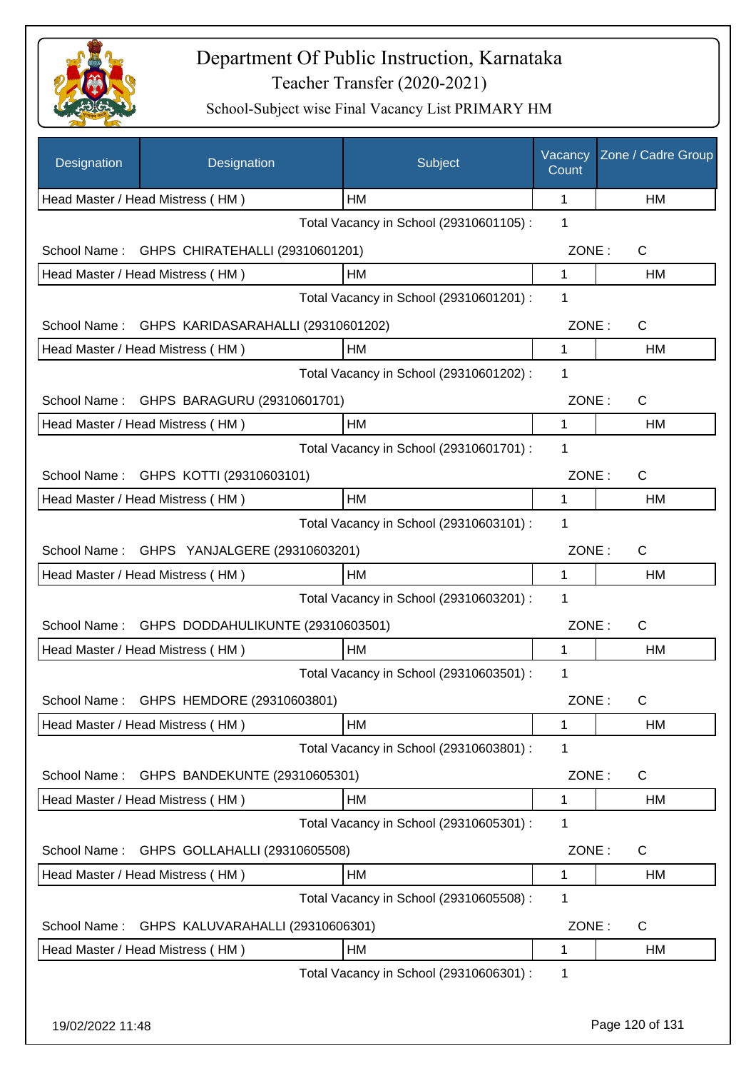# Department Of Public Instruction, Karnataka

## Teacher Transfer (2020-2021)

### School-Subject wise Final Vacancy List PRIMARY HM

| Designation | Designation | Subject | Vacancy Count | Zone / Cadre Group |
|---|---|---|---|---|
| Head Master / Head Mistress ( HM ) | | HM | 1 | HM |
| | | Total Vacancy in School (29310601105) : | 1 | |
| School Name : | GHPS CHIRATEHALLI (29310601201) | | ZONE : | C |
| Head Master / Head Mistress ( HM ) | | HM | 1 | HM |
| | | Total Vacancy in School (29310601201) : | 1 | |
| School Name : | GHPS KARIDASARAHALLI (29310601202) | | ZONE : | C |
| Head Master / Head Mistress ( HM ) | | HM | 1 | HM |
| | | Total Vacancy in School (29310601202) : | 1 | |
| School Name : | GHPS BARAGURU (29310601701) | | ZONE : | C |
| Head Master / Head Mistress ( HM ) | | HM | 1 | HM |
| | | Total Vacancy in School (29310601701) : | 1 | |
| School Name : | GHPS KOTTI (29310603101) | | ZONE : | C |
| Head Master / Head Mistress ( HM ) | | HM | 1 | HM |
| | | Total Vacancy in School (29310603101) : | 1 | |
| School Name : | GHPS YANJALGERE (29310603201) | | ZONE : | C |
| Head Master / Head Mistress ( HM ) | | HM | 1 | HM |
| | | Total Vacancy in School (29310603201) : | 1 | |
| School Name : | GHPS DODDAHULIKUNTE (29310603501) | | ZONE : | C |
| Head Master / Head Mistress ( HM ) | | HM | 1 | HM |
| | | Total Vacancy in School (29310603501) : | 1 | |
| School Name : | GHPS HEMDORE (29310603801) | | ZONE : | C |
| Head Master / Head Mistress ( HM ) | | HM | 1 | HM |
| | | Total Vacancy in School (29310603801) : | 1 | |
| School Name : | GHPS BANDEKUNTE (29310605301) | | ZONE : | C |
| Head Master / Head Mistress ( HM ) | | HM | 1 | HM |
| | | Total Vacancy in School (29310605301) : | 1 | |
| School Name : | GHPS GOLLAHALLI (29310605508) | | ZONE : | C |
| Head Master / Head Mistress ( HM ) | | HM | 1 | HM |
| | | Total Vacancy in School (29310605508) : | 1 | |
| School Name : | GHPS KALUVARAHALLI (29310606301) | | ZONE : | C |
| Head Master / Head Mistress ( HM ) | | HM | 1 | HM |
| | | Total Vacancy in School (29310606301) : | 1 | |

19/02/2022 11:48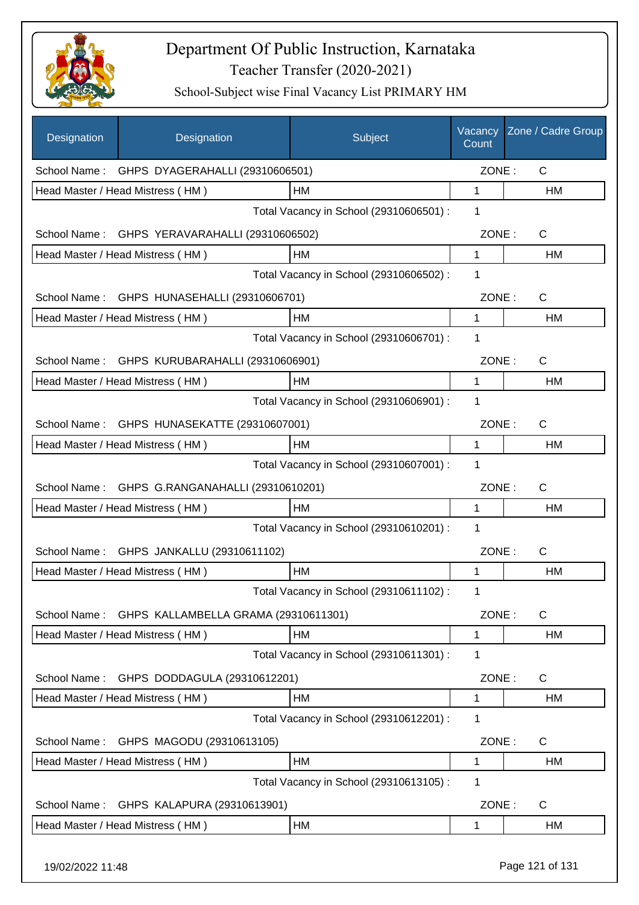# Department Of Public Instruction, Karnataka

## Teacher Transfer (2020-2021)

### School-Subject wise Final Vacancy List PRIMARY HM

| Designation | Designation | Subject | Vacancy Count | Zone / Cadre Group |
|---|---|---|---|---|
| School Name : | GHPS DYAGERAHALLI (29310606501) | | ZONE : | C |
| Head Master / Head Mistress ( HM ) | | HM | 1 | HM |
| | | Total Vacancy in School (29310606501) : | 1 | |
| School Name : | GHPS YERAVARAHALLI (29310606502) | | ZONE : | C |
| Head Master / Head Mistress ( HM ) | | HM | 1 | HM |
| | | Total Vacancy in School (29310606502) : | 1 | |
| School Name : | GHPS HUNASEHALLI (29310606701) | | ZONE : | C |
| Head Master / Head Mistress ( HM ) | | HM | 1 | HM |
| | | Total Vacancy in School (29310606701) : | 1 | |
| School Name : | GHPS KURUBARAHALLI (29310606901) | | ZONE : | C |
| Head Master / Head Mistress ( HM ) | | HM | 1 | HM |
| | | Total Vacancy in School (29310606901) : | 1 | |
| School Name : | GHPS HUNASEKATTE (29310607001) | | ZONE : | C |
| Head Master / Head Mistress ( HM ) | | HM | 1 | HM |
| | | Total Vacancy in School (29310607001) : | 1 | |
| School Name : | GHPS G.RANGANAHALLI (29310610201) | | ZONE : | C |
| Head Master / Head Mistress ( HM ) | | HM | 1 | HM |
| | | Total Vacancy in School (29310610201) : | 1 | |
| School Name : | GHPS JANKALLU (29310611102) | | ZONE : | C |
| Head Master / Head Mistress ( HM ) | | HM | 1 | HM |
| | | Total Vacancy in School (29310611102) : | 1 | |
| School Name : | GHPS KALLAMBELLA GRAMA (29310611301) | | ZONE : | C |
| Head Master / Head Mistress ( HM ) | | HM | 1 | HM |
| | | Total Vacancy in School (29310611301) : | 1 | |
| School Name : | GHPS DODDAGULA (29310612201) | | ZONE : | C |
| Head Master / Head Mistress ( HM ) | | HM | 1 | HM |
| | | Total Vacancy in School (29310612201) : | 1 | |
| School Name : | GHPS MAGODU (29310613105) | | ZONE : | C |
| Head Master / Head Mistress ( HM ) | | HM | 1 | HM |
| | | Total Vacancy in School (29310613105) : | 1 | |
| School Name : | GHPS KALAPURA (29310613901) | | ZONE : | C |
| Head Master / Head Mistress ( HM ) | | HM | 1 | HM |

19/02/2022 11:48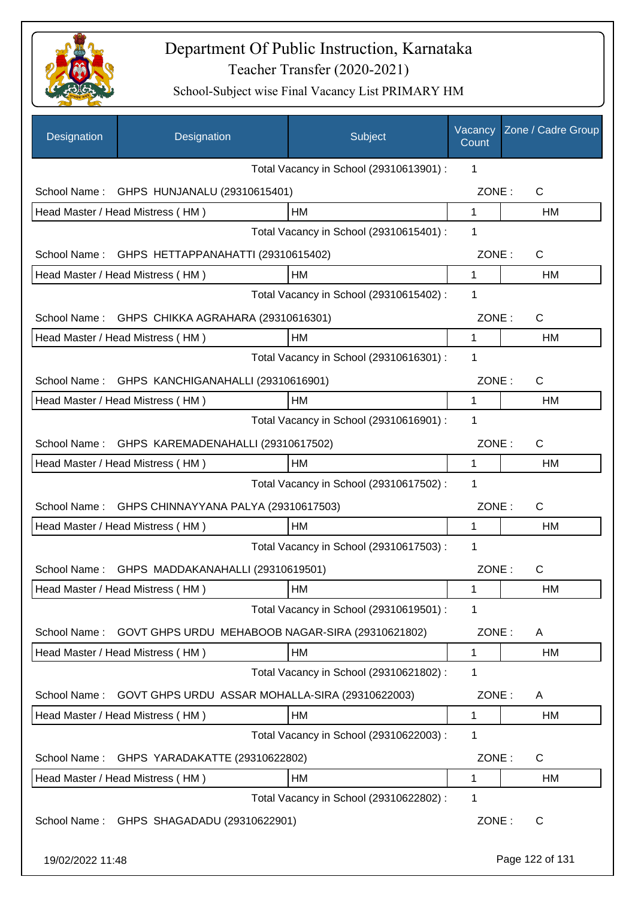# Department Of Public Instruction, Karnataka

Teacher Transfer (2020-2021)

School-Subject wise Final Vacancy List PRIMARY HM

| Designation | Designation | Subject | Vacancy Count | Zone / Cadre Group |
|---|---|---|---|---|
| | | Total Vacancy in School (29310613901) : | 1 | |
| School Name : | GHPS HUNJANALU (29310615401) | | ZONE : | C |
| Head Master / Head Mistress ( HM ) | | HM | 1 | HM |
| | | Total Vacancy in School (29310615401) : | 1 | |
| School Name : | GHPS HETTAPPANAHATTI (29310615402) | | ZONE : | C |
| Head Master / Head Mistress ( HM ) | | HM | 1 | HM |
| | | Total Vacancy in School (29310615402) : | 1 | |
| School Name : | GHPS CHIKKA AGRAHARA (29310616301) | | ZONE : | C |
| Head Master / Head Mistress ( HM ) | | HM | 1 | HM |
| | | Total Vacancy in School (29310616301) : | 1 | |
| School Name : | GHPS KANCHIGANAHALLI (29310616901) | | ZONE : | C |
| Head Master / Head Mistress ( HM ) | | HM | 1 | HM |
| | | Total Vacancy in School (29310616901) : | 1 | |
| School Name : | GHPS KAREMADENAHALLI (29310617502) | | ZONE : | C |
| Head Master / Head Mistress ( HM ) | | HM | 1 | HM |
| | | Total Vacancy in School (29310617502) : | 1 | |
| School Name : | GHPS CHINNAYYANA PALYA (29310617503) | | ZONE : | C |
| Head Master / Head Mistress ( HM ) | | HM | 1 | HM |
| | | Total Vacancy in School (29310617503) : | 1 | |
| School Name : | GHPS MADDAKANAHALLI (29310619501) | | ZONE : | C |
| Head Master / Head Mistress ( HM ) | | HM | 1 | HM |
| | | Total Vacancy in School (29310619501) : | 1 | |
| School Name : | GOVT GHPS URDU MEHABOOB NAGAR-SIRA (29310621802) | | ZONE : | A |
| Head Master / Head Mistress ( HM ) | | HM | 1 | HM |
| | | Total Vacancy in School (29310621802) : | 1 | |
| School Name : | GOVT GHPS URDU ASSAR MOHALLA-SIRA (29310622003) | | ZONE : | A |
| Head Master / Head Mistress ( HM ) | | HM | 1 | HM |
| | | Total Vacancy in School (29310622003) : | 1 | |
| School Name : | GHPS YARADAKATTE (29310622802) | | ZONE : | C |
| Head Master / Head Mistress ( HM ) | | HM | 1 | HM |
| | | Total Vacancy in School (29310622802) : | 1 | |
| School Name : | GHPS SHAGADADU (29310622901) | | ZONE : | C |

19/02/2022 11:48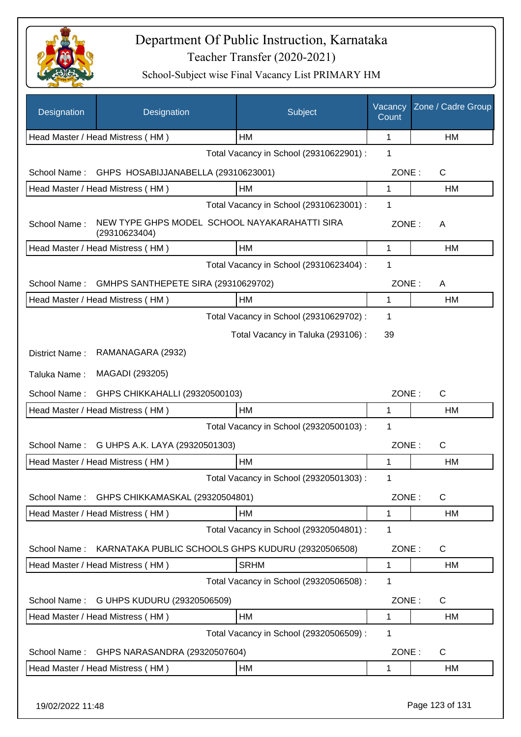# Department Of Public Instruction, Karnataka
## Teacher Transfer (2020-2021)
### School-Subject wise Final Vacancy List PRIMARY HM

| Designation | Designation | Subject | Vacancy Count | Zone / Cadre Group |
|---|---|---|---|---|
| Head Master / Head Mistress ( HM ) | | HM | 1 | HM |

Total Vacancy in School (29310622901) : 1

School Name : GHPS HOSABIJJANABELLA (29310623001) ZONE : C

| Designation | Subject | Vacancy Count | Zone / Cadre Group |
|---|---|---|---|
| Head Master / Head Mistress ( HM ) | HM | 1 | HM |

Total Vacancy in School (29310623001) : 1

School Name : NEW TYPE GHPS MODEL SCHOOL NAYAKARAHATTI SIRA (29310623404) ZONE : A

| Designation | Subject | Vacancy Count | Zone / Cadre Group |
|---|---|---|---|
| Head Master / Head Mistress ( HM ) | HM | 1 | HM |

Total Vacancy in School (29310623404) : 1

School Name : GMHPS SANTHEPETE SIRA (29310629702) ZONE : A

| Designation | Subject | Vacancy Count | Zone / Cadre Group |
|---|---|---|---|
| Head Master / Head Mistress ( HM ) | HM | 1 | HM |

Total Vacancy in School (29310629702) : 1

Total Vacancy in Taluka (293106) : 39

District Name : RAMANAGARA (2932)

Taluka Name : MAGADI (293205)

School Name : GHPS CHIKKAHALLI (29320500103) ZONE : C

| Designation | Subject | Vacancy Count | Zone / Cadre Group |
|---|---|---|---|
| Head Master / Head Mistress ( HM ) | HM | 1 | HM |

Total Vacancy in School (29320500103) : 1

School Name : G UHPS A.K. LAYA (29320501303) ZONE : C

| Designation | Subject | Vacancy Count | Zone / Cadre Group |
|---|---|---|---|
| Head Master / Head Mistress ( HM ) | HM | 1 | HM |

Total Vacancy in School (29320501303) : 1

School Name : GHPS CHIKKAMASKAL (29320504801) ZONE : C

| Designation | Subject | Vacancy Count | Zone / Cadre Group |
|---|---|---|---|
| Head Master / Head Mistress ( HM ) | HM | 1 | HM |

Total Vacancy in School (29320504801) : 1

School Name : KARNATAKA PUBLIC SCHOOLS GHPS KUDURU (29320506508) ZONE : C

| Designation | Subject | Vacancy Count | Zone / Cadre Group |
|---|---|---|---|
| Head Master / Head Mistress ( HM ) | SRHM | 1 | HM |

Total Vacancy in School (29320506508) : 1

School Name : G UHPS KUDURU (29320506509) ZONE : C

| Designation | Subject | Vacancy Count | Zone / Cadre Group |
|---|---|---|---|
| Head Master / Head Mistress ( HM ) | HM | 1 | HM |

Total Vacancy in School (29320506509) : 1

School Name : GHPS NARASANDRA (29320507604) ZONE : C

| Designation | Subject | Vacancy Count | Zone / Cadre Group |
|---|---|---|---|
| Head Master / Head Mistress ( HM ) | HM | 1 | HM |

19/02/2022 11:48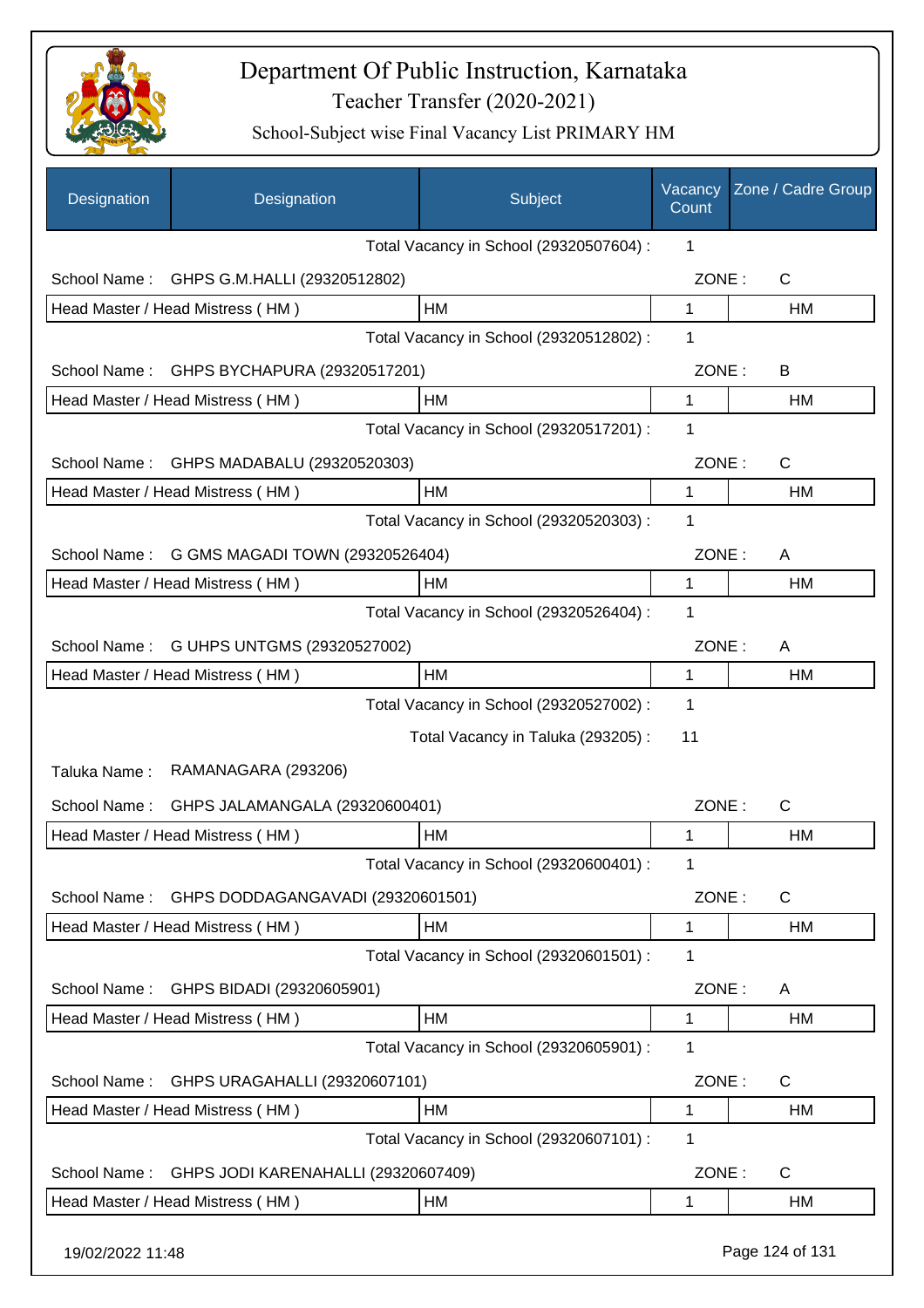# Department Of Public Instruction, Karnataka
## Teacher Transfer (2020-2021)
### School-Subject wise Final Vacancy List PRIMARY HM

| Designation | Designation | Subject | Vacancy Count | Zone / Cadre Group |
|---|---|---|---|---|
| | | Total Vacancy in School (29320507604) : | 1 | |
| School Name : | GHPS G.M.HALLI (29320512802) | | ZONE : | C |
| Head Master / Head Mistress ( HM ) | | HM | 1 | HM |
| | | Total Vacancy in School (29320512802) : | 1 | |
| School Name : | GHPS BYCHAPURA (29320517201) | | ZONE : | B |
| Head Master / Head Mistress ( HM ) | | HM | 1 | HM |
| | | Total Vacancy in School (29320517201) : | 1 | |
| School Name : | GHPS MADABALU (29320520303) | | ZONE : | C |
| Head Master / Head Mistress ( HM ) | | HM | 1 | HM |
| | | Total Vacancy in School (29320520303) : | 1 | |
| School Name : | G GMS MAGADI TOWN (29320526404) | | ZONE : | A |
| Head Master / Head Mistress ( HM ) | | HM | 1 | HM |
| | | Total Vacancy in School (29320526404) : | 1 | |
| School Name : | G UHPS UNTGMS (29320527002) | | ZONE : | A |
| Head Master / Head Mistress ( HM ) | | HM | 1 | HM |
| | | Total Vacancy in School (29320527002) : | 1 | |
| | | Total Vacancy in Taluka (293205) : | 11 | |
| Taluka Name : | RAMANAGARA (293206) | | | |
| School Name : | GHPS JALAMANGALA (29320600401) | | ZONE : | C |
| Head Master / Head Mistress ( HM ) | | HM | 1 | HM |
| | | Total Vacancy in School (29320600401) : | 1 | |
| School Name : | GHPS DODDAGANGAVADI (29320601501) | | ZONE : | C |
| Head Master / Head Mistress ( HM ) | | HM | 1 | HM |
| | | Total Vacancy in School (29320601501) : | 1 | |
| School Name : | GHPS BIDADI (29320605901) | | ZONE : | A |
| Head Master / Head Mistress ( HM ) | | HM | 1 | HM |
| | | Total Vacancy in School (29320605901) : | 1 | |
| School Name : | GHPS URAGAHALLI (29320607101) | | ZONE : | C |
| Head Master / Head Mistress ( HM ) | | HM | 1 | HM |
| | | Total Vacancy in School (29320607101) : | 1 | |
| School Name : | GHPS JODI KARENAHALLI (29320607409) | | ZONE : | C |
| Head Master / Head Mistress ( HM ) | | HM | 1 | HM |

19/02/2022 11:48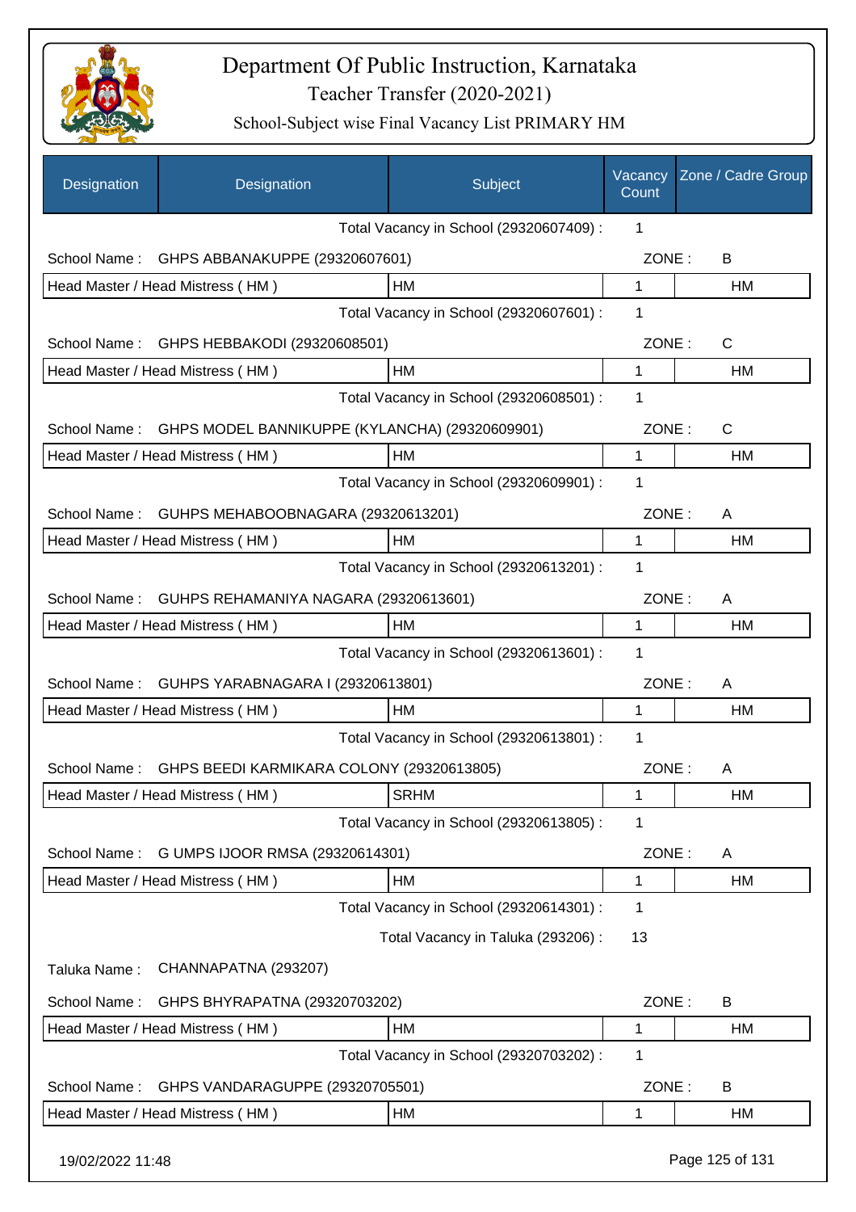# Department Of Public Instruction, Karnataka
## Teacher Transfer (2020-2021)
### School-Subject wise Final Vacancy List PRIMARY HM

| Designation | Designation | Subject | Vacancy Count | Zone / Cadre Group |
|---|---|---|---|---|
| | | Total Vacancy in School (29320607409) : | 1 | |
| School Name : | GHPS ABBANAKUPPE (29320607601) | | ZONE : | B |
| Head Master / Head Mistress ( HM ) | | HM | 1 | HM |
| | | Total Vacancy in School (29320607601) : | 1 | |
| School Name : | GHPS HEBBAKODI (29320608501) | | ZONE : | C |
| Head Master / Head Mistress ( HM ) | | HM | 1 | HM |
| | | Total Vacancy in School (29320608501) : | 1 | |
| School Name : | GHPS MODEL BANNIKUPPE (KYLANCHA) (29320609901) | | ZONE : | C |
| Head Master / Head Mistress ( HM ) | | HM | 1 | HM |
| | | Total Vacancy in School (29320609901) : | 1 | |
| School Name : | GUHPS MEHABOOBNAGARA (29320613201) | | ZONE : | A |
| Head Master / Head Mistress ( HM ) | | HM | 1 | HM |
| | | Total Vacancy in School (29320613201) : | 1 | |
| School Name : | GUHPS REHAMANIYA NAGARA (29320613601) | | ZONE : | A |
| Head Master / Head Mistress ( HM ) | | HM | 1 | HM |
| | | Total Vacancy in School (29320613601) : | 1 | |
| School Name : | GUHPS YARABNAGARA I (29320613801) | | ZONE : | A |
| Head Master / Head Mistress ( HM ) | | HM | 1 | HM |
| | | Total Vacancy in School (29320613801) : | 1 | |
| School Name : | GHPS BEEDI KARMIKARA COLONY (29320613805) | | ZONE : | A |
| Head Master / Head Mistress ( HM ) | | SRHM | 1 | HM |
| | | Total Vacancy in School (29320613805) : | 1 | |
| School Name : | G UMPS IJOOR RMSA (29320614301) | | ZONE : | A |
| Head Master / Head Mistress ( HM ) | | HM | 1 | HM |
| | | Total Vacancy in School (29320614301) : | 1 | |
| | | Total Vacancy in Taluka (293206) : | 13 | |
| Taluka Name : | CHANNAPATNA (293207) | | | |
| School Name : | GHPS BHYRAPATNA (29320703202) | | ZONE : | B |
| Head Master / Head Mistress ( HM ) | | HM | 1 | HM |
| | | Total Vacancy in School (29320703202) : | 1 | |
| School Name : | GHPS VANDARAGUPPE (29320705501) | | ZONE : | B |
| Head Master / Head Mistress ( HM ) | | HM | 1 | HM |

19/02/2022 11:48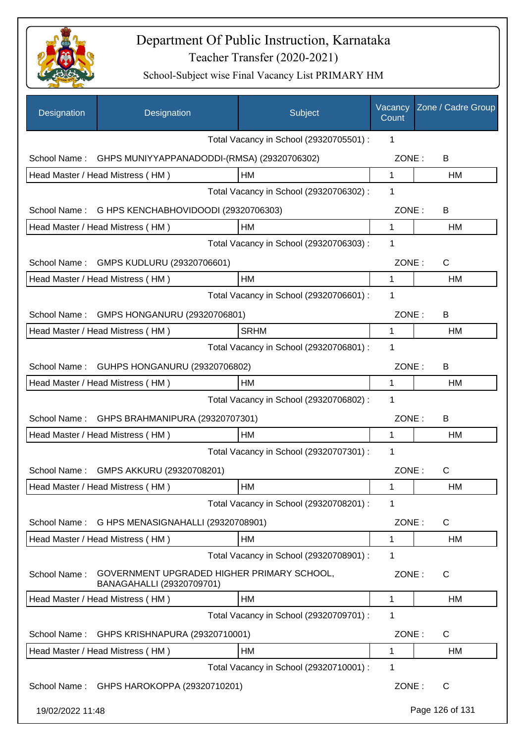# Department Of Public Instruction, Karnataka

## Teacher Transfer (2020-2021)

### School-Subject wise Final Vacancy List PRIMARY HM

| Designation | Designation | Subject | Vacancy Count | Zone / Cadre Group |
|---|---|---|---|---|
| | | Total Vacancy in School (29320705501) : | 1 | |
| School Name : | GHPS MUNIYYAPPANADODDI-(RMSA) (29320706302) | | ZONE : | B |
| Head Master / Head Mistress ( HM ) | | HM | 1 | HM |
| | | Total Vacancy in School (29320706302) : | 1 | |
| School Name : | G HPS KENCHABHOVIDOODI (29320706303) | | ZONE : | B |
| Head Master / Head Mistress ( HM ) | | HM | 1 | HM |
| | | Total Vacancy in School (29320706303) : | 1 | |
| School Name : | GMPS KUDLURU (29320706601) | | ZONE : | C |
| Head Master / Head Mistress ( HM ) | | HM | 1 | HM |
| | | Total Vacancy in School (29320706601) : | 1 | |
| School Name : | GMPS HONGANURU (29320706801) | | ZONE : | B |
| Head Master / Head Mistress ( HM ) | | SRHM | 1 | HM |
| | | Total Vacancy in School (29320706801) : | 1 | |
| School Name : | GUHPS HONGANURU (29320706802) | | ZONE : | B |
| Head Master / Head Mistress ( HM ) | | HM | 1 | HM |
| | | Total Vacancy in School (29320706802) : | 1 | |
| School Name : | GHPS BRAHMANIPURA (29320707301) | | ZONE : | B |
| Head Master / Head Mistress ( HM ) | | HM | 1 | HM |
| | | Total Vacancy in School (29320707301) : | 1 | |
| School Name : | GMPS AKKURU (29320708201) | | ZONE : | C |
| Head Master / Head Mistress ( HM ) | | HM | 1 | HM |
| | | Total Vacancy in School (29320708201) : | 1 | |
| School Name : | G HPS MENASIGNAHALLI (29320708901) | | ZONE : | C |
| Head Master / Head Mistress ( HM ) | | HM | 1 | HM |
| | | Total Vacancy in School (29320708901) : | 1 | |
| School Name : | GOVERNMENT UPGRADED HIGHER PRIMARY SCHOOL, BANAGAHALLI (29320709701) | | ZONE : | C |
| Head Master / Head Mistress ( HM ) | | HM | 1 | HM |
| | | Total Vacancy in School (29320709701) : | 1 | |
| School Name : | GHPS KRISHNAPURA (29320710001) | | ZONE : | C |
| Head Master / Head Mistress ( HM ) | | HM | 1 | HM |
| | | Total Vacancy in School (29320710001) : | 1 | |
| School Name : | GHPS HAROKOPPA (29320710201) | | ZONE : | C |

19/02/2022 11:48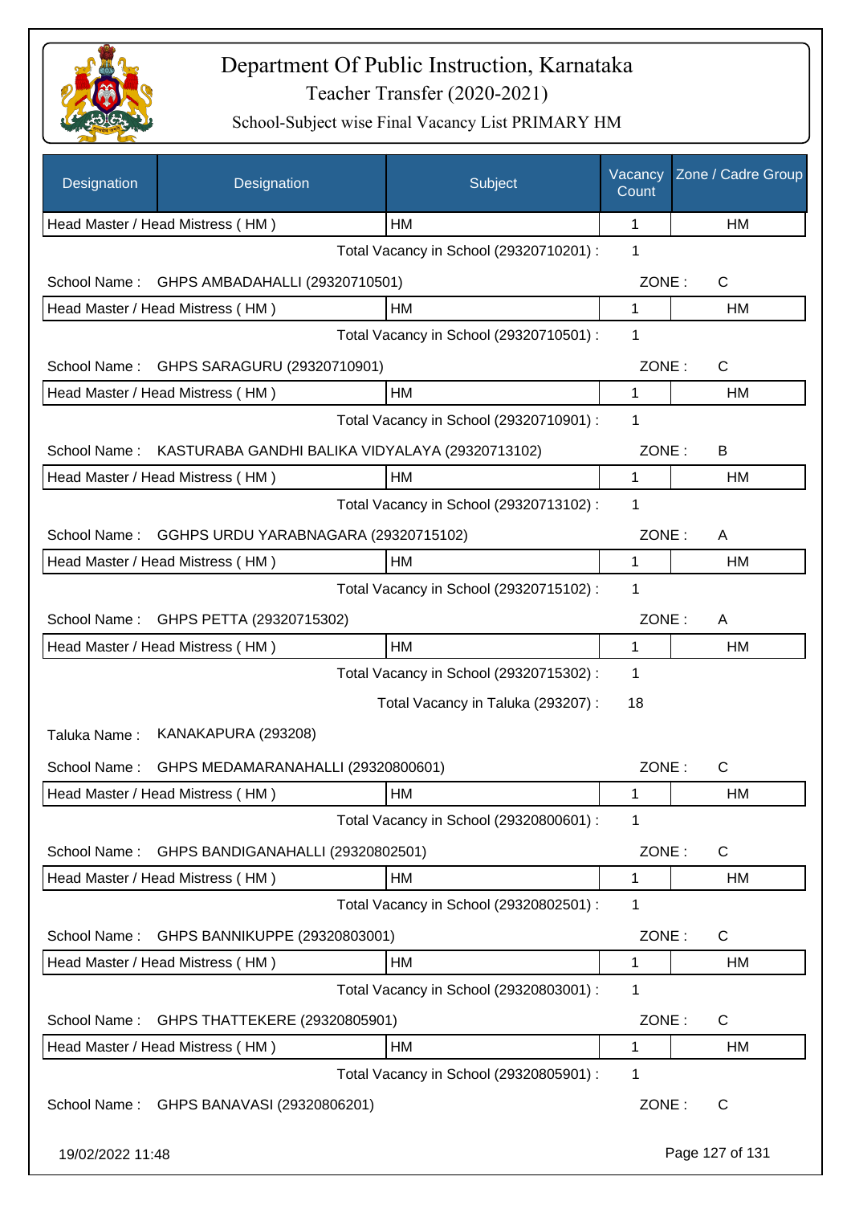# Department Of Public Instruction, Karnataka

Teacher Transfer (2020-2021)

School-Subject wise Final Vacancy List PRIMARY HM

| Designation | Designation | Subject | Vacancy Count | Zone / Cadre Group |
|---|---|---|---|---|
| Head Master / Head Mistress ( HM ) | | HM | 1 | HM |

Total Vacancy in School (29320710201) : 1

School Name : GHPS AMBADAHALLI (29320710501) ZONE : C

| Designation | Subject | Vacancy Count | Zone / Cadre Group |
|---|---|---|---|
| Head Master / Head Mistress ( HM ) | HM | 1 | HM |

Total Vacancy in School (29320710501) : 1

School Name : GHPS SARAGURU (29320710901) ZONE : C

| Designation | Subject | Vacancy Count | Zone / Cadre Group |
|---|---|---|---|
| Head Master / Head Mistress ( HM ) | HM | 1 | HM |

Total Vacancy in School (29320710901) : 1

School Name : KASTURABA GANDHI BALIKA VIDYALAYA (29320713102) ZONE : B

| Designation | Subject | Vacancy Count | Zone / Cadre Group |
|---|---|---|---|
| Head Master / Head Mistress ( HM ) | HM | 1 | HM |

Total Vacancy in School (29320713102) : 1

School Name : GGHPS URDU YARABNAGARA (29320715102) ZONE : A

| Designation | Subject | Vacancy Count | Zone / Cadre Group |
|---|---|---|---|
| Head Master / Head Mistress ( HM ) | HM | 1 | HM |

Total Vacancy in School (29320715102) : 1

School Name : GHPS PETTA (29320715302) ZONE : A

| Designation | Subject | Vacancy Count | Zone / Cadre Group |
|---|---|---|---|
| Head Master / Head Mistress ( HM ) | HM | 1 | HM |

Total Vacancy in School (29320715302) : 1

Total Vacancy in Taluka (293207) : 18

Taluka Name : KANAKAPURA (293208)

School Name : GHPS MEDAMARANAHALLI (29320800601) ZONE : C

| Designation | Subject | Vacancy Count | Zone / Cadre Group |
|---|---|---|---|
| Head Master / Head Mistress ( HM ) | HM | 1 | HM |

Total Vacancy in School (29320800601) : 1

School Name : GHPS BANDIGANAHALLI (29320802501) ZONE : C

| Designation | Subject | Vacancy Count | Zone / Cadre Group |
|---|---|---|---|
| Head Master / Head Mistress ( HM ) | HM | 1 | HM |

Total Vacancy in School (29320802501) : 1

School Name : GHPS BANNIKUPPE (29320803001) ZONE : C

| Designation | Subject | Vacancy Count | Zone / Cadre Group |
|---|---|---|---|
| Head Master / Head Mistress ( HM ) | HM | 1 | HM |

Total Vacancy in School (29320803001) : 1

School Name : GHPS THATTEKERE (29320805901) ZONE : C

| Designation | Subject | Vacancy Count | Zone / Cadre Group |
|---|---|---|---|
| Head Master / Head Mistress ( HM ) | HM | 1 | HM |

Total Vacancy in School (29320805901) : 1

School Name : GHPS BANAVASI (29320806201) ZONE : C

19/02/2022 11:48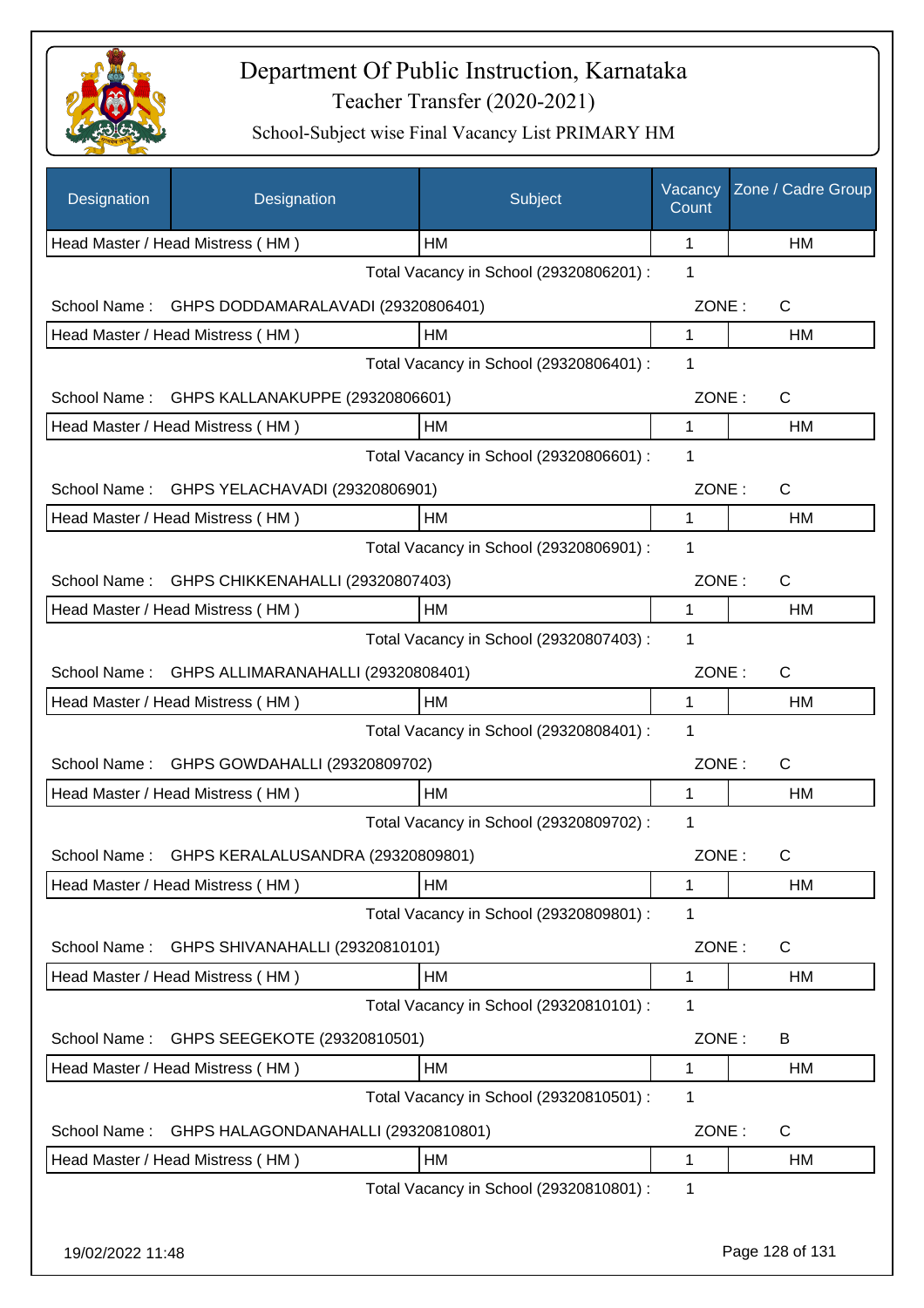# Department Of Public Instruction, Karnataka

## Teacher Transfer (2020-2021)

### School-Subject wise Final Vacancy List PRIMARY HM

| Designation | Designation | Subject | Vacancy Count | Zone / Cadre Group |
|---|---|---|---|---|
| Head Master / Head Mistress ( HM ) | | HM | 1 | HM |
| | | Total Vacancy in School (29320806201) : | 1 | |
| School Name : | GHPS DODDAMARALAVADI (29320806401) | | ZONE : | C |
| Head Master / Head Mistress ( HM ) | | HM | 1 | HM |
| | | Total Vacancy in School (29320806401) : | 1 | |
| School Name : | GHPS KALLANAKUPPE (29320806601) | | ZONE : | C |
| Head Master / Head Mistress ( HM ) | | HM | 1 | HM |
| | | Total Vacancy in School (29320806601) : | 1 | |
| School Name : | GHPS YELACHAVADI (29320806901) | | ZONE : | C |
| Head Master / Head Mistress ( HM ) | | HM | 1 | HM |
| | | Total Vacancy in School (29320806901) : | 1 | |
| School Name : | GHPS CHIKKENAHALLI (29320807403) | | ZONE : | C |
| Head Master / Head Mistress ( HM ) | | HM | 1 | HM |
| | | Total Vacancy in School (29320807403) : | 1 | |
| School Name : | GHPS ALLIMARANAHALLI (29320808401) | | ZONE : | C |
| Head Master / Head Mistress ( HM ) | | HM | 1 | HM |
| | | Total Vacancy in School (29320808401) : | 1 | |
| School Name : | GHPS GOWDAHALLI (29320809702) | | ZONE : | C |
| Head Master / Head Mistress ( HM ) | | HM | 1 | HM |
| | | Total Vacancy in School (29320809702) : | 1 | |
| School Name : | GHPS KERALALUSANDRA (29320809801) | | ZONE : | C |
| Head Master / Head Mistress ( HM ) | | HM | 1 | HM |
| | | Total Vacancy in School (29320809801) : | 1 | |
| School Name : | GHPS SHIVANAHALLI (29320810101) | | ZONE : | C |
| Head Master / Head Mistress ( HM ) | | HM | 1 | HM |
| | | Total Vacancy in School (29320810101) : | 1 | |
| School Name : | GHPS SEEGEKOTE (29320810501) | | ZONE : | B |
| Head Master / Head Mistress ( HM ) | | HM | 1 | HM |
| | | Total Vacancy in School (29320810501) : | 1 | |
| School Name : | GHPS HALAGONDANAHALLI (29320810801) | | ZONE : | C |
| Head Master / Head Mistress ( HM ) | | HM | 1 | HM |
| | | Total Vacancy in School (29320810801) : | 1 | |

19/02/2022 11:48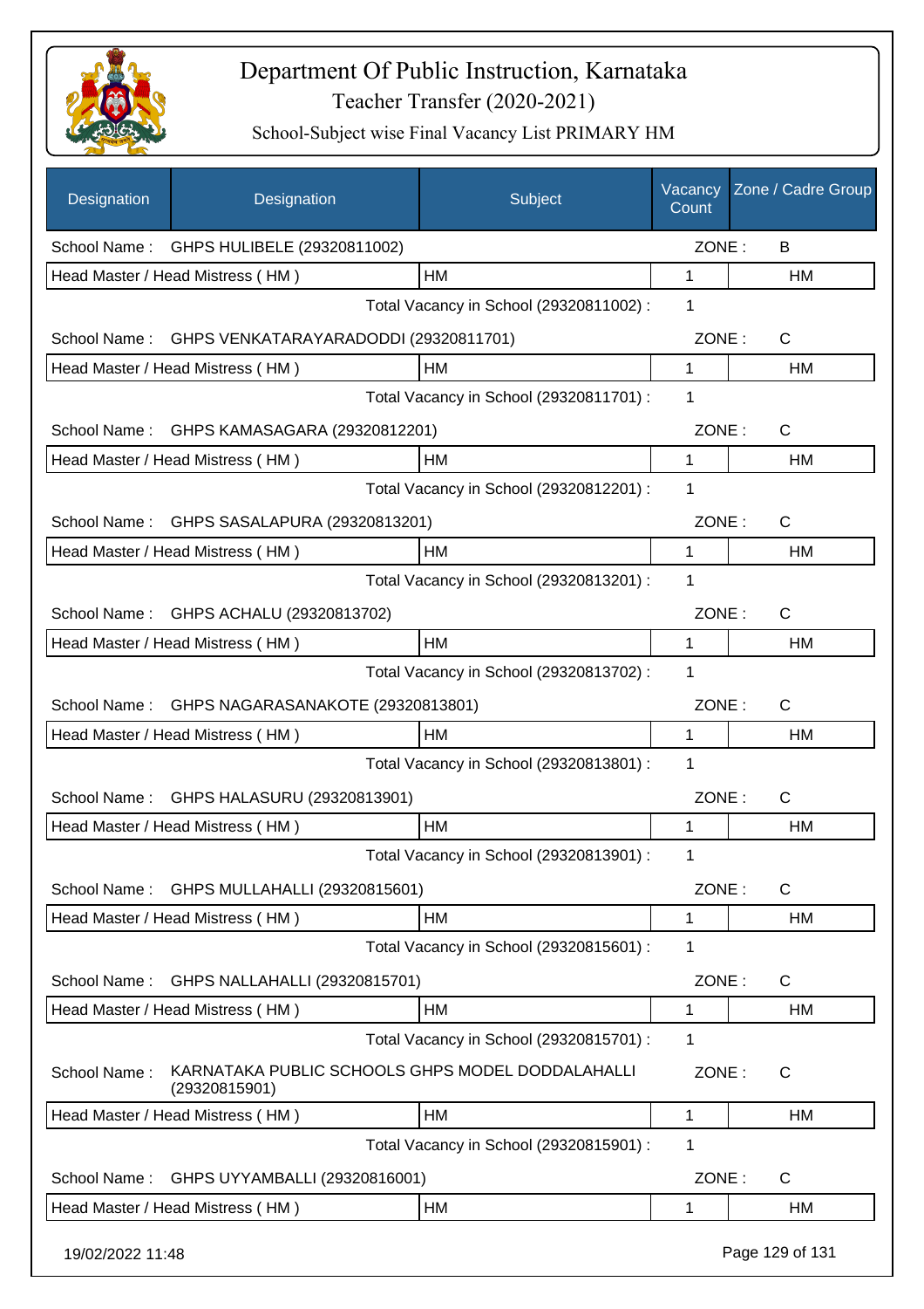# Department Of Public Instruction, Karnataka

Teacher Transfer (2020-2021)

School-Subject wise Final Vacancy List PRIMARY HM

| Designation | Designation | Subject | Vacancy Count | Zone / Cadre Group |
|---|---|---|---|---|
| School Name : | GHPS HULIBELE (29320811002) | | ZONE : | B |
| Head Master / Head Mistress ( HM ) | | HM | 1 | HM |
| | | Total Vacancy in School (29320811002) : | 1 | |
| School Name : | GHPS VENKATARAYARADODDI (29320811701) | | ZONE : | C |
| Head Master / Head Mistress ( HM ) | | HM | 1 | HM |
| | | Total Vacancy in School (29320811701) : | 1 | |
| School Name : | GHPS KAMASAGARA (29320812201) | | ZONE : | C |
| Head Master / Head Mistress ( HM ) | | HM | 1 | HM |
| | | Total Vacancy in School (29320812201) : | 1 | |
| School Name : | GHPS SASALAPURA (29320813201) | | ZONE : | C |
| Head Master / Head Mistress ( HM ) | | HM | 1 | HM |
| | | Total Vacancy in School (29320813201) : | 1 | |
| School Name : | GHPS ACHALU (29320813702) | | ZONE : | C |
| Head Master / Head Mistress ( HM ) | | HM | 1 | HM |
| | | Total Vacancy in School (29320813702) : | 1 | |
| School Name : | GHPS NAGARASANAKOTE (29320813801) | | ZONE : | C |
| Head Master / Head Mistress ( HM ) | | HM | 1 | HM |
| | | Total Vacancy in School (29320813801) : | 1 | |
| School Name : | GHPS HALASURU (29320813901) | | ZONE : | C |
| Head Master / Head Mistress ( HM ) | | HM | 1 | HM |
| | | Total Vacancy in School (29320813901) : | 1 | |
| School Name : | GHPS MULLAHALLI (29320815601) | | ZONE : | C |
| Head Master / Head Mistress ( HM ) | | HM | 1 | HM |
| | | Total Vacancy in School (29320815601) : | 1 | |
| School Name : | GHPS NALLAHALLI (29320815701) | | ZONE : | C |
| Head Master / Head Mistress ( HM ) | | HM | 1 | HM |
| | | Total Vacancy in School (29320815701) : | 1 | |
| School Name : | KARNATAKA PUBLIC SCHOOLS GHPS MODEL DODDALAHALLI (29320815901) | | ZONE : | C |
| Head Master / Head Mistress ( HM ) | | HM | 1 | HM |
| | | Total Vacancy in School (29320815901) : | 1 | |
| School Name : | GHPS UYYAMBALLI (29320816001) | | ZONE : | C |
| Head Master / Head Mistress ( HM ) | | HM | 1 | HM |

19/02/2022 11:48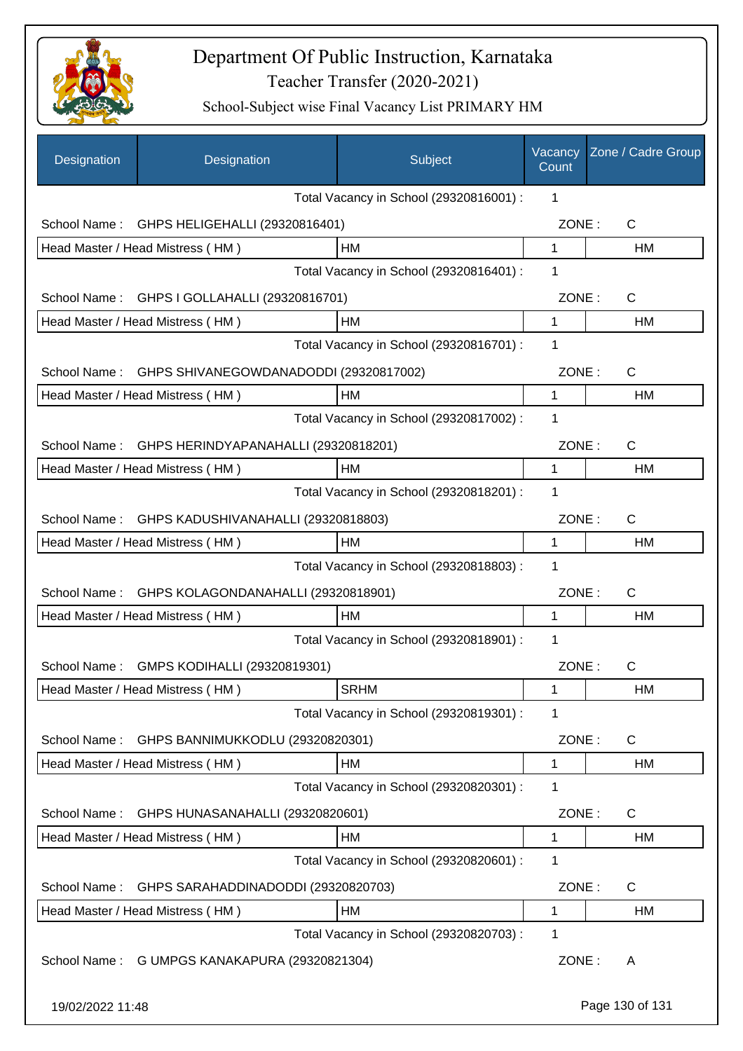# Department Of Public Instruction, Karnataka

## Teacher Transfer (2020-2021)

### School-Subject wise Final Vacancy List PRIMARY HM

| Designation | Designation | Subject | Vacancy Count | Zone / Cadre Group |
|---|---|---|---|---|
| | | Total Vacancy in School (29320816001) : | 1 | |
| School Name : | GHPS HELIGEHALLI (29320816401) | | ZONE : | C |
| Head Master / Head Mistress ( HM ) | | HM | 1 | HM |
| | | Total Vacancy in School (29320816401) : | 1 | |
| School Name : | GHPS I GOLLAHALLI (29320816701) | | ZONE : | C |
| Head Master / Head Mistress ( HM ) | | HM | 1 | HM |
| | | Total Vacancy in School (29320816701) : | 1 | |
| School Name : | GHPS SHIVANEGOWDANADODDI (29320817002) | | ZONE : | C |
| Head Master / Head Mistress ( HM ) | | HM | 1 | HM |
| | | Total Vacancy in School (29320817002) : | 1 | |
| School Name : | GHPS HERINDYAPANAHALLI (29320818201) | | ZONE : | C |
| Head Master / Head Mistress ( HM ) | | HM | 1 | HM |
| | | Total Vacancy in School (29320818201) : | 1 | |
| School Name : | GHPS KADUSHIVANAHALLI (29320818803) | | ZONE : | C |
| Head Master / Head Mistress ( HM ) | | HM | 1 | HM |
| | | Total Vacancy in School (29320818803) : | 1 | |
| School Name : | GHPS KOLAGONDANAHALLI (29320818901) | | ZONE : | C |
| Head Master / Head Mistress ( HM ) | | HM | 1 | HM |
| | | Total Vacancy in School (29320818901) : | 1 | |
| School Name : | GMPS KODIHALLI (29320819301) | | ZONE : | C |
| Head Master / Head Mistress ( HM ) | | SRHM | 1 | HM |
| | | Total Vacancy in School (29320819301) : | 1 | |
| School Name : | GHPS BANNIMUKKODLU (29320820301) | | ZONE : | C |
| Head Master / Head Mistress ( HM ) | | HM | 1 | HM |
| | | Total Vacancy in School (29320820301) : | 1 | |
| School Name : | GHPS HUNASANAHALLI (29320820601) | | ZONE : | C |
| Head Master / Head Mistress ( HM ) | | HM | 1 | HM |
| | | Total Vacancy in School (29320820601) : | 1 | |
| School Name : | GHPS SARAHADDINADODDI (29320820703) | | ZONE : | C |
| Head Master / Head Mistress ( HM ) | | HM | 1 | HM |
| | | Total Vacancy in School (29320820703) : | 1 | |
| School Name : | G UMPGS KANAKAPURA (29320821304) | | ZONE : | A |

19/02/2022 11:48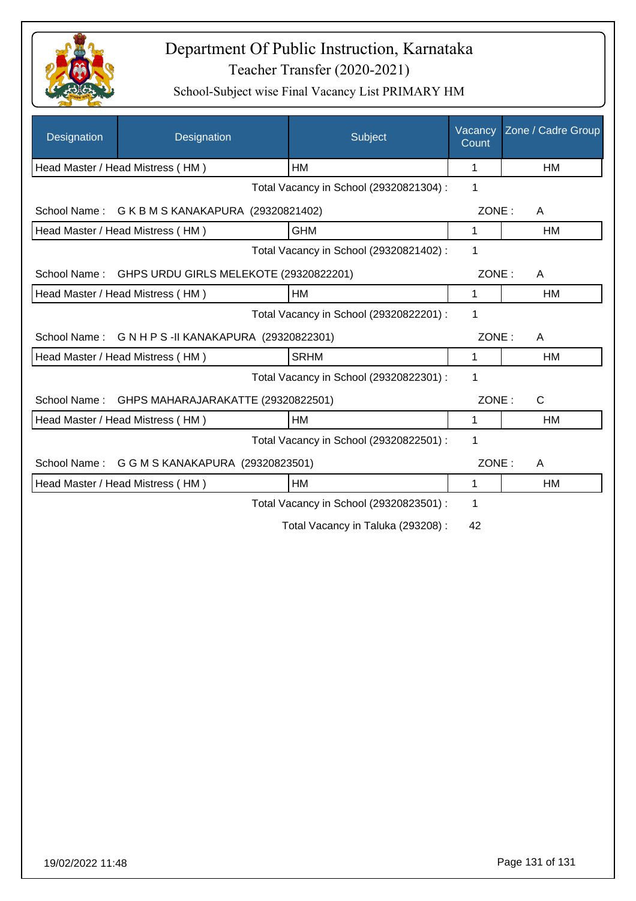# Department Of Public Instruction, Karnataka

## Teacher Transfer (2020-2021)

### School-Subject wise Final Vacancy List PRIMARY HM

| Designation | Designation | Subject | Vacancy Count | Zone / Cadre Group |
|---|---|---|---|---|
| Head Master / Head Mistress ( HM ) | | HM | 1 | HM |
| | | Total Vacancy in School (29320821304) : | 1 | |
| School Name : | G K B M S KANAKAPURA (29320821402) | | ZONE : | A |
| Head Master / Head Mistress ( HM ) | | GHM | 1 | HM |
| | | Total Vacancy in School (29320821402) : | 1 | |
| School Name : | GHPS URDU GIRLS MELEKOTE (29320822201) | | ZONE : | A |
| Head Master / Head Mistress ( HM ) | | HM | 1 | HM |
| | | Total Vacancy in School (29320822201) : | 1 | |
| School Name : | G N H P S -II KANAKAPURA (29320822301) | | ZONE : | A |
| Head Master / Head Mistress ( HM ) | | SRHM | 1 | HM |
| | | Total Vacancy in School (29320822301) : | 1 | |
| School Name : | GHPS MAHARAJARAKATTE (29320822501) | | ZONE : | C |
| Head Master / Head Mistress ( HM ) | | HM | 1 | HM |
| | | Total Vacancy in School (29320822501) : | 1 | |
| School Name : | G G M S KANAKAPURA (29320823501) | | ZONE : | A |
| Head Master / Head Mistress ( HM ) | | HM | 1 | HM |
| | | Total Vacancy in School (29320823501) : | 1 | |
| | | Total Vacancy in Taluka (293208) : | 42 | |

19/02/2022 11:48